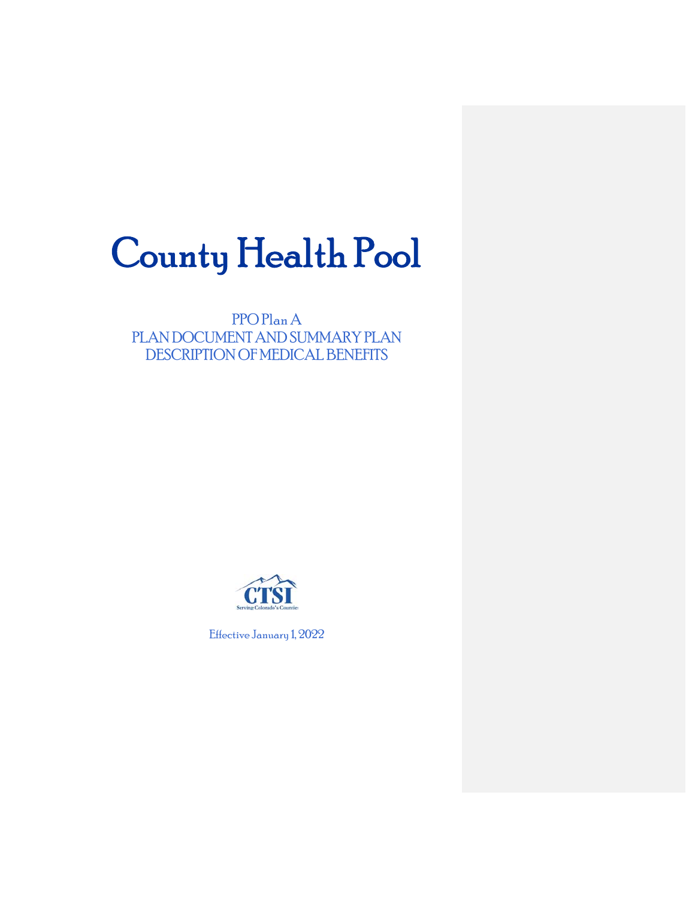# County Health Pool

PPO Plan A
PLAN DOCUMENT AND SUMMARY PLAN
DESCRIPTION OF MEDICAL BENEFITS

CTSI
Serving Colorado's Counties

Effective January 1, 2022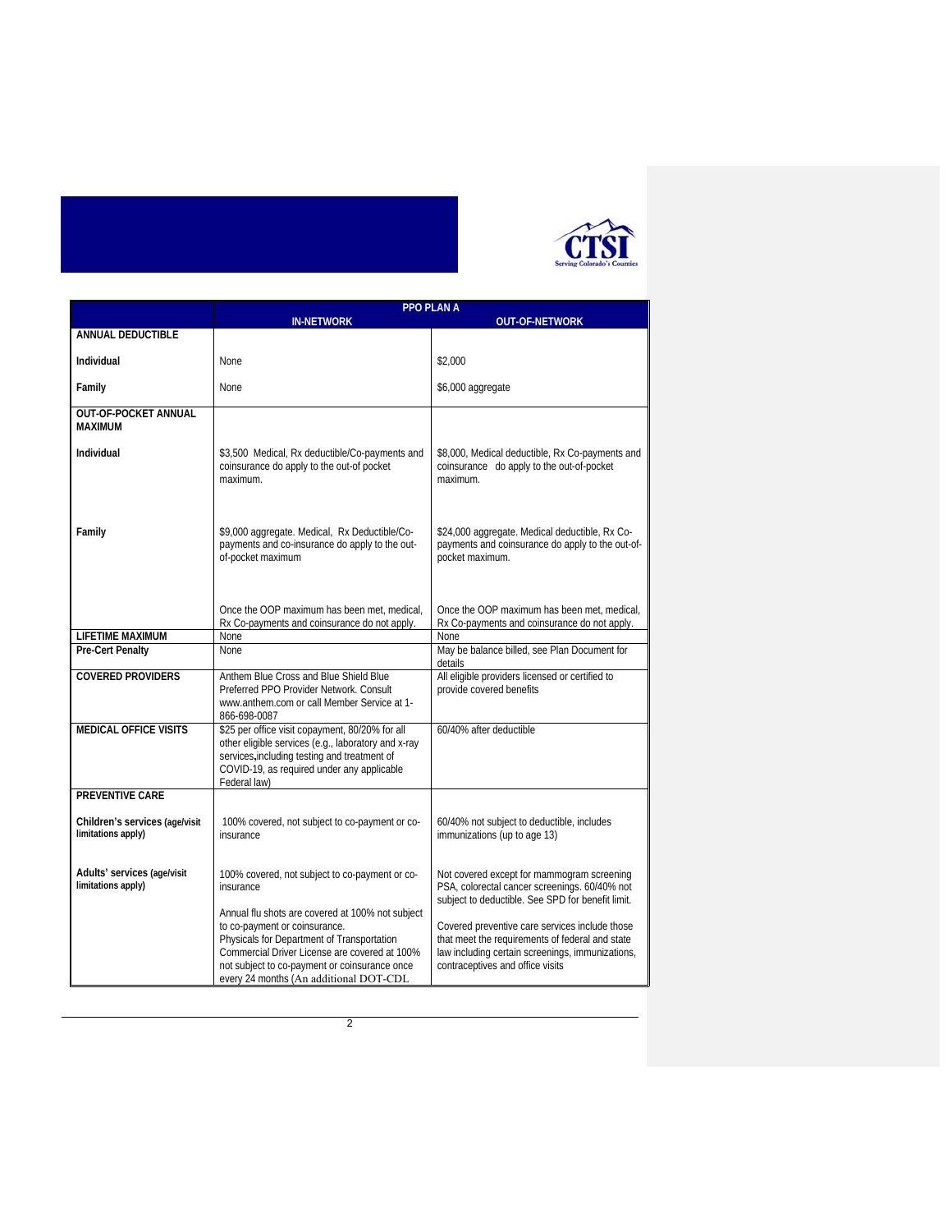| | PPO PLAN A | |
|---|---|---|
| | **IN-NETWORK** | **OUT-OF-NETWORK** |
| **ANNUAL DEDUCTIBLE** | | |
| **Individual** | None | $2,000 |
| **Family** | None | $6,000 aggregate |
| **OUT-OF-POCKET ANNUAL MAXIMUM** | | |
| **Individual** | $3,500 Medical, Rx deductible/Co-payments and coinsurance do apply to the out-of pocket maximum. | $8,000, Medical deductible, Rx Co-payments and coinsurance do apply to the out-of-pocket maximum. |
| **Family** | $9,000 aggregate. Medical, Rx Deductible/Co-payments and co-insurance do apply to the out-of-pocket maximum<br><br>Once the OOP maximum has been met, medical, Rx Co-payments and coinsurance do not apply. | $24,000 aggregate. Medical deductible, Rx Co-payments and coinsurance do apply to the out-of-pocket maximum.<br><br>Once the OOP maximum has been met, medical, Rx Co-payments and coinsurance do not apply. |
| **LIFETIME MAXIMUM** | None | None |
| **Pre-Cert Penalty** | None | May be balance billed, see Plan Document for details |
| **COVERED PROVIDERS** | Anthem Blue Cross and Blue Shield Blue Preferred PPO Provider Network. Consult www.anthem.com or call Member Service at 1-866-698-0087 | All eligible providers licensed or certified to provide covered benefits |
| **MEDICAL OFFICE VISITS** | $25 per office visit copayment, 80/20% for all other eligible services (e.g., laboratory and x-ray services, including testing and treatment of COVID-19, as required under any applicable Federal law) | 60/40% after deductible |
| **PREVENTIVE CARE** | | |
| **Children's services (age/visit limitations apply)** | 100% covered, not subject to co-payment or co-insurance | 60/40% not subject to deductible, includes immunizations (up to age 13) |
| **Adults' services (age/visit limitations apply)** | 100% covered, not subject to co-payment or co-insurance<br><br>Annual flu shots are covered at 100% not subject to co-payment or coinsurance.<br>Physicals for Department of Transportation Commercial Driver License are covered at 100% not subject to co-payment or coinsurance once every 24 months (An additional DOT-CDL | Not covered except for mammogram screening PSA, colorectal cancer screenings. 60/40% not subject to deductible. See SPD for benefit limit.<br><br>Covered preventive care services include those that meet the requirements of federal and state law including certain screenings, immunizations, contraceptives and office visits |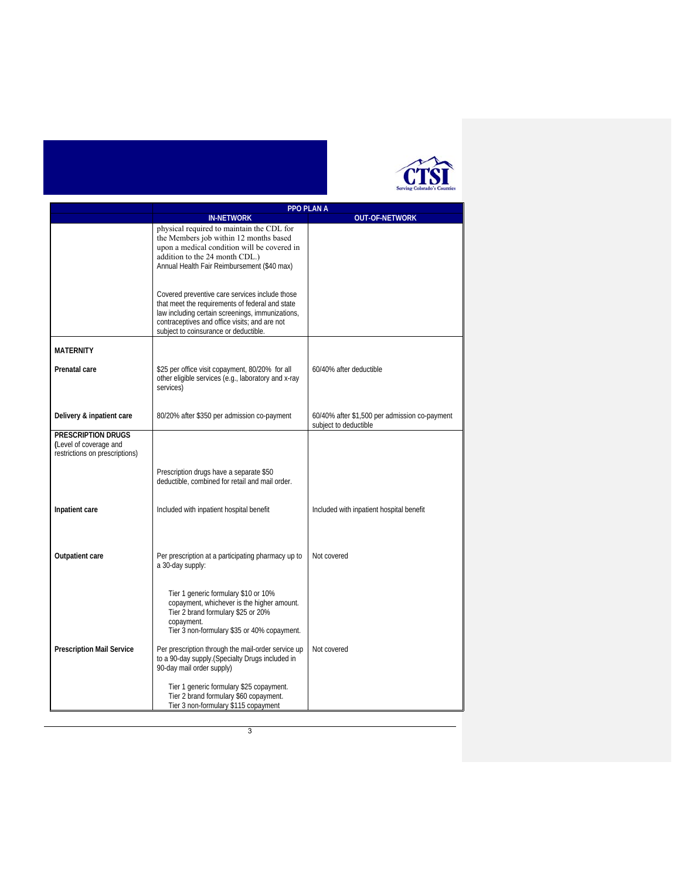| | PPO PLAN A | |
|---|---|---|
| | IN-NETWORK | OUT-OF-NETWORK |
| | physical required to maintain the CDL for the Members job within 12 months based upon a medical condition will be covered in addition to the 24 month CDL.) Annual Health Fair Reimbursement ($40 max)<br><br>Covered preventive care services include those that meet the requirements of federal and state law including certain screenings, immunizations, contraceptives and office visits; and are not subject to coinsurance or deductible. | |
| **MATERNITY** | | |
| **Prenatal care** | $25 per office visit copayment, 80/20% for all other eligible services (e.g., laboratory and x-ray services) | 60/40% after deductible |
| **Delivery & inpatient care** | 80/20% after $350 per admission co-payment | 60/40% after $1,500 per admission co-payment subject to deductible |
| **PRESCRIPTION DRUGS** (Level of coverage and restrictions on prescriptions) | Prescription drugs have a separate $50 deductible, combined for retail and mail order. | |
| **Inpatient care** | Included with inpatient hospital benefit | Included with inpatient hospital benefit |
| **Outpatient care** | Per prescription at a participating pharmacy up to a 30-day supply:<br><br>Tier 1 generic formulary $10 or 10% copayment, whichever is the higher amount.<br>Tier 2 brand formulary $25 or 20% copayment.<br>Tier 3 non-formulary $35 or 40% copayment. | Not covered |
| **Prescription Mail Service** | Per prescription through the mail-order service up to a 90-day supply.(Specialty Drugs included in 90-day mail order supply)<br><br>Tier 1 generic formulary $25 copayment.<br>Tier 2 brand formulary $60 copayment.<br>Tier 3 non-formulary $115 copayment | Not covered |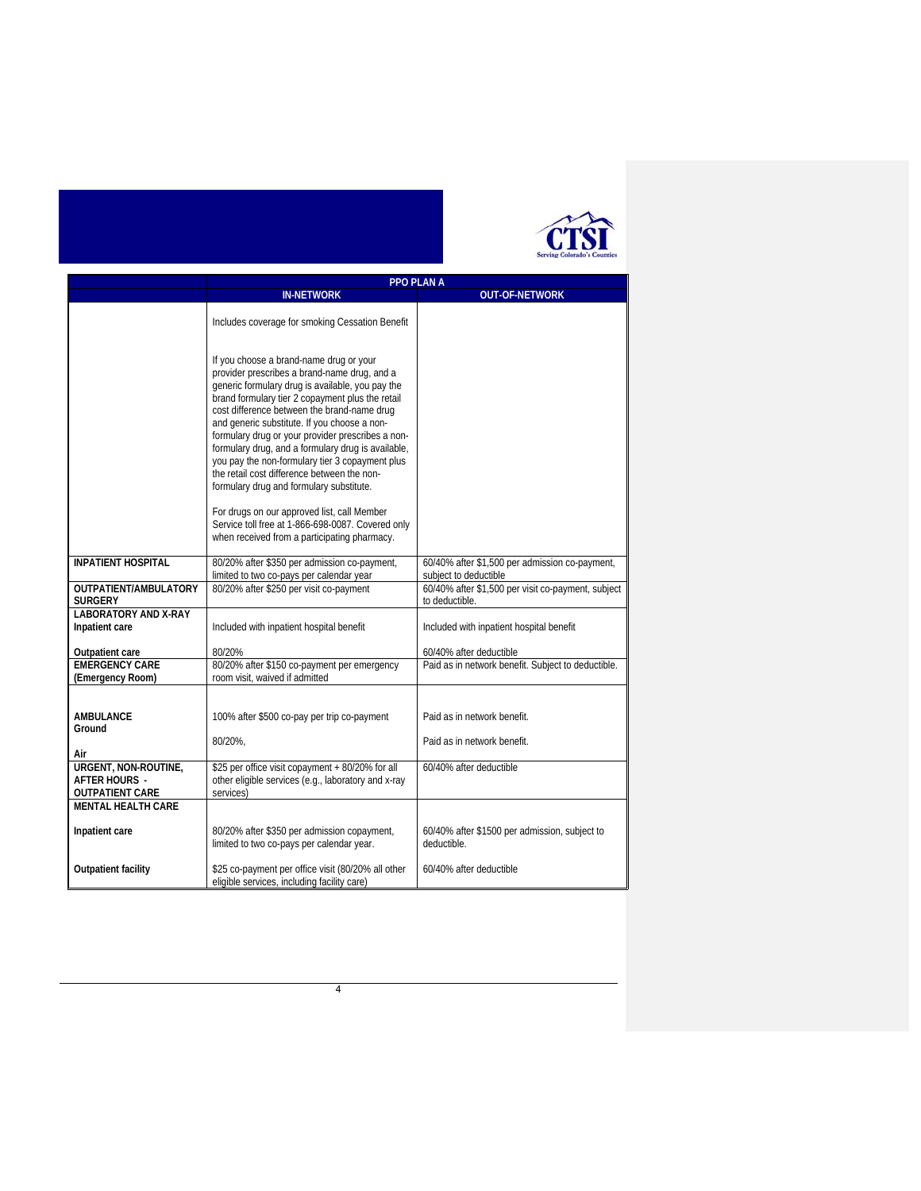| | PPO PLAN A | |
|---|---|---|
| | **IN-NETWORK** | **OUT-OF-NETWORK** |
| | Includes coverage for smoking Cessation Benefit<br><br>If you choose a brand-name drug or your provider prescribes a brand-name drug, and a generic formulary drug is available, you pay the brand formulary tier 2 copayment plus the retail cost difference between the brand-name drug and generic substitute. If you choose a non-formulary drug or your provider prescribes a non-formulary drug, and a formulary drug is available, you pay the non-formulary tier 3 copayment plus the retail cost difference between the non-formulary drug and formulary substitute.<br><br>For drugs on our approved list, call Member Service toll free at 1-866-698-0087. Covered only when received from a participating pharmacy. | |
| **INPATIENT HOSPITAL** | 80/20% after $350 per admission co-payment, limited to two co-pays per calendar year | 60/40% after $1,500 per admission co-payment, subject to deductible |
| **OUTPATIENT/AMBULATORY SURGERY** | 80/20% after $250 per visit co-payment | 60/40% after $1,500 per visit co-payment, subject to deductible. |
| **LABORATORY AND X-RAY** | | |
| **Inpatient care** | Included with inpatient hospital benefit | Included with inpatient hospital benefit |
| **Outpatient care** | 80/20% | 60/40% after deductible |
| **EMERGENCY CARE (Emergency Room)** | 80/20% after $150 co-payment per emergency room visit, waived if admitted | Paid as in network benefit. Subject to deductible. |
| **AMBULANCE** | | |
| **Ground** | 100% after $500 co-pay per trip co-payment | Paid as in network benefit. |
| **Air** | 80/20%, | Paid as in network benefit. |
| **URGENT, NON-ROUTINE, AFTER HOURS - OUTPATIENT CARE** | $25 per office visit copayment + 80/20% for all other eligible services (e.g., laboratory and x-ray services) | 60/40% after deductible |
| **MENTAL HEALTH CARE** | | |
| **Inpatient care** | 80/20% after $350 per admission copayment, limited to two co-pays per calendar year. | 60/40% after $1500 per admission, subject to deductible. |
| **Outpatient facility** | $25 co-payment per office visit (80/20% all other eligible services, including facility care) | 60/40% after deductible |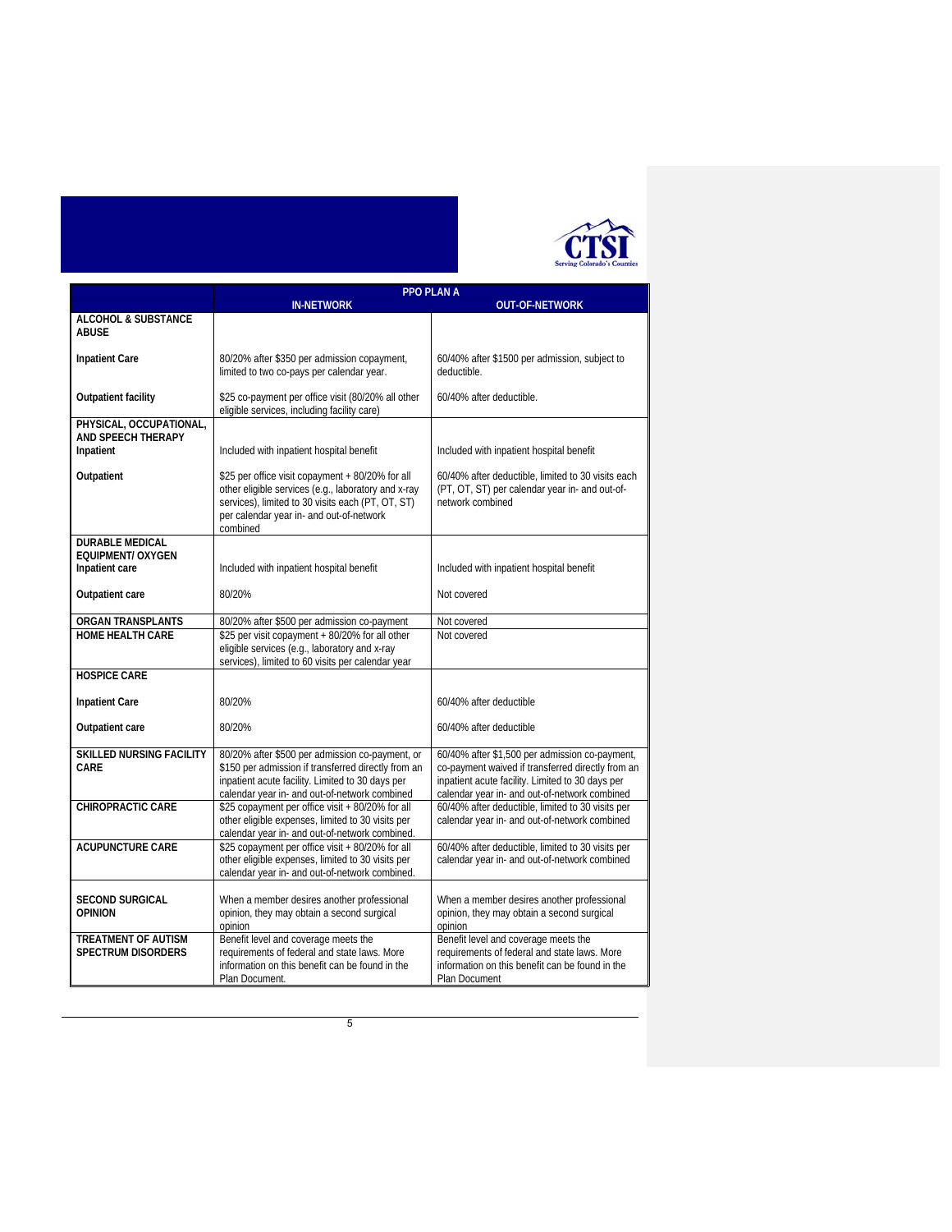| | PPO PLAN A | |
|---|---|---|
| | **IN-NETWORK** | **OUT-OF-NETWORK** |
| **ALCOHOL & SUBSTANCE ABUSE** | | |
| **Inpatient Care** | 80/20% after $350 per admission copayment, limited to two co-pays per calendar year. | 60/40% after $1500 per admission, subject to deductible. |
| **Outpatient facility** | $25 co-payment per office visit (80/20% all other eligible services, including facility care) | 60/40% after deductible. |
| **PHYSICAL, OCCUPATIONAL, AND SPEECH THERAPY** | | |
| **Inpatient** | Included with inpatient hospital benefit | Included with inpatient hospital benefit |
| **Outpatient** | $25 per office visit copayment + 80/20% for all other eligible services (e.g., laboratory and x-ray services), limited to 30 visits each (PT, OT, ST) per calendar year in- and out-of-network combined | 60/40% after deductible, limited to 30 visits each (PT, OT, ST) per calendar year in- and out-of-network combined |
| **DURABLE MEDICAL EQUIPMENT/ OXYGEN** | | |
| **Inpatient care** | Included with inpatient hospital benefit | Included with inpatient hospital benefit |
| **Outpatient care** | 80/20% | Not covered |
| **ORGAN TRANSPLANTS** | 80/20% after $500 per admission co-payment | Not covered |
| **HOME HEALTH CARE** | $25 per visit copayment + 80/20% for all other eligible services (e.g., laboratory and x-ray services), limited to 60 visits per calendar year | Not covered |
| **HOSPICE CARE** | | |
| **Inpatient Care** | 80/20% | 60/40% after deductible |
| **Outpatient care** | 80/20% | 60/40% after deductible |
| **SKILLED NURSING FACILITY CARE** | 80/20% after $500 per admission co-payment, or $150 per admission if transferred directly from an inpatient acute facility. Limited to 30 days per calendar year in- and out-of-network combined | 60/40% after $1,500 per admission co-payment, co-payment waived if transferred directly from an inpatient acute facility. Limited to 30 days per calendar year in- and out-of-network combined |
| **CHIROPRACTIC CARE** | $25 copayment per office visit + 80/20% for all other eligible expenses, limited to 30 visits per calendar year in- and out-of-network combined. | 60/40% after deductible, limited to 30 visits per calendar year in- and out-of-network combined |
| **ACUPUNCTURE CARE** | $25 copayment per office visit + 80/20% for all other eligible expenses, limited to 30 visits per calendar year in- and out-of-network combined. | 60/40% after deductible, limited to 30 visits per calendar year in- and out-of-network combined |
| **SECOND SURGICAL OPINION** | When a member desires another professional opinion, they may obtain a second surgical opinion | When a member desires another professional opinion, they may obtain a second surgical opinion |
| **TREATMENT OF AUTISM SPECTRUM DISORDERS** | Benefit level and coverage meets the requirements of federal and state laws. More information on this benefit can be found in the Plan Document. | Benefit level and coverage meets the requirements of federal and state laws. More information on this benefit can be found in the Plan Document |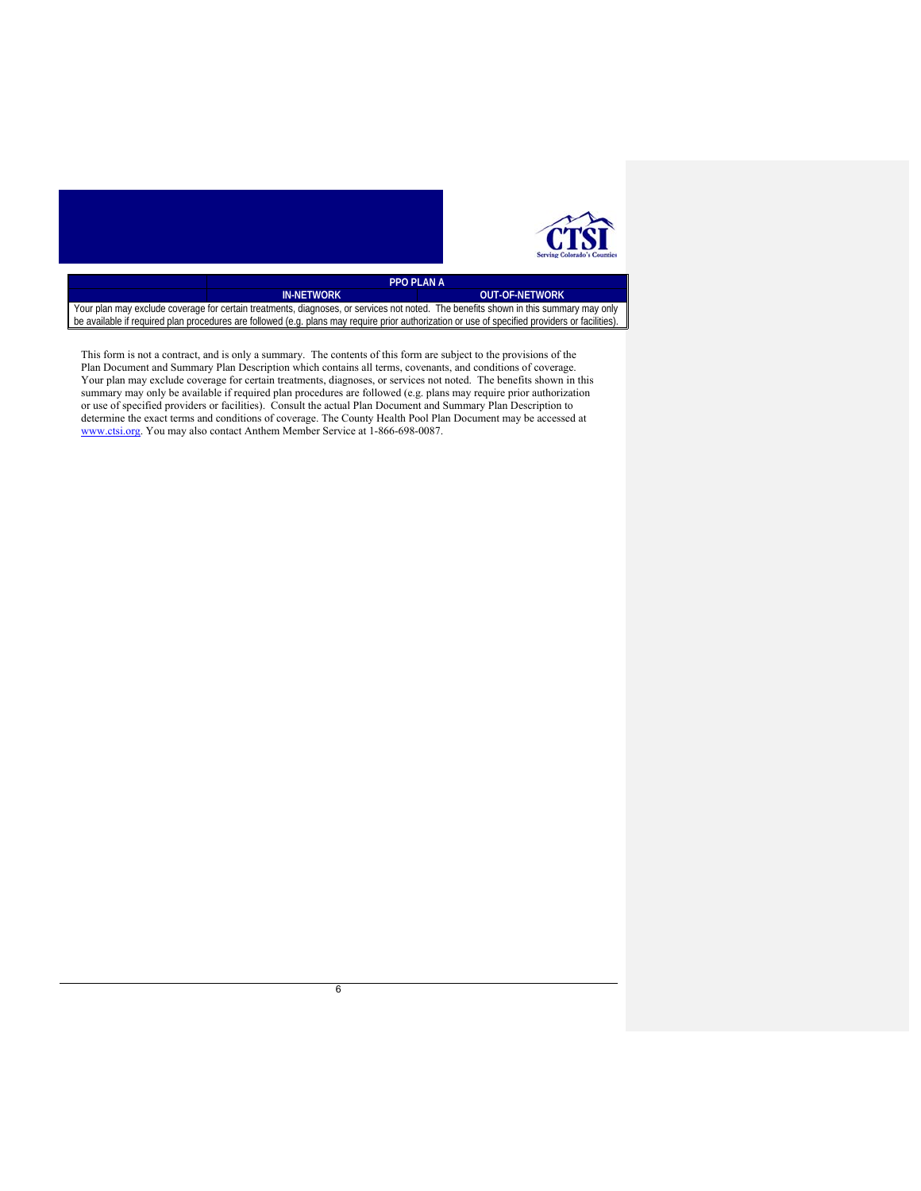| | PPO PLAN A | |
|---|---|---|
| | IN-NETWORK | OUT-OF-NETWORK |
| Your plan may exclude coverage for certain treatments, diagnoses, or services not noted. The benefits shown in this summary may only be available if required plan procedures are followed (e.g. plans may require prior authorization or use of specified providers or facilities). | | |

This form is not a contract, and is only a summary. The contents of this form are subject to the provisions of the Plan Document and Summary Plan Description which contains all terms, covenants, and conditions of coverage. Your plan may exclude coverage for certain treatments, diagnoses, or services not noted. The benefits shown in this summary may only be available if required plan procedures are followed (e.g. plans may require prior authorization or use of specified providers or facilities). Consult the actual Plan Document and Summary Plan Description to determine the exact terms and conditions of coverage. The County Health Pool Plan Document may be accessed at www.ctsi.org. You may also contact Anthem Member Service at 1-866-698-0087.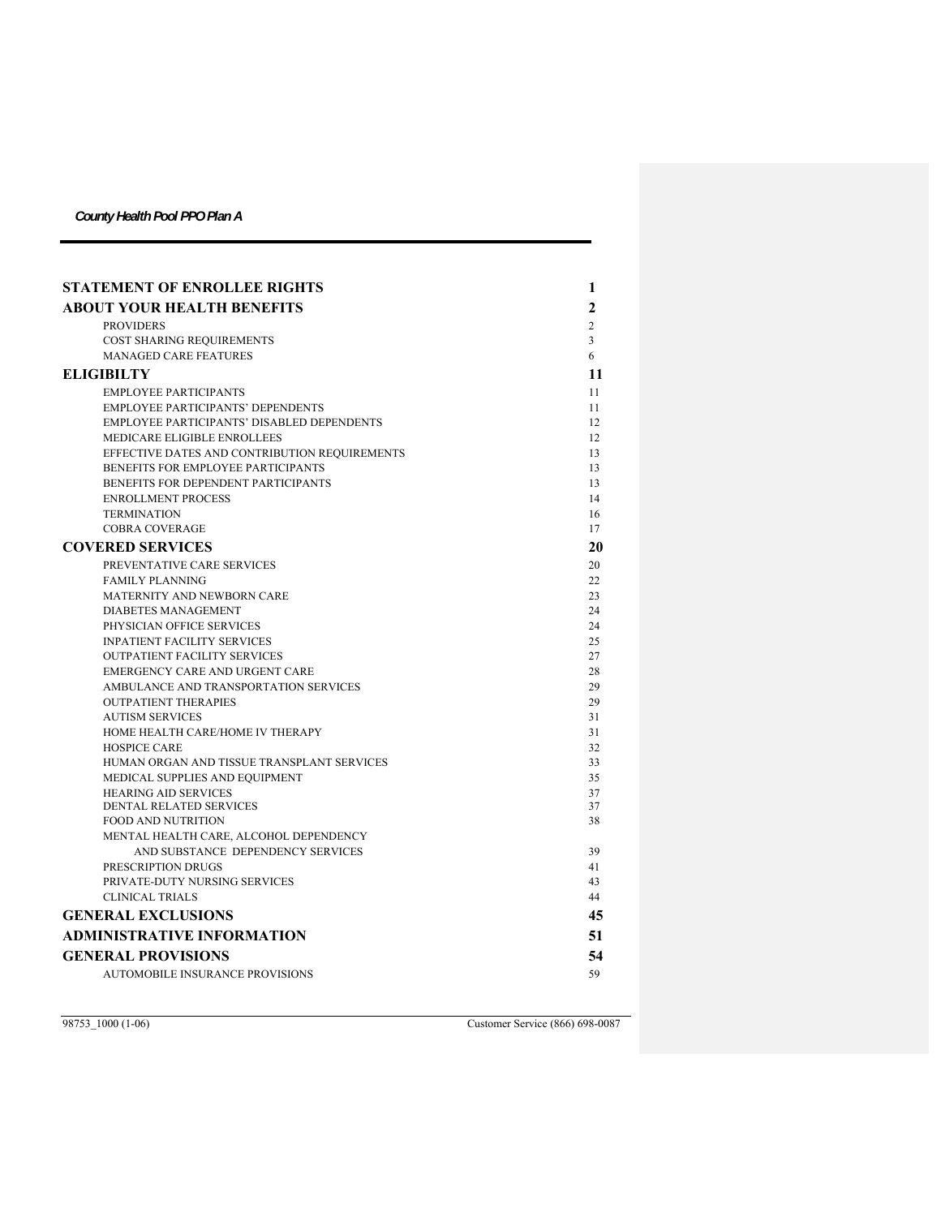*County Health Pool PPO Plan A*

| | |
|---|---|
| **STATEMENT OF ENROLLEE RIGHTS** | **1** |
| **ABOUT YOUR HEALTH BENEFITS** | **2** |
| PROVIDERS | 2 |
| COST SHARING REQUIREMENTS | 3 |
| MANAGED CARE FEATURES | 6 |
| **ELIGIBILTY** | **11** |
| EMPLOYEE PARTICIPANTS | 11 |
| EMPLOYEE PARTICIPANTS' DEPENDENTS | 11 |
| EMPLOYEE PARTICIPANTS' DISABLED DEPENDENTS | 12 |
| MEDICARE ELIGIBLE ENROLLEES | 12 |
| EFFECTIVE DATES AND CONTRIBUTION REQUIREMENTS | 13 |
| BENEFITS FOR EMPLOYEE PARTICIPANTS | 13 |
| BENEFITS FOR DEPENDENT PARTICIPANTS | 13 |
| ENROLLMENT PROCESS | 14 |
| TERMINATION | 16 |
| COBRA COVERAGE | 17 |
| **COVERED SERVICES** | **20** |
| PREVENTATIVE CARE SERVICES | 20 |
| FAMILY PLANNING | 22 |
| MATERNITY AND NEWBORN CARE | 23 |
| DIABETES MANAGEMENT | 24 |
| PHYSICIAN OFFICE SERVICES | 24 |
| INPATIENT FACILITY SERVICES | 25 |
| OUTPATIENT FACILITY SERVICES | 27 |
| EMERGENCY CARE AND URGENT CARE | 28 |
| AMBULANCE AND TRANSPORTATION SERVICES | 29 |
| OUTPATIENT THERAPIES | 29 |
| AUTISM SERVICES | 31 |
| HOME HEALTH CARE/HOME IV THERAPY | 31 |
| HOSPICE CARE | 32 |
| HUMAN ORGAN AND TISSUE TRANSPLANT SERVICES | 33 |
| MEDICAL SUPPLIES AND EQUIPMENT | 35 |
| HEARING AID SERVICES | 37 |
| DENTAL RELATED SERVICES | 37 |
| FOOD AND NUTRITION | 38 |
| MENTAL HEALTH CARE, ALCOHOL DEPENDENCY AND SUBSTANCE DEPENDENCY SERVICES | 39 |
| PRESCRIPTION DRUGS | 41 |
| PRIVATE-DUTY NURSING SERVICES | 43 |
| CLINICAL TRIALS | 44 |
| **GENERAL EXCLUSIONS** | **45** |
| **ADMINISTRATIVE INFORMATION** | **51** |
| **GENERAL PROVISIONS** | **54** |
| AUTOMOBILE INSURANCE PROVISIONS | 59 |

98753_1000 (1-06) Customer Service (866) 698-0087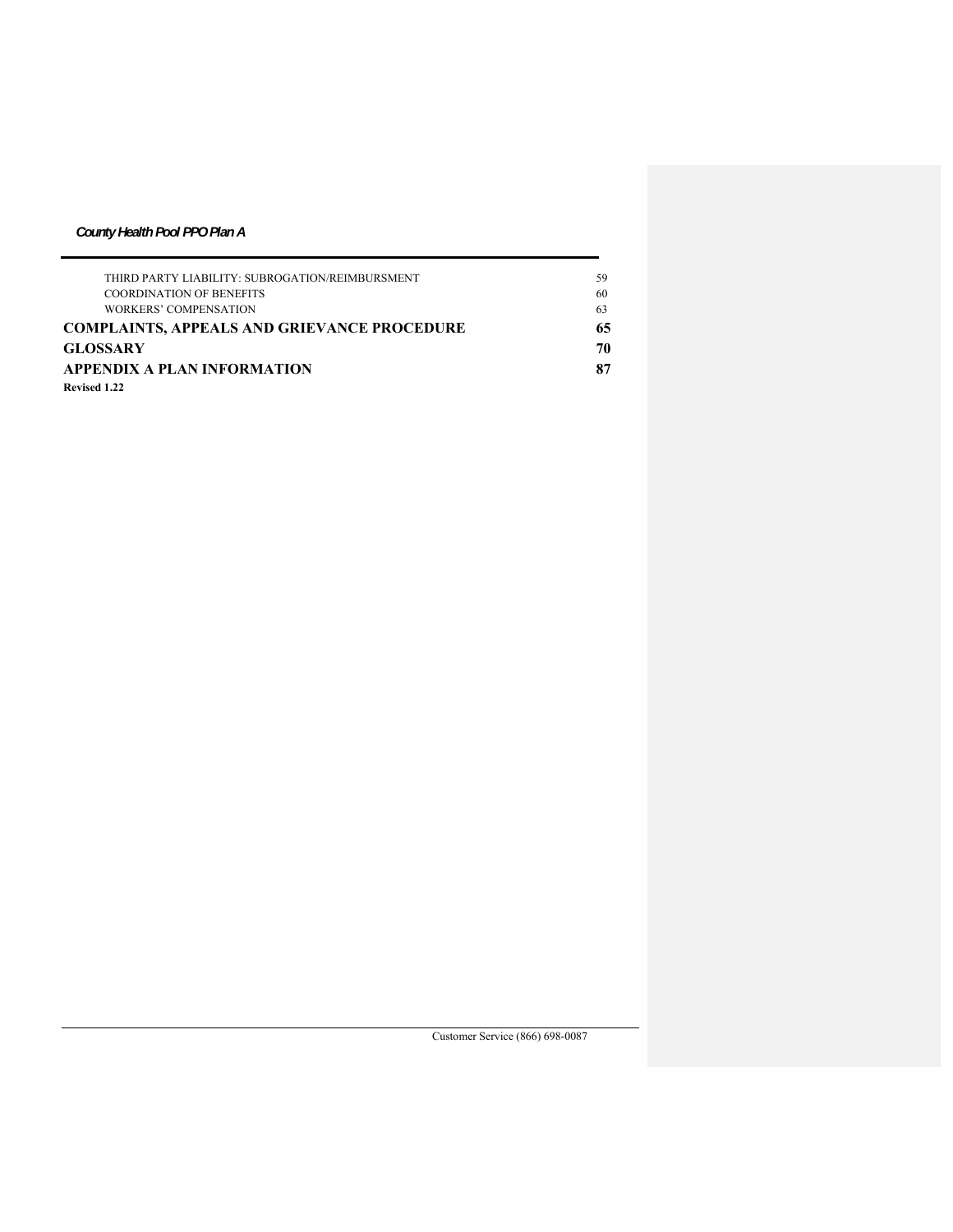THIRD PARTY LIABILITY: SUBROGATION/REIMBURSMENT 59
COORDINATION OF BENEFITS 60
WORKERS' COMPENSATION 63

**COMPLAINTS, APPEALS AND GRIEVANCE PROCEDURE 65**

**GLOSSARY 70**

**APPENDIX A PLAN INFORMATION 87**

**Revised 1.22**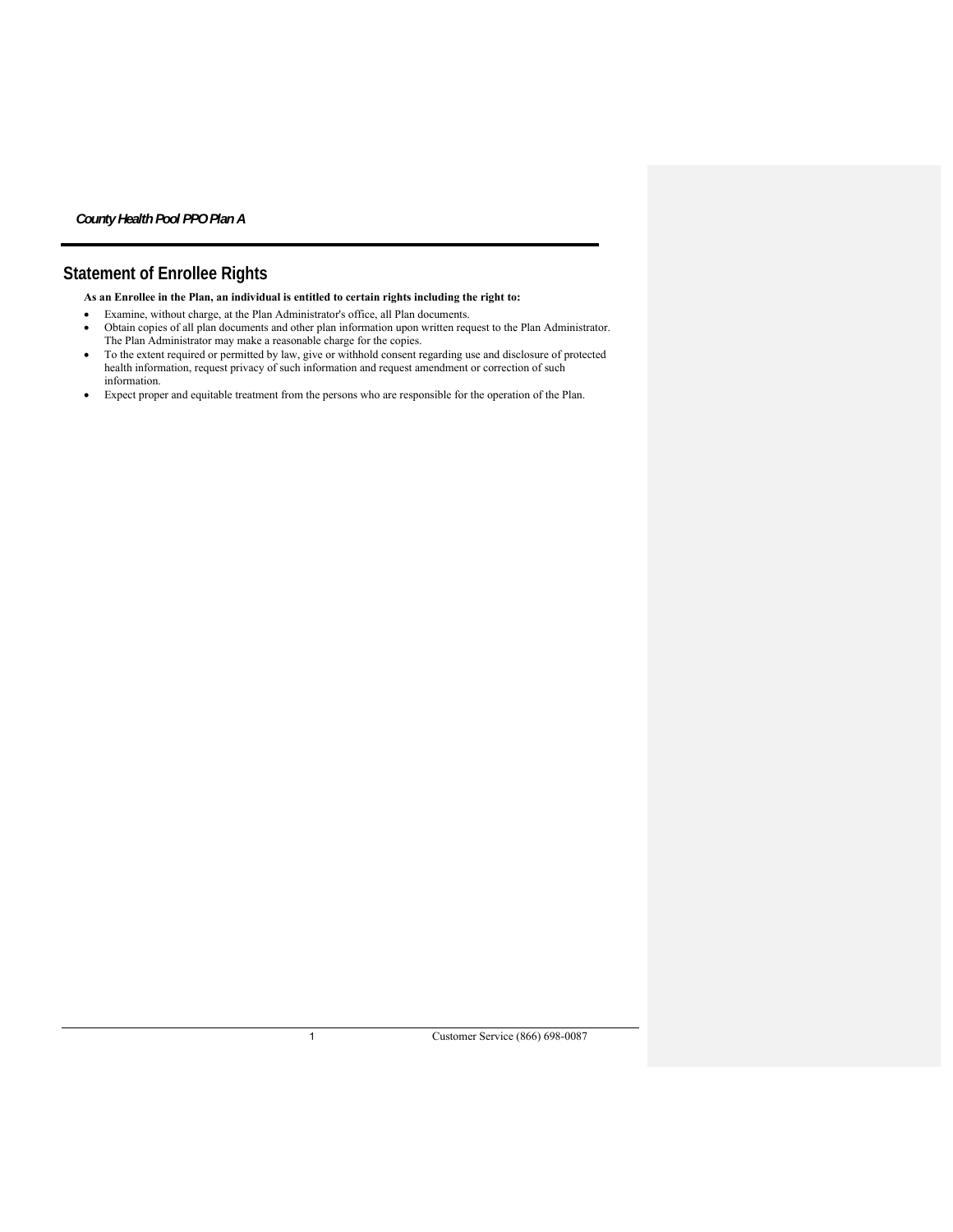## Statement of Enrollee Rights

**As an Enrollee in the Plan, an individual is entitled to certain rights including the right to:**

- Examine, without charge, at the Plan Administrator's office, all Plan documents.
- Obtain copies of all plan documents and other plan information upon written request to the Plan Administrator. The Plan Administrator may make a reasonable charge for the copies.
- To the extent required or permitted by law, give or withhold consent regarding use and disclosure of protected health information, request privacy of such information and request amendment or correction of such information.
- Expect proper and equitable treatment from the persons who are responsible for the operation of the Plan.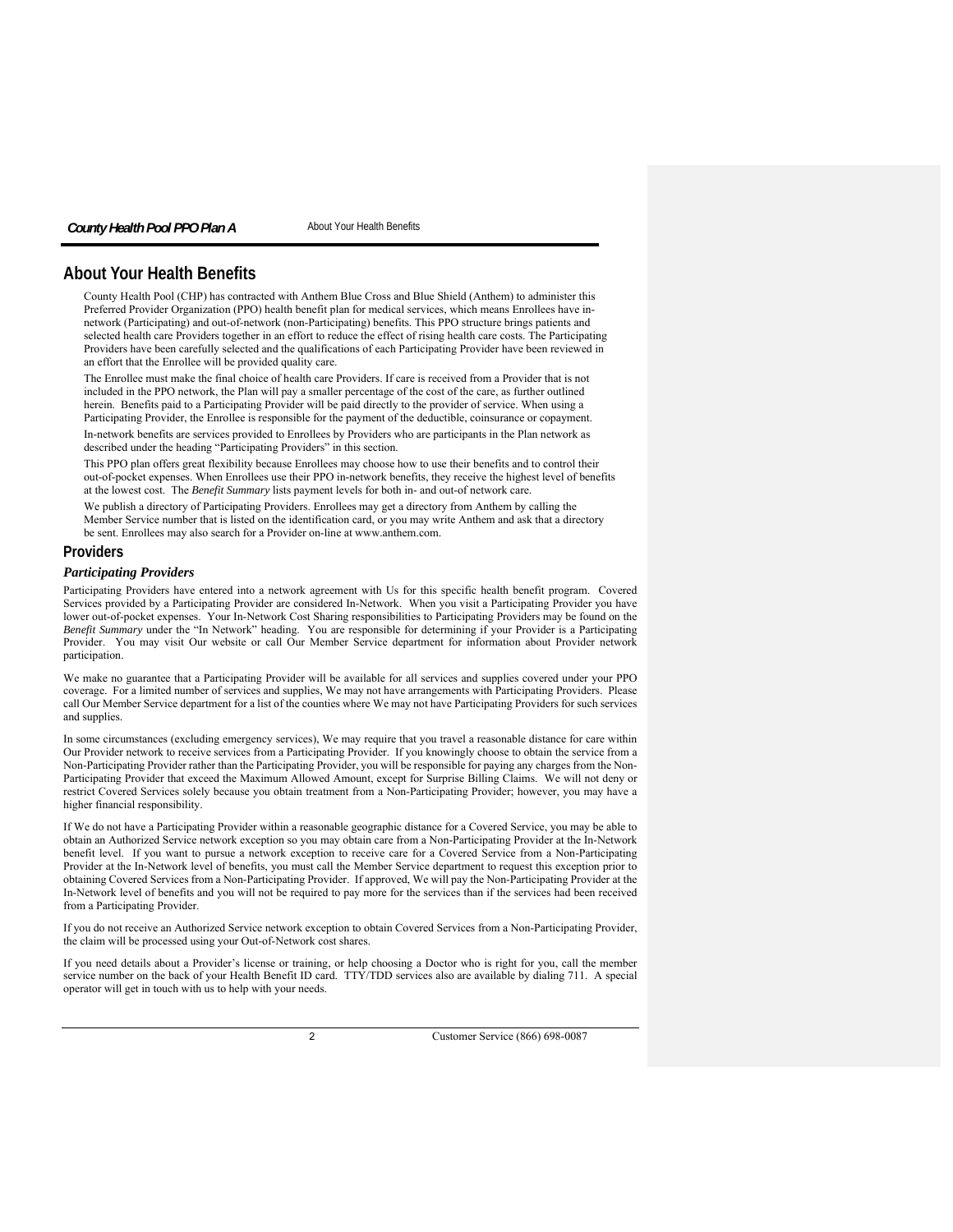# About Your Health Benefits

County Health Pool (CHP) has contracted with Anthem Blue Cross and Blue Shield (Anthem) to administer this Preferred Provider Organization (PPO) health benefit plan for medical services, which means Enrollees have in-network (Participating) and out-of-network (non-Participating) benefits. This PPO structure brings patients and selected health care Providers together in an effort to reduce the effect of rising health care costs. The Participating Providers have been carefully selected and the qualifications of each Participating Provider have been reviewed in an effort that the Enrollee will be provided quality care.

The Enrollee must make the final choice of health care Providers. If care is received from a Provider that is not included in the PPO network, the Plan will pay a smaller percentage of the cost of the care, as further outlined herein. Benefits paid to a Participating Provider will be paid directly to the provider of service. When using a Participating Provider, the Enrollee is responsible for the payment of the deductible, coinsurance or copayment.

In-network benefits are services provided to Enrollees by Providers who are participants in the Plan network as described under the heading "Participating Providers" in this section.

This PPO plan offers great flexibility because Enrollees may choose how to use their benefits and to control their out-of-pocket expenses. When Enrollees use their PPO in-network benefits, they receive the highest level of benefits at the lowest cost. The *Benefit Summary* lists payment levels for both in- and out-of network care.

We publish a directory of Participating Providers. Enrollees may get a directory from Anthem by calling the Member Service number that is listed on the identification card, or you may write Anthem and ask that a directory be sent. Enrollees may also search for a Provider on-line at www.anthem.com.

## Providers

### *Participating Providers*

Participating Providers have entered into a network agreement with Us for this specific health benefit program. Covered Services provided by a Participating Provider are considered In-Network. When you visit a Participating Provider you have lower out-of-pocket expenses. Your In-Network Cost Sharing responsibilities to Participating Providers may be found on the *Benefit Summary* under the "In Network" heading. You are responsible for determining if your Provider is a Participating Provider. You may visit Our website or call Our Member Service department for information about Provider network participation.

We make no guarantee that a Participating Provider will be available for all services and supplies covered under your PPO coverage. For a limited number of services and supplies, We may not have arrangements with Participating Providers. Please call Our Member Service department for a list of the counties where We may not have Participating Providers for such services and supplies.

In some circumstances (excluding emergency services), We may require that you travel a reasonable distance for care within Our Provider network to receive services from a Participating Provider. If you knowingly choose to obtain the service from a Non-Participating Provider rather than the Participating Provider, you will be responsible for paying any charges from the Non-Participating Provider that exceed the Maximum Allowed Amount, except for Surprise Billing Claims. We will not deny or restrict Covered Services solely because you obtain treatment from a Non-Participating Provider; however, you may have a higher financial responsibility.

If We do not have a Participating Provider within a reasonable geographic distance for a Covered Service, you may be able to obtain an Authorized Service network exception so you may obtain care from a Non-Participating Provider at the In-Network benefit level. If you want to pursue a network exception to receive care for a Covered Service from a Non-Participating Provider at the In-Network level of benefits, you must call the Member Service department to request this exception prior to obtaining Covered Services from a Non-Participating Provider. If approved, We will pay the Non-Participating Provider at the In-Network level of benefits and you will not be required to pay more for the services than if the services had been received from a Participating Provider.

If you do not receive an Authorized Service network exception to obtain Covered Services from a Non-Participating Provider, the claim will be processed using your Out-of-Network cost shares.

If you need details about a Provider's license or training, or help choosing a Doctor who is right for you, call the member service number on the back of your Health Benefit ID card. TTY/TDD services also are available by dialing 711. A special operator will get in touch with us to help with your needs.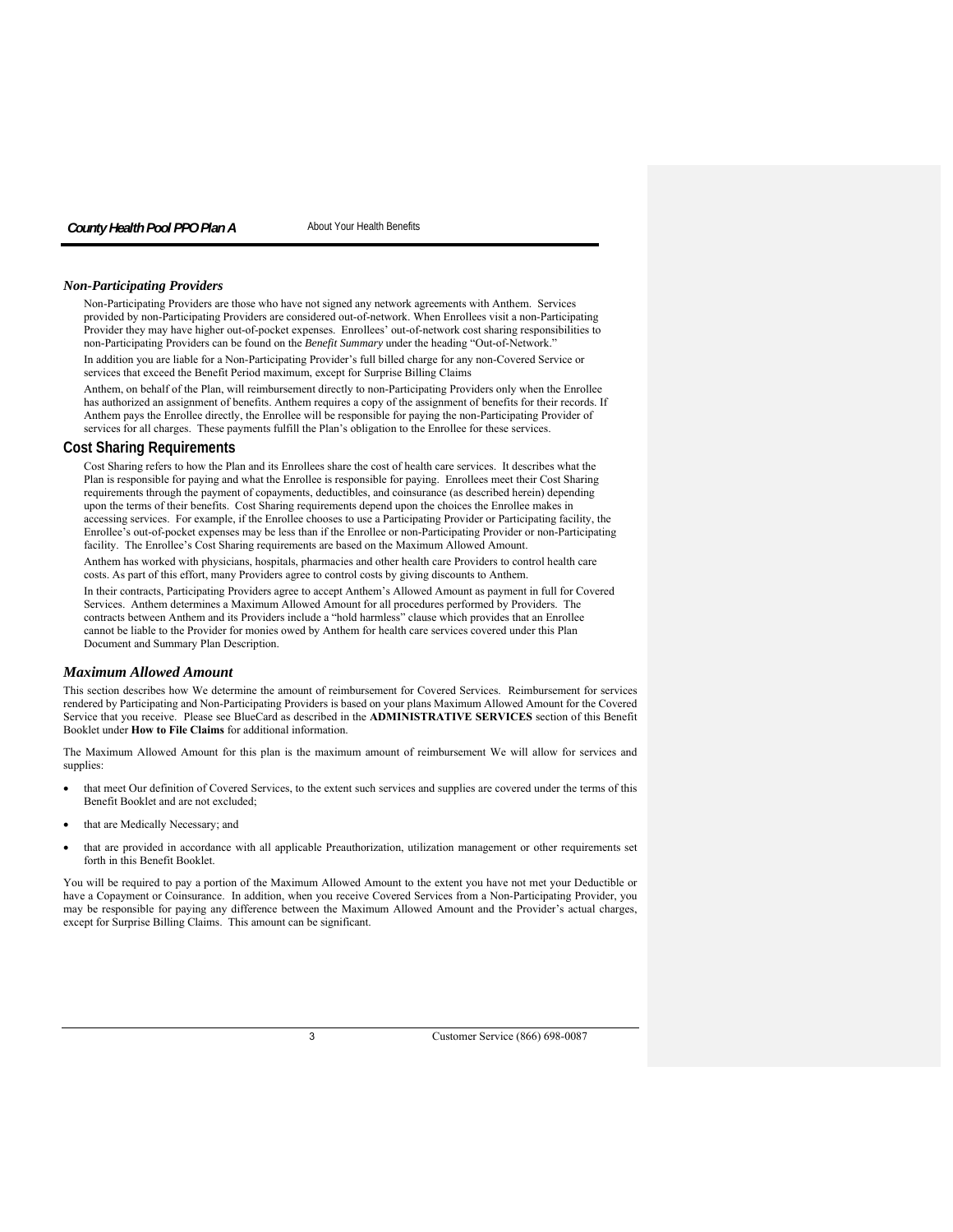### *Non-Participating Providers*

Non-Participating Providers are those who have not signed any network agreements with Anthem. Services provided by non-Participating Providers are considered out-of-network. When Enrollees visit a non-Participating Provider they may have higher out-of-pocket expenses. Enrollees' out-of-network cost sharing responsibilities to non-Participating Providers can be found on the *Benefit Summary* under the heading "Out-of-Network."

In addition you are liable for a Non-Participating Provider's full billed charge for any non-Covered Service or services that exceed the Benefit Period maximum, except for Surprise Billing Claims

Anthem, on behalf of the Plan, will reimbursement directly to non-Participating Providers only when the Enrollee has authorized an assignment of benefits. Anthem requires a copy of the assignment of benefits for their records. If Anthem pays the Enrollee directly, the Enrollee will be responsible for paying the non-Participating Provider of services for all charges. These payments fulfill the Plan's obligation to the Enrollee for these services.

## Cost Sharing Requirements

Cost Sharing refers to how the Plan and its Enrollees share the cost of health care services. It describes what the Plan is responsible for paying and what the Enrollee is responsible for paying. Enrollees meet their Cost Sharing requirements through the payment of copayments, deductibles, and coinsurance (as described herein) depending upon the terms of their benefits. Cost Sharing requirements depend upon the choices the Enrollee makes in accessing services. For example, if the Enrollee chooses to use a Participating Provider or Participating facility, the Enrollee's out-of-pocket expenses may be less than if the Enrollee or non-Participating Provider or non-Participating facility. The Enrollee's Cost Sharing requirements are based on the Maximum Allowed Amount.

Anthem has worked with physicians, hospitals, pharmacies and other health care Providers to control health care costs. As part of this effort, many Providers agree to control costs by giving discounts to Anthem.

In their contracts, Participating Providers agree to accept Anthem's Allowed Amount as payment in full for Covered Services. Anthem determines a Maximum Allowed Amount for all procedures performed by Providers. The contracts between Anthem and its Providers include a "hold harmless" clause which provides that an Enrollee cannot be liable to the Provider for monies owed by Anthem for health care services covered under this Plan Document and Summary Plan Description.

### *Maximum Allowed Amount*

This section describes how We determine the amount of reimbursement for Covered Services. Reimbursement for services rendered by Participating and Non-Participating Providers is based on your plans Maximum Allowed Amount for the Covered Service that you receive. Please see BlueCard as described in the **ADMINISTRATIVE SERVICES** section of this Benefit Booklet under **How to File Claims** for additional information.

The Maximum Allowed Amount for this plan is the maximum amount of reimbursement We will allow for services and supplies:

- that meet Our definition of Covered Services, to the extent such services and supplies are covered under the terms of this Benefit Booklet and are not excluded;
- that are Medically Necessary; and
- that are provided in accordance with all applicable Preauthorization, utilization management or other requirements set forth in this Benefit Booklet.

You will be required to pay a portion of the Maximum Allowed Amount to the extent you have not met your Deductible or have a Copayment or Coinsurance. In addition, when you receive Covered Services from a Non-Participating Provider, you may be responsible for paying any difference between the Maximum Allowed Amount and the Provider's actual charges, except for Surprise Billing Claims. This amount can be significant.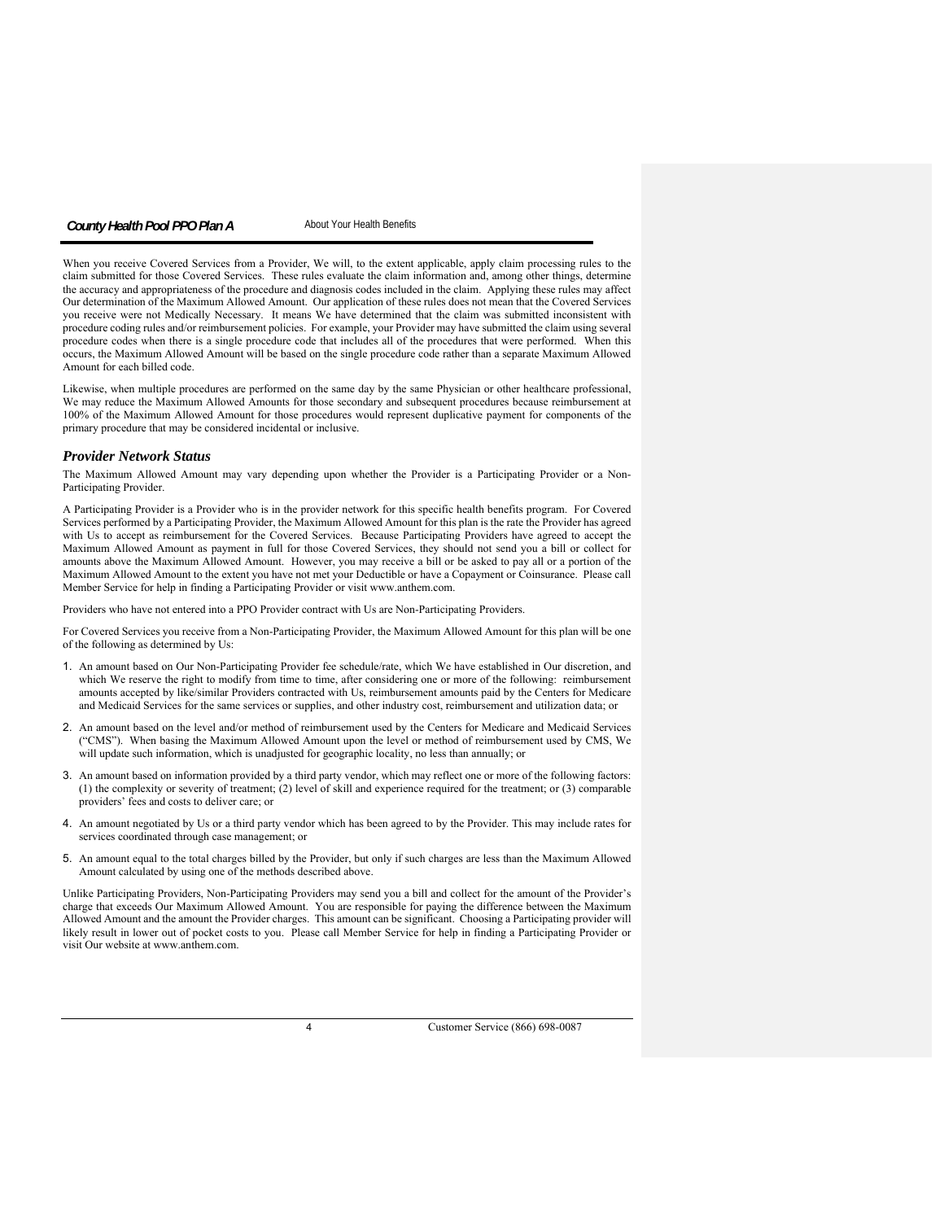When you receive Covered Services from a Provider, We will, to the extent applicable, apply claim processing rules to the claim submitted for those Covered Services. These rules evaluate the claim information and, among other things, determine the accuracy and appropriateness of the procedure and diagnosis codes included in the claim. Applying these rules may affect Our determination of the Maximum Allowed Amount. Our application of these rules does not mean that the Covered Services you receive were not Medically Necessary. It means We have determined that the claim was submitted inconsistent with procedure coding rules and/or reimbursement policies. For example, your Provider may have submitted the claim using several procedure codes when there is a single procedure code that includes all of the procedures that were performed. When this occurs, the Maximum Allowed Amount will be based on the single procedure code rather than a separate Maximum Allowed Amount for each billed code.

Likewise, when multiple procedures are performed on the same day by the same Physician or other healthcare professional, We may reduce the Maximum Allowed Amounts for those secondary and subsequent procedures because reimbursement at 100% of the Maximum Allowed Amount for those procedures would represent duplicative payment for components of the primary procedure that may be considered incidental or inclusive.

### *Provider Network Status*

The Maximum Allowed Amount may vary depending upon whether the Provider is a Participating Provider or a Non-Participating Provider.

A Participating Provider is a Provider who is in the provider network for this specific health benefits program. For Covered Services performed by a Participating Provider, the Maximum Allowed Amount for this plan is the rate the Provider has agreed with Us to accept as reimbursement for the Covered Services. Because Participating Providers have agreed to accept the Maximum Allowed Amount as payment in full for those Covered Services, they should not send you a bill or collect for amounts above the Maximum Allowed Amount. However, you may receive a bill or be asked to pay all or a portion of the Maximum Allowed Amount to the extent you have not met your Deductible or have a Copayment or Coinsurance. Please call Member Service for help in finding a Participating Provider or visit www.anthem.com.

Providers who have not entered into a PPO Provider contract with Us are Non-Participating Providers.

For Covered Services you receive from a Non-Participating Provider, the Maximum Allowed Amount for this plan will be one of the following as determined by Us:

1. An amount based on Our Non-Participating Provider fee schedule/rate, which We have established in Our discretion, and which We reserve the right to modify from time to time, after considering one or more of the following: reimbursement amounts accepted by like/similar Providers contracted with Us, reimbursement amounts paid by the Centers for Medicare and Medicaid Services for the same services or supplies, and other industry cost, reimbursement and utilization data; or
2. An amount based on the level and/or method of reimbursement used by the Centers for Medicare and Medicaid Services ("CMS"). When basing the Maximum Allowed Amount upon the level or method of reimbursement used by CMS, We will update such information, which is unadjusted for geographic locality, no less than annually; or
3. An amount based on information provided by a third party vendor, which may reflect one or more of the following factors: (1) the complexity or severity of treatment; (2) level of skill and experience required for the treatment; or (3) comparable providers' fees and costs to deliver care; or
4. An amount negotiated by Us or a third party vendor which has been agreed to by the Provider. This may include rates for services coordinated through case management; or
5. An amount equal to the total charges billed by the Provider, but only if such charges are less than the Maximum Allowed Amount calculated by using one of the methods described above.

Unlike Participating Providers, Non-Participating Providers may send you a bill and collect for the amount of the Provider's charge that exceeds Our Maximum Allowed Amount. You are responsible for paying the difference between the Maximum Allowed Amount and the amount the Provider charges. This amount can be significant. Choosing a Participating provider will likely result in lower out of pocket costs to you. Please call Member Service for help in finding a Participating Provider or visit Our website at www.anthem.com.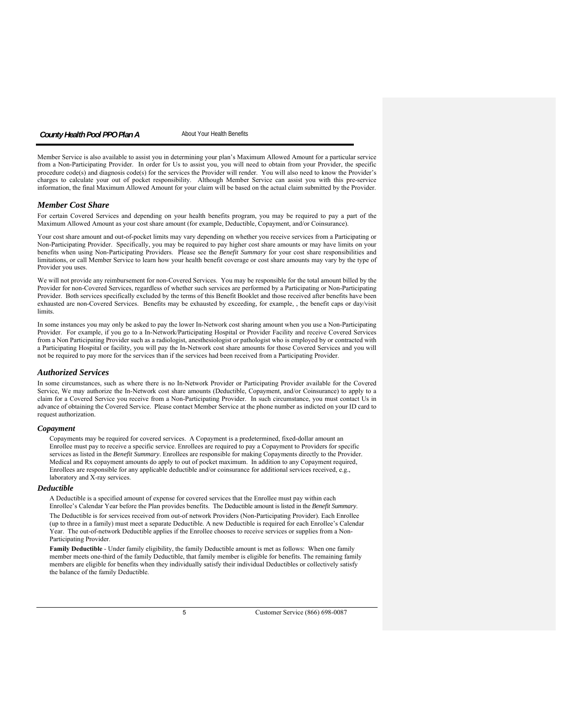Member Service is also available to assist you in determining your plan's Maximum Allowed Amount for a particular service from a Non-Participating Provider. In order for Us to assist you, you will need to obtain from your Provider, the specific procedure code(s) and diagnosis code(s) for the services the Provider will render. You will also need to know the Provider's charges to calculate your out of pocket responsibility. Although Member Service can assist you with this pre-service information, the final Maximum Allowed Amount for your claim will be based on the actual claim submitted by the Provider.

## *Member Cost Share*

For certain Covered Services and depending on your health benefits program, you may be required to pay a part of the Maximum Allowed Amount as your cost share amount (for example, Deductible, Copayment, and/or Coinsurance).

Your cost share amount and out-of-pocket limits may vary depending on whether you receive services from a Participating or Non-Participating Provider. Specifically, you may be required to pay higher cost share amounts or may have limits on your benefits when using Non-Participating Providers. Please see the *Benefit Summary* for your cost share responsibilities and limitations, or call Member Service to learn how your health benefit coverage or cost share amounts may vary by the type of Provider you uses.

We will not provide any reimbursement for non-Covered Services. You may be responsible for the total amount billed by the Provider for non-Covered Services, regardless of whether such services are performed by a Participating or Non-Participating Provider. Both services specifically excluded by the terms of this Benefit Booklet and those received after benefits have been exhausted are non-Covered Services. Benefits may be exhausted by exceeding, for example, , the benefit caps or day/visit limits.

In some instances you may only be asked to pay the lower In-Network cost sharing amount when you use a Non-Participating Provider. For example, if you go to a In-Network/Participating Hospital or Provider Facility and receive Covered Services from a Non Participating Provider such as a radiologist, anesthesiologist or pathologist who is employed by or contracted with a Participating Hospital or facility, you will pay the In-Network cost share amounts for those Covered Services and you will not be required to pay more for the services than if the services had been received from a Participating Provider.

## *Authorized Services*

In some circumstances, such as where there is no In-Network Provider or Participating Provider available for the Covered Service, We may authorize the In-Network cost share amounts (Deductible, Copayment, and/or Coinsurance) to apply to a claim for a Covered Service you receive from a Non-Participating Provider. In such circumstance, you must contact Us in advance of obtaining the Covered Service. Please contact Member Service at the phone number as indicted on your ID card to request authorization.

### *Copayment*

Copayments may be required for covered services. A Copayment is a predetermined, fixed-dollar amount an Enrollee must pay to receive a specific service. Enrollees are required to pay a Copayment to Providers for specific services as listed in the *Benefit Summary*. Enrollees are responsible for making Copayments directly to the Provider. Medical and Rx copayment amounts do apply to out of pocket maximum. In addition to any Copayment required, Enrollees are responsible for any applicable deductible and/or coinsurance for additional services received, e.g., laboratory and X-ray services.

### *Deductible*

A Deductible is a specified amount of expense for covered services that the Enrollee must pay within each Enrollee's Calendar Year before the Plan provides benefits. The Deductible amount is listed in the *Benefit Summary*.

The Deductible is for services received from out-of network Providers (Non-Participating Provider). Each Enrollee (up to three in a family) must meet a separate Deductible. A new Deductible is required for each Enrollee's Calendar Year. The out-of-network Deductible applies if the Enrollee chooses to receive services or supplies from a Non-Participating Provider.

**Family Deductible** - Under family eligibility, the family Deductible amount is met as follows: When one family member meets one-third of the family Deductible, that family member is eligible for benefits. The remaining family members are eligible for benefits when they individually satisfy their individual Deductibles or collectively satisfy the balance of the family Deductible.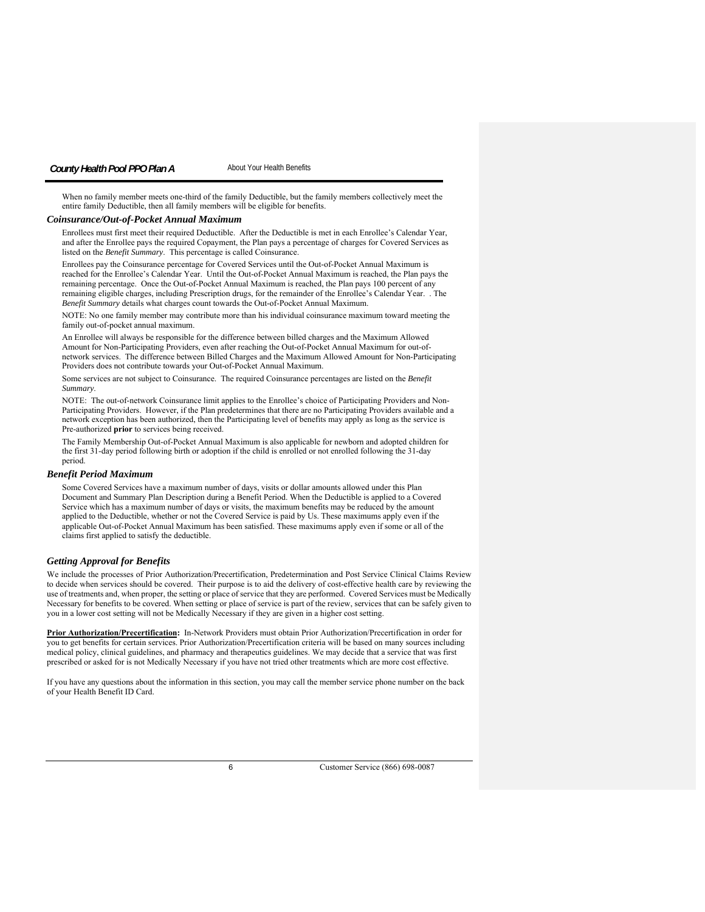When no family member meets one-third of the family Deductible, but the family members collectively meet the entire family Deductible, then all family members will be eligible for benefits.

### *Coinsurance/Out-of-Pocket Annual Maximum*

Enrollees must first meet their required Deductible. After the Deductible is met in each Enrollee's Calendar Year, and after the Enrollee pays the required Copayment, the Plan pays a percentage of charges for Covered Services as listed on the *Benefit Summary*. This percentage is called Coinsurance.

Enrollees pay the Coinsurance percentage for Covered Services until the Out-of-Pocket Annual Maximum is reached for the Enrollee's Calendar Year. Until the Out-of-Pocket Annual Maximum is reached, the Plan pays the remaining percentage. Once the Out-of-Pocket Annual Maximum is reached, the Plan pays 100 percent of any remaining eligible charges, including Prescription drugs, for the remainder of the Enrollee's Calendar Year. . The *Benefit Summary* details what charges count towards the Out-of-Pocket Annual Maximum.

NOTE: No one family member may contribute more than his individual coinsurance maximum toward meeting the family out-of-pocket annual maximum.

An Enrollee will always be responsible for the difference between billed charges and the Maximum Allowed Amount for Non-Participating Providers, even after reaching the Out-of-Pocket Annual Maximum for out-of-network services. The difference between Billed Charges and the Maximum Allowed Amount for Non-Participating Providers does not contribute towards your Out-of-Pocket Annual Maximum.

Some services are not subject to Coinsurance. The required Coinsurance percentages are listed on the *Benefit Summary*.

NOTE: The out-of-network Coinsurance limit applies to the Enrollee's choice of Participating Providers and Non-Participating Providers. However, if the Plan predetermines that there are no Participating Providers available and a network exception has been authorized, then the Participating level of benefits may apply as long as the service is Pre-authorized **prior** to services being received.

The Family Membership Out-of-Pocket Annual Maximum is also applicable for newborn and adopted children for the first 31-day period following birth or adoption if the child is enrolled or not enrolled following the 31-day period.

### *Benefit Period Maximum*

Some Covered Services have a maximum number of days, visits or dollar amounts allowed under this Plan Document and Summary Plan Description during a Benefit Period. When the Deductible is applied to a Covered Service which has a maximum number of days or visits, the maximum benefits may be reduced by the amount applied to the Deductible, whether or not the Covered Service is paid by Us. These maximums apply even if the applicable Out-of-Pocket Annual Maximum has been satisfied. These maximums apply even if some or all of the claims first applied to satisfy the deductible.

### *Getting Approval for Benefits*

We include the processes of Prior Authorization/Precertification, Predetermination and Post Service Clinical Claims Review to decide when services should be covered. Their purpose is to aid the delivery of cost-effective health care by reviewing the use of treatments and, when proper, the setting or place of service that they are performed. Covered Services must be Medically Necessary for benefits to be covered. When setting or place of service is part of the review, services that can be safely given to you in a lower cost setting will not be Medically Necessary if they are given in a higher cost setting.

**Prior Authorization/Precertification:** In-Network Providers must obtain Prior Authorization/Precertification in order for you to get benefits for certain services. Prior Authorization/Precertification criteria will be based on many sources including medical policy, clinical guidelines, and pharmacy and therapeutics guidelines. We may decide that a service that was first prescribed or asked for is not Medically Necessary if you have not tried other treatments which are more cost effective.

If you have any questions about the information in this section, you may call the member service phone number on the back of your Health Benefit ID Card.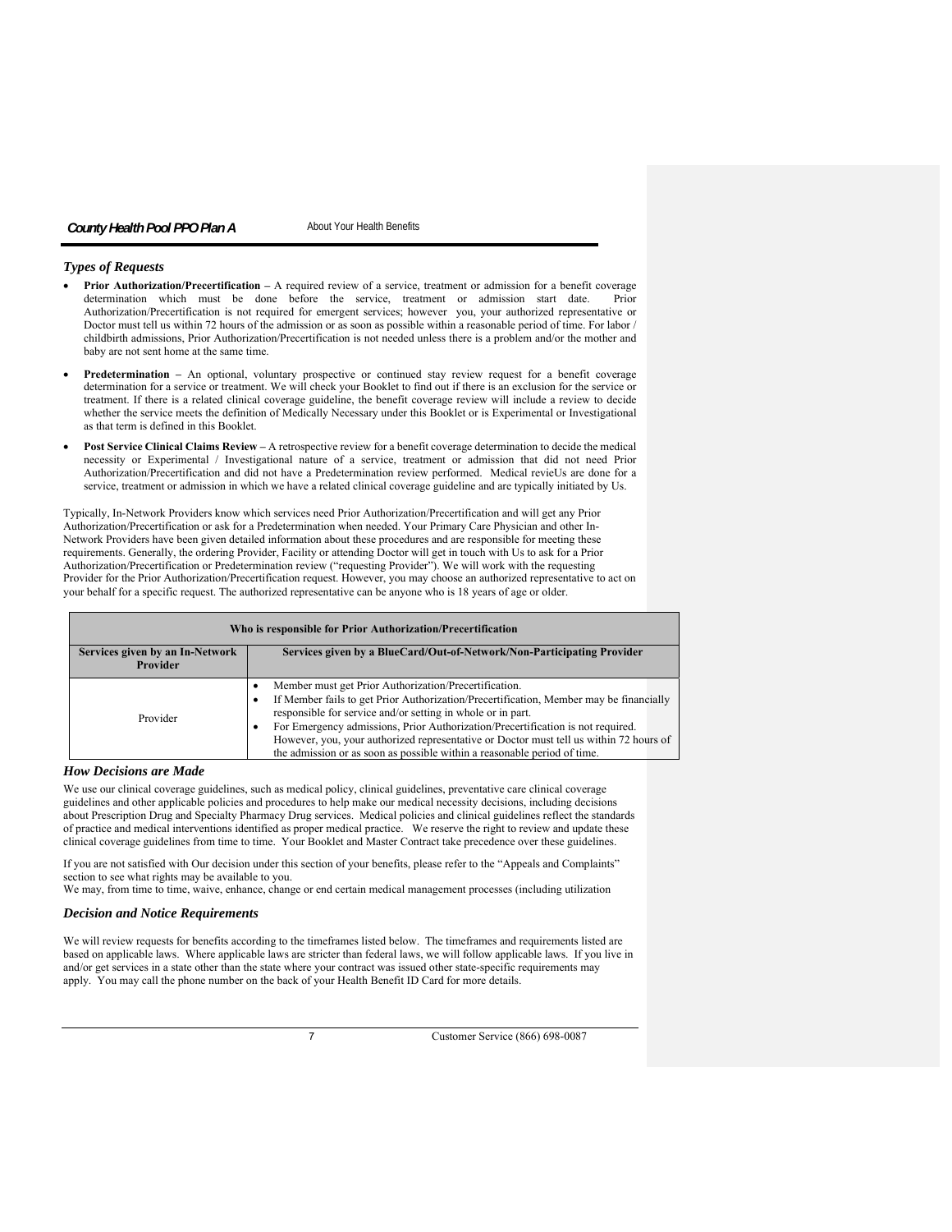### *Types of Requests*

- **Prior Authorization/Precertification –** A required review of a service, treatment or admission for a benefit coverage determination which must be done before the service, treatment or admission start date. Prior Authorization/Precertification is not required for emergent services; however you, your authorized representative or Doctor must tell us within 72 hours of the admission or as soon as possible within a reasonable period of time. For labor / childbirth admissions, Prior Authorization/Precertification is not needed unless there is a problem and/or the mother and baby are not sent home at the same time.
- **Predetermination –** An optional, voluntary prospective or continued stay review request for a benefit coverage determination for a service or treatment. We will check your Booklet to find out if there is an exclusion for the service or treatment. If there is a related clinical coverage guideline, the benefit coverage review will include a review to decide whether the service meets the definition of Medically Necessary under this Booklet or is Experimental or Investigational as that term is defined in this Booklet.
- **Post Service Clinical Claims Review –** A retrospective review for a benefit coverage determination to decide the medical necessity or Experimental / Investigational nature of a service, treatment or admission that did not need Prior Authorization/Precertification and did not have a Predetermination review performed. Medical revieUs are done for a service, treatment or admission in which we have a related clinical coverage guideline and are typically initiated by Us.

Typically, In-Network Providers know which services need Prior Authorization/Precertification and will get any Prior Authorization/Precertification or ask for a Predetermination when needed. Your Primary Care Physician and other In-Network Providers have been given detailed information about these procedures and are responsible for meeting these requirements. Generally, the ordering Provider, Facility or attending Doctor will get in touch with Us to ask for a Prior Authorization/Precertification or Predetermination review ("requesting Provider"). We will work with the requesting Provider for the Prior Authorization/Precertification request. However, you may choose an authorized representative to act on your behalf for a specific request. The authorized representative can be anyone who is 18 years of age or older.

| Who is responsible for Prior Authorization/Precertification | |
|---|---|
| **Services given by an In-Network Provider** | **Services given by a BlueCard/Out-of-Network/Non-Participating Provider** |
| Provider | • Member must get Prior Authorization/Precertification.<br>• If Member fails to get Prior Authorization/Precertification, Member may be financially responsible for service and/or setting in whole or in part.<br>• For Emergency admissions, Prior Authorization/Precertification is not required. However, you, your authorized representative or Doctor must tell us within 72 hours of the admission or as soon as possible within a reasonable period of time. |

### *How Decisions are Made*

We use our clinical coverage guidelines, such as medical policy, clinical guidelines, preventative care clinical coverage guidelines and other applicable policies and procedures to help make our medical necessity decisions, including decisions about Prescription Drug and Specialty Pharmacy Drug services. Medical policies and clinical guidelines reflect the standards of practice and medical interventions identified as proper medical practice. We reserve the right to review and update these clinical coverage guidelines from time to time. Your Booklet and Master Contract take precedence over these guidelines.

If you are not satisfied with Our decision under this section of your benefits, please refer to the "Appeals and Complaints" section to see what rights may be available to you.

We may, from time to time, waive, enhance, change or end certain medical management processes (including utilization

### *Decision and Notice Requirements*

We will review requests for benefits according to the timeframes listed below. The timeframes and requirements listed are based on applicable laws. Where applicable laws are stricter than federal laws, we will follow applicable laws. If you live in and/or get services in a state other than the state where your contract was issued other state-specific requirements may apply. You may call the phone number on the back of your Health Benefit ID Card for more details.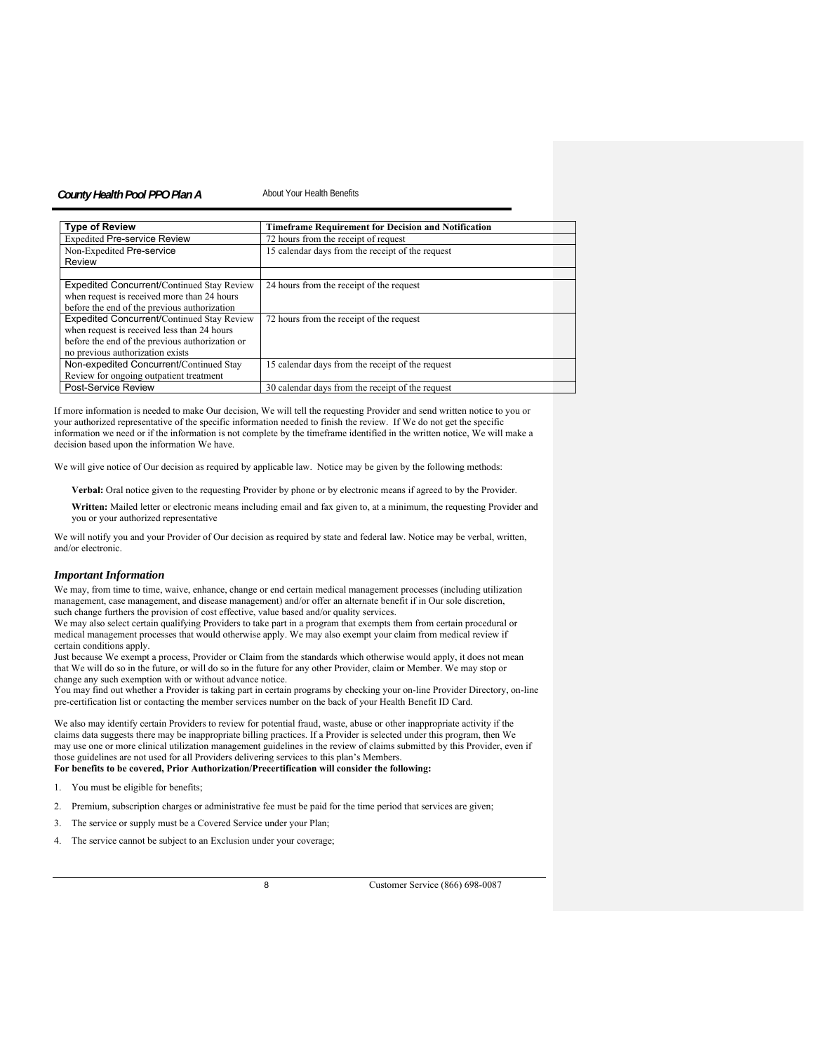| Type of Review | Timeframe Requirement for Decision and Notification |
| --- | --- |
| Expedited Pre-service Review | 72 hours from the receipt of request |
| Non-Expedited Pre-service Review | 15 calendar days from the receipt of the request |
| | |
| Expedited Concurrent/Continued Stay Review when request is received more than 24 hours before the end of the previous authorization | 24 hours from the receipt of the request |
| Expedited Concurrent/Continued Stay Review when request is received less than 24 hours before the end of the previous authorization or no previous authorization exists | 72 hours from the receipt of the request |
| Non-expedited Concurrent/Continued Stay Review for ongoing outpatient treatment | 15 calendar days from the receipt of the request |
| Post-Service Review | 30 calendar days from the receipt of the request |

If more information is needed to make Our decision, We will tell the requesting Provider and send written notice to you or your authorized representative of the specific information needed to finish the review. If We do not get the specific information we need or if the information is not complete by the timeframe identified in the written notice, We will make a decision based upon the information We have.

We will give notice of Our decision as required by applicable law. Notice may be given by the following methods:

**Verbal:** Oral notice given to the requesting Provider by phone or by electronic means if agreed to by the Provider.

**Written:** Mailed letter or electronic means including email and fax given to, at a minimum, the requesting Provider and you or your authorized representative

We will notify you and your Provider of Our decision as required by state and federal law. Notice may be verbal, written, and/or electronic.

### *Important Information*

We may, from time to time, waive, enhance, change or end certain medical management processes (including utilization management, case management, and disease management) and/or offer an alternate benefit if in Our sole discretion, such change furthers the provision of cost effective, value based and/or quality services.
We may also select certain qualifying Providers to take part in a program that exempts them from certain procedural or medical management processes that would otherwise apply. We may also exempt your claim from medical review if certain conditions apply.
Just because We exempt a process, Provider or Claim from the standards which otherwise would apply, it does not mean that We will do so in the future, or will do so in the future for any other Provider, claim or Member. We may stop or change any such exemption with or without advance notice.
You may find out whether a Provider is taking part in certain programs by checking your on-line Provider Directory, on-line pre-certification list or contacting the member services number on the back of your Health Benefit ID Card.

We also may identify certain Providers to review for potential fraud, waste, abuse or other inappropriate activity if the claims data suggests there may be inappropriate billing practices. If a Provider is selected under this program, then We may use one or more clinical utilization management guidelines in the review of claims submitted by this Provider, even if those guidelines are not used for all Providers delivering services to this plan's Members.
**For benefits to be covered, Prior Authorization/Precertification will consider the following:**

1. You must be eligible for benefits;
2. Premium, subscription charges or administrative fee must be paid for the time period that services are given;
3. The service or supply must be a Covered Service under your Plan;
4. The service cannot be subject to an Exclusion under your coverage;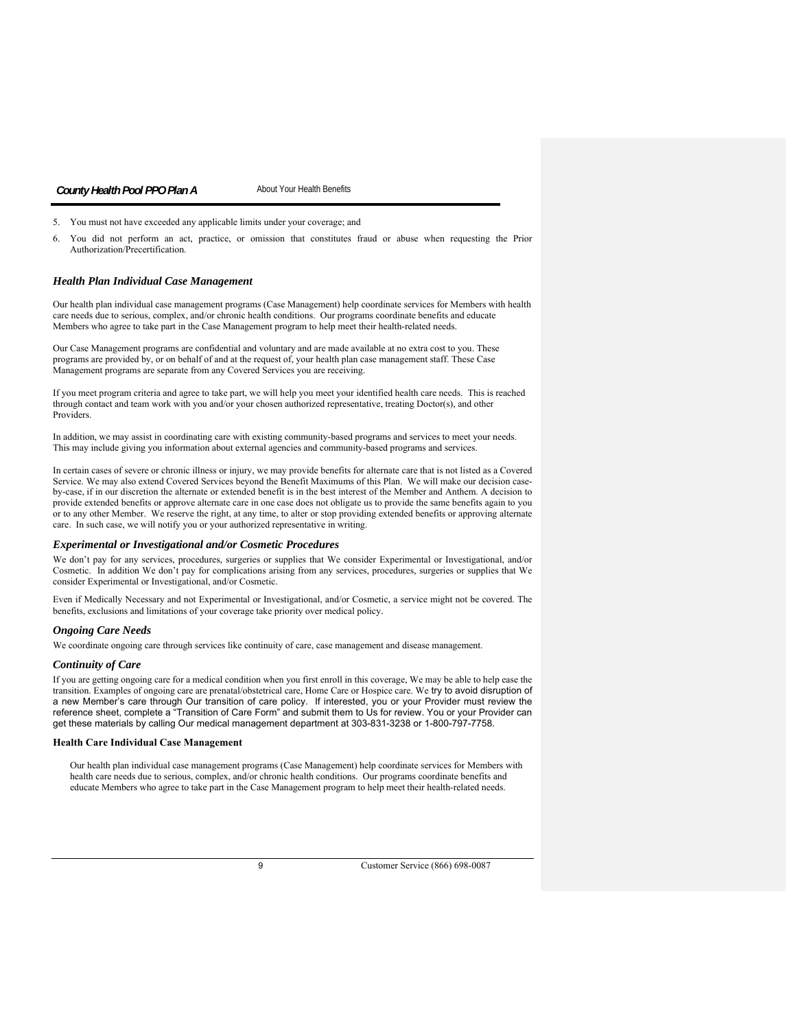5. You must not have exceeded any applicable limits under your coverage; and
6. You did not perform an act, practice, or omission that constitutes fraud or abuse when requesting the Prior Authorization/Precertification.

### *Health Plan Individual Case Management*

Our health plan individual case management programs (Case Management) help coordinate services for Members with health care needs due to serious, complex, and/or chronic health conditions. Our programs coordinate benefits and educate Members who agree to take part in the Case Management program to help meet their health-related needs.

Our Case Management programs are confidential and voluntary and are made available at no extra cost to you. These programs are provided by, or on behalf of and at the request of, your health plan case management staff. These Case Management programs are separate from any Covered Services you are receiving.

If you meet program criteria and agree to take part, we will help you meet your identified health care needs. This is reached through contact and team work with you and/or your chosen authorized representative, treating Doctor(s), and other Providers.

In addition, we may assist in coordinating care with existing community-based programs and services to meet your needs. This may include giving you information about external agencies and community-based programs and services.

In certain cases of severe or chronic illness or injury, we may provide benefits for alternate care that is not listed as a Covered Service. We may also extend Covered Services beyond the Benefit Maximums of this Plan. We will make our decision case-by-case, if in our discretion the alternate or extended benefit is in the best interest of the Member and Anthem. A decision to provide extended benefits or approve alternate care in one case does not obligate us to provide the same benefits again to you or to any other Member. We reserve the right, at any time, to alter or stop providing extended benefits or approving alternate care. In such case, we will notify you or your authorized representative in writing.

### *Experimental or Investigational and/or Cosmetic Procedures*

We don't pay for any services, procedures, surgeries or supplies that We consider Experimental or Investigational, and/or Cosmetic. In addition We don't pay for complications arising from any services, procedures, surgeries or supplies that We consider Experimental or Investigational, and/or Cosmetic.

Even if Medically Necessary and not Experimental or Investigational, and/or Cosmetic, a service might not be covered. The benefits, exclusions and limitations of your coverage take priority over medical policy.

### *Ongoing Care Needs*

We coordinate ongoing care through services like continuity of care, case management and disease management.

### *Continuity of Care*

If you are getting ongoing care for a medical condition when you first enroll in this coverage, We may be able to help ease the transition. Examples of ongoing care are prenatal/obstetrical care, Home Care or Hospice care. We try to avoid disruption of a new Member's care through Our transition of care policy. If interested, you or your Provider must review the reference sheet, complete a "Transition of Care Form" and submit them to Us for review. You or your Provider can get these materials by calling Our medical management department at 303-831-3238 or 1-800-797-7758.

**Health Care Individual Case Management**

Our health plan individual case management programs (Case Management) help coordinate services for Members with health care needs due to serious, complex, and/or chronic health conditions. Our programs coordinate benefits and educate Members who agree to take part in the Case Management program to help meet their health-related needs.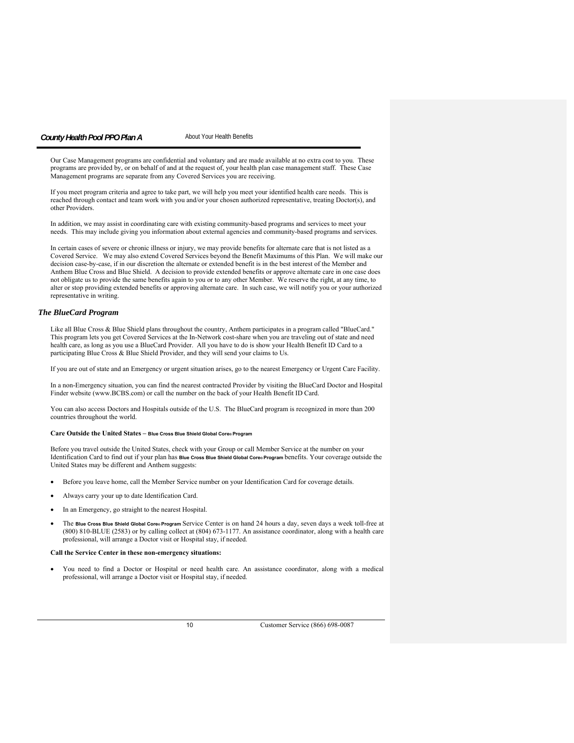Our Case Management programs are confidential and voluntary and are made available at no extra cost to you. These programs are provided by, or on behalf of and at the request of, your health plan case management staff. These Case Management programs are separate from any Covered Services you are receiving.

If you meet program criteria and agree to take part, we will help you meet your identified health care needs. This is reached through contact and team work with you and/or your chosen authorized representative, treating Doctor(s), and other Providers.

In addition, we may assist in coordinating care with existing community-based programs and services to meet your needs. This may include giving you information about external agencies and community-based programs and services.

In certain cases of severe or chronic illness or injury, we may provide benefits for alternate care that is not listed as a Covered Service. We may also extend Covered Services beyond the Benefit Maximums of this Plan. We will make our decision case-by-case, if in our discretion the alternate or extended benefit is in the best interest of the Member and Anthem Blue Cross and Blue Shield. A decision to provide extended benefits or approve alternate care in one case does not obligate us to provide the same benefits again to you or to any other Member. We reserve the right, at any time, to alter or stop providing extended benefits or approving alternate care. In such case, we will notify you or your authorized representative in writing.

## *The BlueCard Program*

Like all Blue Cross & Blue Shield plans throughout the country, Anthem participates in a program called "BlueCard." This program lets you get Covered Services at the In-Network cost-share when you are traveling out of state and need health care, as long as you use a BlueCard Provider. All you have to do is show your Health Benefit ID Card to a participating Blue Cross & Blue Shield Provider, and they will send your claims to Us.

If you are out of state and an Emergency or urgent situation arises, go to the nearest Emergency or Urgent Care Facility.

In a non-Emergency situation, you can find the nearest contracted Provider by visiting the BlueCard Doctor and Hospital Finder website (www.BCBS.com) or call the number on the back of your Health Benefit ID Card.

You can also access Doctors and Hospitals outside of the U.S. The BlueCard program is recognized in more than 200 countries throughout the world.

**Care Outside the United States – Blue Cross Blue Shield Global Core® Program**

Before you travel outside the United States, check with your Group or call Member Service at the number on your Identification Card to find out if your plan has **Blue Cross Blue Shield Global Core® Program** benefits. Your coverage outside the United States may be different and Anthem suggests:

- Before you leave home, call the Member Service number on your Identification Card for coverage details.
- Always carry your up to date Identification Card.
- In an Emergency, go straight to the nearest Hospital.
- The **Blue Cross Blue Shield Global Core® Program** Service Center is on hand 24 hours a day, seven days a week toll-free at (800) 810-BLUE (2583) or by calling collect at (804) 673-1177. An assistance coordinator, along with a health care professional, will arrange a Doctor visit or Hospital stay, if needed.

**Call the Service Center in these non-emergency situations:**

- You need to find a Doctor or Hospital or need health care. An assistance coordinator, along with a medical professional, will arrange a Doctor visit or Hospital stay, if needed.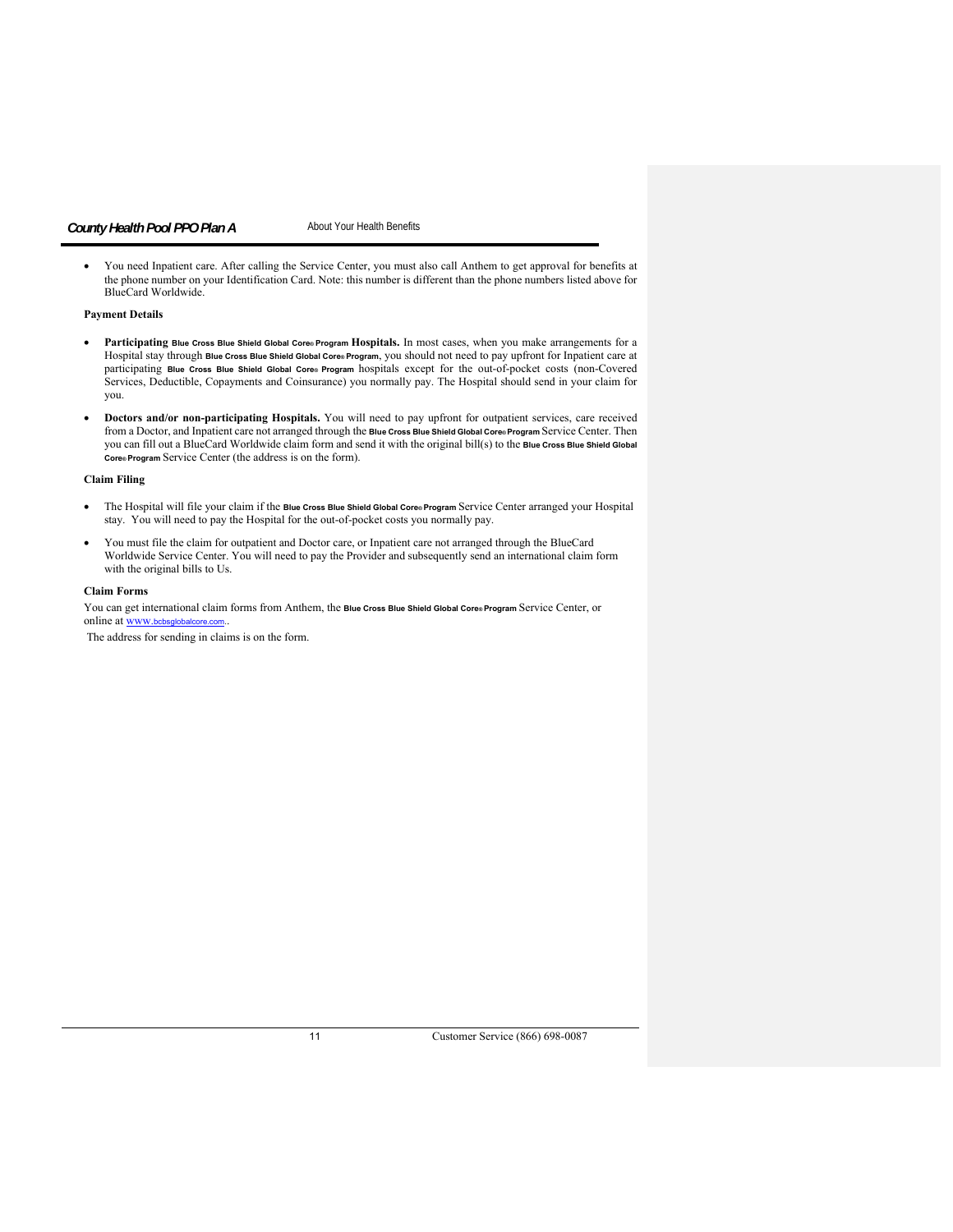- You need Inpatient care. After calling the Service Center, you must also call Anthem to get approval for benefits at the phone number on your Identification Card. Note: this number is different than the phone numbers listed above for BlueCard Worldwide.

**Payment Details**

- **Participating Blue Cross Blue Shield Global Core® Program Hospitals.** In most cases, when you make arrangements for a Hospital stay through Blue Cross Blue Shield Global Core® Program, you should not need to pay upfront for Inpatient care at participating Blue Cross Blue Shield Global Core® Program hospitals except for the out-of-pocket costs (non-Covered Services, Deductible, Copayments and Coinsurance) you normally pay. The Hospital should send in your claim for you.

- **Doctors and/or non-participating Hospitals.** You will need to pay upfront for outpatient services, care received from a Doctor, and Inpatient care not arranged through the Blue Cross Blue Shield Global Core® Program Service Center. Then you can fill out a BlueCard Worldwide claim form and send it with the original bill(s) to the Blue Cross Blue Shield Global Core® Program Service Center (the address is on the form).

**Claim Filing**

- The Hospital will file your claim if the Blue Cross Blue Shield Global Core® Program Service Center arranged your Hospital stay. You will need to pay the Hospital for the out-of-pocket costs you normally pay.

- You must file the claim for outpatient and Doctor care, or Inpatient care not arranged through the BlueCard Worldwide Service Center. You will need to pay the Provider and subsequently send an international claim form with the original bills to Us.

**Claim Forms**

You can get international claim forms from Anthem, the Blue Cross Blue Shield Global Core® Program Service Center, or online at www.bcbsglobalcore.com..

The address for sending in claims is on the form.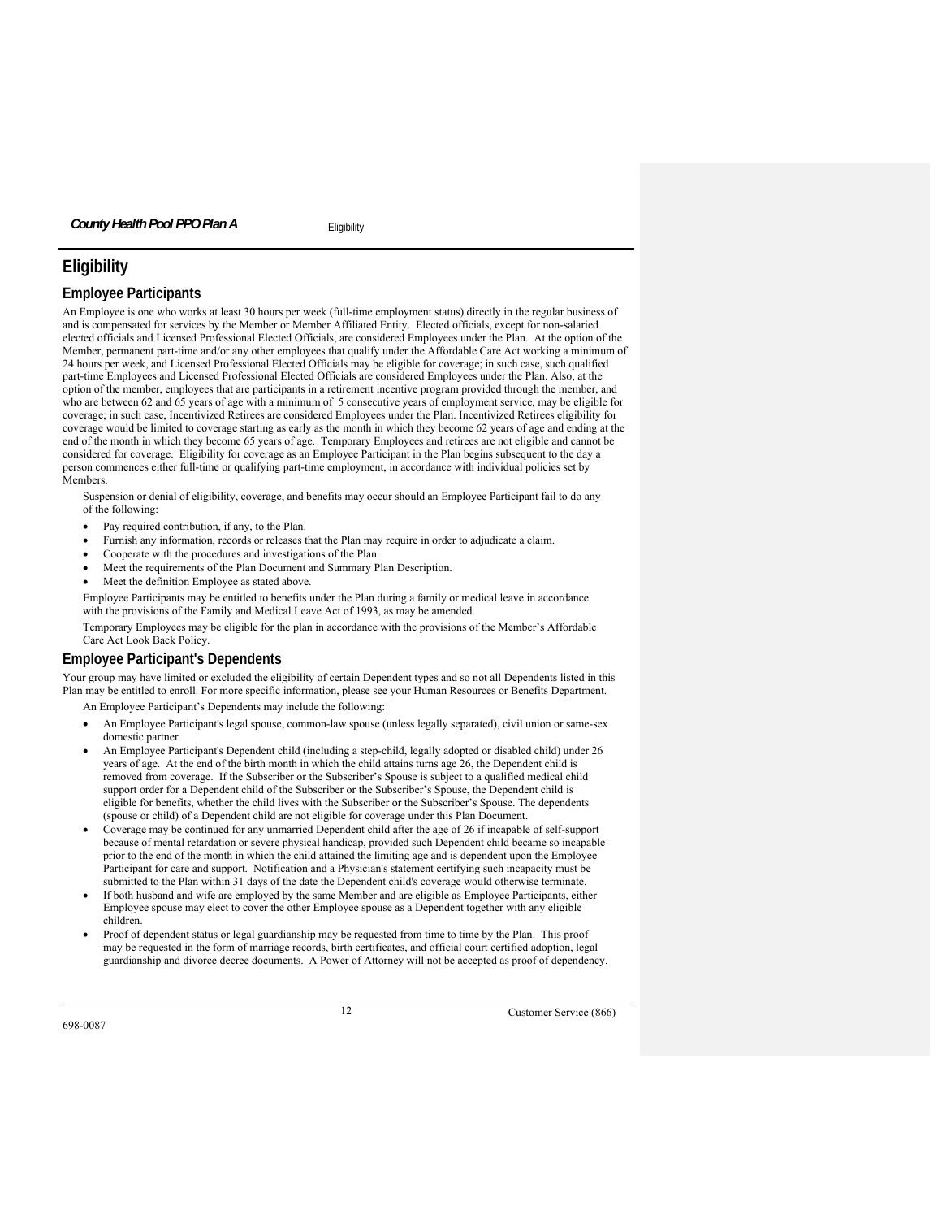# Eligibility

## Employee Participants

An Employee is one who works at least 30 hours per week (full-time employment status) directly in the regular business of and is compensated for services by the Member or Member Affiliated Entity. Elected officials, except for non-salaried elected officials and Licensed Professional Elected Officials, are considered Employees under the Plan. At the option of the Member, permanent part-time and/or any other employees that qualify under the Affordable Care Act working a minimum of 24 hours per week, and Licensed Professional Elected Officials may be eligible for coverage; in such case, such qualified part-time Employees and Licensed Professional Elected Officials are considered Employees under the Plan. Also, at the option of the member, employees that are participants in a retirement incentive program provided through the member, and who are between 62 and 65 years of age with a minimum of 5 consecutive years of employment service, may be eligible for coverage; in such case, Incentivized Retirees are considered Employees under the Plan. Incentivized Retirees eligibility for coverage would be limited to coverage starting as early as the month in which they become 62 years of age and ending at the end of the month in which they become 65 years of age. Temporary Employees and retirees are not eligible and cannot be considered for coverage. Eligibility for coverage as an Employee Participant in the Plan begins subsequent to the day a person commences either full-time or qualifying part-time employment, in accordance with individual policies set by Members.

Suspension or denial of eligibility, coverage, and benefits may occur should an Employee Participant fail to do any of the following:

- Pay required contribution, if any, to the Plan.
- Furnish any information, records or releases that the Plan may require in order to adjudicate a claim.
- Cooperate with the procedures and investigations of the Plan.
- Meet the requirements of the Plan Document and Summary Plan Description.
- Meet the definition Employee as stated above.

Employee Participants may be entitled to benefits under the Plan during a family or medical leave in accordance with the provisions of the Family and Medical Leave Act of 1993, as may be amended.

Temporary Employees may be eligible for the plan in accordance with the provisions of the Member's Affordable Care Act Look Back Policy.

## Employee Participant's Dependents

Your group may have limited or excluded the eligibility of certain Dependent types and so not all Dependents listed in this Plan may be entitled to enroll. For more specific information, please see your Human Resources or Benefits Department.

An Employee Participant's Dependents may include the following:

- An Employee Participant's legal spouse, common-law spouse (unless legally separated), civil union or same-sex domestic partner
- An Employee Participant's Dependent child (including a step-child, legally adopted or disabled child) under 26 years of age. At the end of the birth month in which the child attains turns age 26, the Dependent child is removed from coverage. If the Subscriber or the Subscriber's Spouse is subject to a qualified medical child support order for a Dependent child of the Subscriber or the Subscriber's Spouse, the Dependent child is eligible for benefits, whether the child lives with the Subscriber or the Subscriber's Spouse. The dependents (spouse or child) of a Dependent child are not eligible for coverage under this Plan Document.
- Coverage may be continued for any unmarried Dependent child after the age of 26 if incapable of self-support because of mental retardation or severe physical handicap, provided such Dependent child became so incapable prior to the end of the month in which the child attained the limiting age and is dependent upon the Employee Participant for care and support. Notification and a Physician's statement certifying such incapacity must be submitted to the Plan within 31 days of the date the Dependent child's coverage would otherwise terminate.
- If both husband and wife are employed by the same Member and are eligible as Employee Participants, either Employee spouse may elect to cover the other Employee spouse as a Dependent together with any eligible children.
- Proof of dependent status or legal guardianship may be requested from time to time by the Plan. This proof may be requested in the form of marriage records, birth certificates, and official court certified adoption, legal guardianship and divorce decree documents. A Power of Attorney will not be accepted as proof of dependency.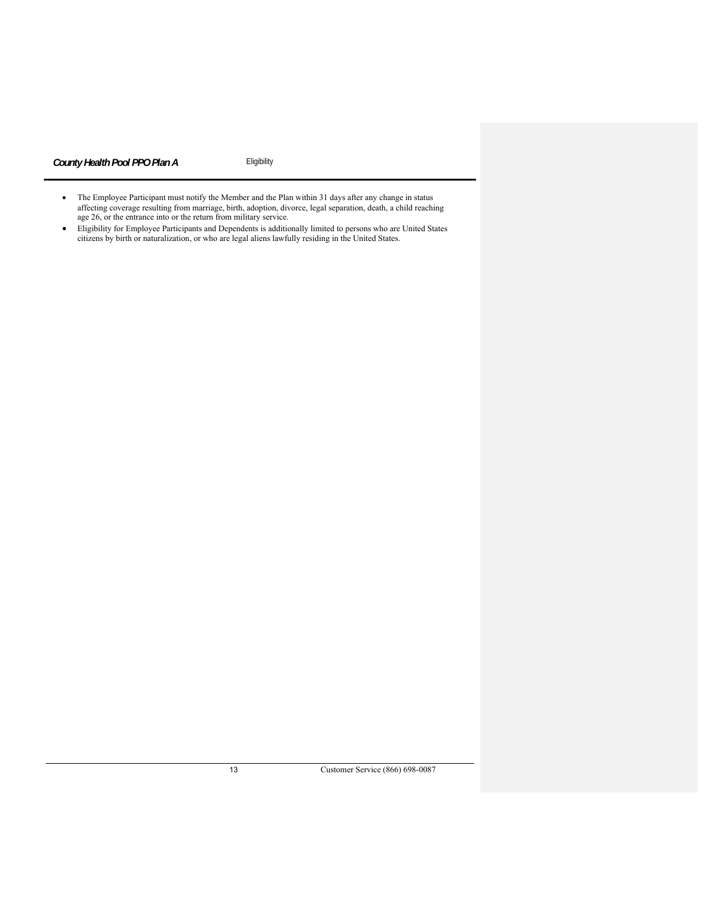- The Employee Participant must notify the Member and the Plan within 31 days after any change in status affecting coverage resulting from marriage, birth, adoption, divorce, legal separation, death, a child reaching age 26, or the entrance into or the return from military service.
- Eligibility for Employee Participants and Dependents is additionally limited to persons who are United States citizens by birth or naturalization, or who are legal aliens lawfully residing in the United States.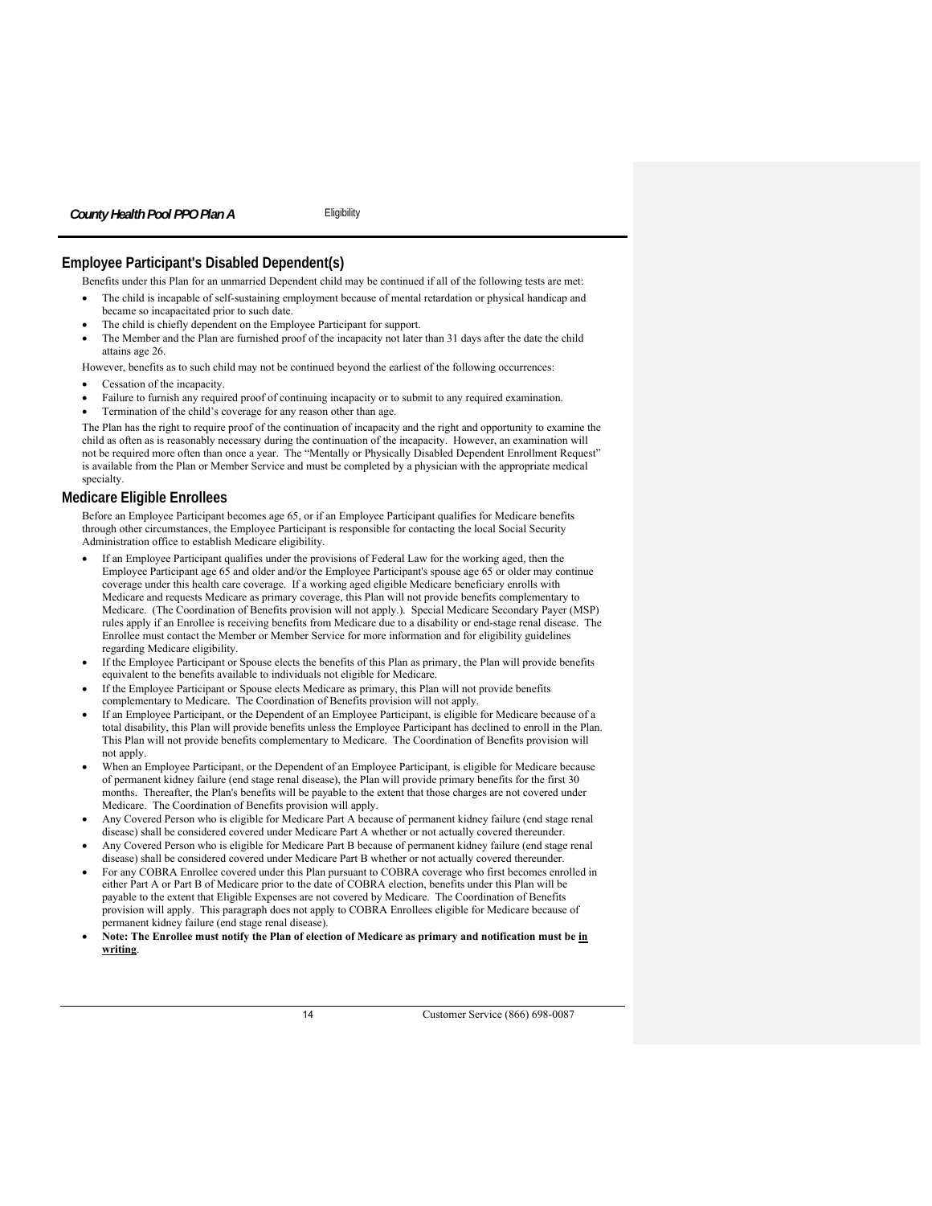## Employee Participant's Disabled Dependent(s)

Benefits under this Plan for an unmarried Dependent child may be continued if all of the following tests are met:

- The child is incapable of self-sustaining employment because of mental retardation or physical handicap and became so incapacitated prior to such date.
- The child is chiefly dependent on the Employee Participant for support.
- The Member and the Plan are furnished proof of the incapacity not later than 31 days after the date the child attains age 26.

However, benefits as to such child may not be continued beyond the earliest of the following occurrences:

- Cessation of the incapacity.
- Failure to furnish any required proof of continuing incapacity or to submit to any required examination.
- Termination of the child's coverage for any reason other than age.

The Plan has the right to require proof of the continuation of incapacity and the right and opportunity to examine the child as often as is reasonably necessary during the continuation of the incapacity. However, an examination will not be required more often than once a year. The "Mentally or Physically Disabled Dependent Enrollment Request" is available from the Plan or Member Service and must be completed by a physician with the appropriate medical specialty.

## Medicare Eligible Enrollees

Before an Employee Participant becomes age 65, or if an Employee Participant qualifies for Medicare benefits through other circumstances, the Employee Participant is responsible for contacting the local Social Security Administration office to establish Medicare eligibility.

- If an Employee Participant qualifies under the provisions of Federal Law for the working aged, then the Employee Participant age 65 and older and/or the Employee Participant's spouse age 65 or older may continue coverage under this health care coverage. If a working aged eligible Medicare beneficiary enrolls with Medicare and requests Medicare as primary coverage, this Plan will not provide benefits complementary to Medicare. (The Coordination of Benefits provision will not apply.). Special Medicare Secondary Payer (MSP) rules apply if an Enrollee is receiving benefits from Medicare due to a disability or end-stage renal disease. The Enrollee must contact the Member or Member Service for more information and for eligibility guidelines regarding Medicare eligibility.
- If the Employee Participant or Spouse elects the benefits of this Plan as primary, the Plan will provide benefits equivalent to the benefits available to individuals not eligible for Medicare.
- If the Employee Participant or Spouse elects Medicare as primary, this Plan will not provide benefits complementary to Medicare. The Coordination of Benefits provision will not apply.
- If an Employee Participant, or the Dependent of an Employee Participant, is eligible for Medicare because of a total disability, this Plan will provide benefits unless the Employee Participant has declined to enroll in the Plan. This Plan will not provide benefits complementary to Medicare. The Coordination of Benefits provision will not apply.
- When an Employee Participant, or the Dependent of an Employee Participant, is eligible for Medicare because of permanent kidney failure (end stage renal disease), the Plan will provide primary benefits for the first 30 months. Thereafter, the Plan's benefits will be payable to the extent that those charges are not covered under Medicare. The Coordination of Benefits provision will apply.
- Any Covered Person who is eligible for Medicare Part A because of permanent kidney failure (end stage renal disease) shall be considered covered under Medicare Part A whether or not actually covered thereunder.
- Any Covered Person who is eligible for Medicare Part B because of permanent kidney failure (end stage renal disease) shall be considered covered under Medicare Part B whether or not actually covered thereunder.
- For any COBRA Enrollee covered under this Plan pursuant to COBRA coverage who first becomes enrolled in either Part A or Part B of Medicare prior to the date of COBRA election, benefits under this Plan will be payable to the extent that Eligible Expenses are not covered by Medicare. The Coordination of Benefits provision will apply. This paragraph does not apply to COBRA Enrollees eligible for Medicare because of permanent kidney failure (end stage renal disease).
- **Note: The Enrollee must notify the Plan of election of Medicare as primary and notification must be <u>in writing</u>.**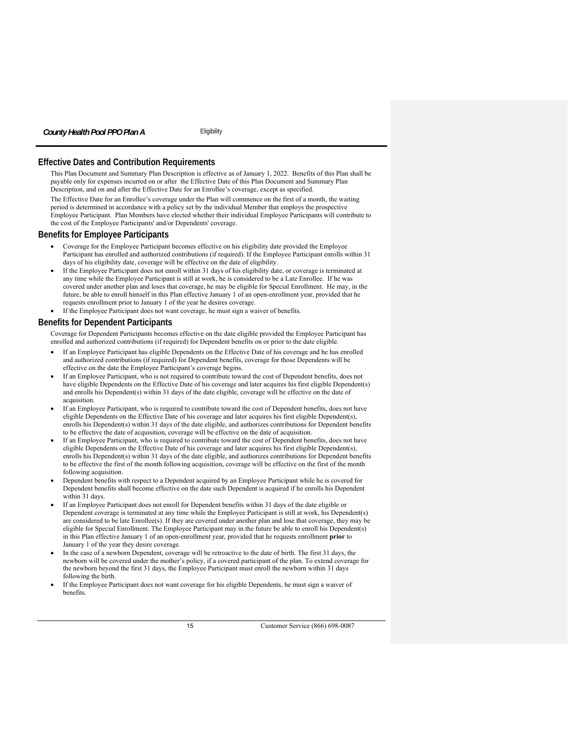## Effective Dates and Contribution Requirements

This Plan Document and Summary Plan Description is effective as of January 1, 2022. Benefits of this Plan shall be payable only for expenses incurred on or after the Effective Date of this Plan Document and Summary Plan Description, and on and after the Effective Date for an Enrollee's coverage, except as specified.

The Effective Date for an Enrollee's coverage under the Plan will commence on the first of a month, the waiting period is determined in accordance with a policy set by the individual Member that employs the prospective Employee Participant. Plan Members have elected whether their individual Employee Participants will contribute to the cost of the Employee Participants' and/or Dependents' coverage.

## Benefits for Employee Participants

- Coverage for the Employee Participant becomes effective on his eligibility date provided the Employee Participant has enrolled and authorized contributions (if required). If the Employee Participant enrolls within 31 days of his eligibility date, coverage will be effective on the date of eligibility.
- If the Employee Participant does not enroll within 31 days of his eligibility date, or coverage is terminated at any time while the Employee Participant is still at work, he is considered to be a Late Enrollee. If he was covered under another plan and loses that coverage, he may be eligible for Special Enrollment. He may, in the future, be able to enroll himself in this Plan effective January 1 of an open-enrollment year, provided that he requests enrollment prior to January 1 of the year he desires coverage.
- If the Employee Participant does not want coverage, he must sign a waiver of benefits.

## Benefits for Dependent Participants

Coverage for Dependent Participants becomes effective on the date eligible provided the Employee Participant has enrolled and authorized contributions (if required) for Dependent benefits on or prior to the date eligible.

- If an Employee Participant has eligible Dependents on the Effective Date of his coverage and he has enrolled and authorized contributions (if required) for Dependent benefits, coverage for those Dependents will be effective on the date the Employee Participant's coverage begins.
- If an Employee Participant, who is not required to contribute toward the cost of Dependent benefits, does not have eligible Dependents on the Effective Date of his coverage and later acquires his first eligible Dependent(s) and enrolls his Dependent(s) within 31 days of the date eligible, coverage will be effective on the date of acquisition.
- If an Employee Participant, who is required to contribute toward the cost of Dependent benefits, does not have eligible Dependents on the Effective Date of his coverage and later acquires his first eligible Dependent(s), enrolls his Dependent(s) within 31 days of the date eligible, and authorizes contributions for Dependent benefits to be effective the date of acquisition, coverage will be effective on the date of acquisition.
- If an Employee Participant, who is required to contribute toward the cost of Dependent benefits, does not have eligible Dependents on the Effective Date of his coverage and later acquires his first eligible Dependent(s), enrolls his Dependent(s) within 31 days of the date eligible, and authorizes contributions for Dependent benefits to be effective the first of the month following acquisition, coverage will be effective on the first of the month following acquisition.
- Dependent benefits with respect to a Dependent acquired by an Employee Participant while he is covered for Dependent benefits shall become effective on the date such Dependent is acquired if he enrolls his Dependent within 31 days.
- If an Employee Participant does not enroll for Dependent benefits within 31 days of the date eligible or Dependent coverage is terminated at any time while the Employee Participant is still at work, his Dependent(s) are considered to be late Enrollee(s). If they are covered under another plan and lose that coverage, they may be eligible for Special Enrollment. The Employee Participant may in the future be able to enroll his Dependent(s) in this Plan effective January 1 of an open-enrollment year, provided that he requests enrollment **prior** to January 1 of the year they desire coverage.
- In the case of a newborn Dependent, coverage will be retroactive to the date of birth. The first 31 days, the newborn will be covered under the mother's policy, if a covered participant of the plan. To extend coverage for the newborn beyond the first 31 days, the Employee Participant must enroll the newborn within 31 days following the birth.
- If the Employee Participant does not want coverage for his eligible Dependents, he must sign a waiver of benefits.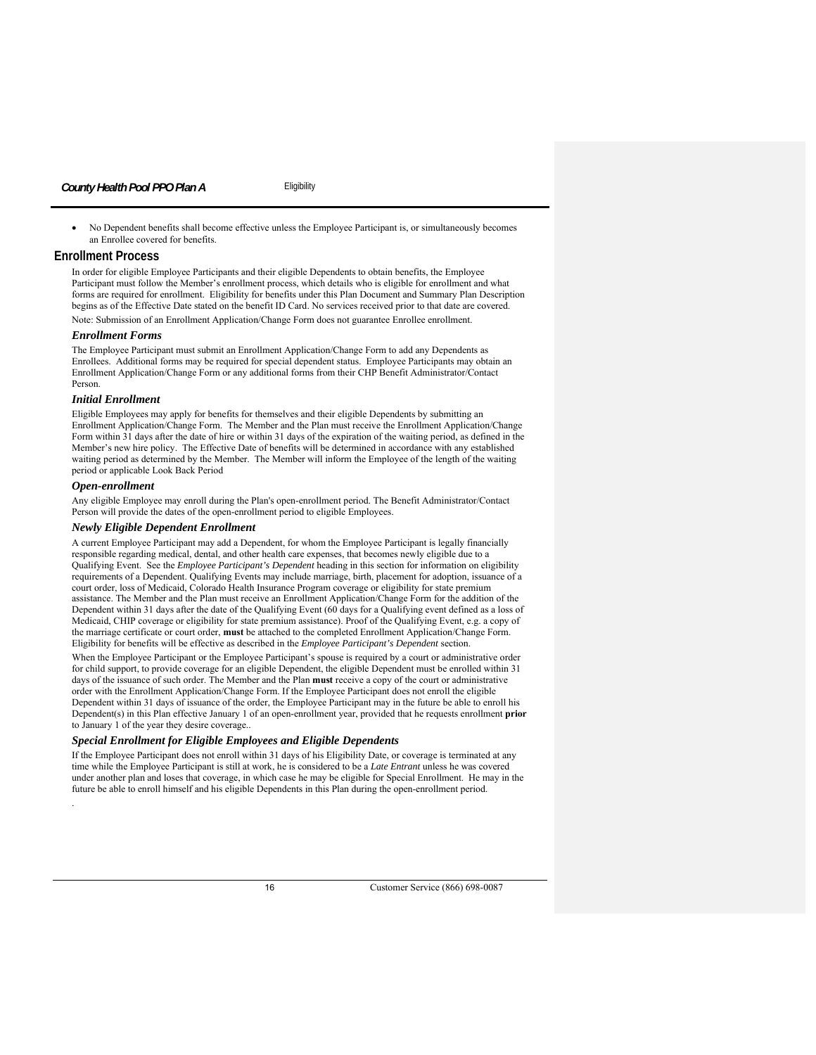- No Dependent benefits shall become effective unless the Employee Participant is, or simultaneously becomes an Enrollee covered for benefits.

## Enrollment Process

In order for eligible Employee Participants and their eligible Dependents to obtain benefits, the Employee Participant must follow the Member's enrollment process, which details who is eligible for enrollment and what forms are required for enrollment. Eligibility for benefits under this Plan Document and Summary Plan Description begins as of the Effective Date stated on the benefit ID Card. No services received prior to that date are covered.

Note: Submission of an Enrollment Application/Change Form does not guarantee Enrollee enrollment.

### *Enrollment Forms*

The Employee Participant must submit an Enrollment Application/Change Form to add any Dependents as Enrollees. Additional forms may be required for special dependent status. Employee Participants may obtain an Enrollment Application/Change Form or any additional forms from their CHP Benefit Administrator/Contact Person.

### *Initial Enrollment*

Eligible Employees may apply for benefits for themselves and their eligible Dependents by submitting an Enrollment Application/Change Form. The Member and the Plan must receive the Enrollment Application/Change Form within 31 days after the date of hire or within 31 days of the expiration of the waiting period, as defined in the Member's new hire policy. The Effective Date of benefits will be determined in accordance with any established waiting period as determined by the Member. The Member will inform the Employee of the length of the waiting period or applicable Look Back Period

### *Open-enrollment*

Any eligible Employee may enroll during the Plan's open-enrollment period. The Benefit Administrator/Contact Person will provide the dates of the open-enrollment period to eligible Employees.

### *Newly Eligible Dependent Enrollment*

A current Employee Participant may add a Dependent, for whom the Employee Participant is legally financially responsible regarding medical, dental, and other health care expenses, that becomes newly eligible due to a Qualifying Event. See the *Employee Participant's Dependent* heading in this section for information on eligibility requirements of a Dependent. Qualifying Events may include marriage, birth, placement for adoption, issuance of a court order, loss of Medicaid, Colorado Health Insurance Program coverage or eligibility for state premium assistance. The Member and the Plan must receive an Enrollment Application/Change Form for the addition of the Dependent within 31 days after the date of the Qualifying Event (60 days for a Qualifying event defined as a loss of Medicaid, CHIP coverage or eligibility for state premium assistance). Proof of the Qualifying Event, e.g. a copy of the marriage certificate or court order, **must** be attached to the completed Enrollment Application/Change Form. Eligibility for benefits will be effective as described in the *Employee Participant's Dependent* section.

When the Employee Participant or the Employee Participant's spouse is required by a court or administrative order for child support, to provide coverage for an eligible Dependent, the eligible Dependent must be enrolled within 31 days of the issuance of such order. The Member and the Plan **must** receive a copy of the court or administrative order with the Enrollment Application/Change Form. If the Employee Participant does not enroll the eligible Dependent within 31 days of issuance of the order, the Employee Participant may in the future be able to enroll his Dependent(s) in this Plan effective January 1 of an open-enrollment year, provided that he requests enrollment **prior** to January 1 of the year they desire coverage..

### *Special Enrollment for Eligible Employees and Eligible Dependents*

If the Employee Participant does not enroll within 31 days of his Eligibility Date, or coverage is terminated at any time while the Employee Participant is still at work, he is considered to be a *Late Entrant* unless he was covered under another plan and loses that coverage, in which case he may be eligible for Special Enrollment. He may in the future be able to enroll himself and his eligible Dependents in this Plan during the open-enrollment period.

.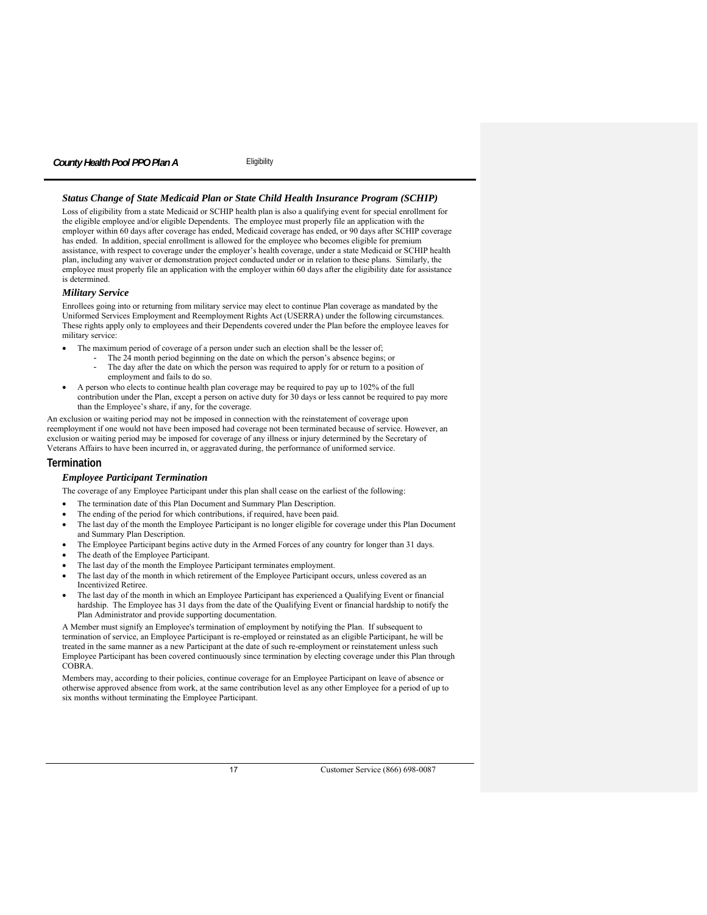### Status Change of State Medicaid Plan or State Child Health Insurance Program (SCHIP)

Loss of eligibility from a state Medicaid or SCHIP health plan is also a qualifying event for special enrollment for the eligible employee and/or eligible Dependents. The employee must properly file an application with the employer within 60 days after coverage has ended, Medicaid coverage has ended, or 90 days after SCHIP coverage has ended. In addition, special enrollment is allowed for the employee who becomes eligible for premium assistance, with respect to coverage under the employer's health coverage, under a state Medicaid or SCHIP health plan, including any waiver or demonstration project conducted under or in relation to these plans. Similarly, the employee must properly file an application with the employer within 60 days after the eligibility date for assistance is determined.

### Military Service

Enrollees going into or returning from military service may elect to continue Plan coverage as mandated by the Uniformed Services Employment and Reemployment Rights Act (USERRA) under the following circumstances. These rights apply only to employees and their Dependents covered under the Plan before the employee leaves for military service:

- The maximum period of coverage of a person under such an election shall be the lesser of;
  - The 24 month period beginning on the date on which the person's absence begins; or
  - The day after the date on which the person was required to apply for or return to a position of employment and fails to do so.
- A person who elects to continue health plan coverage may be required to pay up to 102% of the full contribution under the Plan, except a person on active duty for 30 days or less cannot be required to pay more than the Employee's share, if any, for the coverage.

An exclusion or waiting period may not be imposed in connection with the reinstatement of coverage upon reemployment if one would not have been imposed had coverage not been terminated because of service. However, an exclusion or waiting period may be imposed for coverage of any illness or injury determined by the Secretary of Veterans Affairs to have been incurred in, or aggravated during, the performance of uniformed service.

## Termination

### Employee Participant Termination

The coverage of any Employee Participant under this plan shall cease on the earliest of the following:

- The termination date of this Plan Document and Summary Plan Description.
- The ending of the period for which contributions, if required, have been paid.
- The last day of the month the Employee Participant is no longer eligible for coverage under this Plan Document and Summary Plan Description.
- The Employee Participant begins active duty in the Armed Forces of any country for longer than 31 days.
- The death of the Employee Participant.
- The last day of the month the Employee Participant terminates employment.
- The last day of the month in which retirement of the Employee Participant occurs, unless covered as an Incentivized Retiree.
- The last day of the month in which an Employee Participant has experienced a Qualifying Event or financial hardship. The Employee has 31 days from the date of the Qualifying Event or financial hardship to notify the Plan Administrator and provide supporting documentation.

A Member must signify an Employee's termination of employment by notifying the Plan. If subsequent to termination of service, an Employee Participant is re-employed or reinstated as an eligible Participant, he will be treated in the same manner as a new Participant at the date of such re-employment or reinstatement unless such Employee Participant has been covered continuously since termination by electing coverage under this Plan through COBRA.

Members may, according to their policies, continue coverage for an Employee Participant on leave of absence or otherwise approved absence from work, at the same contribution level as any other Employee for a period of up to six months without terminating the Employee Participant.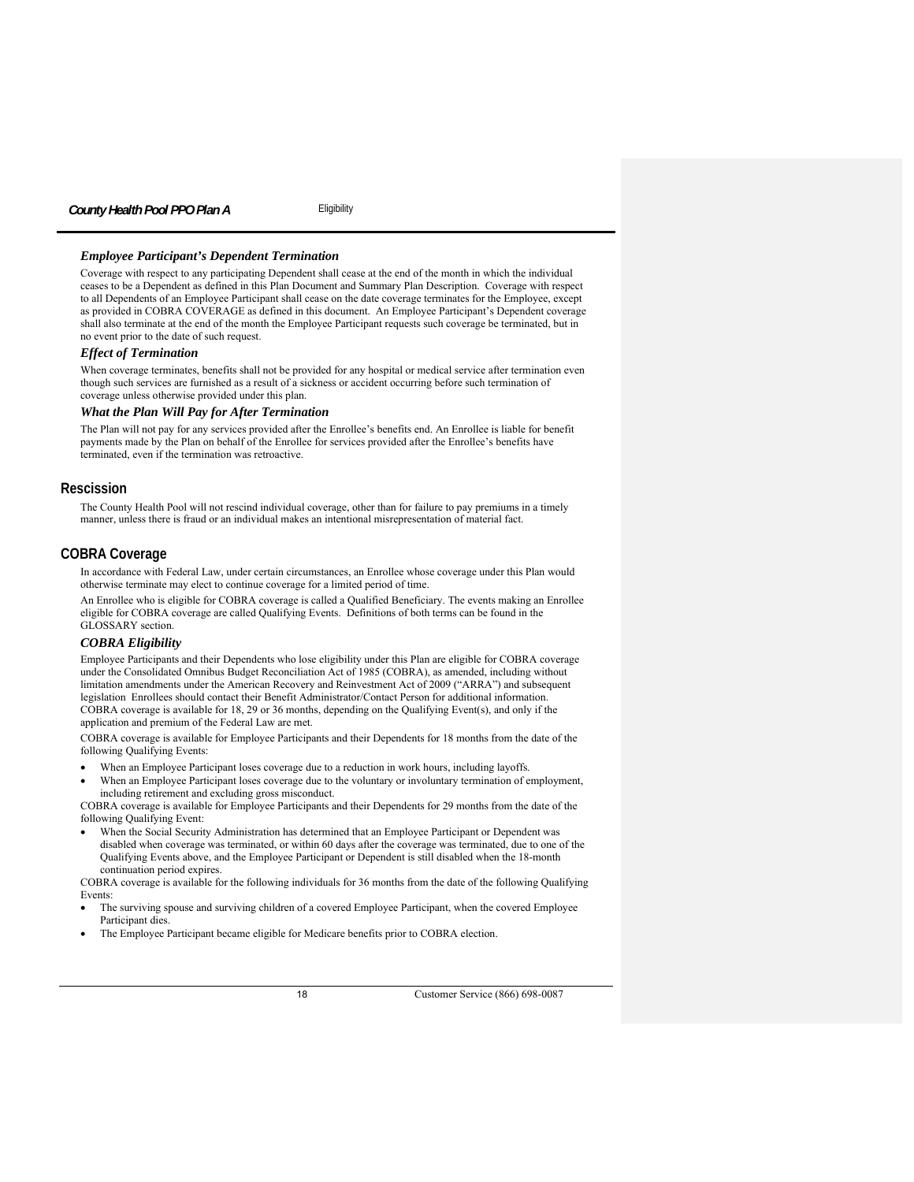### *Employee Participant's Dependent Termination*

Coverage with respect to any participating Dependent shall cease at the end of the month in which the individual ceases to be a Dependent as defined in this Plan Document and Summary Plan Description. Coverage with respect to all Dependents of an Employee Participant shall cease on the date coverage terminates for the Employee, except as provided in COBRA COVERAGE as defined in this document. An Employee Participant's Dependent coverage shall also terminate at the end of the month the Employee Participant requests such coverage be terminated, but in no event prior to the date of such request.

### *Effect of Termination*

When coverage terminates, benefits shall not be provided for any hospital or medical service after termination even though such services are furnished as a result of a sickness or accident occurring before such termination of coverage unless otherwise provided under this plan.

### *What the Plan Will Pay for After Termination*

The Plan will not pay for any services provided after the Enrollee's benefits end. An Enrollee is liable for benefit payments made by the Plan on behalf of the Enrollee for services provided after the Enrollee's benefits have terminated, even if the termination was retroactive.

## Rescission

The County Health Pool will not rescind individual coverage, other than for failure to pay premiums in a timely manner, unless there is fraud or an individual makes an intentional misrepresentation of material fact.

## COBRA Coverage

In accordance with Federal Law, under certain circumstances, an Enrollee whose coverage under this Plan would otherwise terminate may elect to continue coverage for a limited period of time.

An Enrollee who is eligible for COBRA coverage is called a Qualified Beneficiary. The events making an Enrollee eligible for COBRA coverage are called Qualifying Events. Definitions of both terms can be found in the GLOSSARY section.

### *COBRA Eligibility*

Employee Participants and their Dependents who lose eligibility under this Plan are eligible for COBRA coverage under the Consolidated Omnibus Budget Reconciliation Act of 1985 (COBRA), as amended, including without limitation amendments under the American Recovery and Reinvestment Act of 2009 ("ARRA") and subsequent legislation Enrollees should contact their Benefit Administrator/Contact Person for additional information. COBRA coverage is available for 18, 29 or 36 months, depending on the Qualifying Event(s), and only if the application and premium of the Federal Law are met.

COBRA coverage is available for Employee Participants and their Dependents for 18 months from the date of the following Qualifying Events:

- When an Employee Participant loses coverage due to a reduction in work hours, including layoffs.
- When an Employee Participant loses coverage due to the voluntary or involuntary termination of employment, including retirement and excluding gross misconduct.

COBRA coverage is available for Employee Participants and their Dependents for 29 months from the date of the following Qualifying Event:

- When the Social Security Administration has determined that an Employee Participant or Dependent was disabled when coverage was terminated, or within 60 days after the coverage was terminated, due to one of the Qualifying Events above, and the Employee Participant or Dependent is still disabled when the 18-month continuation period expires.

COBRA coverage is available for the following individuals for 36 months from the date of the following Qualifying Events:

- The surviving spouse and surviving children of a covered Employee Participant, when the covered Employee Participant dies.
- The Employee Participant became eligible for Medicare benefits prior to COBRA election.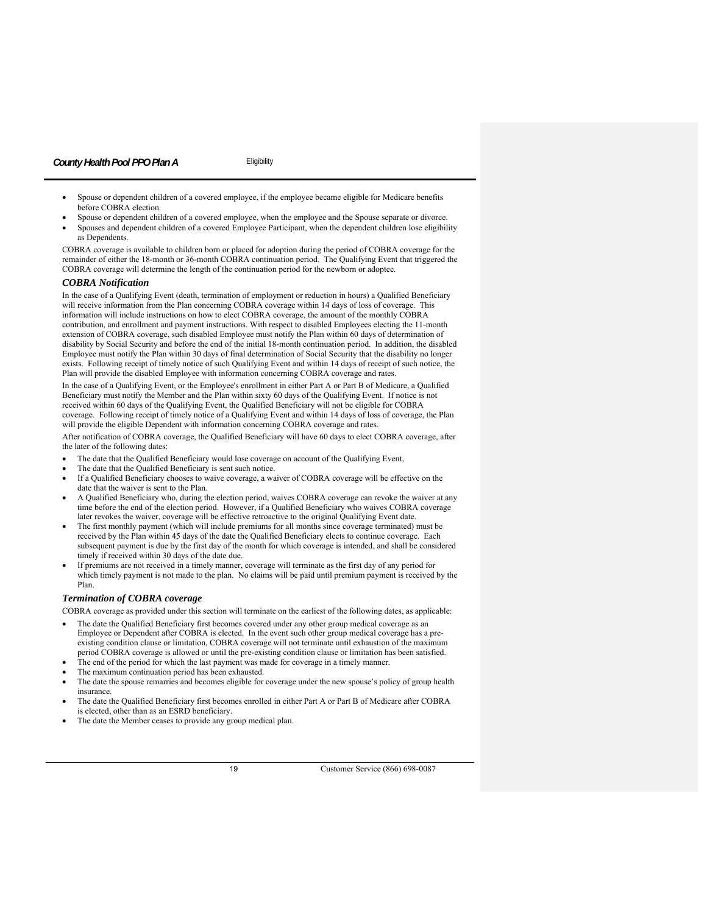- Spouse or dependent children of a covered employee, if the employee became eligible for Medicare benefits before COBRA election.
- Spouse or dependent children of a covered employee, when the employee and the Spouse separate or divorce.
- Spouses and dependent children of a covered Employee Participant, when the dependent children lose eligibility as Dependents.

COBRA coverage is available to children born or placed for adoption during the period of COBRA coverage for the remainder of either the 18-month or 36-month COBRA continuation period. The Qualifying Event that triggered the COBRA coverage will determine the length of the continuation period for the newborn or adoptee.

### *COBRA Notification*

In the case of a Qualifying Event (death, termination of employment or reduction in hours) a Qualified Beneficiary will receive information from the Plan concerning COBRA coverage within 14 days of loss of coverage. This information will include instructions on how to elect COBRA coverage, the amount of the monthly COBRA contribution, and enrollment and payment instructions. With respect to disabled Employees electing the 11-month extension of COBRA coverage, such disabled Employee must notify the Plan within 60 days of determination of disability by Social Security and before the end of the initial 18-month continuation period. In addition, the disabled Employee must notify the Plan within 30 days of final determination of Social Security that the disability no longer exists. Following receipt of timely notice of such Qualifying Event and within 14 days of receipt of such notice, the Plan will provide the disabled Employee with information concerning COBRA coverage and rates.

In the case of a Qualifying Event, or the Employee's enrollment in either Part A or Part B of Medicare, a Qualified Beneficiary must notify the Member and the Plan within sixty 60 days of the Qualifying Event. If notice is not received within 60 days of the Qualifying Event, the Qualified Beneficiary will not be eligible for COBRA coverage. Following receipt of timely notice of a Qualifying Event and within 14 days of loss of coverage, the Plan will provide the eligible Dependent with information concerning COBRA coverage and rates.

After notification of COBRA coverage, the Qualified Beneficiary will have 60 days to elect COBRA coverage, after the later of the following dates:

- The date that the Qualified Beneficiary would lose coverage on account of the Qualifying Event,
- The date that the Qualified Beneficiary is sent such notice.
- If a Qualified Beneficiary chooses to waive coverage, a waiver of COBRA coverage will be effective on the date that the waiver is sent to the Plan.
- A Qualified Beneficiary who, during the election period, waives COBRA coverage can revoke the waiver at any time before the end of the election period. However, if a Qualified Beneficiary who waives COBRA coverage later revokes the waiver, coverage will be effective retroactive to the original Qualifying Event date.
- The first monthly payment (which will include premiums for all months since coverage terminated) must be received by the Plan within 45 days of the date the Qualified Beneficiary elects to continue coverage. Each subsequent payment is due by the first day of the month for which coverage is intended, and shall be considered timely if received within 30 days of the date due.
- If premiums are not received in a timely manner, coverage will terminate as the first day of any period for which timely payment is not made to the plan. No claims will be paid until premium payment is received by the Plan.

### *Termination of COBRA coverage*

COBRA coverage as provided under this section will terminate on the earliest of the following dates, as applicable:

- The date the Qualified Beneficiary first becomes covered under any other group medical coverage as an Employee or Dependent after COBRA is elected. In the event such other group medical coverage has a pre-existing condition clause or limitation, COBRA coverage will not terminate until exhaustion of the maximum period COBRA coverage is allowed or until the pre-existing condition clause or limitation has been satisfied.
- The end of the period for which the last payment was made for coverage in a timely manner.
- The maximum continuation period has been exhausted.
- The date the spouse remarries and becomes eligible for coverage under the new spouse's policy of group health insurance.
- The date the Qualified Beneficiary first becomes enrolled in either Part A or Part B of Medicare after COBRA is elected, other than as an ESRD beneficiary.
- The date the Member ceases to provide any group medical plan.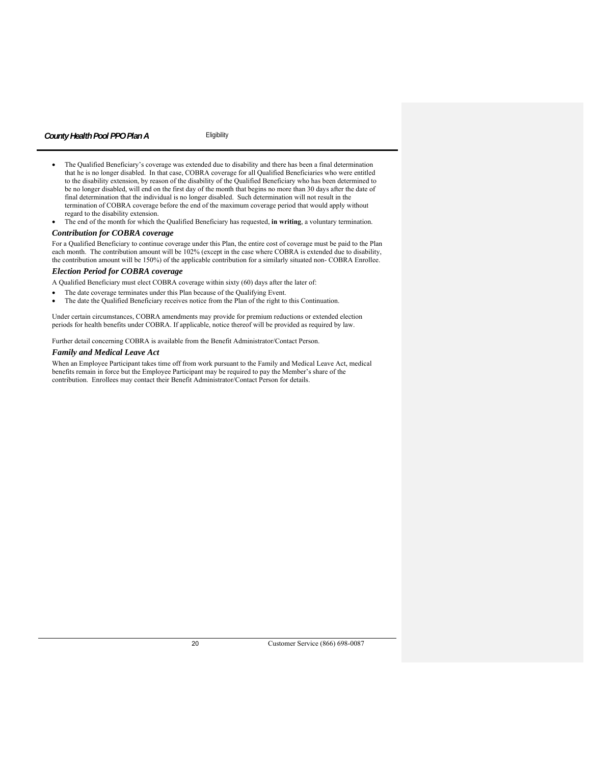- The Qualified Beneficiary's coverage was extended due to disability and there has been a final determination that he is no longer disabled. In that case, COBRA coverage for all Qualified Beneficiaries who were entitled to the disability extension, by reason of the disability of the Qualified Beneficiary who has been determined to be no longer disabled, will end on the first day of the month that begins no more than 30 days after the date of final determination that the individual is no longer disabled. Such determination will not result in the termination of COBRA coverage before the end of the maximum coverage period that would apply without regard to the disability extension.
- The end of the month for which the Qualified Beneficiary has requested, **in writing**, a voluntary termination.

### *Contribution for COBRA coverage*

For a Qualified Beneficiary to continue coverage under this Plan, the entire cost of coverage must be paid to the Plan each month. The contribution amount will be 102% (except in the case where COBRA is extended due to disability, the contribution amount will be 150%) of the applicable contribution for a similarly situated non- COBRA Enrollee.

### *Election Period for COBRA coverage*

A Qualified Beneficiary must elect COBRA coverage within sixty (60) days after the later of:

- The date coverage terminates under this Plan because of the Qualifying Event.
- The date the Qualified Beneficiary receives notice from the Plan of the right to this Continuation.

Under certain circumstances, COBRA amendments may provide for premium reductions or extended election periods for health benefits under COBRA. If applicable, notice thereof will be provided as required by law.

Further detail concerning COBRA is available from the Benefit Administrator/Contact Person.

### *Family and Medical Leave Act*

When an Employee Participant takes time off from work pursuant to the Family and Medical Leave Act, medical benefits remain in force but the Employee Participant may be required to pay the Member's share of the contribution. Enrollees may contact their Benefit Administrator/Contact Person for details.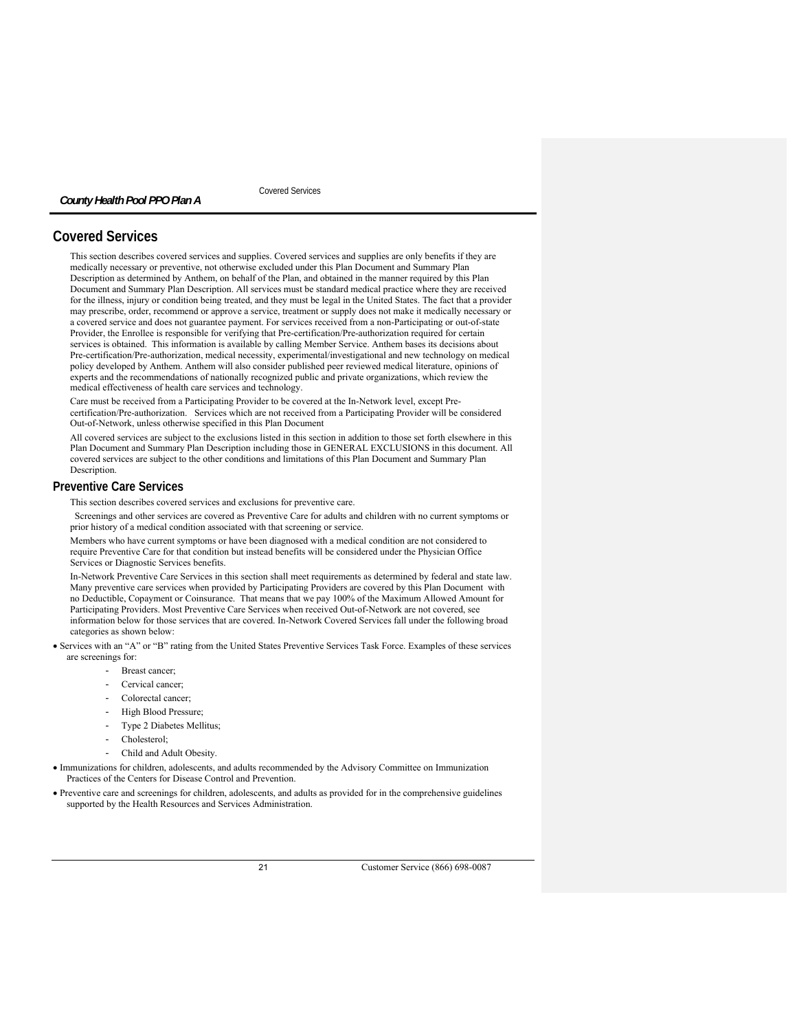# Covered Services

This section describes covered services and supplies. Covered services and supplies are only benefits if they are medically necessary or preventive, not otherwise excluded under this Plan Document and Summary Plan Description as determined by Anthem, on behalf of the Plan, and obtained in the manner required by this Plan Document and Summary Plan Description. All services must be standard medical practice where they are received for the illness, injury or condition being treated, and they must be legal in the United States. The fact that a provider may prescribe, order, recommend or approve a service, treatment or supply does not make it medically necessary or a covered service and does not guarantee payment. For services received from a non-Participating or out-of-state Provider, the Enrollee is responsible for verifying that Pre-certification/Pre-authorization required for certain services is obtained. This information is available by calling Member Service. Anthem bases its decisions about Pre-certification/Pre-authorization, medical necessity, experimental/investigational and new technology on medical policy developed by Anthem. Anthem will also consider published peer reviewed medical literature, opinions of experts and the recommendations of nationally recognized public and private organizations, which review the medical effectiveness of health care services and technology.

Care must be received from a Participating Provider to be covered at the In-Network level, except Pre-certification/Pre-authorization. Services which are not received from a Participating Provider will be considered Out-of-Network, unless otherwise specified in this Plan Document

All covered services are subject to the exclusions listed in this section in addition to those set forth elsewhere in this Plan Document and Summary Plan Description including those in GENERAL EXCLUSIONS in this document. All covered services are subject to the other conditions and limitations of this Plan Document and Summary Plan Description.

## Preventive Care Services

This section describes covered services and exclusions for preventive care.

Screenings and other services are covered as Preventive Care for adults and children with no current symptoms or prior history of a medical condition associated with that screening or service.

Members who have current symptoms or have been diagnosed with a medical condition are not considered to require Preventive Care for that condition but instead benefits will be considered under the Physician Office Services or Diagnostic Services benefits.

In-Network Preventive Care Services in this section shall meet requirements as determined by federal and state law. Many preventive care services when provided by Participating Providers are covered by this Plan Document with no Deductible, Copayment or Coinsurance. That means that we pay 100% of the Maximum Allowed Amount for Participating Providers. Most Preventive Care Services when received Out-of-Network are not covered, see information below for those services that are covered. In-Network Covered Services fall under the following broad categories as shown below:

- Services with an "A" or "B" rating from the United States Preventive Services Task Force. Examples of these services are screenings for:
  - Breast cancer;
  - Cervical cancer;
  - Colorectal cancer;
  - High Blood Pressure;
  - Type 2 Diabetes Mellitus;
  - Cholesterol;
  - Child and Adult Obesity.
- Immunizations for children, adolescents, and adults recommended by the Advisory Committee on Immunization Practices of the Centers for Disease Control and Prevention.
- Preventive care and screenings for children, adolescents, and adults as provided for in the comprehensive guidelines supported by the Health Resources and Services Administration.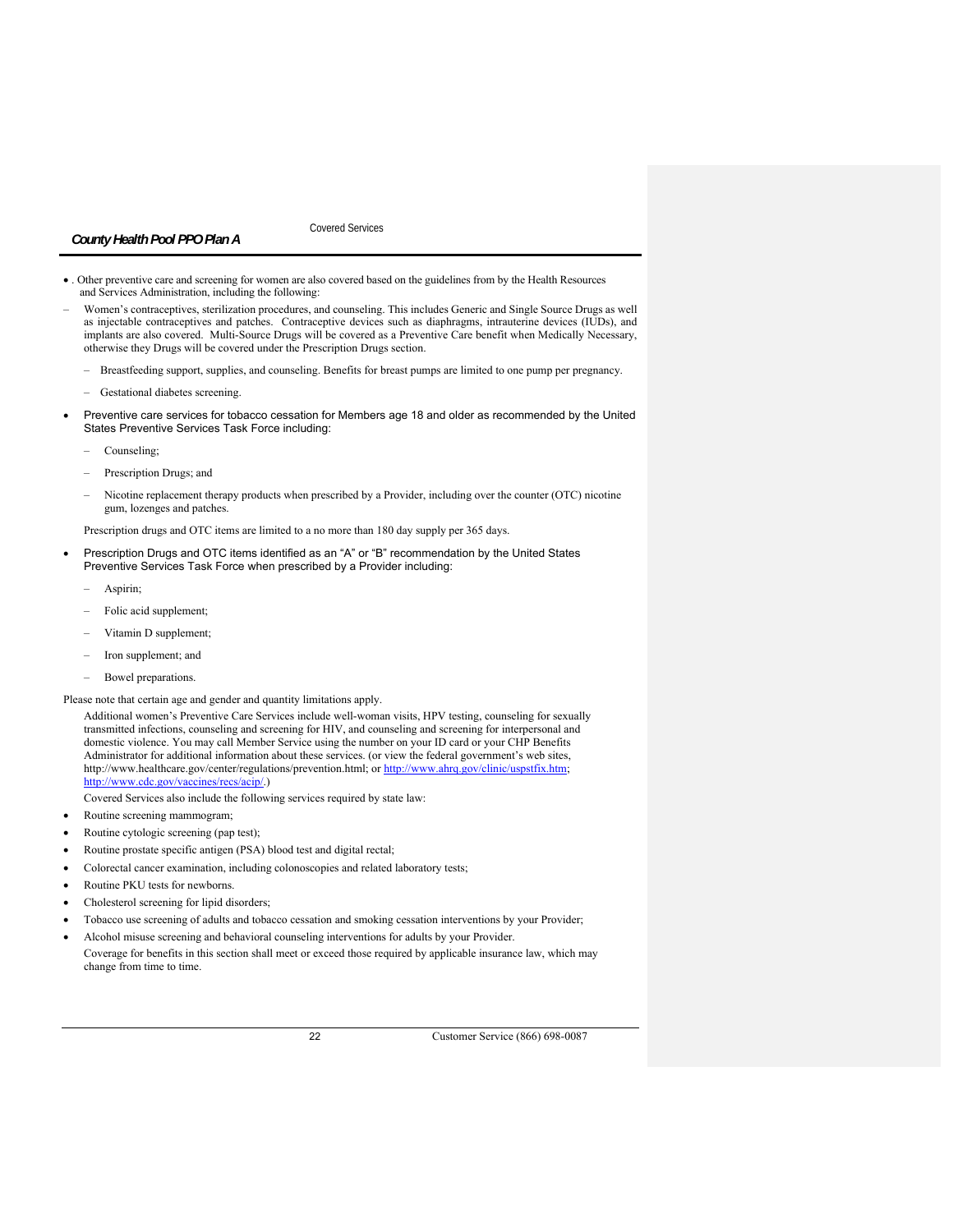- . Other preventive care and screening for women are also covered based on the guidelines from by the Health Resources and Services Administration, including the following:
  - Women's contraceptives, sterilization procedures, and counseling. This includes Generic and Single Source Drugs as well as injectable contraceptives and patches. Contraceptive devices such as diaphragms, intrauterine devices (IUDs), and implants are also covered. Multi-Source Drugs will be covered as a Preventive Care benefit when Medically Necessary, otherwise they Drugs will be covered under the Prescription Drugs section.
  - Breastfeeding support, supplies, and counseling. Benefits for breast pumps are limited to one pump per pregnancy.
  - Gestational diabetes screening.
- Preventive care services for tobacco cessation for Members age 18 and older as recommended by the United States Preventive Services Task Force including:
  - Counseling;
  - Prescription Drugs; and
  - Nicotine replacement therapy products when prescribed by a Provider, including over the counter (OTC) nicotine gum, lozenges and patches.

  Prescription drugs and OTC items are limited to a no more than 180 day supply per 365 days.
- Prescription Drugs and OTC items identified as an "A" or "B" recommendation by the United States Preventive Services Task Force when prescribed by a Provider including:
  - Aspirin;
  - Folic acid supplement;
  - Vitamin D supplement;
  - Iron supplement; and
  - Bowel preparations.

Please note that certain age and gender and quantity limitations apply.

Additional women's Preventive Care Services include well-woman visits, HPV testing, counseling for sexually transmitted infections, counseling and screening for HIV, and counseling and screening for interpersonal and domestic violence. You may call Member Service using the number on your ID card or your CHP Benefits Administrator for additional information about these services. (or view the federal government's web sites, http://www.healthcare.gov/center/regulations/prevention.html; or http://www.ahrq.gov/clinic/uspstfix.htm; http://www.cdc.gov/vaccines/recs/acip/.)

Covered Services also include the following services required by state law:

- Routine screening mammogram;
- Routine cytologic screening (pap test);
- Routine prostate specific antigen (PSA) blood test and digital rectal;
- Colorectal cancer examination, including colonoscopies and related laboratory tests;
- Routine PKU tests for newborns.
- Cholesterol screening for lipid disorders;
- Tobacco use screening of adults and tobacco cessation and smoking cessation interventions by your Provider;
- Alcohol misuse screening and behavioral counseling interventions for adults by your Provider.

Coverage for benefits in this section shall meet or exceed those required by applicable insurance law, which may change from time to time.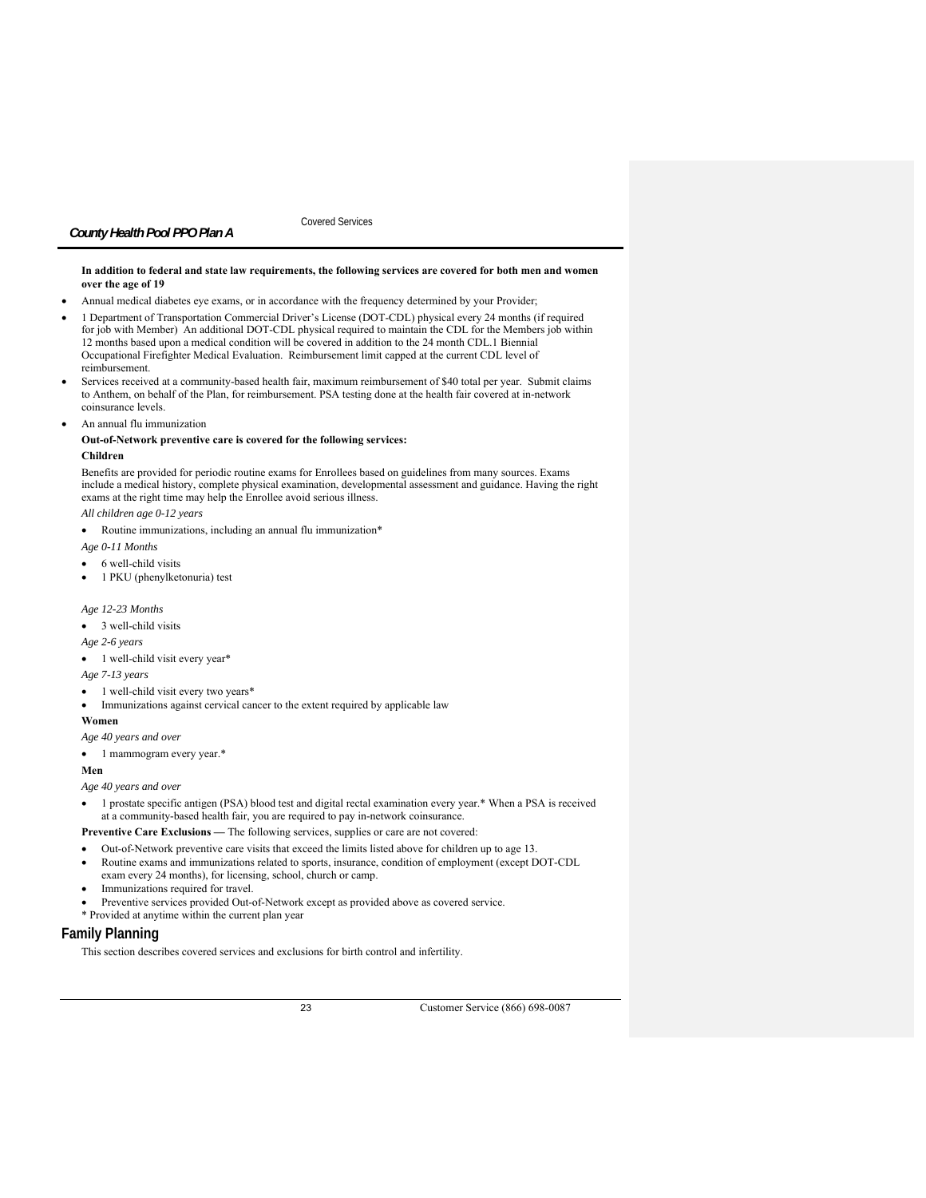**In addition to federal and state law requirements, the following services are covered for both men and women over the age of 19**

- Annual medical diabetes eye exams, or in accordance with the frequency determined by your Provider;
- 1 Department of Transportation Commercial Driver's License (DOT-CDL) physical every 24 months (if required for job with Member) An additional DOT-CDL physical required to maintain the CDL for the Members job within 12 months based upon a medical condition will be covered in addition to the 24 month CDL.1 Biennial Occupational Firefighter Medical Evaluation. Reimbursement limit capped at the current CDL level of reimbursement.
- Services received at a community-based health fair, maximum reimbursement of $40 total per year. Submit claims to Anthem, on behalf of the Plan, for reimbursement. PSA testing done at the health fair covered at in-network coinsurance levels.
- An annual flu immunization

**Out-of-Network preventive care is covered for the following services:**

**Children**

Benefits are provided for periodic routine exams for Enrollees based on guidelines from many sources. Exams include a medical history, complete physical examination, developmental assessment and guidance. Having the right exams at the right time may help the Enrollee avoid serious illness.

*All children age 0-12 years*

- Routine immunizations, including an annual flu immunization*

*Age 0-11 Months*

- 6 well-child visits
- 1 PKU (phenylketonuria) test

*Age 12-23 Months*

- 3 well-child visits

*Age 2-6 years*

- 1 well-child visit every year*

*Age 7-13 years*

- 1 well-child visit every two years*
- Immunizations against cervical cancer to the extent required by applicable law

**Women**

*Age 40 years and over*

- 1 mammogram every year.*

**Men**

*Age 40 years and over*

- 1 prostate specific antigen (PSA) blood test and digital rectal examination every year.* When a PSA is received at a community-based health fair, you are required to pay in-network coinsurance.

**Preventive Care Exclusions —** The following services, supplies or care are not covered:

- Out-of-Network preventive care visits that exceed the limits listed above for children up to age 13.
- Routine exams and immunizations related to sports, insurance, condition of employment (except DOT-CDL exam every 24 months), for licensing, school, church or camp.
- Immunizations required for travel.
- Preventive services provided Out-of-Network except as provided above as covered service.

* Provided at anytime within the current plan year

## Family Planning

This section describes covered services and exclusions for birth control and infertility.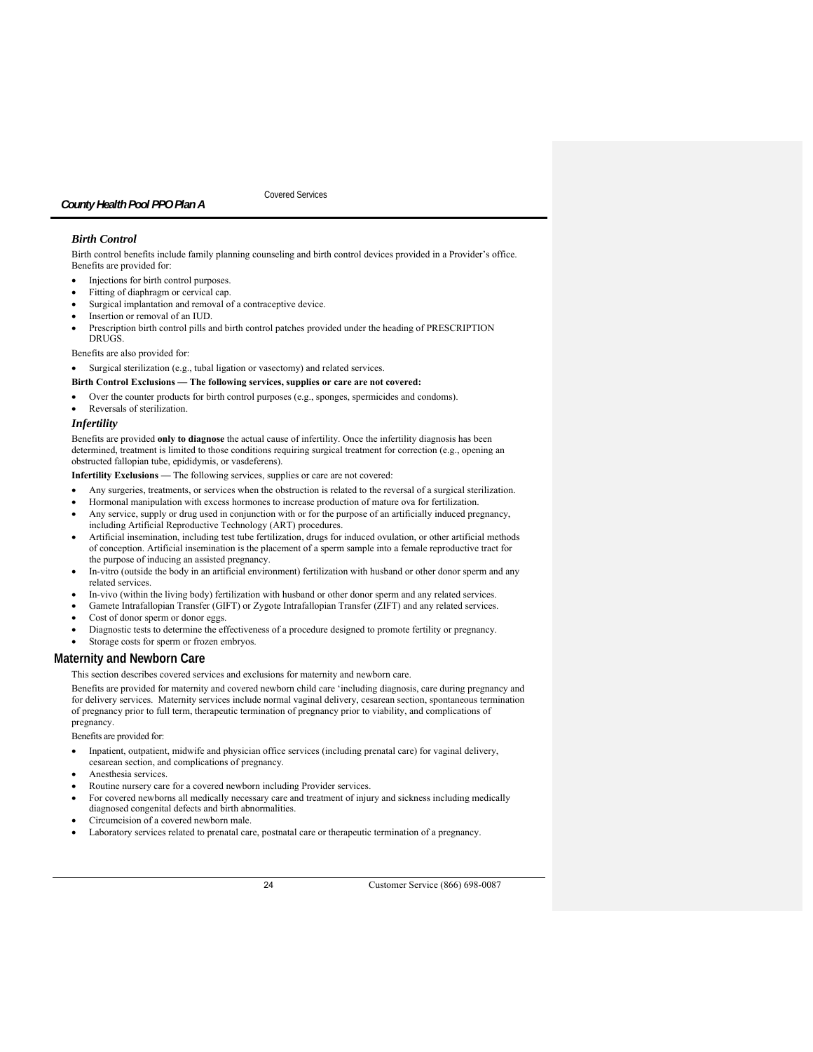### *Birth Control*

Birth control benefits include family planning counseling and birth control devices provided in a Provider's office. Benefits are provided for:

- Injections for birth control purposes.
- Fitting of diaphragm or cervical cap.
- Surgical implantation and removal of a contraceptive device.
- Insertion or removal of an IUD.
- Prescription birth control pills and birth control patches provided under the heading of PRESCRIPTION DRUGS.

Benefits are also provided for:

- Surgical sterilization (e.g., tubal ligation or vasectomy) and related services.

**Birth Control Exclusions — The following services, supplies or care are not covered:**

- Over the counter products for birth control purposes (e.g., sponges, spermicides and condoms).
- Reversals of sterilization.

### *Infertility*

Benefits are provided **only to diagnose** the actual cause of infertility. Once the infertility diagnosis has been determined, treatment is limited to those conditions requiring surgical treatment for correction (e.g., opening an obstructed fallopian tube, epididymis, or vasdeferens).

**Infertility Exclusions —** The following services, supplies or care are not covered:

- Any surgeries, treatments, or services when the obstruction is related to the reversal of a surgical sterilization.
- Hormonal manipulation with excess hormones to increase production of mature ova for fertilization.
- Any service, supply or drug used in conjunction with or for the purpose of an artificially induced pregnancy, including Artificial Reproductive Technology (ART) procedures.
- Artificial insemination, including test tube fertilization, drugs for induced ovulation, or other artificial methods of conception. Artificial insemination is the placement of a sperm sample into a female reproductive tract for the purpose of inducing an assisted pregnancy.
- In-vitro (outside the body in an artificial environment) fertilization with husband or other donor sperm and any related services.
- In-vivo (within the living body) fertilization with husband or other donor sperm and any related services.
- Gamete Intrafallopian Transfer (GIFT) or Zygote Intrafallopian Transfer (ZIFT) and any related services.
- Cost of donor sperm or donor eggs.
- Diagnostic tests to determine the effectiveness of a procedure designed to promote fertility or pregnancy.
- Storage costs for sperm or frozen embryos.

## Maternity and Newborn Care

This section describes covered services and exclusions for maternity and newborn care.

Benefits are provided for maternity and covered newborn child care 'including diagnosis, care during pregnancy and for delivery services. Maternity services include normal vaginal delivery, cesarean section, spontaneous termination of pregnancy prior to full term, therapeutic termination of pregnancy prior to viability, and complications of pregnancy.

Benefits are provided for:

- Inpatient, outpatient, midwife and physician office services (including prenatal care) for vaginal delivery, cesarean section, and complications of pregnancy.
- Anesthesia services.
- Routine nursery care for a covered newborn including Provider services.
- For covered newborns all medically necessary care and treatment of injury and sickness including medically diagnosed congenital defects and birth abnormalities.
- Circumcision of a covered newborn male.
- Laboratory services related to prenatal care, postnatal care or therapeutic termination of a pregnancy.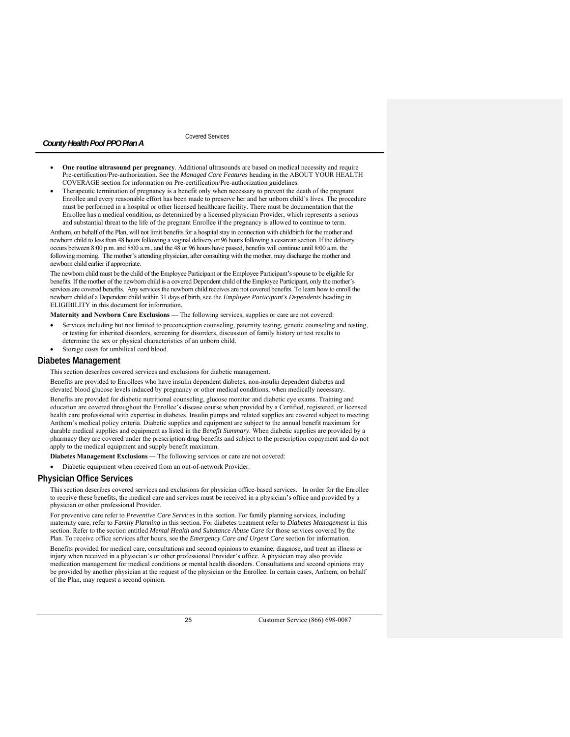- **One routine ultrasound per pregnancy**. Additional ultrasounds are based on medical necessity and require Pre-certification/Pre-authorization. See the *Managed Care Features* heading in the ABOUT YOUR HEALTH COVERAGE section for information on Pre-certification/Pre-authorization guidelines.
- Therapeutic termination of pregnancy is a benefit only when necessary to prevent the death of the pregnant Enrollee and every reasonable effort has been made to preserve her and her unborn child's lives. The procedure must be performed in a hospital or other licensed healthcare facility. There must be documentation that the Enrollee has a medical condition, as determined by a licensed physician Provider, which represents a serious and substantial threat to the life of the pregnant Enrollee if the pregnancy is allowed to continue to term.

Anthem, on behalf of the Plan, will not limit benefits for a hospital stay in connection with childbirth for the mother and newborn child to less than 48 hours following a vaginal delivery or 96 hours following a cesarean section. If the delivery occurs between 8:00 p.m. and 8:00 a.m., and the 48 or 96 hours have passed, benefits will continue until 8:00 a.m. the following morning. The mother's attending physician, after consulting with the mother, may discharge the mother and newborn child earlier if appropriate.

The newborn child must be the child of the Employee Participant or the Employee Participant's spouse to be eligible for benefits. If the mother of the newborn child is a covered Dependent child of the Employee Participant, only the mother's services are covered benefits. Any services the newborn child receives are not covered benefits. To learn how to enroll the newborn child of a Dependent child within 31 days of birth, see the *Employee Participant's Dependents* heading in ELIGIBILITY in this document for information.

**Maternity and Newborn Care Exclusions —** The following services, supplies or care are not covered:

- Services including but not limited to preconception counseling, paternity testing, genetic counseling and testing, or testing for inherited disorders, screening for disorders, discussion of family history or test results to determine the sex or physical characteristics of an unborn child.
- Storage costs for umbilical cord blood.

## Diabetes Management

This section describes covered services and exclusions for diabetic management.

Benefits are provided to Enrollees who have insulin dependent diabetes, non-insulin dependent diabetes and elevated blood glucose levels induced by pregnancy or other medical conditions, when medically necessary.

Benefits are provided for diabetic nutritional counseling, glucose monitor and diabetic eye exams. Training and education are covered throughout the Enrollee's disease course when provided by a Certified, registered, or licensed health care professional with expertise in diabetes. Insulin pumps and related supplies are covered subject to meeting Anthem's medical policy criteria. Diabetic supplies and equipment are subject to the annual benefit maximum for durable medical supplies and equipment as listed in the *Benefit Summary*. When diabetic supplies are provided by a pharmacy they are covered under the prescription drug benefits and subject to the prescription copayment and do not apply to the medical equipment and supply benefit maximum.

**Diabetes Management Exclusions** — The following services or care are not covered:

- Diabetic equipment when received from an out-of-network Provider.

## Physician Office Services

This section describes covered services and exclusions for physician office-based services. In order for the Enrollee to receive these benefits, the medical care and services must be received in a physician's office and provided by a physician or other professional Provider.

For preventive care refer to *Preventive Care Services* in this section. For family planning services, including maternity care, refer to *Family Planning* in this section. For diabetes treatment refer to *Diabetes Management* in this section. Refer to the section entitled *Mental Health and Substance Abuse Care* for those services covered by the Plan. To receive office services after hours, see the *Emergency Care and Urgent Care* section for information.

Benefits provided for medical care, consultations and second opinions to examine, diagnose, and treat an illness or injury when received in a physician's or other professional Provider's office. A physician may also provide medication management for medical conditions or mental health disorders. Consultations and second opinions may be provided by another physician at the request of the physician or the Enrollee. In certain cases, Anthem, on behalf of the Plan, may request a second opinion.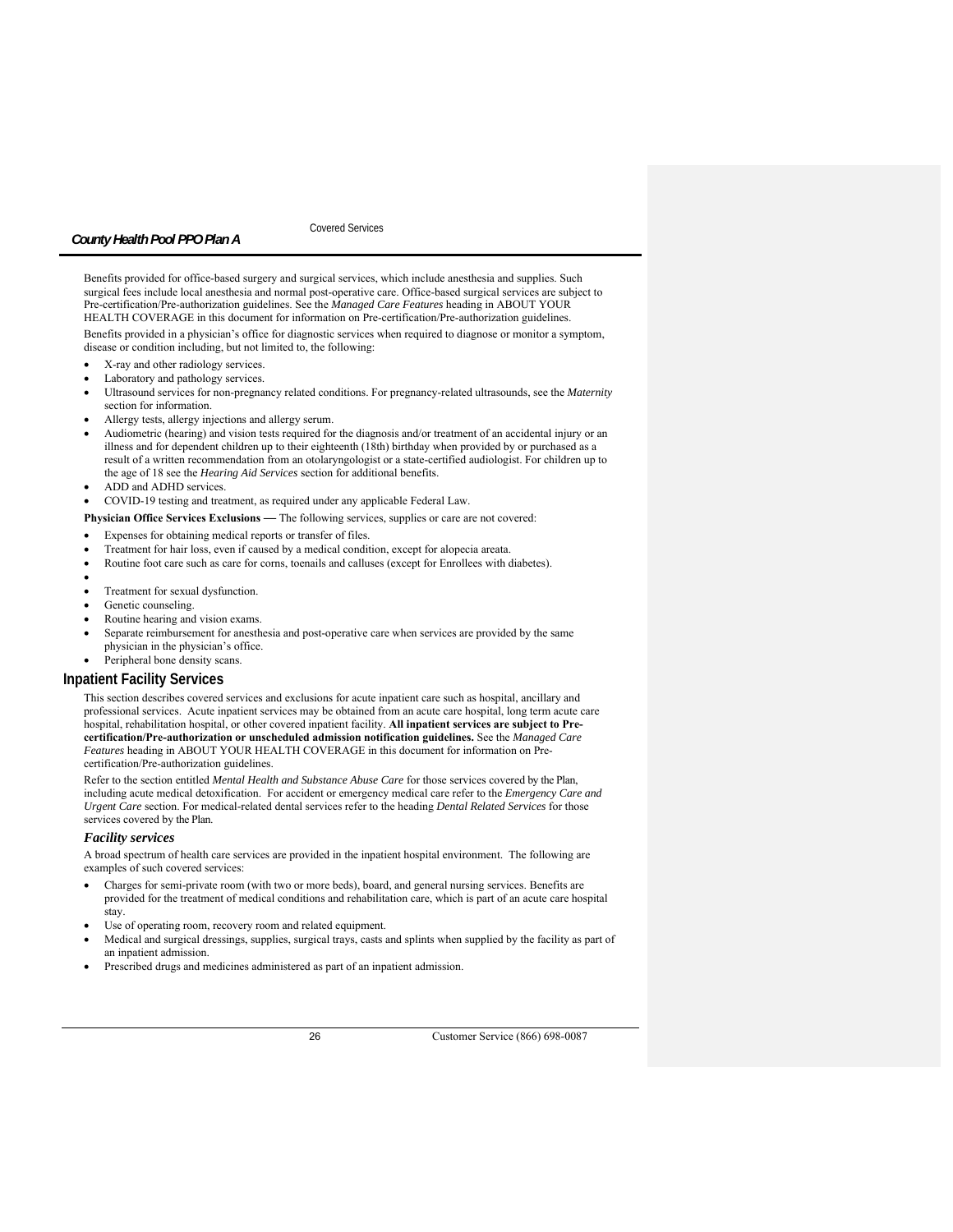Benefits provided for office-based surgery and surgical services, which include anesthesia and supplies. Such surgical fees include local anesthesia and normal post-operative care. Office-based surgical services are subject to Pre-certification/Pre-authorization guidelines. See the *Managed Care Features* heading in ABOUT YOUR HEALTH COVERAGE in this document for information on Pre-certification/Pre-authorization guidelines.

Benefits provided in a physician's office for diagnostic services when required to diagnose or monitor a symptom, disease or condition including, but not limited to, the following:

- X-ray and other radiology services.
- Laboratory and pathology services.
- Ultrasound services for non-pregnancy related conditions. For pregnancy-related ultrasounds, see the *Maternity* section for information.
- Allergy tests, allergy injections and allergy serum.
- Audiometric (hearing) and vision tests required for the diagnosis and/or treatment of an accidental injury or an illness and for dependent children up to their eighteenth (18th) birthday when provided by or purchased as a result of a written recommendation from an otolaryngologist or a state-certified audiologist. For children up to the age of 18 see the *Hearing Aid Services* section for additional benefits.
- ADD and ADHD services.
- COVID-19 testing and treatment, as required under any applicable Federal Law.

**Physician Office Services Exclusions —** The following services, supplies or care are not covered:

- Expenses for obtaining medical reports or transfer of files.
- Treatment for hair loss, even if caused by a medical condition, except for alopecia areata.
- Routine foot care such as care for corns, toenails and calluses (except for Enrollees with diabetes).
- 
- Treatment for sexual dysfunction.
- Genetic counseling.
- Routine hearing and vision exams.
- Separate reimbursement for anesthesia and post-operative care when services are provided by the same physician in the physician's office.
- Peripheral bone density scans.

## Inpatient Facility Services

This section describes covered services and exclusions for acute inpatient care such as hospital, ancillary and professional services. Acute inpatient services may be obtained from an acute care hospital, long term acute care hospital, rehabilitation hospital, or other covered inpatient facility. **All inpatient services are subject to Pre-certification/Pre-authorization or unscheduled admission notification guidelines.** See the *Managed Care Features* heading in ABOUT YOUR HEALTH COVERAGE in this document for information on Pre-certification/Pre-authorization guidelines.

Refer to the section entitled *Mental Health and Substance Abuse Care* for those services covered by the Plan, including acute medical detoxification. For accident or emergency medical care refer to the *Emergency Care and Urgent Care* section. For medical-related dental services refer to the heading *Dental Related Services* for those services covered by the Plan.

### *Facility services*

A broad spectrum of health care services are provided in the inpatient hospital environment. The following are examples of such covered services:

- Charges for semi-private room (with two or more beds), board, and general nursing services. Benefits are provided for the treatment of medical conditions and rehabilitation care, which is part of an acute care hospital stay.
- Use of operating room, recovery room and related equipment.
- Medical and surgical dressings, supplies, surgical trays, casts and splints when supplied by the facility as part of an inpatient admission.
- Prescribed drugs and medicines administered as part of an inpatient admission.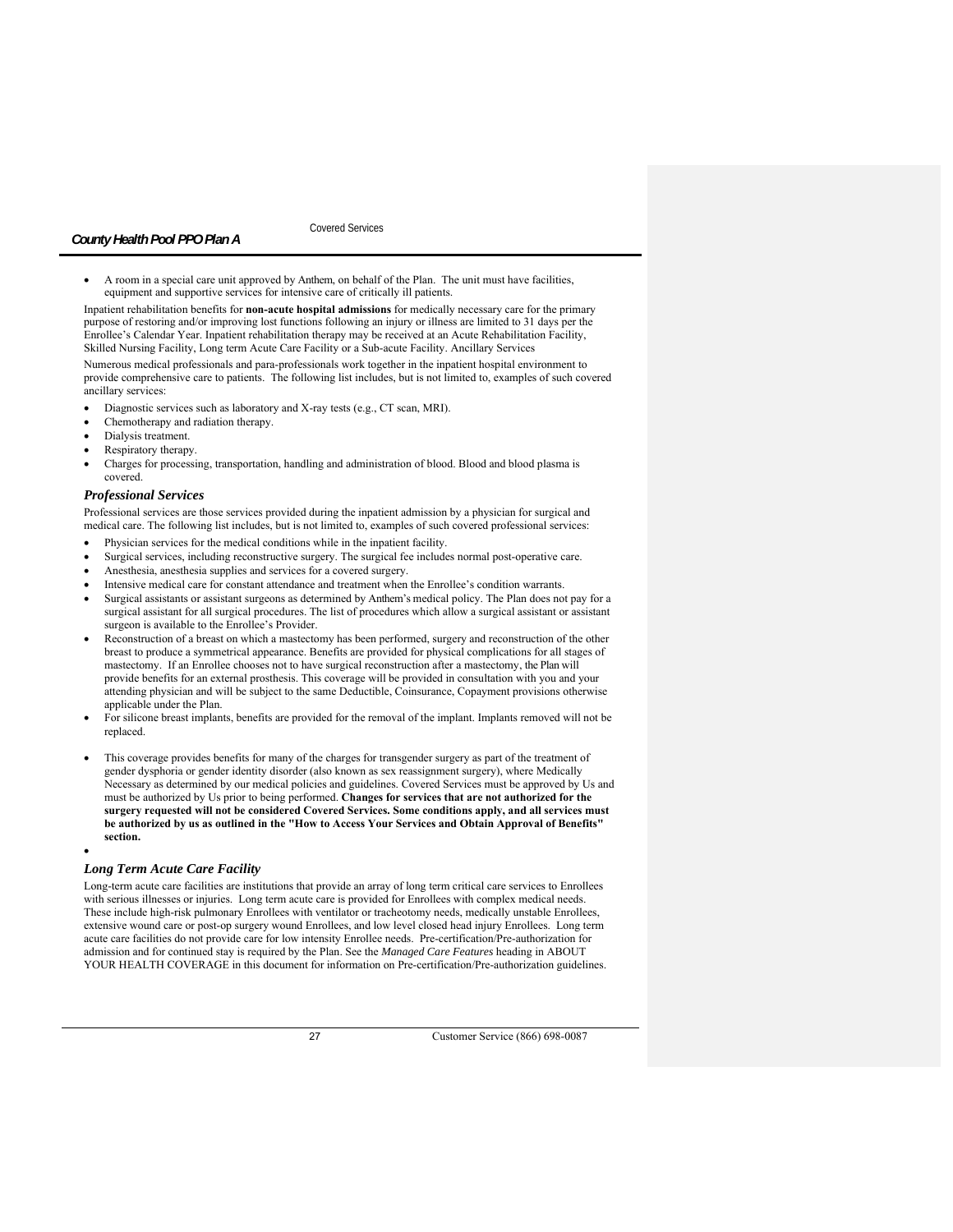- A room in a special care unit approved by Anthem, on behalf of the Plan. The unit must have facilities, equipment and supportive services for intensive care of critically ill patients.

Inpatient rehabilitation benefits for **non-acute hospital admissions** for medically necessary care for the primary purpose of restoring and/or improving lost functions following an injury or illness are limited to 31 days per the Enrollee's Calendar Year. Inpatient rehabilitation therapy may be received at an Acute Rehabilitation Facility, Skilled Nursing Facility, Long term Acute Care Facility or a Sub-acute Facility. Ancillary Services

Numerous medical professionals and para-professionals work together in the inpatient hospital environment to provide comprehensive care to patients. The following list includes, but is not limited to, examples of such covered ancillary services:

- Diagnostic services such as laboratory and X-ray tests (e.g., CT scan, MRI).
- Chemotherapy and radiation therapy.
- Dialysis treatment.
- Respiratory therapy.
- Charges for processing, transportation, handling and administration of blood. Blood and blood plasma is covered.

### *Professional Services*

Professional services are those services provided during the inpatient admission by a physician for surgical and medical care. The following list includes, but is not limited to, examples of such covered professional services:

- Physician services for the medical conditions while in the inpatient facility.
- Surgical services, including reconstructive surgery. The surgical fee includes normal post-operative care.
- Anesthesia, anesthesia supplies and services for a covered surgery.
- Intensive medical care for constant attendance and treatment when the Enrollee's condition warrants.
- Surgical assistants or assistant surgeons as determined by Anthem's medical policy. The Plan does not pay for a surgical assistant for all surgical procedures. The list of procedures which allow a surgical assistant or assistant surgeon is available to the Enrollee's Provider.
- Reconstruction of a breast on which a mastectomy has been performed, surgery and reconstruction of the other breast to produce a symmetrical appearance. Benefits are provided for physical complications for all stages of mastectomy. If an Enrollee chooses not to have surgical reconstruction after a mastectomy, the Plan will provide benefits for an external prosthesis. This coverage will be provided in consultation with you and your attending physician and will be subject to the same Deductible, Coinsurance, Copayment provisions otherwise applicable under the Plan.
- For silicone breast implants, benefits are provided for the removal of the implant. Implants removed will not be replaced.
- This coverage provides benefits for many of the charges for transgender surgery as part of the treatment of gender dysphoria or gender identity disorder (also known as sex reassignment surgery), where Medically Necessary as determined by our medical policies and guidelines. Covered Services must be approved by Us and must be authorized by Us prior to being performed. **Changes for services that are not authorized for the surgery requested will not be considered Covered Services. Some conditions apply, and all services must be authorized by us as outlined in the "How to Access Your Services and Obtain Approval of Benefits" section.**

### *Long Term Acute Care Facility*

Long-term acute care facilities are institutions that provide an array of long term critical care services to Enrollees with serious illnesses or injuries. Long term acute care is provided for Enrollees with complex medical needs. These include high-risk pulmonary Enrollees with ventilator or tracheotomy needs, medically unstable Enrollees, extensive wound care or post-op surgery wound Enrollees, and low level closed head injury Enrollees. Long term acute care facilities do not provide care for low intensity Enrollee needs. Pre-certification/Pre-authorization for admission and for continued stay is required by the Plan. See the *Managed Care Features* heading in ABOUT YOUR HEALTH COVERAGE in this document for information on Pre-certification/Pre-authorization guidelines.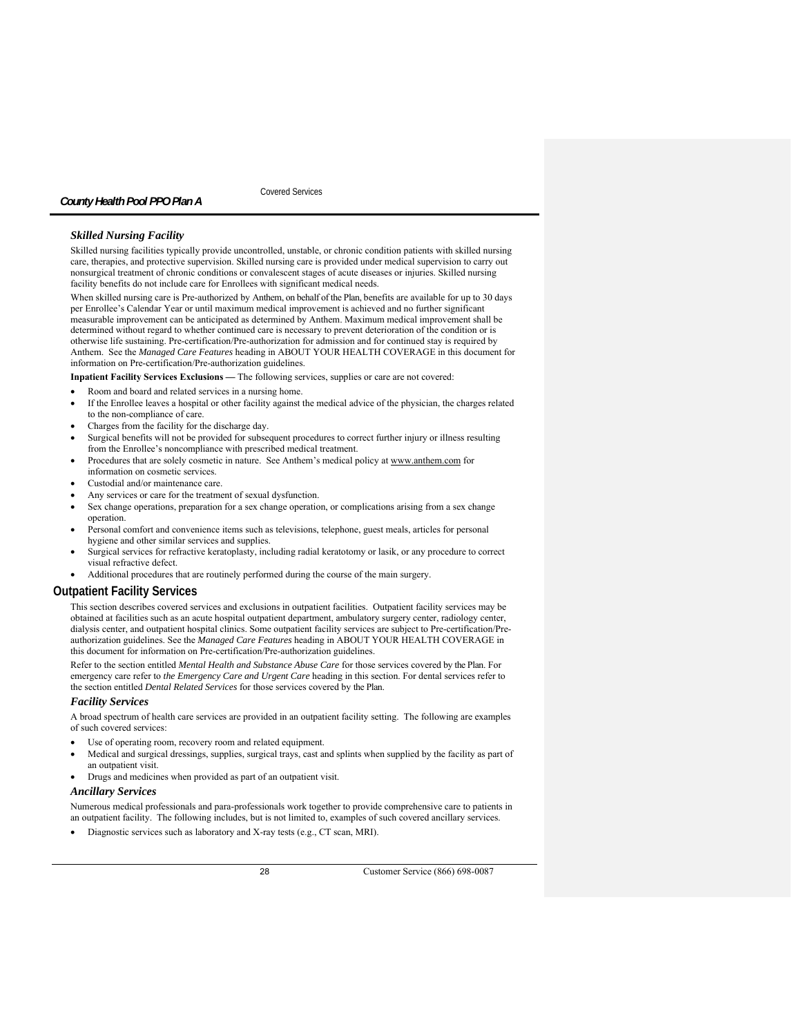### *Skilled Nursing Facility*

Skilled nursing facilities typically provide uncontrolled, unstable, or chronic condition patients with skilled nursing care, therapies, and protective supervision. Skilled nursing care is provided under medical supervision to carry out nonsurgical treatment of chronic conditions or convalescent stages of acute diseases or injuries. Skilled nursing facility benefits do not include care for Enrollees with significant medical needs.

When skilled nursing care is Pre-authorized by Anthem, on behalf of the Plan, benefits are available for up to 30 days per Enrollee's Calendar Year or until maximum medical improvement is achieved and no further significant measurable improvement can be anticipated as determined by Anthem. Maximum medical improvement shall be determined without regard to whether continued care is necessary to prevent deterioration of the condition or is otherwise life sustaining. Pre-certification/Pre-authorization for admission and for continued stay is required by Anthem. See the *Managed Care Features* heading in ABOUT YOUR HEALTH COVERAGE in this document for information on Pre-certification/Pre-authorization guidelines.

**Inpatient Facility Services Exclusions —** The following services, supplies or care are not covered:

- Room and board and related services in a nursing home.
- If the Enrollee leaves a hospital or other facility against the medical advice of the physician, the charges related to the non-compliance of care.
- Charges from the facility for the discharge day.
- Surgical benefits will not be provided for subsequent procedures to correct further injury or illness resulting from the Enrollee's noncompliance with prescribed medical treatment.
- Procedures that are solely cosmetic in nature. See Anthem's medical policy at www.anthem.com for information on cosmetic services.
- Custodial and/or maintenance care.
- Any services or care for the treatment of sexual dysfunction.
- Sex change operations, preparation for a sex change operation, or complications arising from a sex change operation.
- Personal comfort and convenience items such as televisions, telephone, guest meals, articles for personal hygiene and other similar services and supplies.
- Surgical services for refractive keratoplasty, including radial keratotomy or lasik, or any procedure to correct visual refractive defect.
- Additional procedures that are routinely performed during the course of the main surgery.

## Outpatient Facility Services

This section describes covered services and exclusions in outpatient facilities. Outpatient facility services may be obtained at facilities such as an acute hospital outpatient department, ambulatory surgery center, radiology center, dialysis center, and outpatient hospital clinics. Some outpatient facility services are subject to Pre-certification/Pre-authorization guidelines. See the *Managed Care Features* heading in ABOUT YOUR HEALTH COVERAGE in this document for information on Pre-certification/Pre-authorization guidelines.

Refer to the section entitled *Mental Health and Substance Abuse Care* for those services covered by the Plan. For emergency care refer to *the Emergency Care and Urgent Care* heading in this section. For dental services refer to the section entitled *Dental Related Services* for those services covered by the Plan.

### *Facility Services*

A broad spectrum of health care services are provided in an outpatient facility setting. The following are examples of such covered services:

- Use of operating room, recovery room and related equipment.
- Medical and surgical dressings, supplies, surgical trays, cast and splints when supplied by the facility as part of an outpatient visit.
- Drugs and medicines when provided as part of an outpatient visit.

### *Ancillary Services*

Numerous medical professionals and para-professionals work together to provide comprehensive care to patients in an outpatient facility. The following includes, but is not limited to, examples of such covered ancillary services.

- Diagnostic services such as laboratory and X-ray tests (e.g., CT scan, MRI).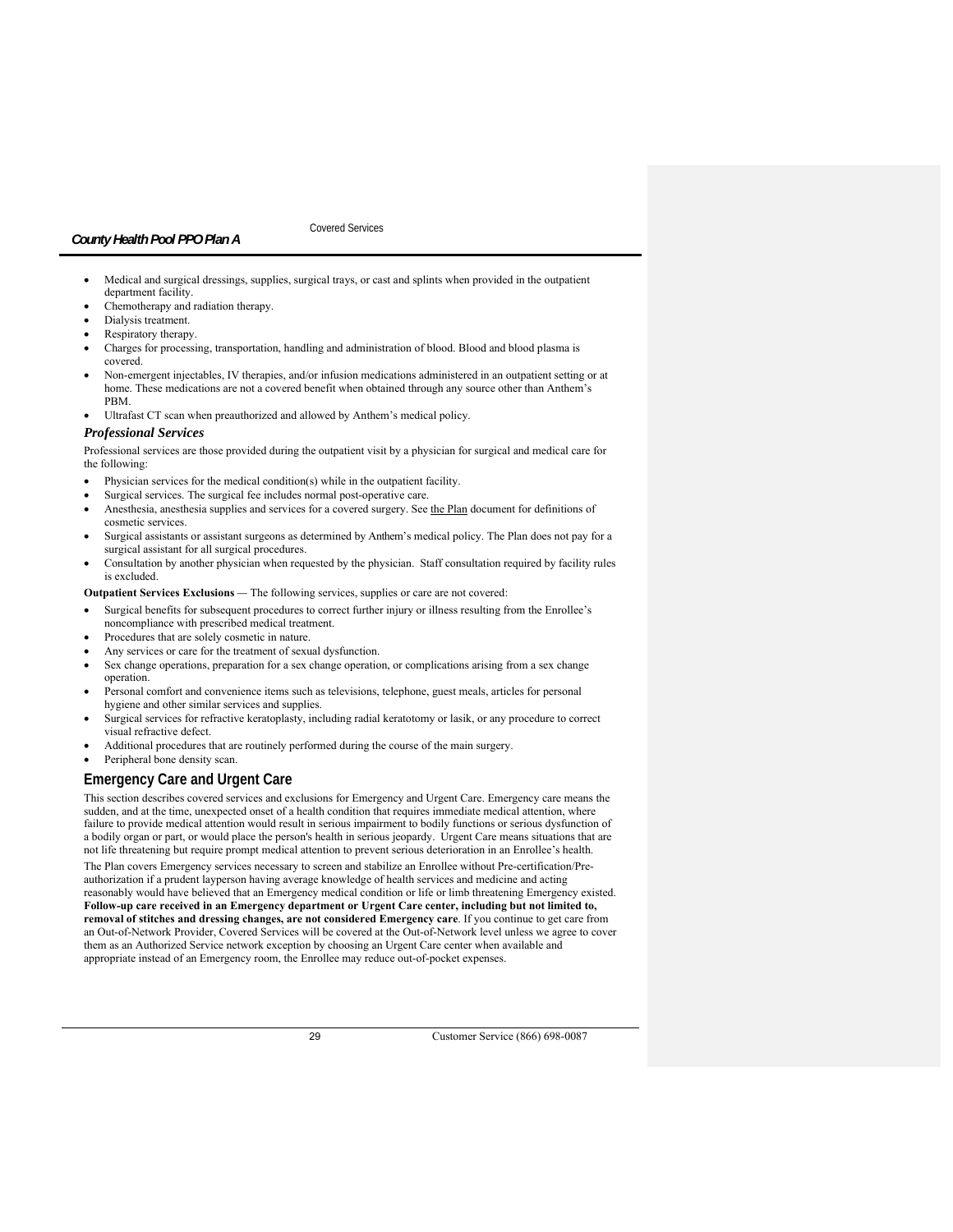- Medical and surgical dressings, supplies, surgical trays, or cast and splints when provided in the outpatient department facility.
- Chemotherapy and radiation therapy.
- Dialysis treatment.
- Respiratory therapy.
- Charges for processing, transportation, handling and administration of blood. Blood and blood plasma is covered.
- Non-emergent injectables, IV therapies, and/or infusion medications administered in an outpatient setting or at home. These medications are not a covered benefit when obtained through any source other than Anthem's PBM.
- Ultrafast CT scan when preauthorized and allowed by Anthem's medical policy.

### *Professional Services*

Professional services are those provided during the outpatient visit by a physician for surgical and medical care for the following:

- Physician services for the medical condition(s) while in the outpatient facility.
- Surgical services. The surgical fee includes normal post-operative care.
- Anesthesia, anesthesia supplies and services for a covered surgery. See the Plan document for definitions of cosmetic services.
- Surgical assistants or assistant surgeons as determined by Anthem's medical policy. The Plan does not pay for a surgical assistant for all surgical procedures.
- Consultation by another physician when requested by the physician. Staff consultation required by facility rules is excluded.

**Outpatient Services Exclusions** — The following services, supplies or care are not covered:

- Surgical benefits for subsequent procedures to correct further injury or illness resulting from the Enrollee's noncompliance with prescribed medical treatment.
- Procedures that are solely cosmetic in nature.
- Any services or care for the treatment of sexual dysfunction.
- Sex change operations, preparation for a sex change operation, or complications arising from a sex change operation.
- Personal comfort and convenience items such as televisions, telephone, guest meals, articles for personal hygiene and other similar services and supplies.
- Surgical services for refractive keratoplasty, including radial keratotomy or lasik, or any procedure to correct visual refractive defect.
- Additional procedures that are routinely performed during the course of the main surgery.
- Peripheral bone density scan.

## Emergency Care and Urgent Care

This section describes covered services and exclusions for Emergency and Urgent Care. Emergency care means the sudden, and at the time, unexpected onset of a health condition that requires immediate medical attention, where failure to provide medical attention would result in serious impairment to bodily functions or serious dysfunction of a bodily organ or part, or would place the person's health in serious jeopardy. Urgent Care means situations that are not life threatening but require prompt medical attention to prevent serious deterioration in an Enrollee's health.

The Plan covers Emergency services necessary to screen and stabilize an Enrollee without Pre-certification/Pre-authorization if a prudent layperson having average knowledge of health services and medicine and acting reasonably would have believed that an Emergency medical condition or life or limb threatening Emergency existed. **Follow-up care received in an Emergency department or Urgent Care center, including but not limited to, removal of stitches and dressing changes, are not considered Emergency care**. If you continue to get care from an Out-of-Network Provider, Covered Services will be covered at the Out-of-Network level unless we agree to cover them as an Authorized Service network exception by choosing an Urgent Care center when available and appropriate instead of an Emergency room, the Enrollee may reduce out-of-pocket expenses.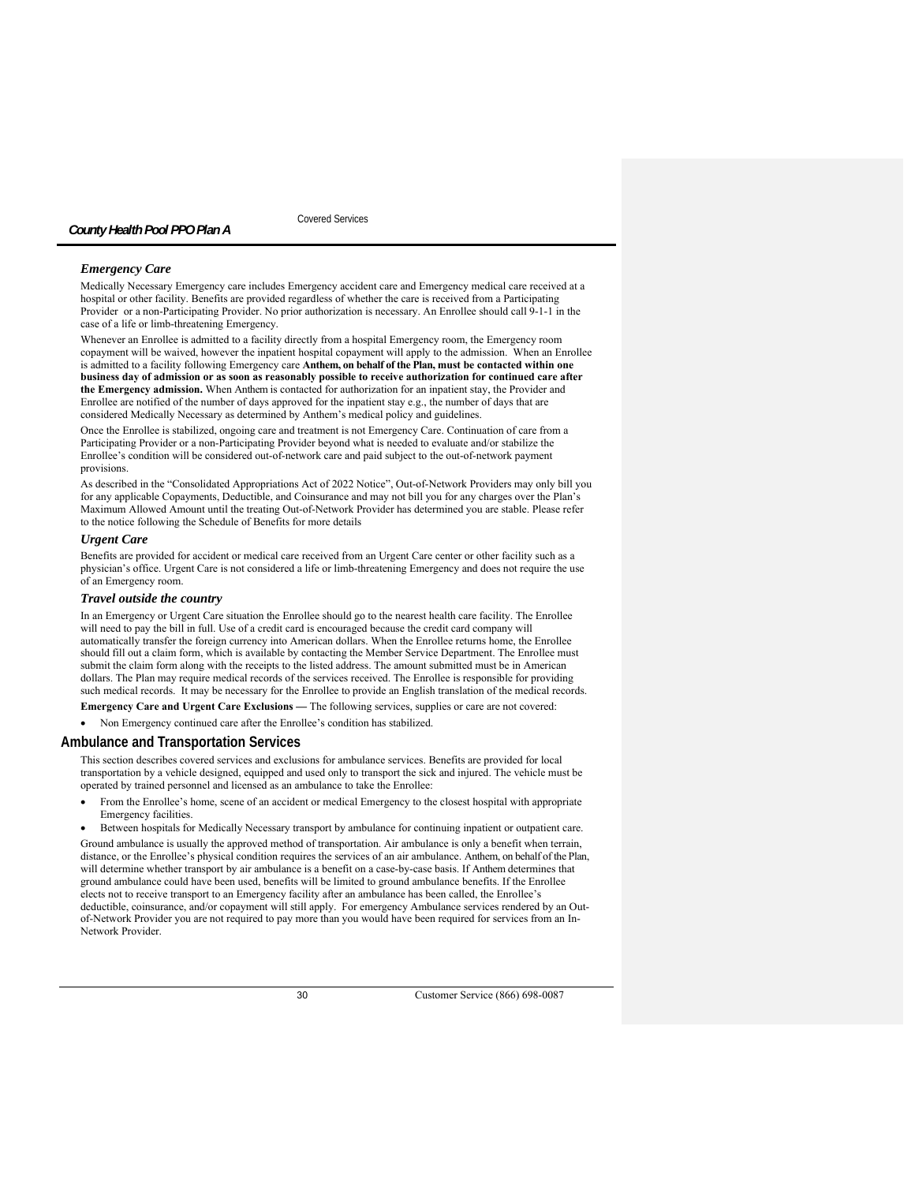### *Emergency Care*

Medically Necessary Emergency care includes Emergency accident care and Emergency medical care received at a hospital or other facility. Benefits are provided regardless of whether the care is received from a Participating Provider or a non-Participating Provider. No prior authorization is necessary. An Enrollee should call 9-1-1 in the case of a life or limb-threatening Emergency.

Whenever an Enrollee is admitted to a facility directly from a hospital Emergency room, the Emergency room copayment will be waived, however the inpatient hospital copayment will apply to the admission. When an Enrollee is admitted to a facility following Emergency care **Anthem, on behalf of the Plan, must be contacted within one business day of admission or as soon as reasonably possible to receive authorization for continued care after the Emergency admission.** When Anthem is contacted for authorization for an inpatient stay, the Provider and Enrollee are notified of the number of days approved for the inpatient stay e.g., the number of days that are considered Medically Necessary as determined by Anthem's medical policy and guidelines.

Once the Enrollee is stabilized, ongoing care and treatment is not Emergency Care. Continuation of care from a Participating Provider or a non-Participating Provider beyond what is needed to evaluate and/or stabilize the Enrollee's condition will be considered out-of-network care and paid subject to the out-of-network payment provisions.

As described in the "Consolidated Appropriations Act of 2022 Notice", Out-of-Network Providers may only bill you for any applicable Copayments, Deductible, and Coinsurance and may not bill you for any charges over the Plan's Maximum Allowed Amount until the treating Out-of-Network Provider has determined you are stable. Please refer to the notice following the Schedule of Benefits for more details

### *Urgent Care*

Benefits are provided for accident or medical care received from an Urgent Care center or other facility such as a physician's office. Urgent Care is not considered a life or limb-threatening Emergency and does not require the use of an Emergency room.

### *Travel outside the country*

In an Emergency or Urgent Care situation the Enrollee should go to the nearest health care facility. The Enrollee will need to pay the bill in full. Use of a credit card is encouraged because the credit card company will automatically transfer the foreign currency into American dollars. When the Enrollee returns home, the Enrollee should fill out a claim form, which is available by contacting the Member Service Department. The Enrollee must submit the claim form along with the receipts to the listed address. The amount submitted must be in American dollars. The Plan may require medical records of the services received. The Enrollee is responsible for providing such medical records. It may be necessary for the Enrollee to provide an English translation of the medical records.

**Emergency Care and Urgent Care Exclusions —** The following services, supplies or care are not covered:

- Non Emergency continued care after the Enrollee's condition has stabilized.

## Ambulance and Transportation Services

This section describes covered services and exclusions for ambulance services. Benefits are provided for local transportation by a vehicle designed, equipped and used only to transport the sick and injured. The vehicle must be operated by trained personnel and licensed as an ambulance to take the Enrollee:

- From the Enrollee's home, scene of an accident or medical Emergency to the closest hospital with appropriate Emergency facilities.
- Between hospitals for Medically Necessary transport by ambulance for continuing inpatient or outpatient care.

Ground ambulance is usually the approved method of transportation. Air ambulance is only a benefit when terrain, distance, or the Enrollee's physical condition requires the services of an air ambulance. Anthem, on behalf of the Plan, will determine whether transport by air ambulance is a benefit on a case-by-case basis. If Anthem determines that ground ambulance could have been used, benefits will be limited to ground ambulance benefits. If the Enrollee elects not to receive transport to an Emergency facility after an ambulance has been called, the Enrollee's deductible, coinsurance, and/or copayment will still apply. For emergency Ambulance services rendered by an Out-of-Network Provider you are not required to pay more than you would have been required for services from an In-Network Provider.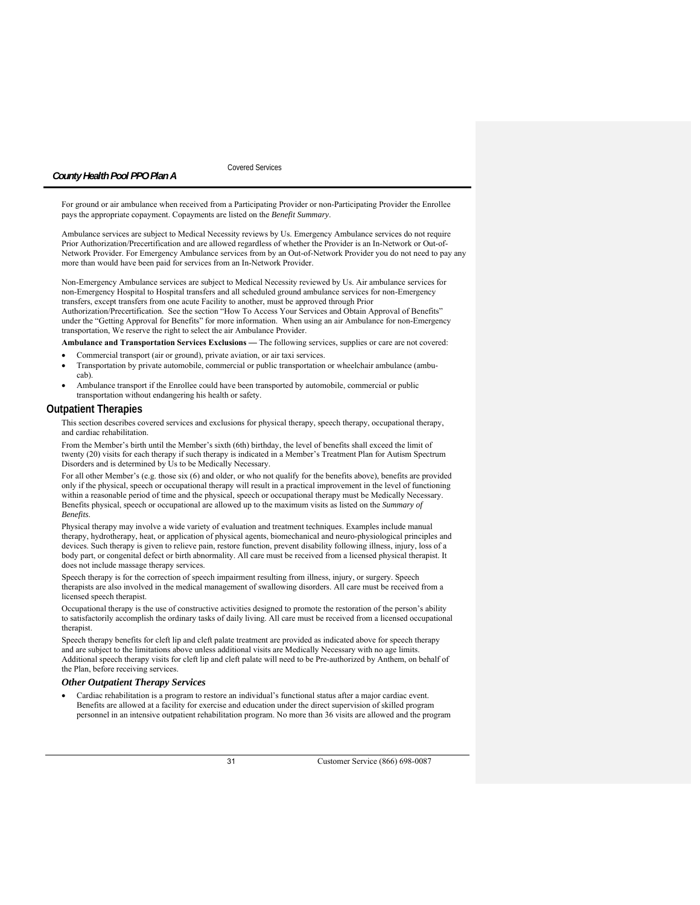For ground or air ambulance when received from a Participating Provider or non-Participating Provider the Enrollee pays the appropriate copayment. Copayments are listed on the *Benefit Summary*.

Ambulance services are subject to Medical Necessity reviews by Us. Emergency Ambulance services do not require Prior Authorization/Precertification and are allowed regardless of whether the Provider is an In-Network or Out-of-Network Provider. For Emergency Ambulance services from by an Out-of-Network Provider you do not need to pay any more than would have been paid for services from an In-Network Provider.

Non-Emergency Ambulance services are subject to Medical Necessity reviewed by Us. Air ambulance services for non-Emergency Hospital to Hospital transfers and all scheduled ground ambulance services for non-Emergency transfers, except transfers from one acute Facility to another, must be approved through Prior Authorization/Precertification. See the section "How To Access Your Services and Obtain Approval of Benefits" under the "Getting Approval for Benefits" for more information. When using an air Ambulance for non-Emergency transportation, We reserve the right to select the air Ambulance Provider.

**Ambulance and Transportation Services Exclusions —** The following services, supplies or care are not covered:

- Commercial transport (air or ground), private aviation, or air taxi services.
- Transportation by private automobile, commercial or public transportation or wheelchair ambulance (ambu-cab).
- Ambulance transport if the Enrollee could have been transported by automobile, commercial or public transportation without endangering his health or safety.

## Outpatient Therapies

This section describes covered services and exclusions for physical therapy, speech therapy, occupational therapy, and cardiac rehabilitation.

From the Member's birth until the Member's sixth (6th) birthday, the level of benefits shall exceed the limit of twenty (20) visits for each therapy if such therapy is indicated in a Member's Treatment Plan for Autism Spectrum Disorders and is determined by Us to be Medically Necessary.

For all other Member's (e.g. those six (6) and older, or who not qualify for the benefits above), benefits are provided only if the physical, speech or occupational therapy will result in a practical improvement in the level of functioning within a reasonable period of time and the physical, speech or occupational therapy must be Medically Necessary. Benefits physical, speech or occupational are allowed up to the maximum visits as listed on the *Summary of Benefits*.

Physical therapy may involve a wide variety of evaluation and treatment techniques. Examples include manual therapy, hydrotherapy, heat, or application of physical agents, biomechanical and neuro-physiological principles and devices. Such therapy is given to relieve pain, restore function, prevent disability following illness, injury, loss of a body part, or congenital defect or birth abnormality. All care must be received from a licensed physical therapist. It does not include massage therapy services.

Speech therapy is for the correction of speech impairment resulting from illness, injury, or surgery. Speech therapists are also involved in the medical management of swallowing disorders. All care must be received from a licensed speech therapist.

Occupational therapy is the use of constructive activities designed to promote the restoration of the person's ability to satisfactorily accomplish the ordinary tasks of daily living. All care must be received from a licensed occupational therapist.

Speech therapy benefits for cleft lip and cleft palate treatment are provided as indicated above for speech therapy and are subject to the limitations above unless additional visits are Medically Necessary with no age limits. Additional speech therapy visits for cleft lip and cleft palate will need to be Pre-authorized by Anthem, on behalf of the Plan, before receiving services.

### *Other Outpatient Therapy Services*

- Cardiac rehabilitation is a program to restore an individual's functional status after a major cardiac event. Benefits are allowed at a facility for exercise and education under the direct supervision of skilled program personnel in an intensive outpatient rehabilitation program. No more than 36 visits are allowed and the program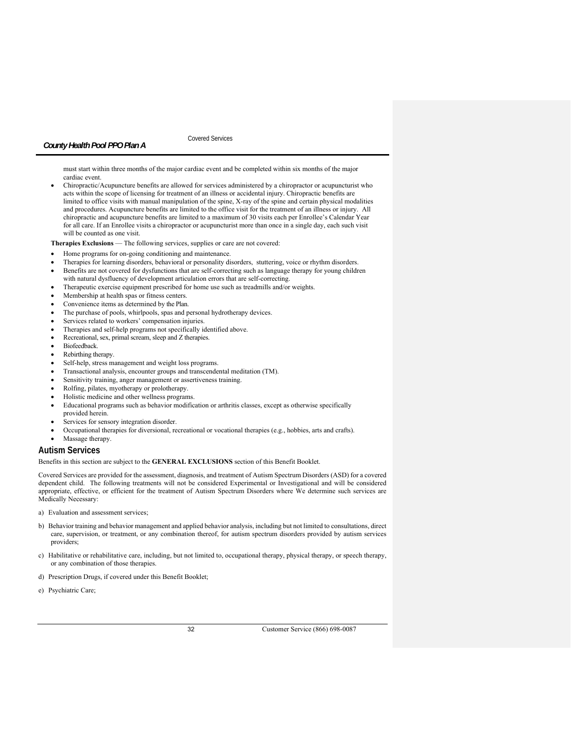must start within three months of the major cardiac event and be completed within six months of the major cardiac event.

- Chiropractic/Acupuncture benefits are allowed for services administered by a chiropractor or acupuncturist who acts within the scope of licensing for treatment of an illness or accidental injury. Chiropractic benefits are limited to office visits with manual manipulation of the spine, X-ray of the spine and certain physical modalities and procedures. Acupuncture benefits are limited to the office visit for the treatment of an illness or injury. All chiropractic and acupuncture benefits are limited to a maximum of 30 visits each per Enrollee's Calendar Year for all care. If an Enrollee visits a chiropractor or acupuncturist more than once in a single day, each such visit will be counted as one visit.

**Therapies Exclusions** — The following services, supplies or care are not covered:

- Home programs for on-going conditioning and maintenance.
- Therapies for learning disorders, behavioral or personality disorders, stuttering, voice or rhythm disorders.
- Benefits are not covered for dysfunctions that are self-correcting such as language therapy for young children with natural dysfluency of development articulation errors that are self-correcting.
- Therapeutic exercise equipment prescribed for home use such as treadmills and/or weights.
- Membership at health spas or fitness centers.
- Convenience items as determined by the Plan.
- The purchase of pools, whirlpools, spas and personal hydrotherapy devices.
- Services related to workers' compensation injuries.
- Therapies and self-help programs not specifically identified above.
- Recreational, sex, primal scream, sleep and Z therapies.
- Biofeedback.
- Rebirthing therapy.
- Self-help, stress management and weight loss programs.
- Transactional analysis, encounter groups and transcendental meditation (TM).
- Sensitivity training, anger management or assertiveness training.
- Rolfing, pilates, myotherapy or prolotherapy.
- Holistic medicine and other wellness programs.
- Educational programs such as behavior modification or arthritis classes, except as otherwise specifically provided herein.
- Services for sensory integration disorder.
- Occupational therapies for diversional, recreational or vocational therapies (e.g., hobbies, arts and crafts).
- Massage therapy.

## Autism Services

Benefits in this section are subject to the **GENERAL EXCLUSIONS** section of this Benefit Booklet.

Covered Services are provided for the assessment, diagnosis, and treatment of Autism Spectrum Disorders (ASD) for a covered dependent child. The following treatments will not be considered Experimental or Investigational and will be considered appropriate, effective, or efficient for the treatment of Autism Spectrum Disorders where We determine such services are Medically Necessary:

a) Evaluation and assessment services;

b) Behavior training and behavior management and applied behavior analysis, including but not limited to consultations, direct care, supervision, or treatment, or any combination thereof, for autism spectrum disorders provided by autism services providers;

c) Habilitative or rehabilitative care, including, but not limited to, occupational therapy, physical therapy, or speech therapy, or any combination of those therapies.

d) Prescription Drugs, if covered under this Benefit Booklet;

e) Psychiatric Care;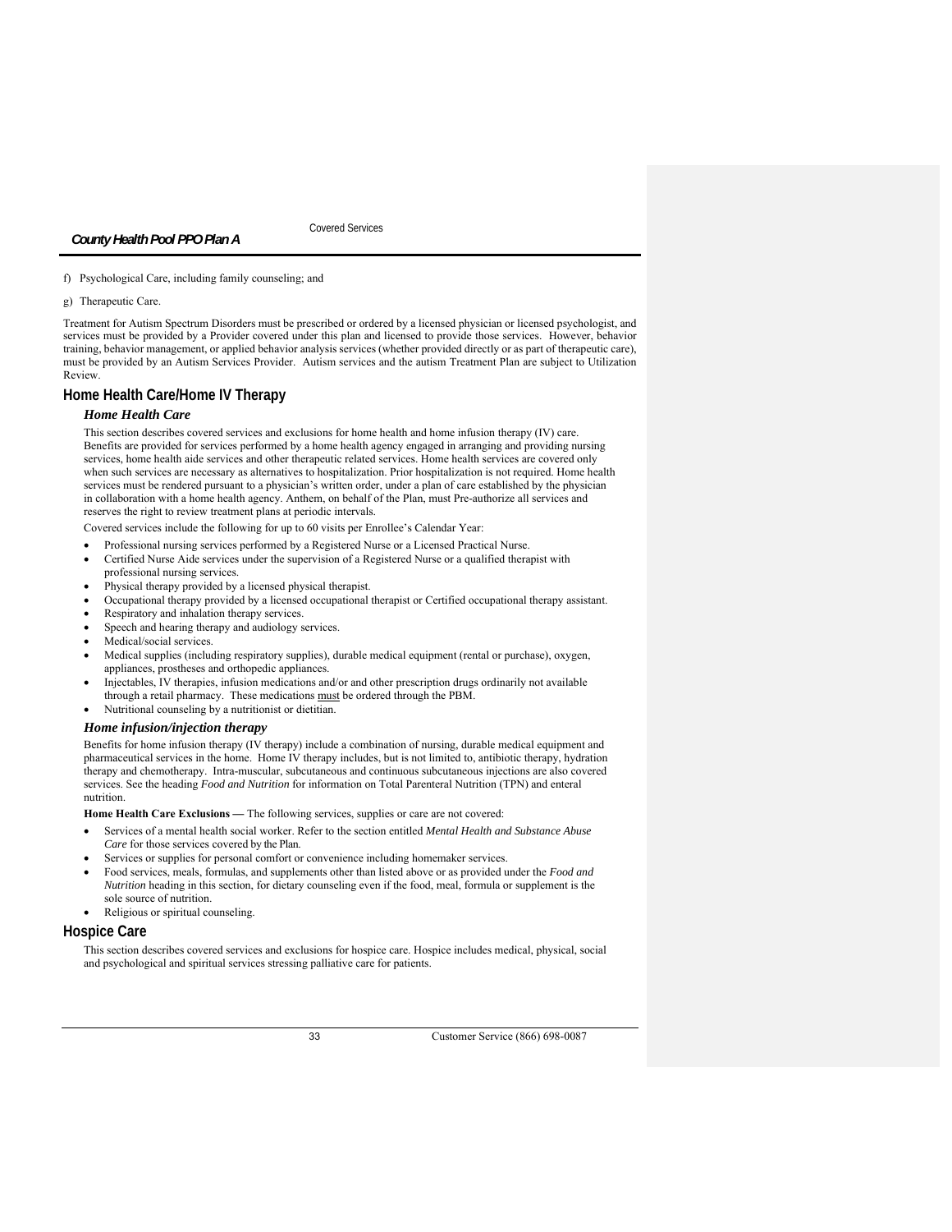f) Psychological Care, including family counseling; and

g) Therapeutic Care.

Treatment for Autism Spectrum Disorders must be prescribed or ordered by a licensed physician or licensed psychologist, and services must be provided by a Provider covered under this plan and licensed to provide those services. However, behavior training, behavior management, or applied behavior analysis services (whether provided directly or as part of therapeutic care), must be provided by an Autism Services Provider. Autism services and the autism Treatment Plan are subject to Utilization Review.

## Home Health Care/Home IV Therapy

### *Home Health Care*

This section describes covered services and exclusions for home health and home infusion therapy (IV) care. Benefits are provided for services performed by a home health agency engaged in arranging and providing nursing services, home health aide services and other therapeutic related services. Home health services are covered only when such services are necessary as alternatives to hospitalization. Prior hospitalization is not required. Home health services must be rendered pursuant to a physician's written order, under a plan of care established by the physician in collaboration with a home health agency. Anthem, on behalf of the Plan, must Pre-authorize all services and reserves the right to review treatment plans at periodic intervals.

Covered services include the following for up to 60 visits per Enrollee's Calendar Year:

- Professional nursing services performed by a Registered Nurse or a Licensed Practical Nurse.
- Certified Nurse Aide services under the supervision of a Registered Nurse or a qualified therapist with professional nursing services.
- Physical therapy provided by a licensed physical therapist.
- Occupational therapy provided by a licensed occupational therapist or Certified occupational therapy assistant.
- Respiratory and inhalation therapy services.
- Speech and hearing therapy and audiology services.
- Medical/social services.
- Medical supplies (including respiratory supplies), durable medical equipment (rental or purchase), oxygen, appliances, prostheses and orthopedic appliances.
- Injectables, IV therapies, infusion medications and/or and other prescription drugs ordinarily not available through a retail pharmacy. These medications must be ordered through the PBM.
- Nutritional counseling by a nutritionist or dietitian.

### *Home infusion/injection therapy*

Benefits for home infusion therapy (IV therapy) include a combination of nursing, durable medical equipment and pharmaceutical services in the home. Home IV therapy includes, but is not limited to, antibiotic therapy, hydration therapy and chemotherapy. Intra-muscular, subcutaneous and continuous subcutaneous injections are also covered services. See the heading *Food and Nutrition* for information on Total Parenteral Nutrition (TPN) and enteral nutrition.

**Home Health Care Exclusions —** The following services, supplies or care are not covered:

- Services of a mental health social worker. Refer to the section entitled *Mental Health and Substance Abuse Care* for those services covered by the Plan.
- Services or supplies for personal comfort or convenience including homemaker services.
- Food services, meals, formulas, and supplements other than listed above or as provided under the *Food and Nutrition* heading in this section, for dietary counseling even if the food, meal, formula or supplement is the sole source of nutrition.
- Religious or spiritual counseling.

## Hospice Care

This section describes covered services and exclusions for hospice care. Hospice includes medical, physical, social and psychological and spiritual services stressing palliative care for patients.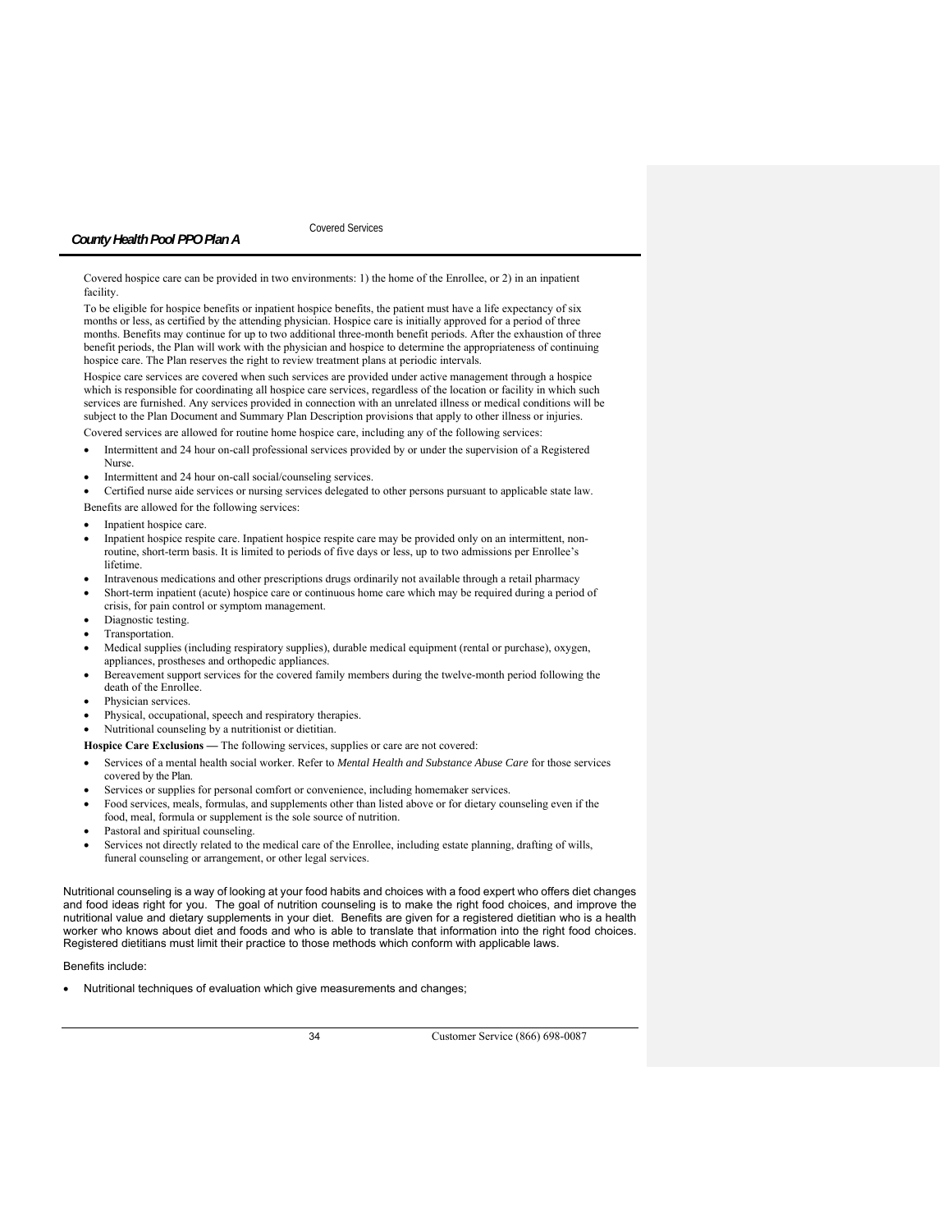Covered hospice care can be provided in two environments: 1) the home of the Enrollee, or 2) in an inpatient facility.

To be eligible for hospice benefits or inpatient hospice benefits, the patient must have a life expectancy of six months or less, as certified by the attending physician. Hospice care is initially approved for a period of three months. Benefits may continue for up to two additional three-month benefit periods. After the exhaustion of three benefit periods, the Plan will work with the physician and hospice to determine the appropriateness of continuing hospice care. The Plan reserves the right to review treatment plans at periodic intervals.

Hospice care services are covered when such services are provided under active management through a hospice which is responsible for coordinating all hospice care services, regardless of the location or facility in which such services are furnished. Any services provided in connection with an unrelated illness or medical conditions will be subject to the Plan Document and Summary Plan Description provisions that apply to other illness or injuries.

Covered services are allowed for routine home hospice care, including any of the following services:

- Intermittent and 24 hour on-call professional services provided by or under the supervision of a Registered Nurse.
- Intermittent and 24 hour on-call social/counseling services.
- Certified nurse aide services or nursing services delegated to other persons pursuant to applicable state law.

Benefits are allowed for the following services:

- Inpatient hospice care.
- Inpatient hospice respite care. Inpatient hospice respite care may be provided only on an intermittent, non-routine, short-term basis. It is limited to periods of five days or less, up to two admissions per Enrollee's lifetime.
- Intravenous medications and other prescriptions drugs ordinarily not available through a retail pharmacy
- Short-term inpatient (acute) hospice care or continuous home care which may be required during a period of crisis, for pain control or symptom management.
- Diagnostic testing.
- Transportation.
- Medical supplies (including respiratory supplies), durable medical equipment (rental or purchase), oxygen, appliances, prostheses and orthopedic appliances.
- Bereavement support services for the covered family members during the twelve-month period following the death of the Enrollee.
- Physician services.
- Physical, occupational, speech and respiratory therapies.
- Nutritional counseling by a nutritionist or dietitian.

**Hospice Care Exclusions —** The following services, supplies or care are not covered:

- Services of a mental health social worker. Refer to *Mental Health and Substance Abuse Care* for those services covered by the Plan.
- Services or supplies for personal comfort or convenience, including homemaker services.
- Food services, meals, formulas, and supplements other than listed above or for dietary counseling even if the food, meal, formula or supplement is the sole source of nutrition.
- Pastoral and spiritual counseling.
- Services not directly related to the medical care of the Enrollee, including estate planning, drafting of wills, funeral counseling or arrangement, or other legal services.

Nutritional counseling is a way of looking at your food habits and choices with a food expert who offers diet changes and food ideas right for you. The goal of nutrition counseling is to make the right food choices, and improve the nutritional value and dietary supplements in your diet. Benefits are given for a registered dietitian who is a health worker who knows about diet and foods and who is able to translate that information into the right food choices. Registered dietitians must limit their practice to those methods which conform with applicable laws.

Benefits include:

- Nutritional techniques of evaluation which give measurements and changes;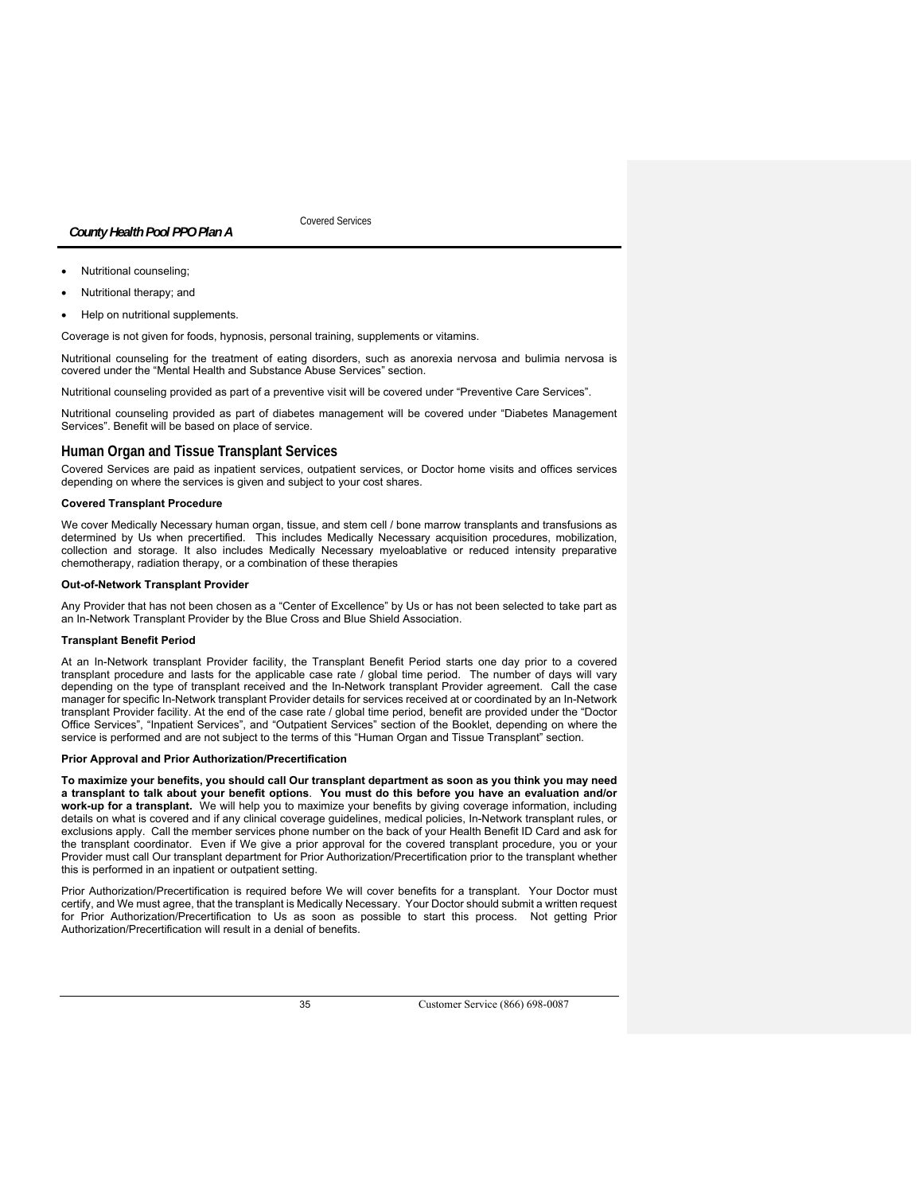- Nutritional counseling;
- Nutritional therapy; and
- Help on nutritional supplements.

Coverage is not given for foods, hypnosis, personal training, supplements or vitamins.

Nutritional counseling for the treatment of eating disorders, such as anorexia nervosa and bulimia nervosa is covered under the "Mental Health and Substance Abuse Services" section.

Nutritional counseling provided as part of a preventive visit will be covered under "Preventive Care Services".

Nutritional counseling provided as part of diabetes management will be covered under "Diabetes Management Services". Benefit will be based on place of service.

## Human Organ and Tissue Transplant Services

Covered Services are paid as inpatient services, outpatient services, or Doctor home visits and offices services depending on where the services is given and subject to your cost shares.

**Covered Transplant Procedure**

We cover Medically Necessary human organ, tissue, and stem cell / bone marrow transplants and transfusions as determined by Us when precertified. This includes Medically Necessary acquisition procedures, mobilization, collection and storage. It also includes Medically Necessary myeloablative or reduced intensity preparative chemotherapy, radiation therapy, or a combination of these therapies

**Out-of-Network Transplant Provider**

Any Provider that has not been chosen as a "Center of Excellence" by Us or has not been selected to take part as an In-Network Transplant Provider by the Blue Cross and Blue Shield Association.

**Transplant Benefit Period**

At an In-Network transplant Provider facility, the Transplant Benefit Period starts one day prior to a covered transplant procedure and lasts for the applicable case rate / global time period. The number of days will vary depending on the type of transplant received and the In-Network transplant Provider agreement. Call the case manager for specific In-Network transplant Provider details for services received at or coordinated by an In-Network transplant Provider facility. At the end of the case rate / global time period, benefit are provided under the "Doctor Office Services", "Inpatient Services", and "Outpatient Services" section of the Booklet, depending on where the service is performed and are not subject to the terms of this "Human Organ and Tissue Transplant" section.

**Prior Approval and Prior Authorization/Precertification**

**To maximize your benefits, you should call Our transplant department as soon as you think you may need a transplant to talk about your benefit options**. **You must do this before you have an evaluation and/or work-up for a transplant.** We will help you to maximize your benefits by giving coverage information, including details on what is covered and if any clinical coverage guidelines, medical policies, In-Network transplant rules, or exclusions apply. Call the member services phone number on the back of your Health Benefit ID Card and ask for the transplant coordinator. Even if We give a prior approval for the covered transplant procedure, you or your Provider must call Our transplant department for Prior Authorization/Precertification prior to the transplant whether this is performed in an inpatient or outpatient setting.

Prior Authorization/Precertification is required before We will cover benefits for a transplant. Your Doctor must certify, and We must agree, that the transplant is Medically Necessary. Your Doctor should submit a written request for Prior Authorization/Precertification to Us as soon as possible to start this process. Not getting Prior Authorization/Precertification will result in a denial of benefits.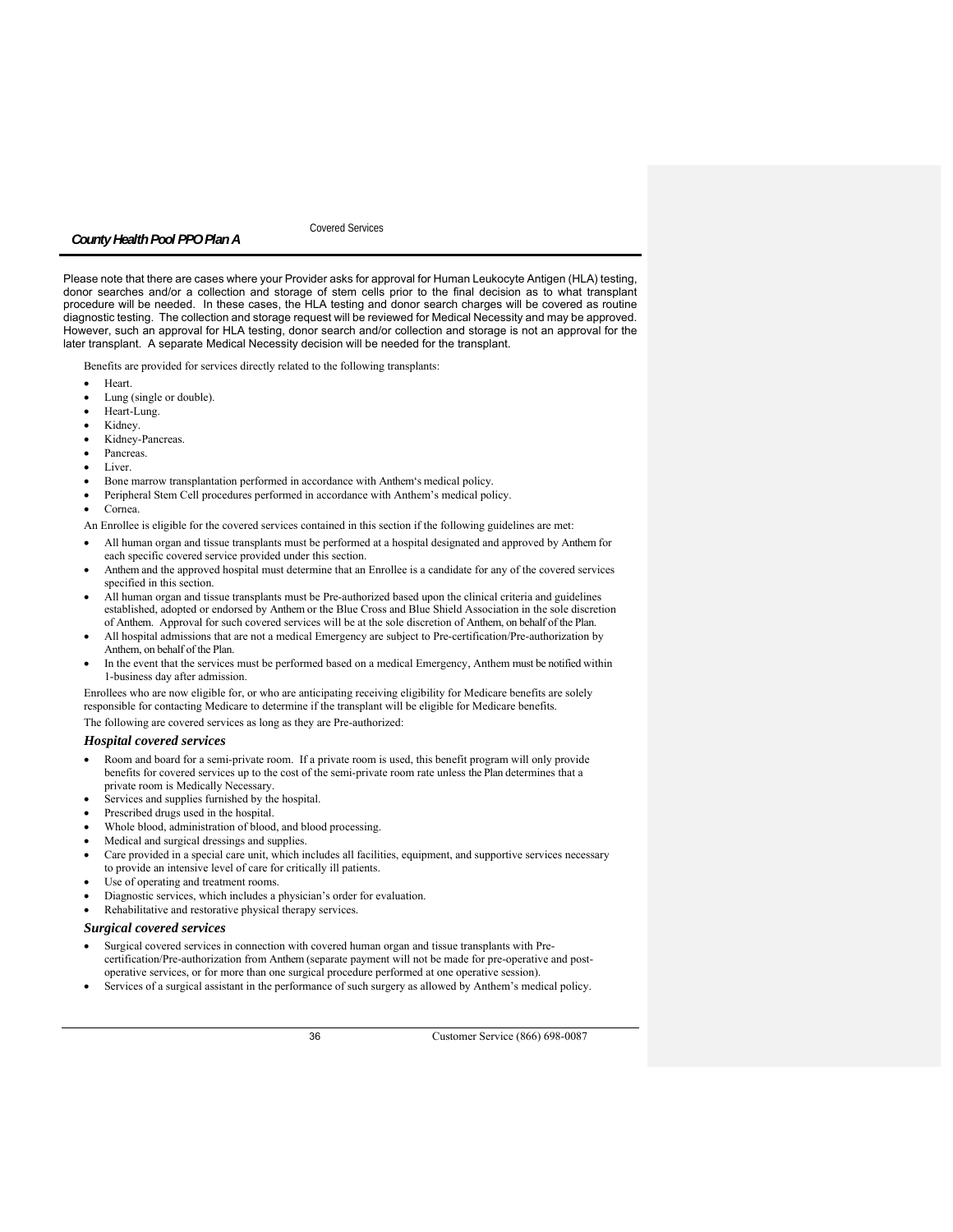Please note that there are cases where your Provider asks for approval for Human Leukocyte Antigen (HLA) testing, donor searches and/or a collection and storage of stem cells prior to the final decision as to what transplant procedure will be needed. In these cases, the HLA testing and donor search charges will be covered as routine diagnostic testing. The collection and storage request will be reviewed for Medical Necessity and may be approved. However, such an approval for HLA testing, donor search and/or collection and storage is not an approval for the later transplant. A separate Medical Necessity decision will be needed for the transplant.

Benefits are provided for services directly related to the following transplants:

- Heart.
- Lung (single or double).
- Heart-Lung.
- Kidney.
- Kidney-Pancreas.
- Pancreas.
- Liver.
- Bone marrow transplantation performed in accordance with Anthem's medical policy.
- Peripheral Stem Cell procedures performed in accordance with Anthem's medical policy.
- Cornea.

An Enrollee is eligible for the covered services contained in this section if the following guidelines are met:

- All human organ and tissue transplants must be performed at a hospital designated and approved by Anthem for each specific covered service provided under this section.
- Anthem and the approved hospital must determine that an Enrollee is a candidate for any of the covered services specified in this section.
- All human organ and tissue transplants must be Pre-authorized based upon the clinical criteria and guidelines established, adopted or endorsed by Anthem or the Blue Cross and Blue Shield Association in the sole discretion of Anthem. Approval for such covered services will be at the sole discretion of Anthem, on behalf of the Plan.
- All hospital admissions that are not a medical Emergency are subject to Pre-certification/Pre-authorization by Anthem, on behalf of the Plan.
- In the event that the services must be performed based on a medical Emergency, Anthem must be notified within 1-business day after admission.

Enrollees who are now eligible for, or who are anticipating receiving eligibility for Medicare benefits are solely responsible for contacting Medicare to determine if the transplant will be eligible for Medicare benefits.

The following are covered services as long as they are Pre-authorized:

### *Hospital covered services*

- Room and board for a semi-private room. If a private room is used, this benefit program will only provide benefits for covered services up to the cost of the semi-private room rate unless the Plan determines that a private room is Medically Necessary.
- Services and supplies furnished by the hospital.
- Prescribed drugs used in the hospital.
- Whole blood, administration of blood, and blood processing.
- Medical and surgical dressings and supplies.
- Care provided in a special care unit, which includes all facilities, equipment, and supportive services necessary to provide an intensive level of care for critically ill patients.
- Use of operating and treatment rooms.
- Diagnostic services, which includes a physician's order for evaluation.
- Rehabilitative and restorative physical therapy services.

### *Surgical covered services*

- Surgical covered services in connection with covered human organ and tissue transplants with Pre-certification/Pre-authorization from Anthem (separate payment will not be made for pre-operative and post-operative services, or for more than one surgical procedure performed at one operative session).
- Services of a surgical assistant in the performance of such surgery as allowed by Anthem's medical policy.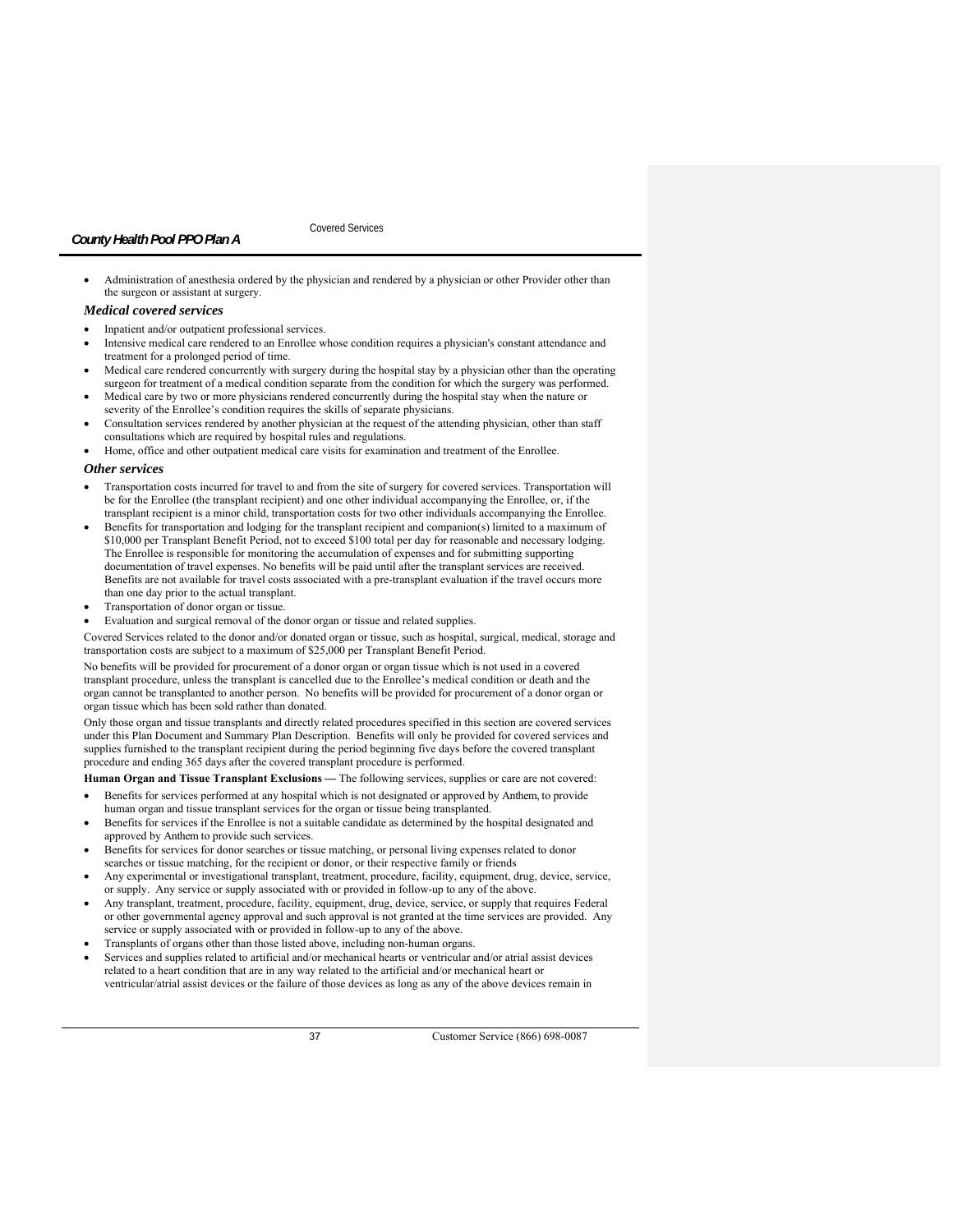- Administration of anesthesia ordered by the physician and rendered by a physician or other Provider other than the surgeon or assistant at surgery.

### *Medical covered services*

- Inpatient and/or outpatient professional services.
- Intensive medical care rendered to an Enrollee whose condition requires a physician's constant attendance and treatment for a prolonged period of time.
- Medical care rendered concurrently with surgery during the hospital stay by a physician other than the operating surgeon for treatment of a medical condition separate from the condition for which the surgery was performed.
- Medical care by two or more physicians rendered concurrently during the hospital stay when the nature or severity of the Enrollee's condition requires the skills of separate physicians.
- Consultation services rendered by another physician at the request of the attending physician, other than staff consultations which are required by hospital rules and regulations.
- Home, office and other outpatient medical care visits for examination and treatment of the Enrollee.

### *Other services*

- Transportation costs incurred for travel to and from the site of surgery for covered services. Transportation will be for the Enrollee (the transplant recipient) and one other individual accompanying the Enrollee, or, if the transplant recipient is a minor child, transportation costs for two other individuals accompanying the Enrollee.
- Benefits for transportation and lodging for the transplant recipient and companion(s) limited to a maximum of $10,000 per Transplant Benefit Period, not to exceed $100 total per day for reasonable and necessary lodging. The Enrollee is responsible for monitoring the accumulation of expenses and for submitting supporting documentation of travel expenses. No benefits will be paid until after the transplant services are received. Benefits are not available for travel costs associated with a pre-transplant evaluation if the travel occurs more than one day prior to the actual transplant.
- Transportation of donor organ or tissue.
- Evaluation and surgical removal of the donor organ or tissue and related supplies.

Covered Services related to the donor and/or donated organ or tissue, such as hospital, surgical, medical, storage and transportation costs are subject to a maximum of $25,000 per Transplant Benefit Period.

No benefits will be provided for procurement of a donor organ or organ tissue which is not used in a covered transplant procedure, unless the transplant is cancelled due to the Enrollee's medical condition or death and the organ cannot be transplanted to another person. No benefits will be provided for procurement of a donor organ or organ tissue which has been sold rather than donated.

Only those organ and tissue transplants and directly related procedures specified in this section are covered services under this Plan Document and Summary Plan Description. Benefits will only be provided for covered services and supplies furnished to the transplant recipient during the period beginning five days before the covered transplant procedure and ending 365 days after the covered transplant procedure is performed.

**Human Organ and Tissue Transplant Exclusions —** The following services, supplies or care are not covered:

- Benefits for services performed at any hospital which is not designated or approved by Anthem, to provide human organ and tissue transplant services for the organ or tissue being transplanted.
- Benefits for services if the Enrollee is not a suitable candidate as determined by the hospital designated and approved by Anthem to provide such services.
- Benefits for services for donor searches or tissue matching, or personal living expenses related to donor searches or tissue matching, for the recipient or donor, or their respective family or friends
- Any experimental or investigational transplant, treatment, procedure, facility, equipment, drug, device, service, or supply. Any service or supply associated with or provided in follow-up to any of the above.
- Any transplant, treatment, procedure, facility, equipment, drug, device, service, or supply that requires Federal or other governmental agency approval and such approval is not granted at the time services are provided. Any service or supply associated with or provided in follow-up to any of the above.
- Transplants of organs other than those listed above, including non-human organs.
- Services and supplies related to artificial and/or mechanical hearts or ventricular and/or atrial assist devices related to a heart condition that are in any way related to the artificial and/or mechanical heart or ventricular/atrial assist devices or the failure of those devices as long as any of the above devices remain in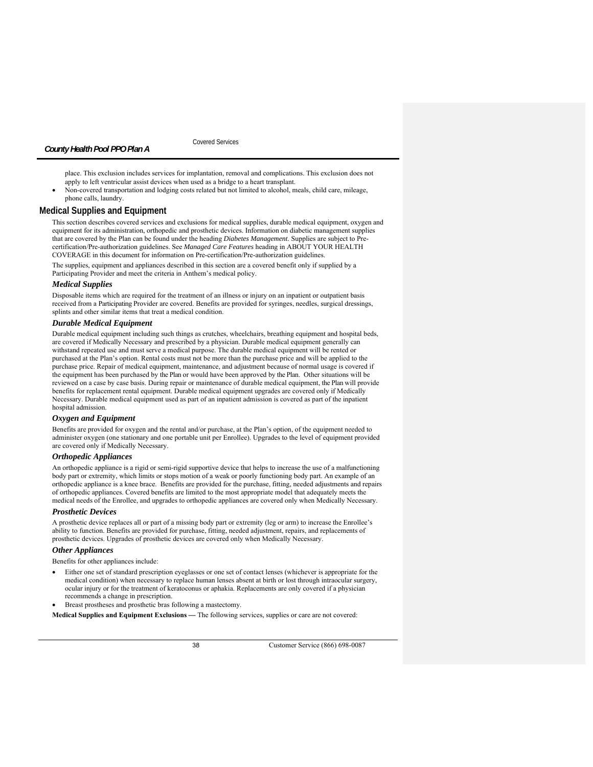place. This exclusion includes services for implantation, removal and complications. This exclusion does not apply to left ventricular assist devices when used as a bridge to a heart transplant.

- Non-covered transportation and lodging costs related but not limited to alcohol, meals, child care, mileage, phone calls, laundry.

## Medical Supplies and Equipment

This section describes covered services and exclusions for medical supplies, durable medical equipment, oxygen and equipment for its administration, orthopedic and prosthetic devices. Information on diabetic management supplies that are covered by the Plan can be found under the heading *Diabetes Management*. Supplies are subject to Pre-certification/Pre-authorization guidelines. See *Managed Care Features* heading in ABOUT YOUR HEALTH COVERAGE in this document for information on Pre-certification/Pre-authorization guidelines.

The supplies, equipment and appliances described in this section are a covered benefit only if supplied by a Participating Provider and meet the criteria in Anthem's medical policy.

### *Medical Supplies*

Disposable items which are required for the treatment of an illness or injury on an inpatient or outpatient basis received from a Participating Provider are covered. Benefits are provided for syringes, needles, surgical dressings, splints and other similar items that treat a medical condition.

### *Durable Medical Equipment*

Durable medical equipment including such things as crutches, wheelchairs, breathing equipment and hospital beds, are covered if Medically Necessary and prescribed by a physician. Durable medical equipment generally can withstand repeated use and must serve a medical purpose. The durable medical equipment will be rented or purchased at the Plan's option. Rental costs must not be more than the purchase price and will be applied to the purchase price. Repair of medical equipment, maintenance, and adjustment because of normal usage is covered if the equipment has been purchased by the Plan or would have been approved by the Plan. Other situations will be reviewed on a case by case basis. During repair or maintenance of durable medical equipment, the Plan will provide benefits for replacement rental equipment. Durable medical equipment upgrades are covered only if Medically Necessary. Durable medical equipment used as part of an inpatient admission is covered as part of the inpatient hospital admission.

### *Oxygen and Equipment*

Benefits are provided for oxygen and the rental and/or purchase, at the Plan's option, of the equipment needed to administer oxygen (one stationary and one portable unit per Enrollee). Upgrades to the level of equipment provided are covered only if Medically Necessary.

### *Orthopedic Appliances*

An orthopedic appliance is a rigid or semi-rigid supportive device that helps to increase the use of a malfunctioning body part or extremity, which limits or stops motion of a weak or poorly functioning body part. An example of an orthopedic appliance is a knee brace. Benefits are provided for the purchase, fitting, needed adjustments and repairs of orthopedic appliances. Covered benefits are limited to the most appropriate model that adequately meets the medical needs of the Enrollee, and upgrades to orthopedic appliances are covered only when Medically Necessary.

### *Prosthetic Devices*

A prosthetic device replaces all or part of a missing body part or extremity (leg or arm) to increase the Enrollee's ability to function. Benefits are provided for purchase, fitting, needed adjustment, repairs, and replacements of prosthetic devices. Upgrades of prosthetic devices are covered only when Medically Necessary.

### *Other Appliances*

Benefits for other appliances include:

- Either one set of standard prescription eyeglasses or one set of contact lenses (whichever is appropriate for the medical condition) when necessary to replace human lenses absent at birth or lost through intraocular surgery, ocular injury or for the treatment of keratoconus or aphakia. Replacements are only covered if a physician recommends a change in prescription.
- Breast prostheses and prosthetic bras following a mastectomy.

**Medical Supplies and Equipment Exclusions —** The following services, supplies or care are not covered: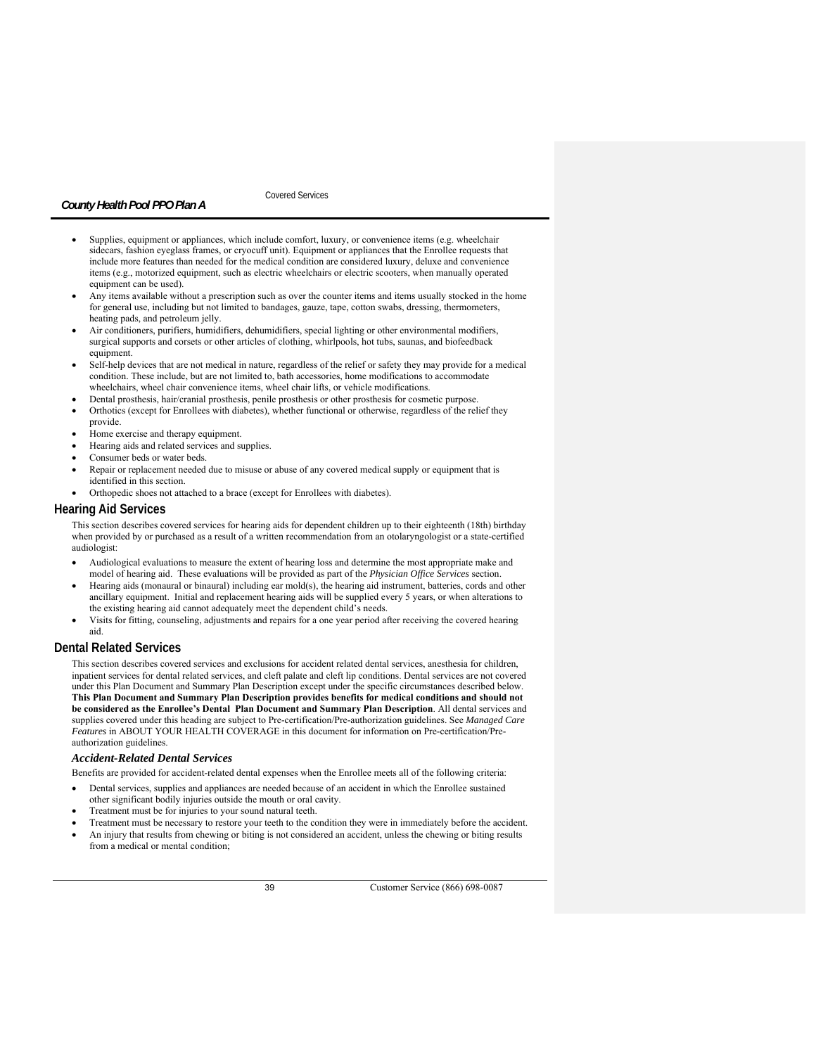- Supplies, equipment or appliances, which include comfort, luxury, or convenience items (e.g. wheelchair sidecars, fashion eyeglass frames, or cryocuff unit). Equipment or appliances that the Enrollee requests that include more features than needed for the medical condition are considered luxury, deluxe and convenience items (e.g., motorized equipment, such as electric wheelchairs or electric scooters, when manually operated equipment can be used).
- Any items available without a prescription such as over the counter items and items usually stocked in the home for general use, including but not limited to bandages, gauze, tape, cotton swabs, dressing, thermometers, heating pads, and petroleum jelly.
- Air conditioners, purifiers, humidifiers, dehumidifiers, special lighting or other environmental modifiers, surgical supports and corsets or other articles of clothing, whirlpools, hot tubs, saunas, and biofeedback equipment.
- Self-help devices that are not medical in nature, regardless of the relief or safety they may provide for a medical condition. These include, but are not limited to, bath accessories, home modifications to accommodate wheelchairs, wheel chair convenience items, wheel chair lifts, or vehicle modifications.
- Dental prosthesis, hair/cranial prosthesis, penile prosthesis or other prosthesis for cosmetic purpose.
- Orthotics (except for Enrollees with diabetes), whether functional or otherwise, regardless of the relief they provide.
- Home exercise and therapy equipment.
- Hearing aids and related services and supplies.
- Consumer beds or water beds.
- Repair or replacement needed due to misuse or abuse of any covered medical supply or equipment that is identified in this section.
- Orthopedic shoes not attached to a brace (except for Enrollees with diabetes).

## Hearing Aid Services

This section describes covered services for hearing aids for dependent children up to their eighteenth (18th) birthday when provided by or purchased as a result of a written recommendation from an otolaryngologist or a state-certified audiologist:

- Audiological evaluations to measure the extent of hearing loss and determine the most appropriate make and model of hearing aid. These evaluations will be provided as part of the *Physician Office Services* section.
- Hearing aids (monaural or binaural) including ear mold(s), the hearing aid instrument, batteries, cords and other ancillary equipment. Initial and replacement hearing aids will be supplied every 5 years, or when alterations to the existing hearing aid cannot adequately meet the dependent child's needs.
- Visits for fitting, counseling, adjustments and repairs for a one year period after receiving the covered hearing aid.

## Dental Related Services

This section describes covered services and exclusions for accident related dental services, anesthesia for children, inpatient services for dental related services, and cleft palate and cleft lip conditions. Dental services are not covered under this Plan Document and Summary Plan Description except under the specific circumstances described below. **This Plan Document and Summary Plan Description provides benefits for medical conditions and should not be considered as the Enrollee's Dental Plan Document and Summary Plan Description**. All dental services and supplies covered under this heading are subject to Pre-certification/Pre-authorization guidelines. See *Managed Care Features* in ABOUT YOUR HEALTH COVERAGE in this document for information on Pre-certification/Pre-authorization guidelines.

### *Accident-Related Dental Services*

Benefits are provided for accident-related dental expenses when the Enrollee meets all of the following criteria:

- Dental services, supplies and appliances are needed because of an accident in which the Enrollee sustained other significant bodily injuries outside the mouth or oral cavity.
- Treatment must be for injuries to your sound natural teeth.
- Treatment must be necessary to restore your teeth to the condition they were in immediately before the accident.
- An injury that results from chewing or biting is not considered an accident, unless the chewing or biting results from a medical or mental condition;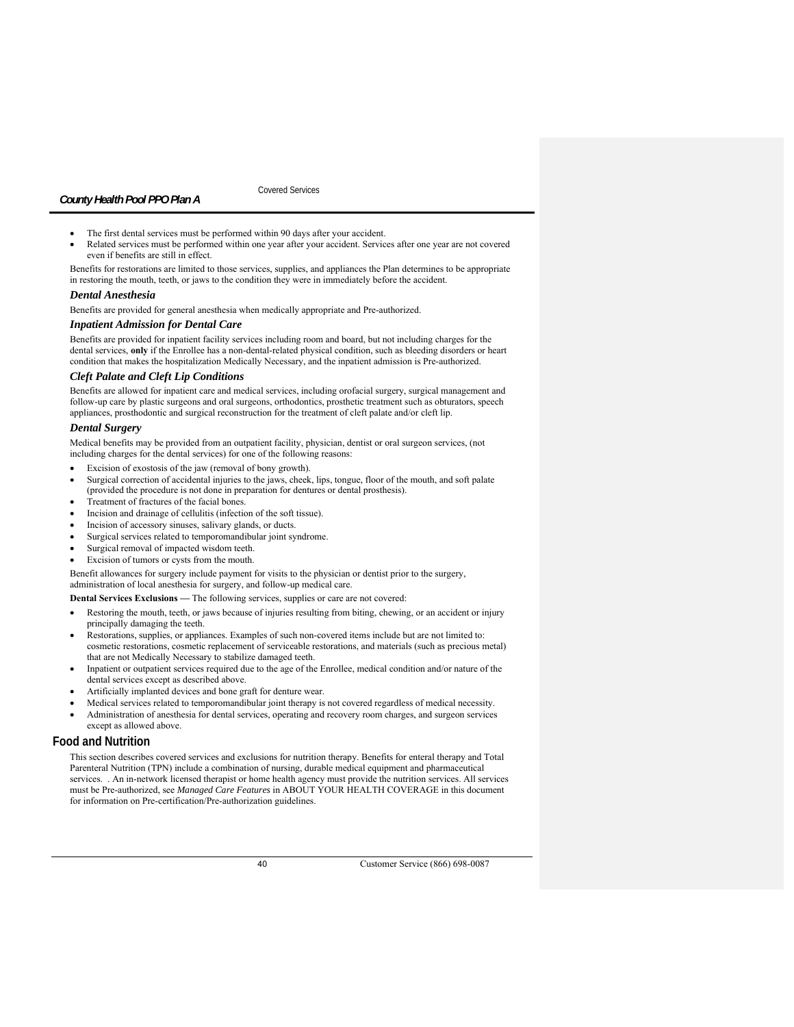- The first dental services must be performed within 90 days after your accident.
- Related services must be performed within one year after your accident. Services after one year are not covered even if benefits are still in effect.

Benefits for restorations are limited to those services, supplies, and appliances the Plan determines to be appropriate in restoring the mouth, teeth, or jaws to the condition they were in immediately before the accident.

### *Dental Anesthesia*

Benefits are provided for general anesthesia when medically appropriate and Pre-authorized.

### *Inpatient Admission for Dental Care*

Benefits are provided for inpatient facility services including room and board, but not including charges for the dental services, **only** if the Enrollee has a non-dental-related physical condition, such as bleeding disorders or heart condition that makes the hospitalization Medically Necessary, and the inpatient admission is Pre-authorized.

### *Cleft Palate and Cleft Lip Conditions*

Benefits are allowed for inpatient care and medical services, including orofacial surgery, surgical management and follow-up care by plastic surgeons and oral surgeons, orthodontics, prosthetic treatment such as obturators, speech appliances, prosthodontic and surgical reconstruction for the treatment of cleft palate and/or cleft lip.

### *Dental Surgery*

Medical benefits may be provided from an outpatient facility, physician, dentist or oral surgeon services, (not including charges for the dental services) for one of the following reasons:

- Excision of exostosis of the jaw (removal of bony growth).
- Surgical correction of accidental injuries to the jaws, cheek, lips, tongue, floor of the mouth, and soft palate (provided the procedure is not done in preparation for dentures or dental prosthesis).
- Treatment of fractures of the facial bones.
- Incision and drainage of cellulitis (infection of the soft tissue).
- Incision of accessory sinuses, salivary glands, or ducts.
- Surgical services related to temporomandibular joint syndrome.
- Surgical removal of impacted wisdom teeth.
- Excision of tumors or cysts from the mouth.

Benefit allowances for surgery include payment for visits to the physician or dentist prior to the surgery, administration of local anesthesia for surgery, and follow-up medical care.

**Dental Services Exclusions —** The following services, supplies or care are not covered:

- Restoring the mouth, teeth, or jaws because of injuries resulting from biting, chewing, or an accident or injury principally damaging the teeth.
- Restorations, supplies, or appliances. Examples of such non-covered items include but are not limited to: cosmetic restorations, cosmetic replacement of serviceable restorations, and materials (such as precious metal) that are not Medically Necessary to stabilize damaged teeth.
- Inpatient or outpatient services required due to the age of the Enrollee, medical condition and/or nature of the dental services except as described above.
- Artificially implanted devices and bone graft for denture wear.
- Medical services related to temporomandibular joint therapy is not covered regardless of medical necessity.
- Administration of anesthesia for dental services, operating and recovery room charges, and surgeon services except as allowed above.

## Food and Nutrition

This section describes covered services and exclusions for nutrition therapy. Benefits for enteral therapy and Total Parenteral Nutrition (TPN) include a combination of nursing, durable medical equipment and pharmaceutical services. . An in-network licensed therapist or home health agency must provide the nutrition services. All services must be Pre-authorized, see *Managed Care Features* in ABOUT YOUR HEALTH COVERAGE in this document for information on Pre-certification/Pre-authorization guidelines.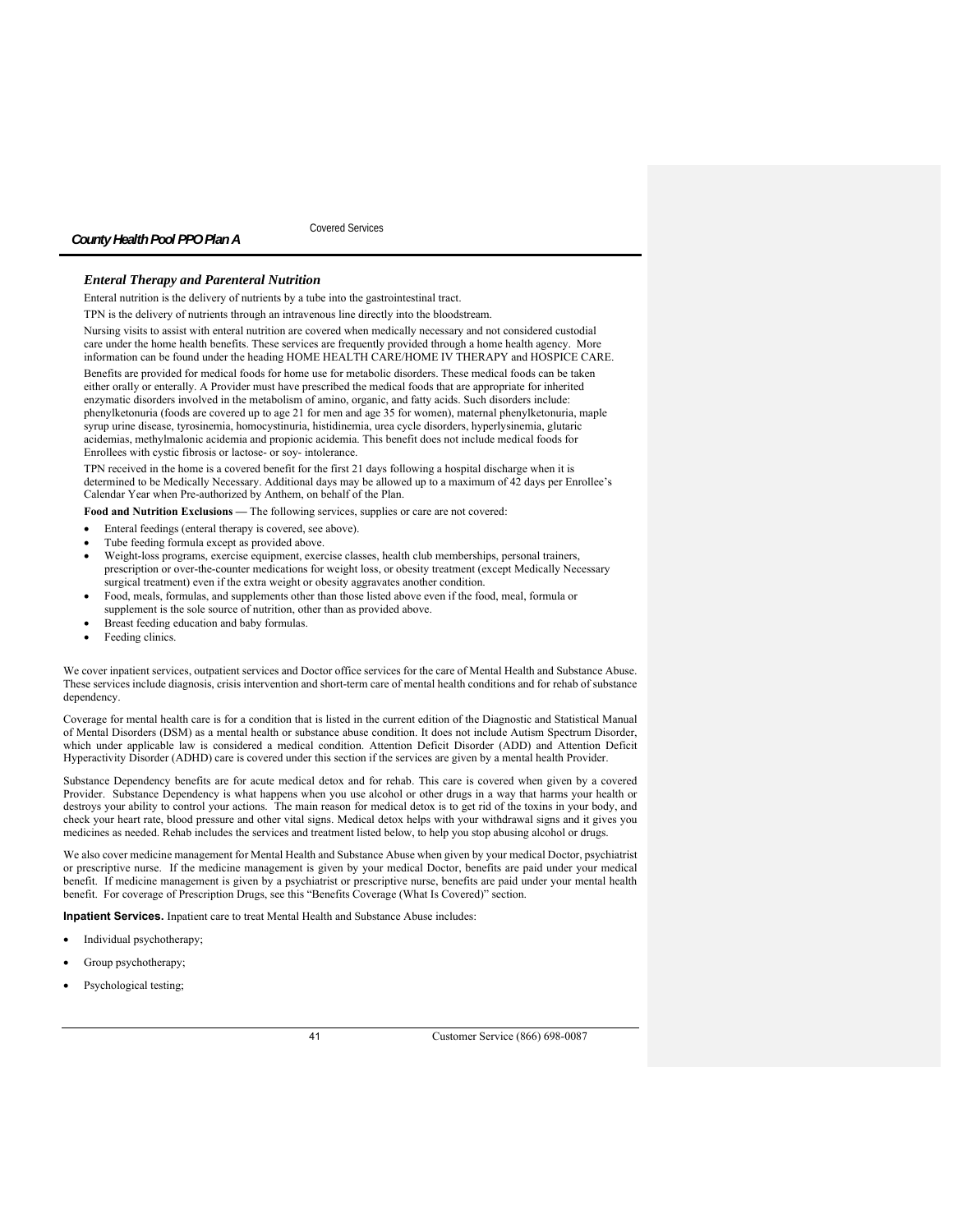### *Enteral Therapy and Parenteral Nutrition*

Enteral nutrition is the delivery of nutrients by a tube into the gastrointestinal tract.

TPN is the delivery of nutrients through an intravenous line directly into the bloodstream.

Nursing visits to assist with enteral nutrition are covered when medically necessary and not considered custodial care under the home health benefits. These services are frequently provided through a home health agency. More information can be found under the heading HOME HEALTH CARE/HOME IV THERAPY and HOSPICE CARE.

Benefits are provided for medical foods for home use for metabolic disorders. These medical foods can be taken either orally or enterally. A Provider must have prescribed the medical foods that are appropriate for inherited enzymatic disorders involved in the metabolism of amino, organic, and fatty acids. Such disorders include: phenylketonuria (foods are covered up to age 21 for men and age 35 for women), maternal phenylketonuria, maple syrup urine disease, tyrosinemia, homocystinuria, histidinemia, urea cycle disorders, hyperlysinemia, glutaric acidemias, methylmalonic acidemia and propionic acidemia. This benefit does not include medical foods for Enrollees with cystic fibrosis or lactose- or soy- intolerance.

TPN received in the home is a covered benefit for the first 21 days following a hospital discharge when it is determined to be Medically Necessary. Additional days may be allowed up to a maximum of 42 days per Enrollee's Calendar Year when Pre-authorized by Anthem, on behalf of the Plan.

**Food and Nutrition Exclusions —** The following services, supplies or care are not covered:

- Enteral feedings (enteral therapy is covered, see above).
- Tube feeding formula except as provided above.
- Weight-loss programs, exercise equipment, exercise classes, health club memberships, personal trainers, prescription or over-the-counter medications for weight loss, or obesity treatment (except Medically Necessary surgical treatment) even if the extra weight or obesity aggravates another condition.
- Food, meals, formulas, and supplements other than those listed above even if the food, meal, formula or supplement is the sole source of nutrition, other than as provided above.
- Breast feeding education and baby formulas.
- Feeding clinics.

We cover inpatient services, outpatient services and Doctor office services for the care of Mental Health and Substance Abuse. These services include diagnosis, crisis intervention and short-term care of mental health conditions and for rehab of substance dependency.

Coverage for mental health care is for a condition that is listed in the current edition of the Diagnostic and Statistical Manual of Mental Disorders (DSM) as a mental health or substance abuse condition. It does not include Autism Spectrum Disorder, which under applicable law is considered a medical condition. Attention Deficit Disorder (ADD) and Attention Deficit Hyperactivity Disorder (ADHD) care is covered under this section if the services are given by a mental health Provider.

Substance Dependency benefits are for acute medical detox and for rehab. This care is covered when given by a covered Provider. Substance Dependency is what happens when you use alcohol or other drugs in a way that harms your health or destroys your ability to control your actions. The main reason for medical detox is to get rid of the toxins in your body, and check your heart rate, blood pressure and other vital signs. Medical detox helps with your withdrawal signs and it gives you medicines as needed. Rehab includes the services and treatment listed below, to help you stop abusing alcohol or drugs.

We also cover medicine management for Mental Health and Substance Abuse when given by your medical Doctor, psychiatrist or prescriptive nurse. If the medicine management is given by your medical Doctor, benefits are paid under your medical benefit. If medicine management is given by a psychiatrist or prescriptive nurse, benefits are paid under your mental health benefit. For coverage of Prescription Drugs, see this "Benefits Coverage (What Is Covered)" section.

**Inpatient Services.** Inpatient care to treat Mental Health and Substance Abuse includes:

- Individual psychotherapy;
- Group psychotherapy;
- Psychological testing;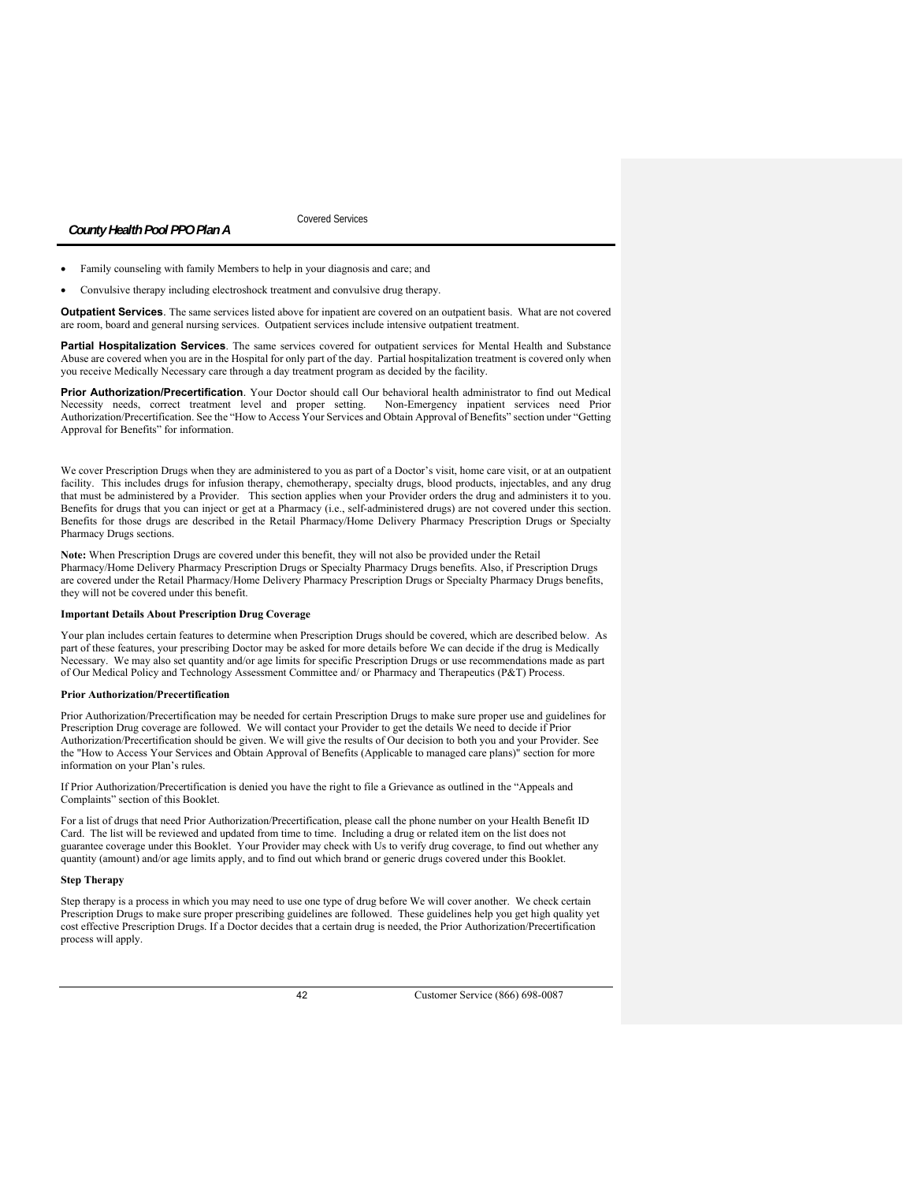- Family counseling with family Members to help in your diagnosis and care; and
- Convulsive therapy including electroshock treatment and convulsive drug therapy.

**Outpatient Services**. The same services listed above for inpatient are covered on an outpatient basis. What are not covered are room, board and general nursing services. Outpatient services include intensive outpatient treatment.

**Partial Hospitalization Services**. The same services covered for outpatient services for Mental Health and Substance Abuse are covered when you are in the Hospital for only part of the day. Partial hospitalization treatment is covered only when you receive Medically Necessary care through a day treatment program as decided by the facility.

**Prior Authorization/Precertification**. Your Doctor should call Our behavioral health administrator to find out Medical Necessity needs, correct treatment level and proper setting. Non-Emergency inpatient services need Prior Authorization/Precertification. See the "How to Access Your Services and Obtain Approval of Benefits" section under "Getting Approval for Benefits" for information.

We cover Prescription Drugs when they are administered to you as part of a Doctor's visit, home care visit, or at an outpatient facility. This includes drugs for infusion therapy, chemotherapy, specialty drugs, blood products, injectables, and any drug that must be administered by a Provider. This section applies when your Provider orders the drug and administers it to you. Benefits for drugs that you can inject or get at a Pharmacy (i.e., self-administered drugs) are not covered under this section. Benefits for those drugs are described in the Retail Pharmacy/Home Delivery Pharmacy Prescription Drugs or Specialty Pharmacy Drugs sections.

**Note:** When Prescription Drugs are covered under this benefit, they will not also be provided under the Retail Pharmacy/Home Delivery Pharmacy Prescription Drugs or Specialty Pharmacy Drugs benefits. Also, if Prescription Drugs are covered under the Retail Pharmacy/Home Delivery Pharmacy Prescription Drugs or Specialty Pharmacy Drugs benefits, they will not be covered under this benefit.

**Important Details About Prescription Drug Coverage**

Your plan includes certain features to determine when Prescription Drugs should be covered, which are described below. As part of these features, your prescribing Doctor may be asked for more details before We can decide if the drug is Medically Necessary. We may also set quantity and/or age limits for specific Prescription Drugs or use recommendations made as part of Our Medical Policy and Technology Assessment Committee and/ or Pharmacy and Therapeutics (P&T) Process.

**Prior Authorization/Precertification**

Prior Authorization/Precertification may be needed for certain Prescription Drugs to make sure proper use and guidelines for Prescription Drug coverage are followed. We will contact your Provider to get the details We need to decide if Prior Authorization/Precertification should be given. We will give the results of Our decision to both you and your Provider. See the "How to Access Your Services and Obtain Approval of Benefits (Applicable to managed care plans)" section for more information on your Plan's rules.

If Prior Authorization/Precertification is denied you have the right to file a Grievance as outlined in the "Appeals and Complaints" section of this Booklet.

For a list of drugs that need Prior Authorization/Precertification, please call the phone number on your Health Benefit ID Card. The list will be reviewed and updated from time to time. Including a drug or related item on the list does not guarantee coverage under this Booklet. Your Provider may check with Us to verify drug coverage, to find out whether any quantity (amount) and/or age limits apply, and to find out which brand or generic drugs covered under this Booklet.

**Step Therapy**

Step therapy is a process in which you may need to use one type of drug before We will cover another. We check certain Prescription Drugs to make sure proper prescribing guidelines are followed. These guidelines help you get high quality yet cost effective Prescription Drugs. If a Doctor decides that a certain drug is needed, the Prior Authorization/Precertification process will apply.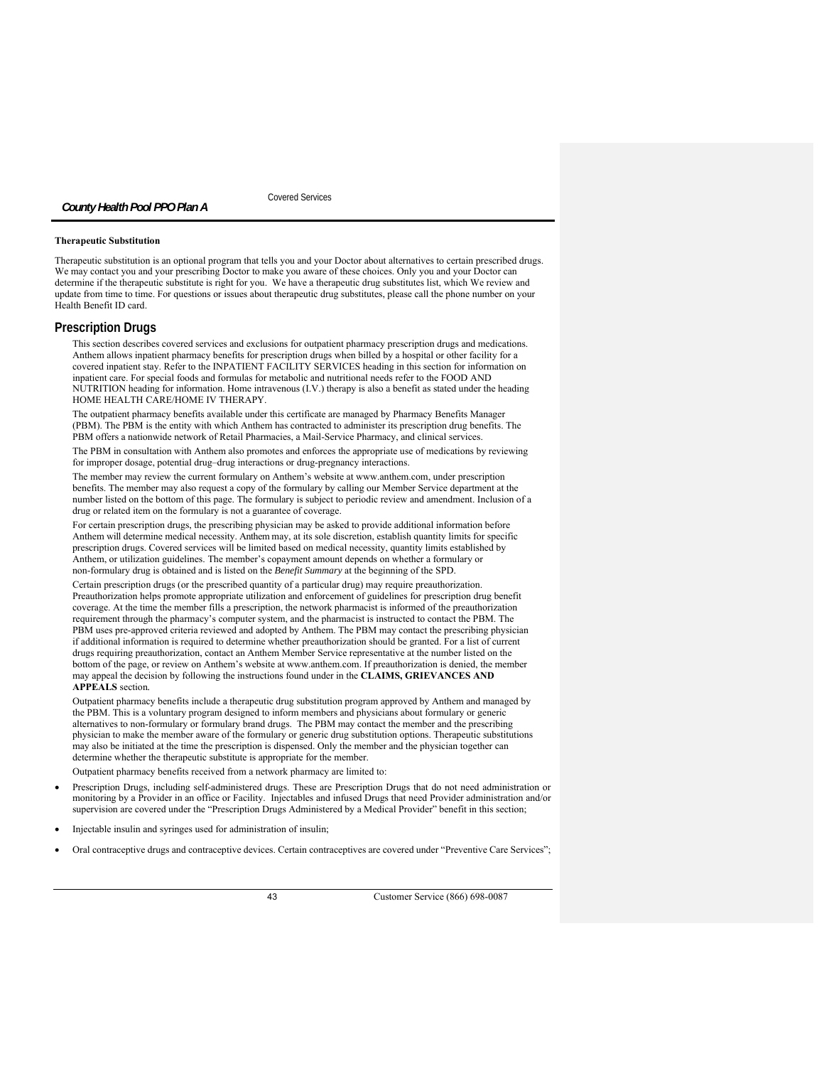**Therapeutic Substitution**

Therapeutic substitution is an optional program that tells you and your Doctor about alternatives to certain prescribed drugs. We may contact you and your prescribing Doctor to make you aware of these choices. Only you and your Doctor can determine if the therapeutic substitute is right for you. We have a therapeutic drug substitutes list, which We review and update from time to time. For questions or issues about therapeutic drug substitutes, please call the phone number on your Health Benefit ID card.

## Prescription Drugs

This section describes covered services and exclusions for outpatient pharmacy prescription drugs and medications. Anthem allows inpatient pharmacy benefits for prescription drugs when billed by a hospital or other facility for a covered inpatient stay. Refer to the INPATIENT FACILITY SERVICES heading in this section for information on inpatient care. For special foods and formulas for metabolic and nutritional needs refer to the FOOD AND NUTRITION heading for information. Home intravenous (I.V.) therapy is also a benefit as stated under the heading HOME HEALTH CARE/HOME IV THERAPY.

The outpatient pharmacy benefits available under this certificate are managed by Pharmacy Benefits Manager (PBM). The PBM is the entity with which Anthem has contracted to administer its prescription drug benefits. The PBM offers a nationwide network of Retail Pharmacies, a Mail-Service Pharmacy, and clinical services.

The PBM in consultation with Anthem also promotes and enforces the appropriate use of medications by reviewing for improper dosage, potential drug–drug interactions or drug-pregnancy interactions.

The member may review the current formulary on Anthem's website at www.anthem.com, under prescription benefits. The member may also request a copy of the formulary by calling our Member Service department at the number listed on the bottom of this page. The formulary is subject to periodic review and amendment. Inclusion of a drug or related item on the formulary is not a guarantee of coverage.

For certain prescription drugs, the prescribing physician may be asked to provide additional information before Anthem will determine medical necessity. Anthem may, at its sole discretion, establish quantity limits for specific prescription drugs. Covered services will be limited based on medical necessity, quantity limits established by Anthem, or utilization guidelines. The member's copayment amount depends on whether a formulary or non-formulary drug is obtained and is listed on the *Benefit Summary* at the beginning of the SPD.

Certain prescription drugs (or the prescribed quantity of a particular drug) may require preauthorization. Preauthorization helps promote appropriate utilization and enforcement of guidelines for prescription drug benefit coverage. At the time the member fills a prescription, the network pharmacist is informed of the preauthorization requirement through the pharmacy's computer system, and the pharmacist is instructed to contact the PBM. The PBM uses pre-approved criteria reviewed and adopted by Anthem. The PBM may contact the prescribing physician if additional information is required to determine whether preauthorization should be granted. For a list of current drugs requiring preauthorization, contact an Anthem Member Service representative at the number listed on the bottom of the page, or review on Anthem's website at www.anthem.com. If preauthorization is denied, the member may appeal the decision by following the instructions found under in the **CLAIMS, GRIEVANCES AND APPEALS** section.

Outpatient pharmacy benefits include a therapeutic drug substitution program approved by Anthem and managed by the PBM. This is a voluntary program designed to inform members and physicians about formulary or generic alternatives to non-formulary or formulary brand drugs. The PBM may contact the member and the prescribing physician to make the member aware of the formulary or generic drug substitution options. Therapeutic substitutions may also be initiated at the time the prescription is dispensed. Only the member and the physician together can determine whether the therapeutic substitute is appropriate for the member.

Outpatient pharmacy benefits received from a network pharmacy are limited to:

- Prescription Drugs, including self-administered drugs. These are Prescription Drugs that do not need administration or monitoring by a Provider in an office or Facility. Injectables and infused Drugs that need Provider administration and/or supervision are covered under the "Prescription Drugs Administered by a Medical Provider" benefit in this section;
- Injectable insulin and syringes used for administration of insulin;
- Oral contraceptive drugs and contraceptive devices. Certain contraceptives are covered under "Preventive Care Services";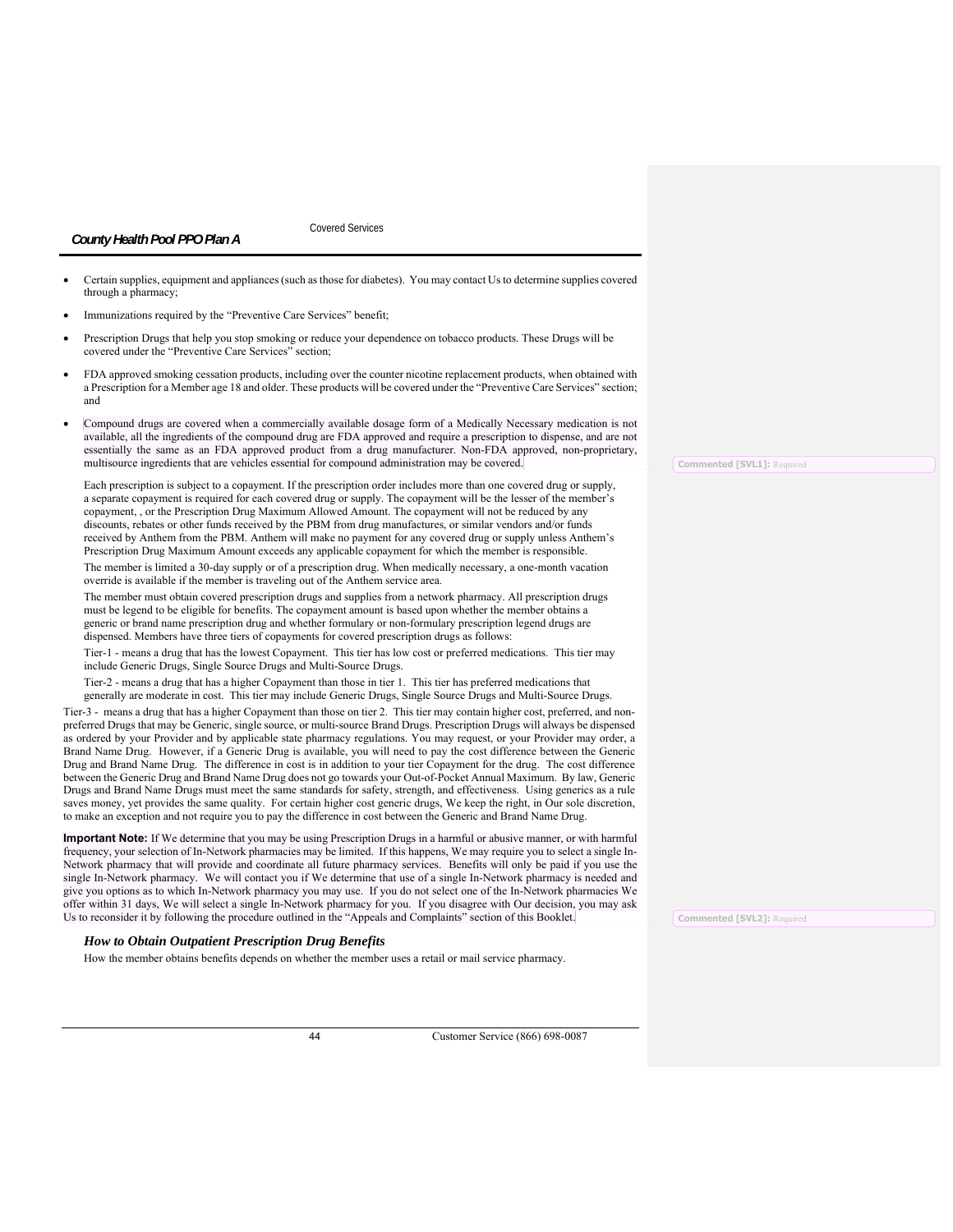- Certain supplies, equipment and appliances (such as those for diabetes). You may contact Us to determine supplies covered through a pharmacy;
- Immunizations required by the "Preventive Care Services" benefit;
- Prescription Drugs that help you stop smoking or reduce your dependence on tobacco products. These Drugs will be covered under the "Preventive Care Services" section;
- FDA approved smoking cessation products, including over the counter nicotine replacement products, when obtained with a Prescription for a Member age 18 and older. These products will be covered under the "Preventive Care Services" section; and
- Compound drugs are covered when a commercially available dosage form of a Medically Necessary medication is not available, all the ingredients of the compound drug are FDA approved and require a prescription to dispense, and are not essentially the same as an FDA approved product from a drug manufacturer. Non-FDA approved, non-proprietary, multisource ingredients that are vehicles essential for compound administration may be covered.

Commented [SVL1]: Required

Each prescription is subject to a copayment. If the prescription order includes more than one covered drug or supply, a separate copayment is required for each covered drug or supply. The copayment will be the lesser of the member's copayment, , or the Prescription Drug Maximum Allowed Amount. The copayment will not be reduced by any discounts, rebates or other funds received by the PBM from drug manufactures, or similar vendors and/or funds received by Anthem from the PBM. Anthem will make no payment for any covered drug or supply unless Anthem's Prescription Drug Maximum Amount exceeds any applicable copayment for which the member is responsible.

The member is limited a 30-day supply or of a prescription drug. When medically necessary, a one-month vacation override is available if the member is traveling out of the Anthem service area.

The member must obtain covered prescription drugs and supplies from a network pharmacy. All prescription drugs must be legend to be eligible for benefits. The copayment amount is based upon whether the member obtains a generic or brand name prescription drug and whether formulary or non-formulary prescription legend drugs are dispensed. Members have three tiers of copayments for covered prescription drugs as follows:

Tier-1 - means a drug that has the lowest Copayment. This tier has low cost or preferred medications. This tier may include Generic Drugs, Single Source Drugs and Multi-Source Drugs.

Tier-2 - means a drug that has a higher Copayment than those in tier 1. This tier has preferred medications that generally are moderate in cost. This tier may include Generic Drugs, Single Source Drugs and Multi-Source Drugs.

Tier-3 - means a drug that has a higher Copayment than those on tier 2. This tier may contain higher cost, preferred, and non-preferred Drugs that may be Generic, single source, or multi-source Brand Drugs. Prescription Drugs will always be dispensed as ordered by your Provider and by applicable state pharmacy regulations. You may request, or your Provider may order, a Brand Name Drug. However, if a Generic Drug is available, you will need to pay the cost difference between the Generic Drug and Brand Name Drug. The difference in cost is in addition to your tier Copayment for the drug. The cost difference between the Generic Drug and Brand Name Drug does not go towards your Out-of-Pocket Annual Maximum. By law, Generic Drugs and Brand Name Drugs must meet the same standards for safety, strength, and effectiveness. Using generics as a rule saves money, yet provides the same quality. For certain higher cost generic drugs, We keep the right, in Our sole discretion, to make an exception and not require you to pay the difference in cost between the Generic and Brand Name Drug.

**Important Note:** If We determine that you may be using Prescription Drugs in a harmful or abusive manner, or with harmful frequency, your selection of In-Network pharmacies may be limited. If this happens, We may require you to select a single In-Network pharmacy that will provide and coordinate all future pharmacy services. Benefits will only be paid if you use the single In-Network pharmacy. We will contact you if We determine that use of a single In-Network pharmacy is needed and give you options as to which In-Network pharmacy you may use. If you do not select one of the In-Network pharmacies We offer within 31 days, We will select a single In-Network pharmacy for you. If you disagree with Our decision, you may ask Us to reconsider it by following the procedure outlined in the "Appeals and Complaints" section of this Booklet.

Commented [SVL2]: Required

### *How to Obtain Outpatient Prescription Drug Benefits*

How the member obtains benefits depends on whether the member uses a retail or mail service pharmacy.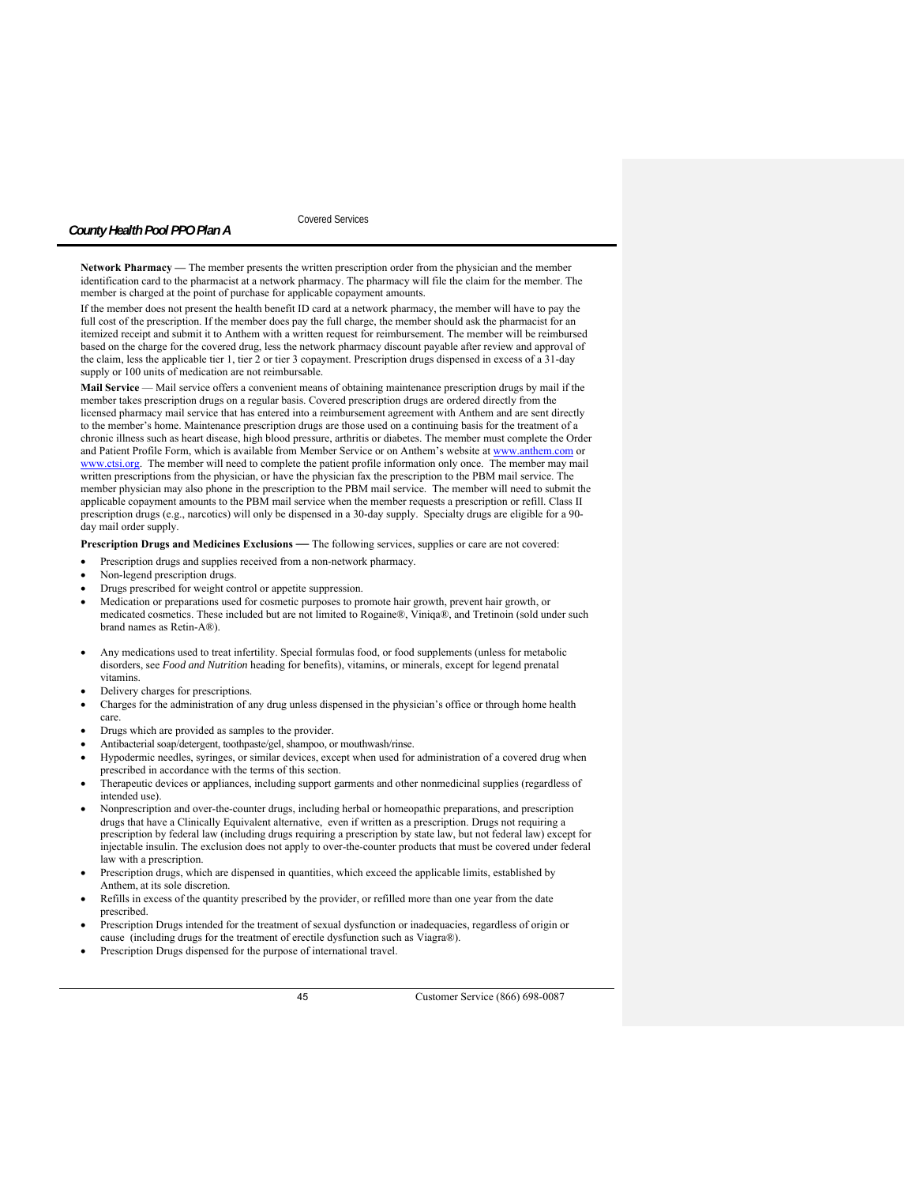**Network Pharmacy —** The member presents the written prescription order from the physician and the member identification card to the pharmacist at a network pharmacy. The pharmacy will file the claim for the member. The member is charged at the point of purchase for applicable copayment amounts.

If the member does not present the health benefit ID card at a network pharmacy, the member will have to pay the full cost of the prescription. If the member does pay the full charge, the member should ask the pharmacist for an itemized receipt and submit it to Anthem with a written request for reimbursement. The member will be reimbursed based on the charge for the covered drug, less the network pharmacy discount payable after review and approval of the claim, less the applicable tier 1, tier 2 or tier 3 copayment. Prescription drugs dispensed in excess of a 31-day supply or 100 units of medication are not reimbursable.

**Mail Service** — Mail service offers a convenient means of obtaining maintenance prescription drugs by mail if the member takes prescription drugs on a regular basis. Covered prescription drugs are ordered directly from the licensed pharmacy mail service that has entered into a reimbursement agreement with Anthem and are sent directly to the member's home. Maintenance prescription drugs are those used on a continuing basis for the treatment of a chronic illness such as heart disease, high blood pressure, arthritis or diabetes. The member must complete the Order and Patient Profile Form, which is available from Member Service or on Anthem's website at www.anthem.com or www.ctsi.org. The member will need to complete the patient profile information only once. The member may mail written prescriptions from the physician, or have the physician fax the prescription to the PBM mail service. The member physician may also phone in the prescription to the PBM mail service. The member will need to submit the applicable copayment amounts to the PBM mail service when the member requests a prescription or refill. Class II prescription drugs (e.g., narcotics) will only be dispensed in a 30-day supply. Specialty drugs are eligible for a 90-day mail order supply.

**Prescription Drugs and Medicines Exclusions —** The following services, supplies or care are not covered:

- Prescription drugs and supplies received from a non-network pharmacy.
- Non-legend prescription drugs.
- Drugs prescribed for weight control or appetite suppression.
- Medication or preparations used for cosmetic purposes to promote hair growth, prevent hair growth, or medicated cosmetics. These included but are not limited to Rogaine®, Viniqa®, and Tretinoin (sold under such brand names as Retin-A®).
- Any medications used to treat infertility. Special formulas food, or food supplements (unless for metabolic disorders, see *Food and Nutrition* heading for benefits), vitamins, or minerals, except for legend prenatal vitamins.
- Delivery charges for prescriptions.
- Charges for the administration of any drug unless dispensed in the physician's office or through home health care.
- Drugs which are provided as samples to the provider.
- Antibacterial soap/detergent, toothpaste/gel, shampoo, or mouthwash/rinse.
- Hypodermic needles, syringes, or similar devices, except when used for administration of a covered drug when prescribed in accordance with the terms of this section.
- Therapeutic devices or appliances, including support garments and other nonmedicinal supplies (regardless of intended use).
- Nonprescription and over-the-counter drugs, including herbal or homeopathic preparations, and prescription drugs that have a Clinically Equivalent alternative, even if written as a prescription. Drugs not requiring a prescription by federal law (including drugs requiring a prescription by state law, but not federal law) except for injectable insulin. The exclusion does not apply to over-the-counter products that must be covered under federal law with a prescription.
- Prescription drugs, which are dispensed in quantities, which exceed the applicable limits, established by Anthem, at its sole discretion.
- Refills in excess of the quantity prescribed by the provider, or refilled more than one year from the date prescribed.
- Prescription Drugs intended for the treatment of sexual dysfunction or inadequacies, regardless of origin or cause (including drugs for the treatment of erectile dysfunction such as Viagra®).
- Prescription Drugs dispensed for the purpose of international travel.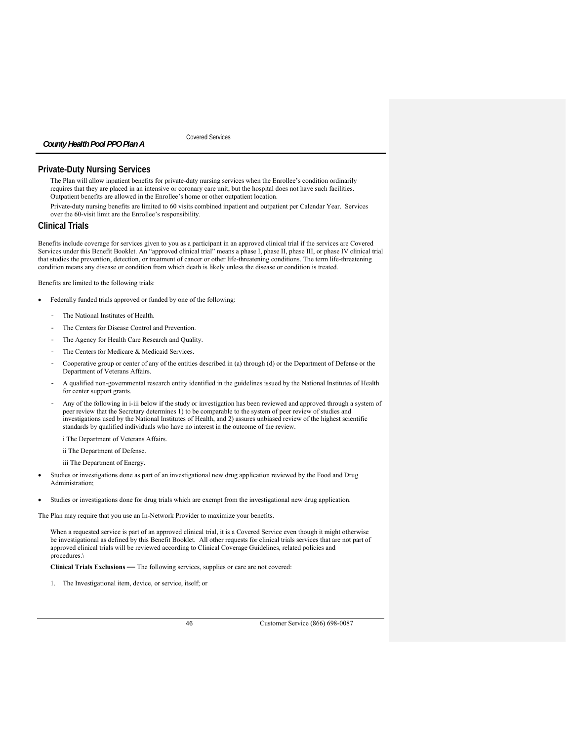## Private-Duty Nursing Services

The Plan will allow inpatient benefits for private-duty nursing services when the Enrollee's condition ordinarily requires that they are placed in an intensive or coronary care unit, but the hospital does not have such facilities. Outpatient benefits are allowed in the Enrollee's home or other outpatient location.

Private-duty nursing benefits are limited to 60 visits combined inpatient and outpatient per Calendar Year. Services over the 60-visit limit are the Enrollee's responsibility.

## Clinical Trials

Benefits include coverage for services given to you as a participant in an approved clinical trial if the services are Covered Services under this Benefit Booklet. An "approved clinical trial" means a phase I, phase II, phase III, or phase IV clinical trial that studies the prevention, detection, or treatment of cancer or other life-threatening conditions. The term life-threatening condition means any disease or condition from which death is likely unless the disease or condition is treated.

Benefits are limited to the following trials:

- Federally funded trials approved or funded by one of the following:
  - The National Institutes of Health.
  - The Centers for Disease Control and Prevention.
  - The Agency for Health Care Research and Quality.
  - The Centers for Medicare & Medicaid Services.
  - Cooperative group or center of any of the entities described in (a) through (d) or the Department of Defense or the Department of Veterans Affairs.
  - A qualified non-governmental research entity identified in the guidelines issued by the National Institutes of Health for center support grants.
  - Any of the following in i-iii below if the study or investigation has been reviewed and approved through a system of peer review that the Secretary determines 1) to be comparable to the system of peer review of studies and investigations used by the National Institutes of Health, and 2) assures unbiased review of the highest scientific standards by qualified individuals who have no interest in the outcome of the review.

    i The Department of Veterans Affairs.

    ii The Department of Defense.

    iii The Department of Energy.
- Studies or investigations done as part of an investigational new drug application reviewed by the Food and Drug Administration;
- Studies or investigations done for drug trials which are exempt from the investigational new drug application.

The Plan may require that you use an In-Network Provider to maximize your benefits.

When a requested service is part of an approved clinical trial, it is a Covered Service even though it might otherwise be investigational as defined by this Benefit Booklet. All other requests for clinical trials services that are not part of approved clinical trials will be reviewed according to Clinical Coverage Guidelines, related policies and procedures.\

**Clinical Trials Exclusions —** The following services, supplies or care are not covered:

1. The Investigational item, device, or service, itself; or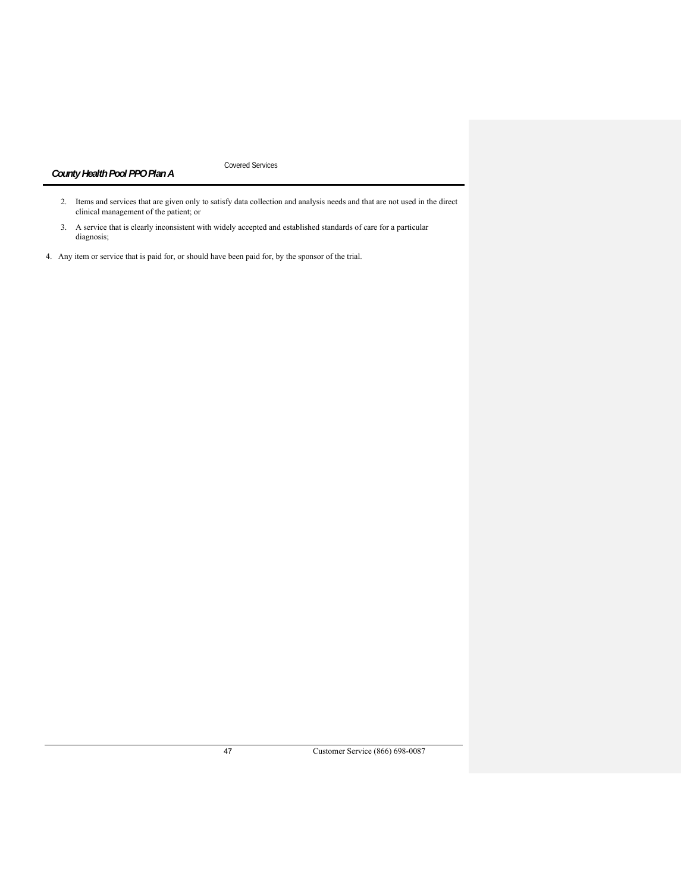2. Items and services that are given only to satisfy data collection and analysis needs and that are not used in the direct clinical management of the patient; or

3. A service that is clearly inconsistent with widely accepted and established standards of care for a particular diagnosis;

4. Any item or service that is paid for, or should have been paid for, by the sponsor of the trial.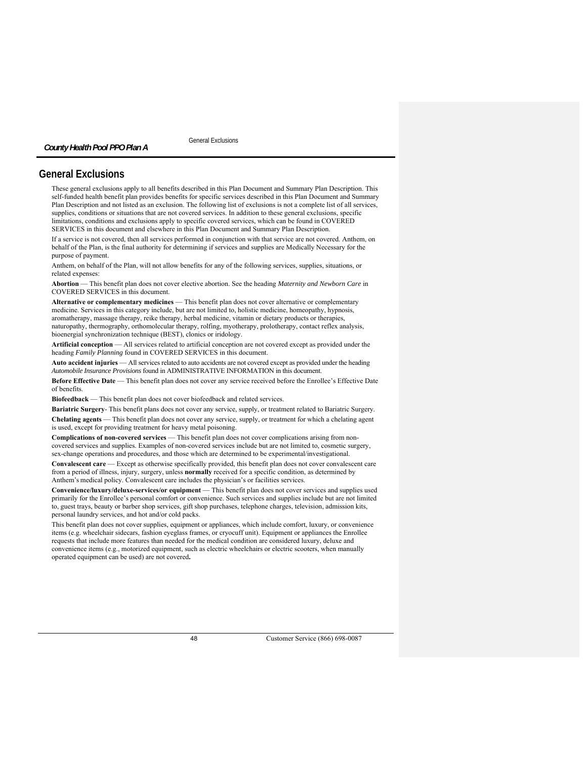## General Exclusions

These general exclusions apply to all benefits described in this Plan Document and Summary Plan Description. This self-funded health benefit plan provides benefits for specific services described in this Plan Document and Summary Plan Description and not listed as an exclusion. The following list of exclusions is not a complete list of all services, supplies, conditions or situations that are not covered services. In addition to these general exclusions, specific limitations, conditions and exclusions apply to specific covered services, which can be found in COVERED SERVICES in this document and elsewhere in this Plan Document and Summary Plan Description.

If a service is not covered, then all services performed in conjunction with that service are not covered. Anthem, on behalf of the Plan, is the final authority for determining if services and supplies are Medically Necessary for the purpose of payment.

Anthem, on behalf of the Plan, will not allow benefits for any of the following services, supplies, situations, or related expenses:

**Abortion** — This benefit plan does not cover elective abortion. See the heading *Maternity and Newborn Care* in COVERED SERVICES in this document.

**Alternative or complementary medicines** — This benefit plan does not cover alternative or complementary medicine. Services in this category include, but are not limited to, holistic medicine, homeopathy, hypnosis, aromatherapy, massage therapy, reike therapy, herbal medicine, vitamin or dietary products or therapies, naturopathy, thermography, orthomolecular therapy, rolfing, myotherapy, prolotherapy, contact reflex analysis, bioenergial synchronization technique (BEST), clonics or iridology.

**Artificial conception** — All services related to artificial conception are not covered except as provided under the heading *Family Planning* found in COVERED SERVICES in this document.

**Auto accident injuries** — All services related to auto accidents are not covered except as provided under the heading *Automobile Insurance Provisions* found in ADMINISTRATIVE INFORMATION in this document.

**Before Effective Date** — This benefit plan does not cover any service received before the Enrollee's Effective Date of benefits.

**Biofeedback** — This benefit plan does not cover biofeedback and related services.

**Bariatric Surgery**- This benefit plans does not cover any service, supply, or treatment related to Bariatric Surgery.

**Chelating agents** — This benefit plan does not cover any service, supply, or treatment for which a chelating agent is used, except for providing treatment for heavy metal poisoning.

**Complications of non-covered services** — This benefit plan does not cover complications arising from non-covered services and supplies. Examples of non-covered services include but are not limited to, cosmetic surgery, sex-change operations and procedures, and those which are determined to be experimental/investigational.

**Convalescent care** — Except as otherwise specifically provided, this benefit plan does not cover convalescent care from a period of illness, injury, surgery, unless **normally** received for a specific condition, as determined by Anthem's medical policy. Convalescent care includes the physician's or facilities services.

**Convenience/luxury/deluxe-services/or equipment** — This benefit plan does not cover services and supplies used primarily for the Enrollee's personal comfort or convenience. Such services and supplies include but are not limited to, guest trays, beauty or barber shop services, gift shop purchases, telephone charges, television, admission kits, personal laundry services, and hot and/or cold packs.

This benefit plan does not cover supplies, equipment or appliances, which include comfort, luxury, or convenience items (e.g. wheelchair sidecars, fashion eyeglass frames, or cryocuff unit). Equipment or appliances the Enrollee requests that include more features than needed for the medical condition are considered luxury, deluxe and convenience items (e.g., motorized equipment, such as electric wheelchairs or electric scooters, when manually operated equipment can be used) are not covered.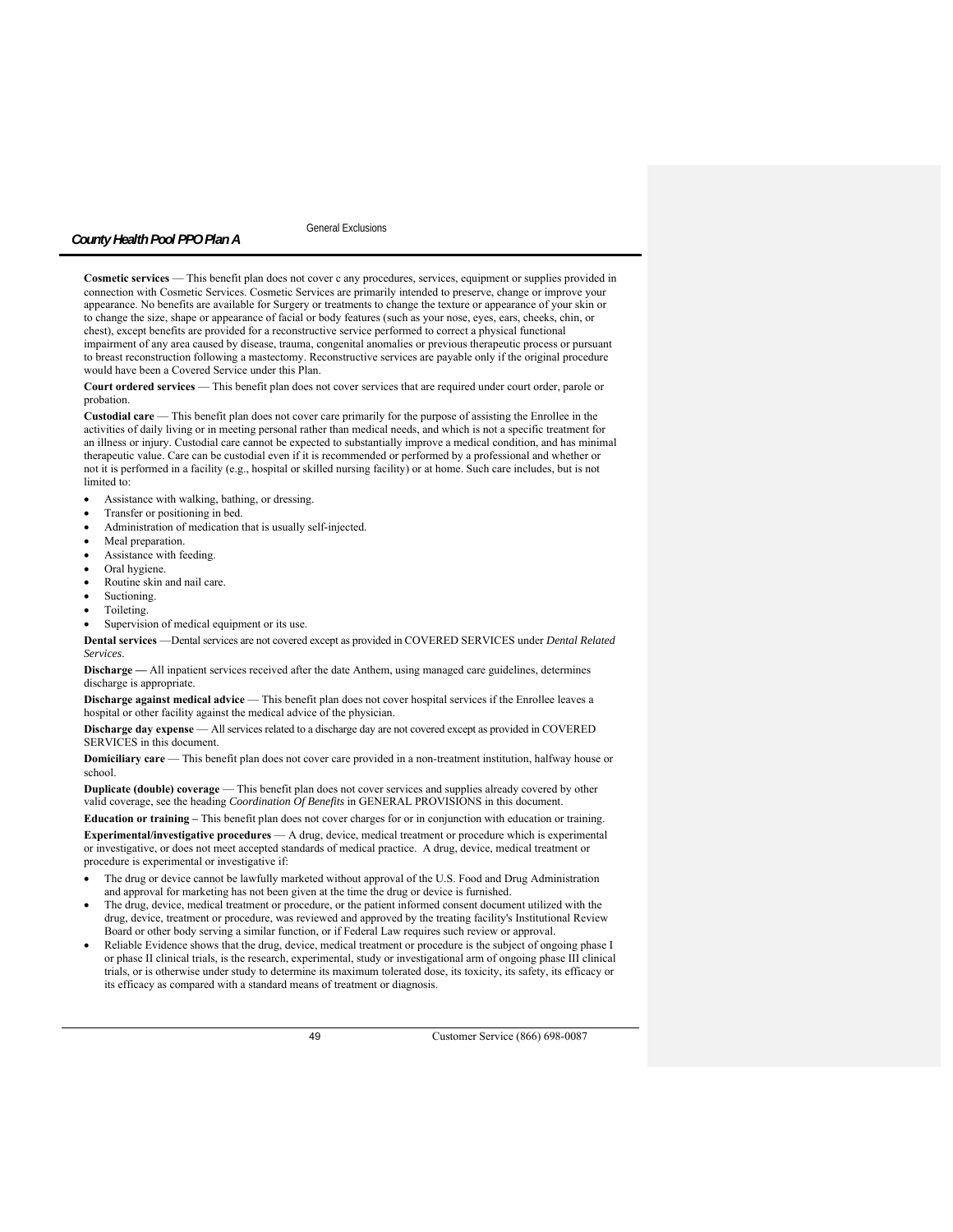**Cosmetic services** — This benefit plan does not cover c any procedures, services, equipment or supplies provided in connection with Cosmetic Services. Cosmetic Services are primarily intended to preserve, change or improve your appearance. No benefits are available for Surgery or treatments to change the texture or appearance of your skin or to change the size, shape or appearance of facial or body features (such as your nose, eyes, ears, cheeks, chin, or chest), except benefits are provided for a reconstructive service performed to correct a physical functional impairment of any area caused by disease, trauma, congenital anomalies or previous therapeutic process or pursuant to breast reconstruction following a mastectomy. Reconstructive services are payable only if the original procedure would have been a Covered Service under this Plan.

**Court ordered services** — This benefit plan does not cover services that are required under court order, parole or probation.

**Custodial care** — This benefit plan does not cover care primarily for the purpose of assisting the Enrollee in the activities of daily living or in meeting personal rather than medical needs, and which is not a specific treatment for an illness or injury. Custodial care cannot be expected to substantially improve a medical condition, and has minimal therapeutic value. Care can be custodial even if it is recommended or performed by a professional and whether or not it is performed in a facility (e.g., hospital or skilled nursing facility) or at home. Such care includes, but is not limited to:

- Assistance with walking, bathing, or dressing.
- Transfer or positioning in bed.
- Administration of medication that is usually self-injected.
- Meal preparation.
- Assistance with feeding.
- Oral hygiene.
- Routine skin and nail care.
- Suctioning.
- Toileting.
- Supervision of medical equipment or its use.

**Dental services** —Dental services are not covered except as provided in COVERED SERVICES under *Dental Related Services*.

**Discharge —** All inpatient services received after the date Anthem, using managed care guidelines, determines discharge is appropriate.

**Discharge against medical advice** — This benefit plan does not cover hospital services if the Enrollee leaves a hospital or other facility against the medical advice of the physician.

**Discharge day expense** — All services related to a discharge day are not covered except as provided in COVERED SERVICES in this document.

**Domiciliary care** — This benefit plan does not cover care provided in a non-treatment institution, halfway house or school.

**Duplicate (double) coverage** — This benefit plan does not cover services and supplies already covered by other valid coverage, see the heading *Coordination Of Benefits* in GENERAL PROVISIONS in this document.

**Education or training –** This benefit plan does not cover charges for or in conjunction with education or training.

**Experimental/investigative procedures** — A drug, device, medical treatment or procedure which is experimental or investigative, or does not meet accepted standards of medical practice. A drug, device, medical treatment or procedure is experimental or investigative if:

- The drug or device cannot be lawfully marketed without approval of the U.S. Food and Drug Administration and approval for marketing has not been given at the time the drug or device is furnished.
- The drug, device, medical treatment or procedure, or the patient informed consent document utilized with the drug, device, treatment or procedure, was reviewed and approved by the treating facility's Institutional Review Board or other body serving a similar function, or if Federal Law requires such review or approval.
- Reliable Evidence shows that the drug, device, medical treatment or procedure is the subject of ongoing phase I or phase II clinical trials, is the research, experimental, study or investigational arm of ongoing phase III clinical trials, or is otherwise under study to determine its maximum tolerated dose, its toxicity, its safety, its efficacy or its efficacy as compared with a standard means of treatment or diagnosis.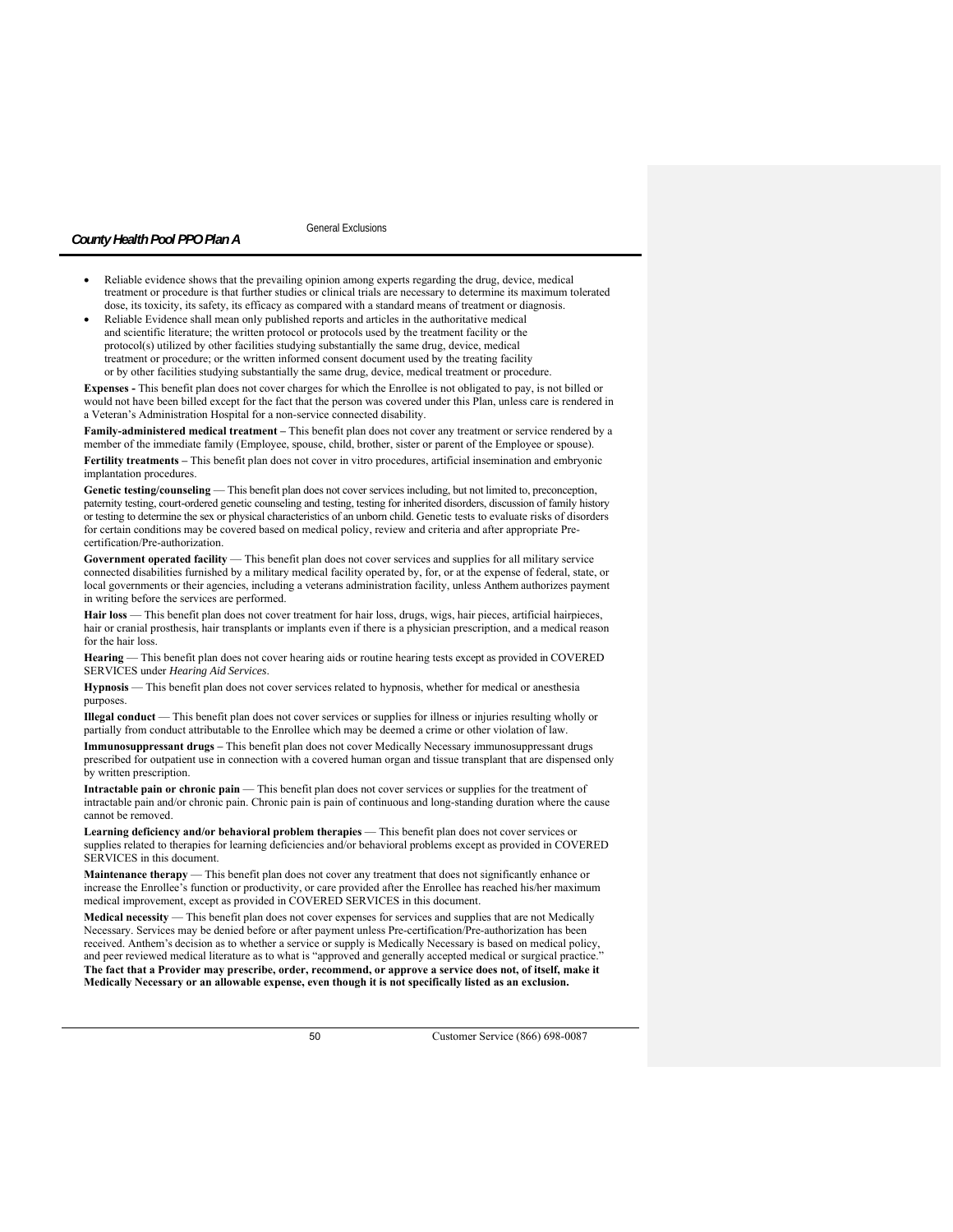- Reliable evidence shows that the prevailing opinion among experts regarding the drug, device, medical treatment or procedure is that further studies or clinical trials are necessary to determine its maximum tolerated dose, its toxicity, its safety, its efficacy as compared with a standard means of treatment or diagnosis.
- Reliable Evidence shall mean only published reports and articles in the authoritative medical and scientific literature; the written protocol or protocols used by the treatment facility or the protocol(s) utilized by other facilities studying substantially the same drug, device, medical treatment or procedure; or the written informed consent document used by the treating facility or by other facilities studying substantially the same drug, device, medical treatment or procedure.

**Expenses -** This benefit plan does not cover charges for which the Enrollee is not obligated to pay, is not billed or would not have been billed except for the fact that the person was covered under this Plan, unless care is rendered in a Veteran's Administration Hospital for a non-service connected disability.

**Family-administered medical treatment –** This benefit plan does not cover any treatment or service rendered by a member of the immediate family (Employee, spouse, child, brother, sister or parent of the Employee or spouse).

**Fertility treatments –** This benefit plan does not cover in vitro procedures, artificial insemination and embryonic implantation procedures.

**Genetic testing/counseling** — This benefit plan does not cover services including, but not limited to, preconception, paternity testing, court-ordered genetic counseling and testing, testing for inherited disorders, discussion of family history or testing to determine the sex or physical characteristics of an unborn child. Genetic tests to evaluate risks of disorders for certain conditions may be covered based on medical policy, review and criteria and after appropriate Pre-certification/Pre-authorization.

**Government operated facility** — This benefit plan does not cover services and supplies for all military service connected disabilities furnished by a military medical facility operated by, for, or at the expense of federal, state, or local governments or their agencies, including a veterans administration facility, unless Anthem authorizes payment in writing before the services are performed.

**Hair loss** — This benefit plan does not cover treatment for hair loss, drugs, wigs, hair pieces, artificial hairpieces, hair or cranial prosthesis, hair transplants or implants even if there is a physician prescription, and a medical reason for the hair loss.

**Hearing** — This benefit plan does not cover hearing aids or routine hearing tests except as provided in COVERED SERVICES under *Hearing Aid Services*.

**Hypnosis** — This benefit plan does not cover services related to hypnosis, whether for medical or anesthesia purposes.

**Illegal conduct** — This benefit plan does not cover services or supplies for illness or injuries resulting wholly or partially from conduct attributable to the Enrollee which may be deemed a crime or other violation of law.

**Immunosuppressant drugs –** This benefit plan does not cover Medically Necessary immunosuppressant drugs prescribed for outpatient use in connection with a covered human organ and tissue transplant that are dispensed only by written prescription.

**Intractable pain or chronic pain** — This benefit plan does not cover services or supplies for the treatment of intractable pain and/or chronic pain. Chronic pain is pain of continuous and long-standing duration where the cause cannot be removed.

**Learning deficiency and/or behavioral problem therapies** — This benefit plan does not cover services or supplies related to therapies for learning deficiencies and/or behavioral problems except as provided in COVERED SERVICES in this document.

**Maintenance therapy** — This benefit plan does not cover any treatment that does not significantly enhance or increase the Enrollee's function or productivity, or care provided after the Enrollee has reached his/her maximum medical improvement, except as provided in COVERED SERVICES in this document.

**Medical necessity** — This benefit plan does not cover expenses for services and supplies that are not Medically Necessary. Services may be denied before or after payment unless Pre-certification/Pre-authorization has been received. Anthem's decision as to whether a service or supply is Medically Necessary is based on medical policy, and peer reviewed medical literature as to what is "approved and generally accepted medical or surgical practice." **The fact that a Provider may prescribe, order, recommend, or approve a service does not, of itself, make it Medically Necessary or an allowable expense, even though it is not specifically listed as an exclusion.**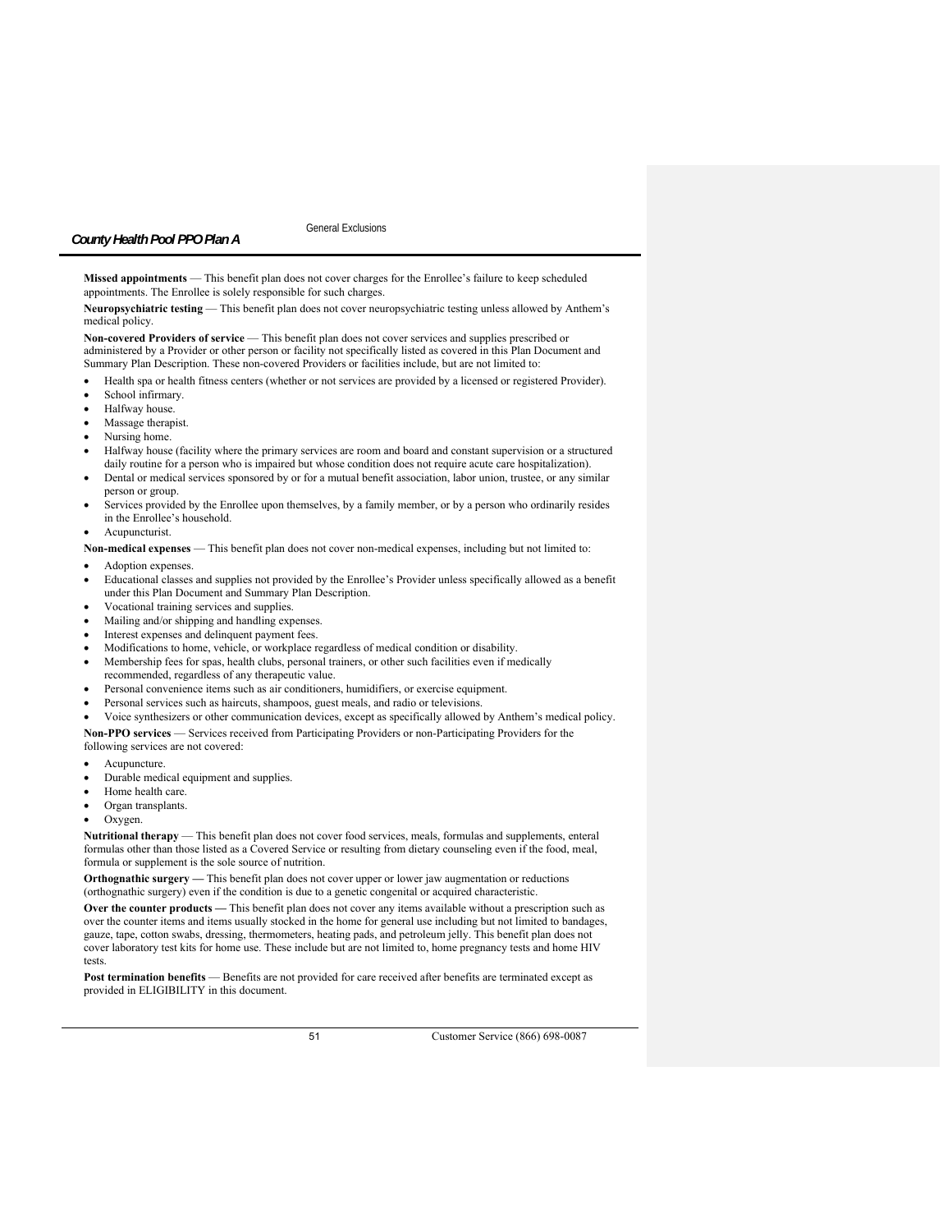**Missed appointments** — This benefit plan does not cover charges for the Enrollee's failure to keep scheduled appointments. The Enrollee is solely responsible for such charges.

**Neuropsychiatric testing** — This benefit plan does not cover neuropsychiatric testing unless allowed by Anthem's medical policy.

**Non-covered Providers of service** — This benefit plan does not cover services and supplies prescribed or administered by a Provider or other person or facility not specifically listed as covered in this Plan Document and Summary Plan Description. These non-covered Providers or facilities include, but are not limited to:

- Health spa or health fitness centers (whether or not services are provided by a licensed or registered Provider).
- School infirmary.
- Halfway house.
- Massage therapist.
- Nursing home.
- Halfway house (facility where the primary services are room and board and constant supervision or a structured daily routine for a person who is impaired but whose condition does not require acute care hospitalization).
- Dental or medical services sponsored by or for a mutual benefit association, labor union, trustee, or any similar person or group.
- Services provided by the Enrollee upon themselves, by a family member, or by a person who ordinarily resides in the Enrollee's household.
- Acupuncturist.

**Non-medical expenses** — This benefit plan does not cover non-medical expenses, including but not limited to:

- Adoption expenses.
- Educational classes and supplies not provided by the Enrollee's Provider unless specifically allowed as a benefit under this Plan Document and Summary Plan Description.
- Vocational training services and supplies.
- Mailing and/or shipping and handling expenses.
- Interest expenses and delinquent payment fees.
- Modifications to home, vehicle, or workplace regardless of medical condition or disability.
- Membership fees for spas, health clubs, personal trainers, or other such facilities even if medically recommended, regardless of any therapeutic value.
- Personal convenience items such as air conditioners, humidifiers, or exercise equipment.
- Personal services such as haircuts, shampoos, guest meals, and radio or televisions.
- Voice synthesizers or other communication devices, except as specifically allowed by Anthem's medical policy.

**Non-PPO services** — Services received from Participating Providers or non-Participating Providers for the following services are not covered:

- Acupuncture.
- Durable medical equipment and supplies.
- Home health care.
- Organ transplants.
- Oxygen.

**Nutritional therapy** — This benefit plan does not cover food services, meals, formulas and supplements, enteral formulas other than those listed as a Covered Service or resulting from dietary counseling even if the food, meal, formula or supplement is the sole source of nutrition.

**Orthognathic surgery —** This benefit plan does not cover upper or lower jaw augmentation or reductions (orthognathic surgery) even if the condition is due to a genetic congenital or acquired characteristic.

**Over the counter products —** This benefit plan does not cover any items available without a prescription such as over the counter items and items usually stocked in the home for general use including but not limited to bandages, gauze, tape, cotton swabs, dressing, thermometers, heating pads, and petroleum jelly. This benefit plan does not cover laboratory test kits for home use. These include but are not limited to, home pregnancy tests and home HIV tests.

**Post termination benefits** — Benefits are not provided for care received after benefits are terminated except as provided in ELIGIBILITY in this document.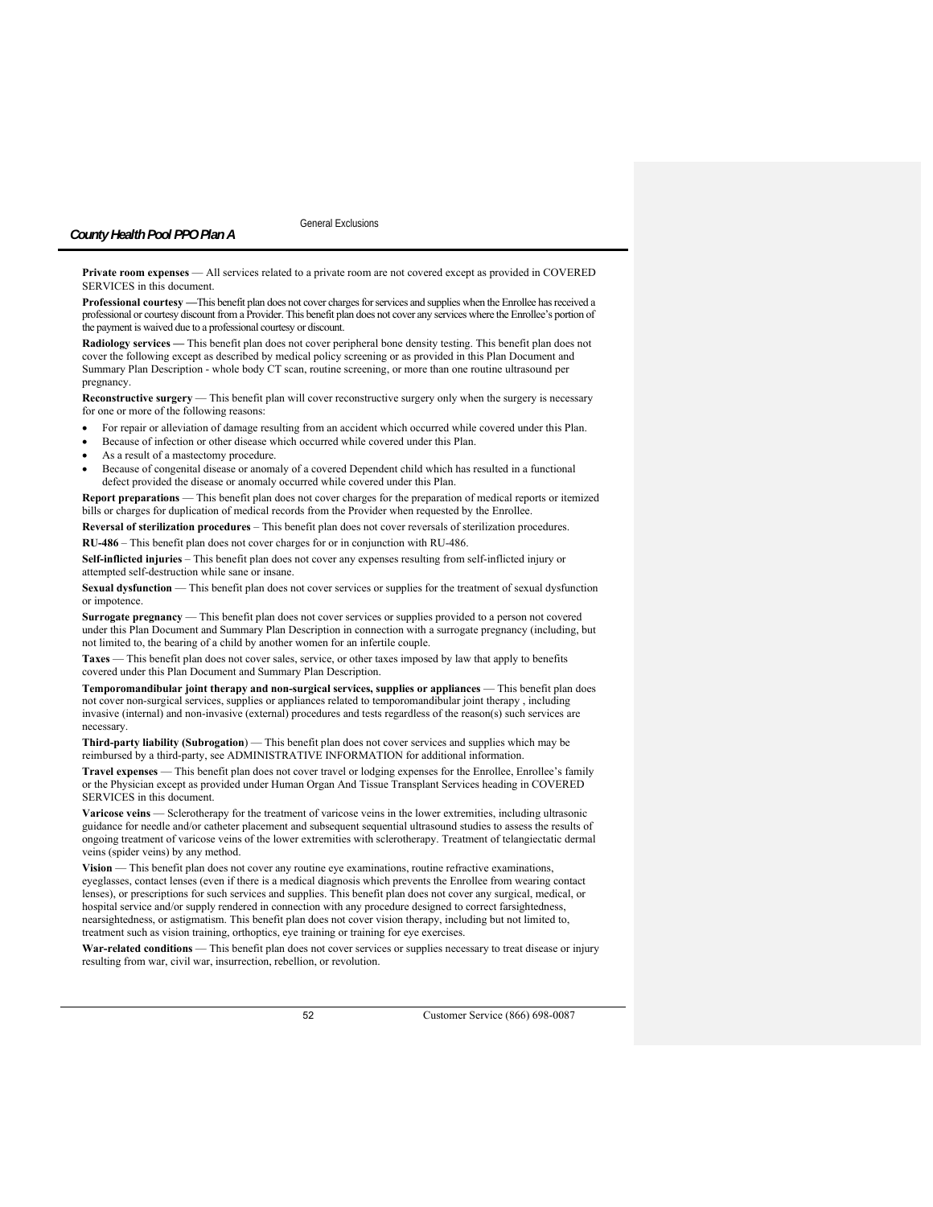**Private room expenses** — All services related to a private room are not covered except as provided in COVERED SERVICES in this document.

**Professional courtesy** —This benefit plan does not cover charges for services and supplies when the Enrollee has received a professional or courtesy discount from a Provider. This benefit plan does not cover any services where the Enrollee's portion of the payment is waived due to a professional courtesy or discount.

**Radiology services** — This benefit plan does not cover peripheral bone density testing. This benefit plan does not cover the following except as described by medical policy screening or as provided in this Plan Document and Summary Plan Description - whole body CT scan, routine screening, or more than one routine ultrasound per pregnancy.

**Reconstructive surgery** — This benefit plan will cover reconstructive surgery only when the surgery is necessary for one or more of the following reasons:

- For repair or alleviation of damage resulting from an accident which occurred while covered under this Plan.
- Because of infection or other disease which occurred while covered under this Plan.
- As a result of a mastectomy procedure.
- Because of congenital disease or anomaly of a covered Dependent child which has resulted in a functional defect provided the disease or anomaly occurred while covered under this Plan.

**Report preparations** — This benefit plan does not cover charges for the preparation of medical reports or itemized bills or charges for duplication of medical records from the Provider when requested by the Enrollee.

**Reversal of sterilization procedures** – This benefit plan does not cover reversals of sterilization procedures.

**RU-486** – This benefit plan does not cover charges for or in conjunction with RU-486.

**Self-inflicted injuries** – This benefit plan does not cover any expenses resulting from self-inflicted injury or attempted self-destruction while sane or insane.

**Sexual dysfunction** — This benefit plan does not cover services or supplies for the treatment of sexual dysfunction or impotence.

**Surrogate pregnancy** — This benefit plan does not cover services or supplies provided to a person not covered under this Plan Document and Summary Plan Description in connection with a surrogate pregnancy (including, but not limited to, the bearing of a child by another women for an infertile couple.

**Taxes** — This benefit plan does not cover sales, service, or other taxes imposed by law that apply to benefits covered under this Plan Document and Summary Plan Description.

**Temporomandibular joint therapy and non-surgical services, supplies or appliances** — This benefit plan does not cover non-surgical services, supplies or appliances related to temporomandibular joint therapy , including invasive (internal) and non-invasive (external) procedures and tests regardless of the reason(s) such services are necessary.

**Third-party liability (Subrogation**) — This benefit plan does not cover services and supplies which may be reimbursed by a third-party, see ADMINISTRATIVE INFORMATION for additional information.

**Travel expenses** — This benefit plan does not cover travel or lodging expenses for the Enrollee, Enrollee's family or the Physician except as provided under Human Organ And Tissue Transplant Services heading in COVERED SERVICES in this document.

**Varicose veins** — Sclerotherapy for the treatment of varicose veins in the lower extremities, including ultrasonic guidance for needle and/or catheter placement and subsequent sequential ultrasound studies to assess the results of ongoing treatment of varicose veins of the lower extremities with sclerotherapy. Treatment of telangiectatic dermal veins (spider veins) by any method.

**Vision** — This benefit plan does not cover any routine eye examinations, routine refractive examinations, eyeglasses, contact lenses (even if there is a medical diagnosis which prevents the Enrollee from wearing contact lenses), or prescriptions for such services and supplies. This benefit plan does not cover any surgical, medical, or hospital service and/or supply rendered in connection with any procedure designed to correct farsightedness, nearsightedness, or astigmatism. This benefit plan does not cover vision therapy, including but not limited to, treatment such as vision training, orthoptics, eye training or training for eye exercises.

**War-related conditions** — This benefit plan does not cover services or supplies necessary to treat disease or injury resulting from war, civil war, insurrection, rebellion, or revolution.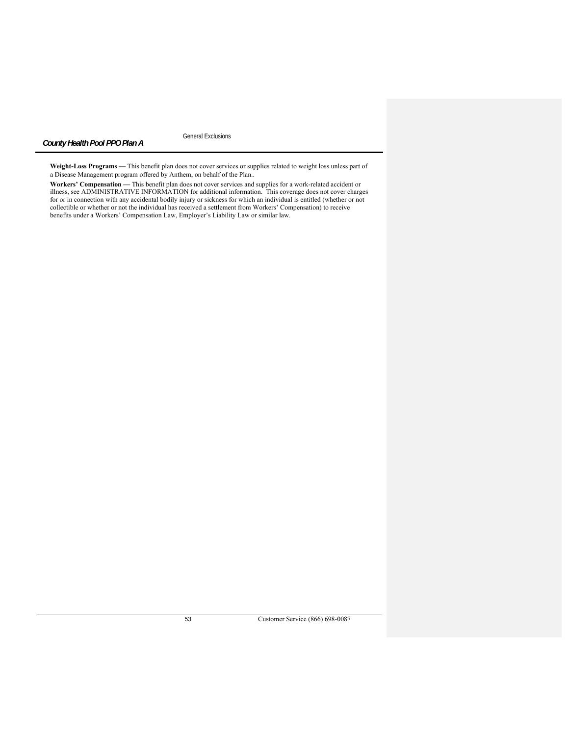**Weight-Loss Programs —** This benefit plan does not cover services or supplies related to weight loss unless part of a Disease Management program offered by Anthem, on behalf of the Plan..

**Workers' Compensation —** This benefit plan does not cover services and supplies for a work-related accident or illness, see ADMINISTRATIVE INFORMATION for additional information. This coverage does not cover charges for or in connection with any accidental bodily injury or sickness for which an individual is entitled (whether or not collectible or whether or not the individual has received a settlement from Workers' Compensation) to receive benefits under a Workers' Compensation Law, Employer's Liability Law or similar law.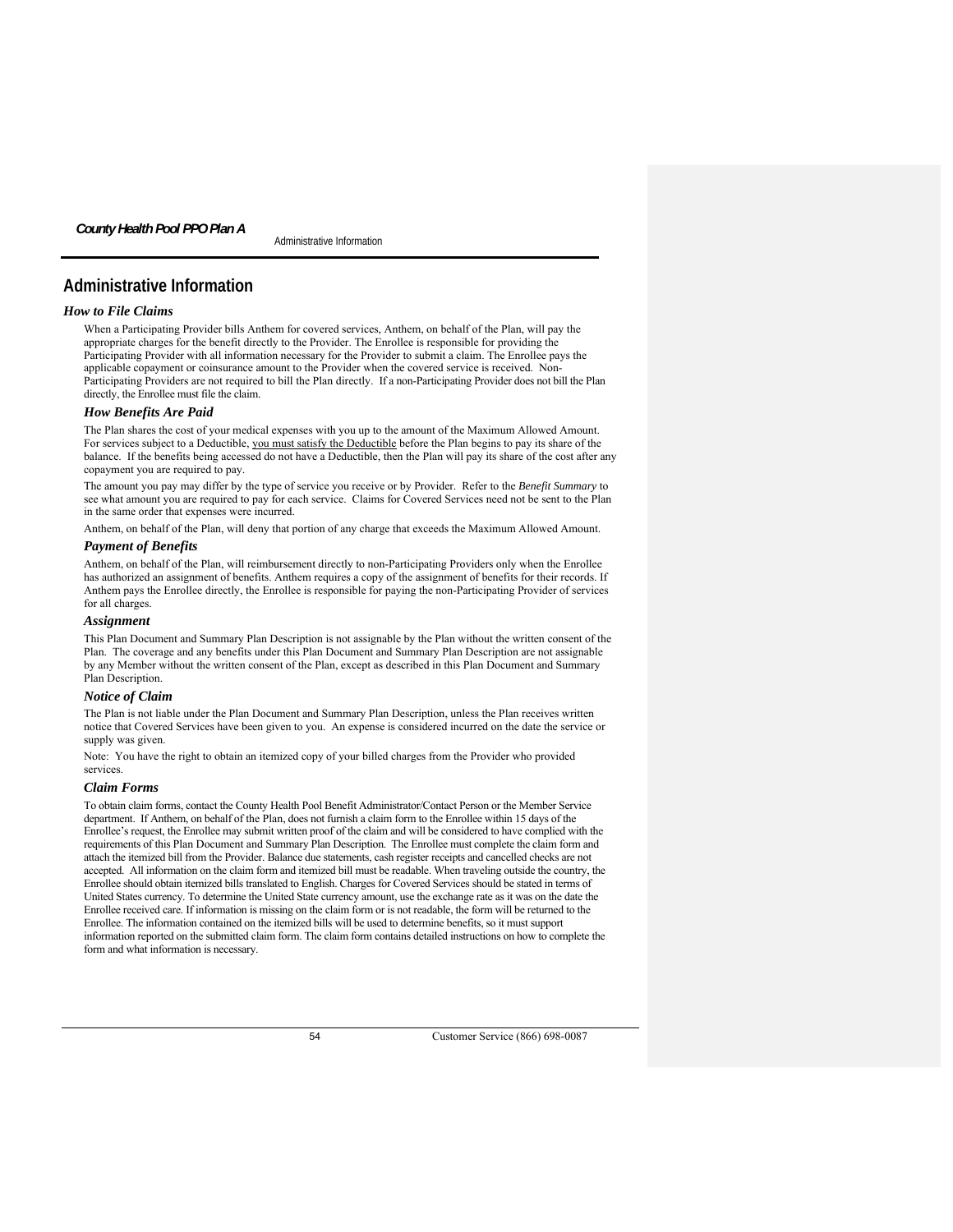# Administrative Information

### *How to File Claims*

When a Participating Provider bills Anthem for covered services, Anthem, on behalf of the Plan, will pay the appropriate charges for the benefit directly to the Provider. The Enrollee is responsible for providing the Participating Provider with all information necessary for the Provider to submit a claim. The Enrollee pays the applicable copayment or coinsurance amount to the Provider when the covered service is received. Non-Participating Providers are not required to bill the Plan directly. If a non-Participating Provider does not bill the Plan directly, the Enrollee must file the claim.

### *How Benefits Are Paid*

The Plan shares the cost of your medical expenses with you up to the amount of the Maximum Allowed Amount. For services subject to a Deductible, you must satisfy the Deductible before the Plan begins to pay its share of the balance. If the benefits being accessed do not have a Deductible, then the Plan will pay its share of the cost after any copayment you are required to pay.

The amount you pay may differ by the type of service you receive or by Provider. Refer to the *Benefit Summary* to see what amount you are required to pay for each service. Claims for Covered Services need not be sent to the Plan in the same order that expenses were incurred.

Anthem, on behalf of the Plan, will deny that portion of any charge that exceeds the Maximum Allowed Amount.

### *Payment of Benefits*

Anthem, on behalf of the Plan, will reimbursement directly to non-Participating Providers only when the Enrollee has authorized an assignment of benefits. Anthem requires a copy of the assignment of benefits for their records. If Anthem pays the Enrollee directly, the Enrollee is responsible for paying the non-Participating Provider of services for all charges.

### *Assignment*

This Plan Document and Summary Plan Description is not assignable by the Plan without the written consent of the Plan. The coverage and any benefits under this Plan Document and Summary Plan Description are not assignable by any Member without the written consent of the Plan, except as described in this Plan Document and Summary Plan Description.

### *Notice of Claim*

The Plan is not liable under the Plan Document and Summary Plan Description, unless the Plan receives written notice that Covered Services have been given to you. An expense is considered incurred on the date the service or supply was given.

Note: You have the right to obtain an itemized copy of your billed charges from the Provider who provided services.

### *Claim Forms*

To obtain claim forms, contact the County Health Pool Benefit Administrator/Contact Person or the Member Service department. If Anthem, on behalf of the Plan, does not furnish a claim form to the Enrollee within 15 days of the Enrollee's request, the Enrollee may submit written proof of the claim and will be considered to have complied with the requirements of this Plan Document and Summary Plan Description. The Enrollee must complete the claim form and attach the itemized bill from the Provider. Balance due statements, cash register receipts and cancelled checks are not accepted. All information on the claim form and itemized bill must be readable. When traveling outside the country, the Enrollee should obtain itemized bills translated to English. Charges for Covered Services should be stated in terms of United States currency. To determine the United State currency amount, use the exchange rate as it was on the date the Enrollee received care. If information is missing on the claim form or is not readable, the form will be returned to the Enrollee. The information contained on the itemized bills will be used to determine benefits, so it must support information reported on the submitted claim form. The claim form contains detailed instructions on how to complete the form and what information is necessary.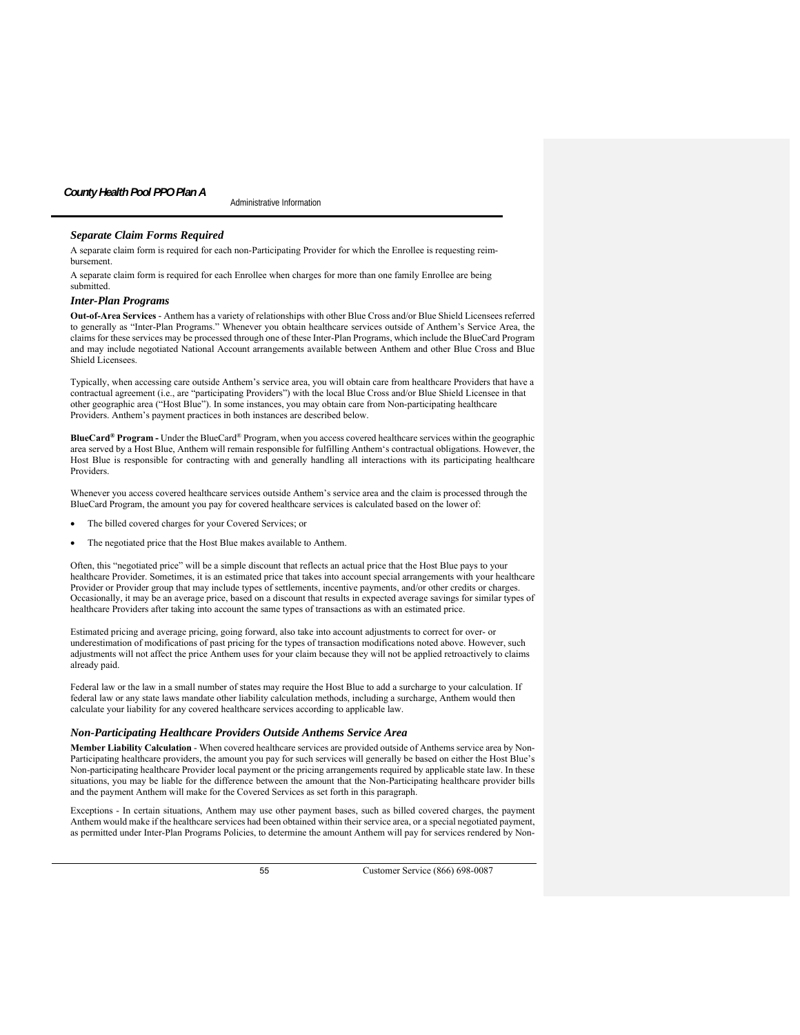### *Separate Claim Forms Required*

A separate claim form is required for each non-Participating Provider for which the Enrollee is requesting reimbursement.

A separate claim form is required for each Enrollee when charges for more than one family Enrollee are being submitted.

### *Inter-Plan Programs*

**Out-of-Area Services** - Anthem has a variety of relationships with other Blue Cross and/or Blue Shield Licensees referred to generally as "Inter-Plan Programs." Whenever you obtain healthcare services outside of Anthem's Service Area, the claims for these services may be processed through one of these Inter-Plan Programs, which include the BlueCard Program and may include negotiated National Account arrangements available between Anthem and other Blue Cross and Blue Shield Licensees.

Typically, when accessing care outside Anthem's service area, you will obtain care from healthcare Providers that have a contractual agreement (i.e., are "participating Providers") with the local Blue Cross and/or Blue Shield Licensee in that other geographic area ("Host Blue"). In some instances, you may obtain care from Non-participating healthcare Providers. Anthem's payment practices in both instances are described below.

**BlueCard® Program -** Under the BlueCard® Program, when you access covered healthcare services within the geographic area served by a Host Blue, Anthem will remain responsible for fulfilling Anthem's contractual obligations. However, the Host Blue is responsible for contracting with and generally handling all interactions with its participating healthcare Providers.

Whenever you access covered healthcare services outside Anthem's service area and the claim is processed through the BlueCard Program, the amount you pay for covered healthcare services is calculated based on the lower of:

- The billed covered charges for your Covered Services; or
- The negotiated price that the Host Blue makes available to Anthem.

Often, this "negotiated price" will be a simple discount that reflects an actual price that the Host Blue pays to your healthcare Provider. Sometimes, it is an estimated price that takes into account special arrangements with your healthcare Provider or Provider group that may include types of settlements, incentive payments, and/or other credits or charges. Occasionally, it may be an average price, based on a discount that results in expected average savings for similar types of healthcare Providers after taking into account the same types of transactions as with an estimated price.

Estimated pricing and average pricing, going forward, also take into account adjustments to correct for over- or underestimation of modifications of past pricing for the types of transaction modifications noted above. However, such adjustments will not affect the price Anthem uses for your claim because they will not be applied retroactively to claims already paid.

Federal law or the law in a small number of states may require the Host Blue to add a surcharge to your calculation. If federal law or any state laws mandate other liability calculation methods, including a surcharge, Anthem would then calculate your liability for any covered healthcare services according to applicable law.

### *Non-Participating Healthcare Providers Outside Anthems Service Area*

**Member Liability Calculation** - When covered healthcare services are provided outside of Anthems service area by Non-Participating healthcare providers, the amount you pay for such services will generally be based on either the Host Blue's Non-participating healthcare Provider local payment or the pricing arrangements required by applicable state law. In these situations, you may be liable for the difference between the amount that the Non-Participating healthcare provider bills and the payment Anthem will make for the Covered Services as set forth in this paragraph.

Exceptions - In certain situations, Anthem may use other payment bases, such as billed covered charges, the payment Anthem would make if the healthcare services had been obtained within their service area, or a special negotiated payment, as permitted under Inter-Plan Programs Policies, to determine the amount Anthem will pay for services rendered by Non-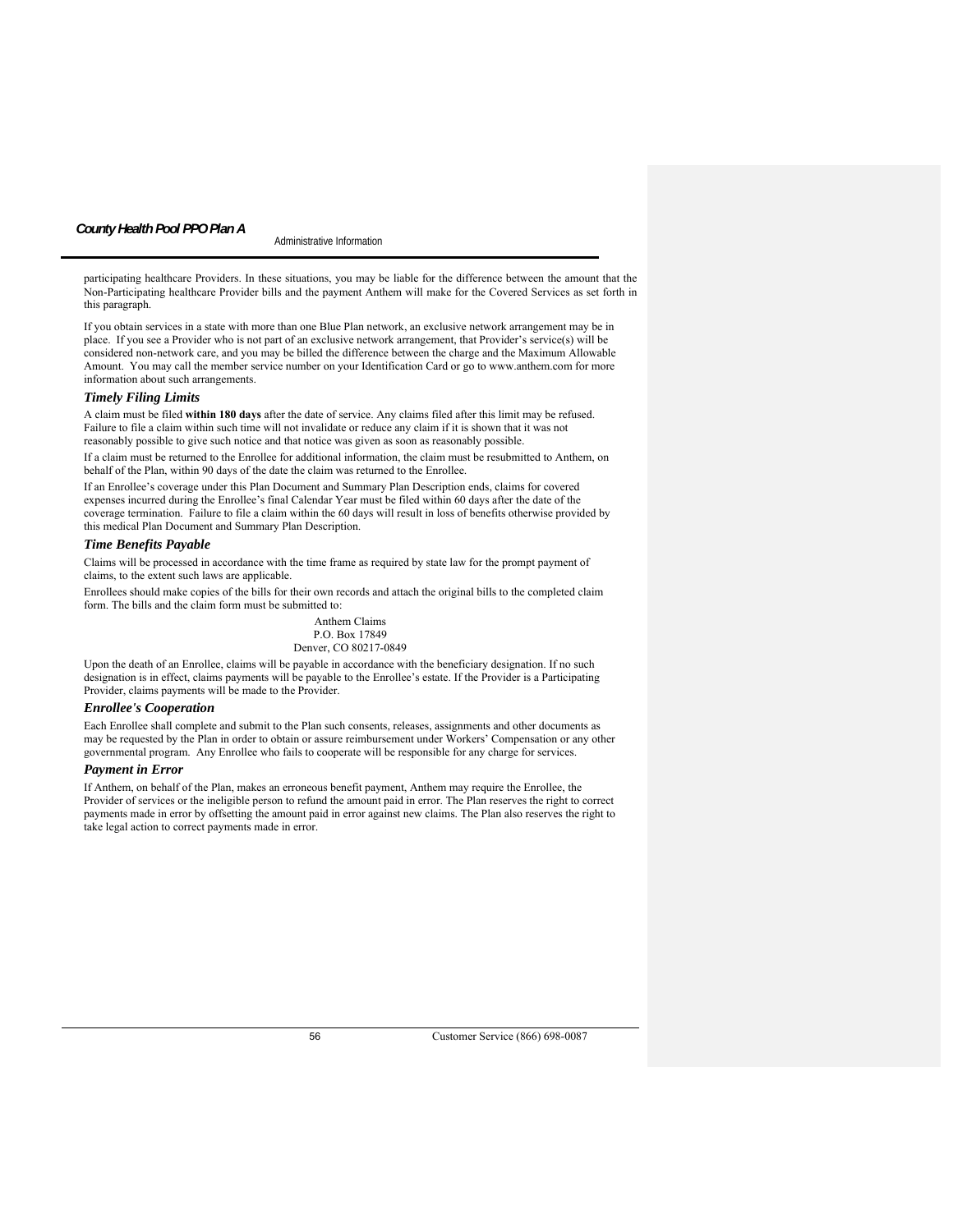participating healthcare Providers. In these situations, you may be liable for the difference between the amount that the Non-Participating healthcare Provider bills and the payment Anthem will make for the Covered Services as set forth in this paragraph.

If you obtain services in a state with more than one Blue Plan network, an exclusive network arrangement may be in place. If you see a Provider who is not part of an exclusive network arrangement, that Provider's service(s) will be considered non-network care, and you may be billed the difference between the charge and the Maximum Allowable Amount. You may call the member service number on your Identification Card or go to www.anthem.com for more information about such arrangements.

### *Timely Filing Limits*

A claim must be filed **within 180 days** after the date of service. Any claims filed after this limit may be refused. Failure to file a claim within such time will not invalidate or reduce any claim if it is shown that it was not reasonably possible to give such notice and that notice was given as soon as reasonably possible.

If a claim must be returned to the Enrollee for additional information, the claim must be resubmitted to Anthem, on behalf of the Plan, within 90 days of the date the claim was returned to the Enrollee.

If an Enrollee's coverage under this Plan Document and Summary Plan Description ends, claims for covered expenses incurred during the Enrollee's final Calendar Year must be filed within 60 days after the date of the coverage termination. Failure to file a claim within the 60 days will result in loss of benefits otherwise provided by this medical Plan Document and Summary Plan Description.

### *Time Benefits Payable*

Claims will be processed in accordance with the time frame as required by state law for the prompt payment of claims, to the extent such laws are applicable.

Enrollees should make copies of the bills for their own records and attach the original bills to the completed claim form. The bills and the claim form must be submitted to:

Anthem Claims
P.O. Box 17849
Denver, CO 80217-0849

Upon the death of an Enrollee, claims will be payable in accordance with the beneficiary designation. If no such designation is in effect, claims payments will be payable to the Enrollee's estate. If the Provider is a Participating Provider, claims payments will be made to the Provider.

### *Enrollee's Cooperation*

Each Enrollee shall complete and submit to the Plan such consents, releases, assignments and other documents as may be requested by the Plan in order to obtain or assure reimbursement under Workers' Compensation or any other governmental program. Any Enrollee who fails to cooperate will be responsible for any charge for services.

### *Payment in Error*

If Anthem, on behalf of the Plan, makes an erroneous benefit payment, Anthem may require the Enrollee, the Provider of services or the ineligible person to refund the amount paid in error. The Plan reserves the right to correct payments made in error by offsetting the amount paid in error against new claims. The Plan also reserves the right to take legal action to correct payments made in error.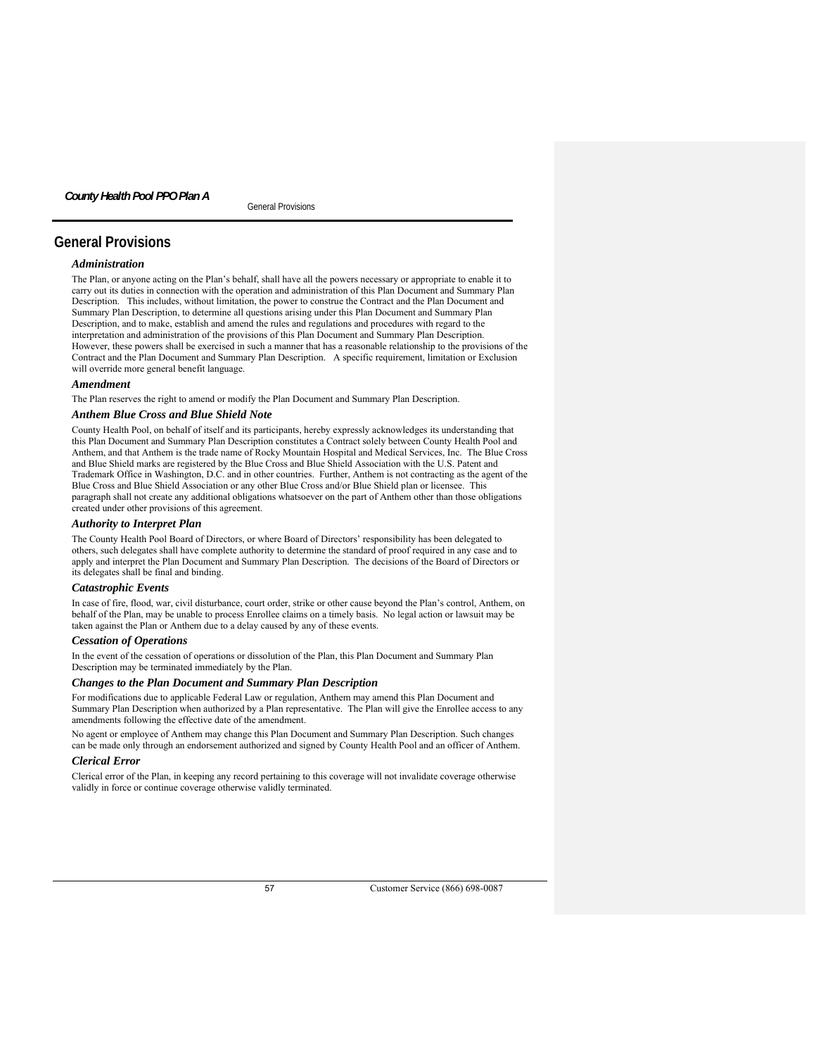# General Provisions

### *Administration*

The Plan, or anyone acting on the Plan's behalf, shall have all the powers necessary or appropriate to enable it to carry out its duties in connection with the operation and administration of this Plan Document and Summary Plan Description. This includes, without limitation, the power to construe the Contract and the Plan Document and Summary Plan Description, to determine all questions arising under this Plan Document and Summary Plan Description, and to make, establish and amend the rules and regulations and procedures with regard to the interpretation and administration of the provisions of this Plan Document and Summary Plan Description. However, these powers shall be exercised in such a manner that has a reasonable relationship to the provisions of the Contract and the Plan Document and Summary Plan Description. A specific requirement, limitation or Exclusion will override more general benefit language.

### *Amendment*

The Plan reserves the right to amend or modify the Plan Document and Summary Plan Description.

### *Anthem Blue Cross and Blue Shield Note*

County Health Pool, on behalf of itself and its participants, hereby expressly acknowledges its understanding that this Plan Document and Summary Plan Description constitutes a Contract solely between County Health Pool and Anthem, and that Anthem is the trade name of Rocky Mountain Hospital and Medical Services, Inc. The Blue Cross and Blue Shield marks are registered by the Blue Cross and Blue Shield Association with the U.S. Patent and Trademark Office in Washington, D.C. and in other countries. Further, Anthem is not contracting as the agent of the Blue Cross and Blue Shield Association or any other Blue Cross and/or Blue Shield plan or licensee. This paragraph shall not create any additional obligations whatsoever on the part of Anthem other than those obligations created under other provisions of this agreement.

### *Authority to Interpret Plan*

The County Health Pool Board of Directors, or where Board of Directors' responsibility has been delegated to others, such delegates shall have complete authority to determine the standard of proof required in any case and to apply and interpret the Plan Document and Summary Plan Description. The decisions of the Board of Directors or its delegates shall be final and binding.

### *Catastrophic Events*

In case of fire, flood, war, civil disturbance, court order, strike or other cause beyond the Plan's control, Anthem, on behalf of the Plan, may be unable to process Enrollee claims on a timely basis. No legal action or lawsuit may be taken against the Plan or Anthem due to a delay caused by any of these events.

### *Cessation of Operations*

In the event of the cessation of operations or dissolution of the Plan, this Plan Document and Summary Plan Description may be terminated immediately by the Plan.

### *Changes to the Plan Document and Summary Plan Description*

For modifications due to applicable Federal Law or regulation, Anthem may amend this Plan Document and Summary Plan Description when authorized by a Plan representative. The Plan will give the Enrollee access to any amendments following the effective date of the amendment.

No agent or employee of Anthem may change this Plan Document and Summary Plan Description. Such changes can be made only through an endorsement authorized and signed by County Health Pool and an officer of Anthem.

### *Clerical Error*

Clerical error of the Plan, in keeping any record pertaining to this coverage will not invalidate coverage otherwise validly in force or continue coverage otherwise validly terminated.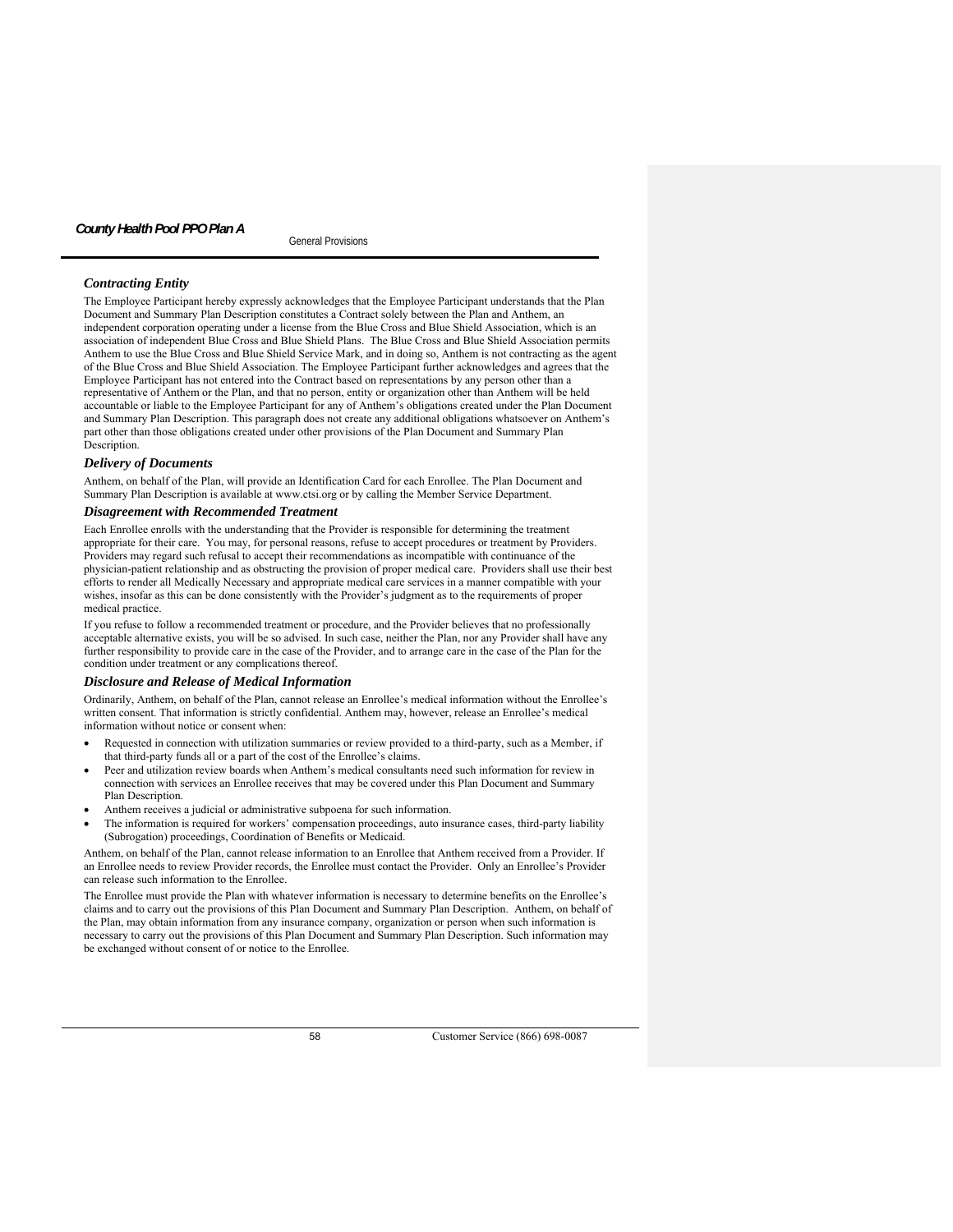### *Contracting Entity*

The Employee Participant hereby expressly acknowledges that the Employee Participant understands that the Plan Document and Summary Plan Description constitutes a Contract solely between the Plan and Anthem, an independent corporation operating under a license from the Blue Cross and Blue Shield Association, which is an association of independent Blue Cross and Blue Shield Plans. The Blue Cross and Blue Shield Association permits Anthem to use the Blue Cross and Blue Shield Service Mark, and in doing so, Anthem is not contracting as the agent of the Blue Cross and Blue Shield Association. The Employee Participant further acknowledges and agrees that the Employee Participant has not entered into the Contract based on representations by any person other than a representative of Anthem or the Plan, and that no person, entity or organization other than Anthem will be held accountable or liable to the Employee Participant for any of Anthem's obligations created under the Plan Document and Summary Plan Description. This paragraph does not create any additional obligations whatsoever on Anthem's part other than those obligations created under other provisions of the Plan Document and Summary Plan Description.

### *Delivery of Documents*

Anthem, on behalf of the Plan, will provide an Identification Card for each Enrollee. The Plan Document and Summary Plan Description is available at www.ctsi.org or by calling the Member Service Department.

### *Disagreement with Recommended Treatment*

Each Enrollee enrolls with the understanding that the Provider is responsible for determining the treatment appropriate for their care. You may, for personal reasons, refuse to accept procedures or treatment by Providers. Providers may regard such refusal to accept their recommendations as incompatible with continuance of the physician-patient relationship and as obstructing the provision of proper medical care. Providers shall use their best efforts to render all Medically Necessary and appropriate medical care services in a manner compatible with your wishes, insofar as this can be done consistently with the Provider's judgment as to the requirements of proper medical practice.

If you refuse to follow a recommended treatment or procedure, and the Provider believes that no professionally acceptable alternative exists, you will be so advised. In such case, neither the Plan, nor any Provider shall have any further responsibility to provide care in the case of the Provider, and to arrange care in the case of the Plan for the condition under treatment or any complications thereof.

### *Disclosure and Release of Medical Information*

Ordinarily, Anthem, on behalf of the Plan, cannot release an Enrollee's medical information without the Enrollee's written consent. That information is strictly confidential. Anthem may, however, release an Enrollee's medical information without notice or consent when:

- Requested in connection with utilization summaries or review provided to a third-party, such as a Member, if that third-party funds all or a part of the cost of the Enrollee's claims.
- Peer and utilization review boards when Anthem's medical consultants need such information for review in connection with services an Enrollee receives that may be covered under this Plan Document and Summary Plan Description.
- Anthem receives a judicial or administrative subpoena for such information.
- The information is required for workers' compensation proceedings, auto insurance cases, third-party liability (Subrogation) proceedings, Coordination of Benefits or Medicaid.

Anthem, on behalf of the Plan, cannot release information to an Enrollee that Anthem received from a Provider. If an Enrollee needs to review Provider records, the Enrollee must contact the Provider. Only an Enrollee's Provider can release such information to the Enrollee.

The Enrollee must provide the Plan with whatever information is necessary to determine benefits on the Enrollee's claims and to carry out the provisions of this Plan Document and Summary Plan Description. Anthem, on behalf of the Plan, may obtain information from any insurance company, organization or person when such information is necessary to carry out the provisions of this Plan Document and Summary Plan Description. Such information may be exchanged without consent of or notice to the Enrollee.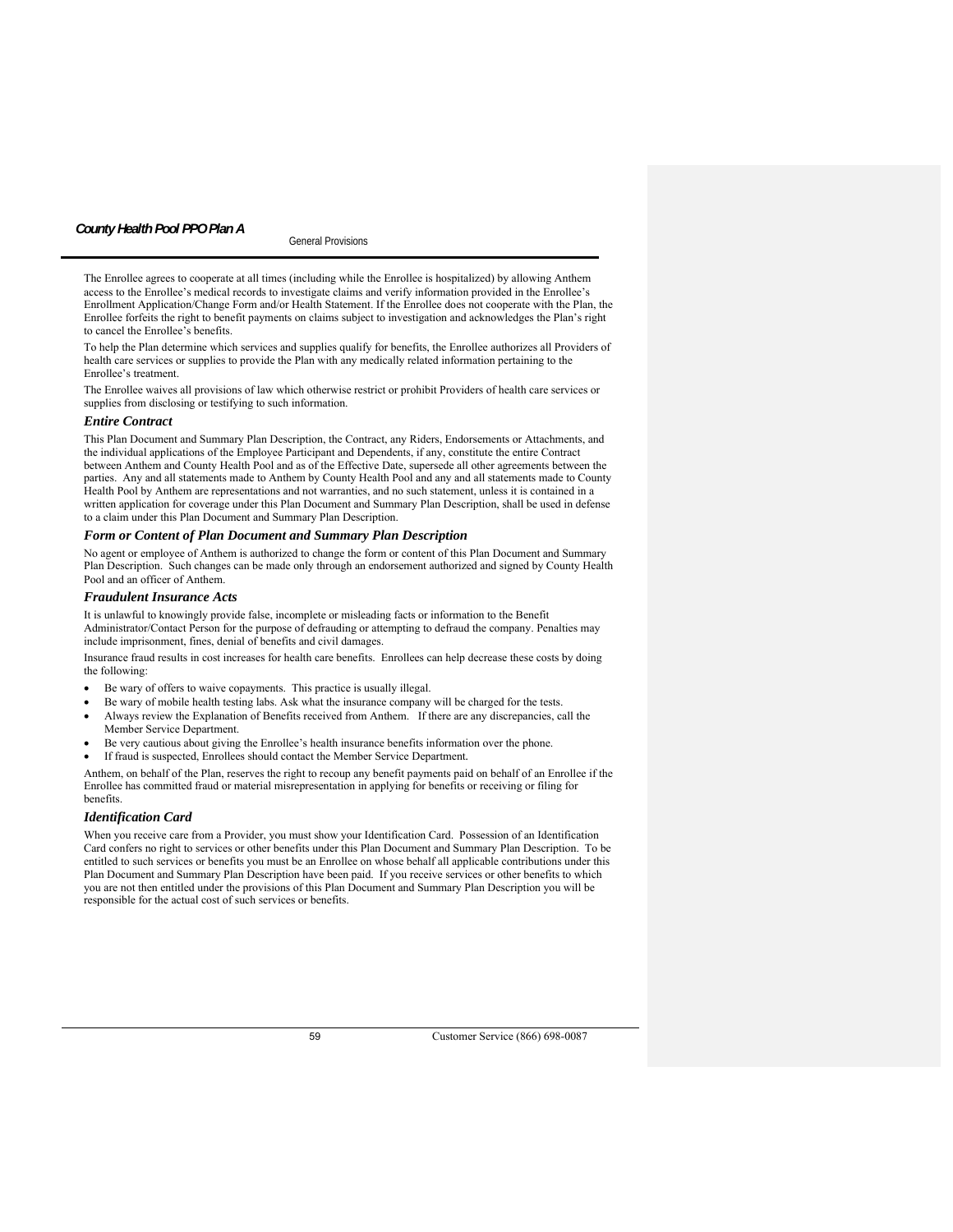The Enrollee agrees to cooperate at all times (including while the Enrollee is hospitalized) by allowing Anthem access to the Enrollee's medical records to investigate claims and verify information provided in the Enrollee's Enrollment Application/Change Form and/or Health Statement. If the Enrollee does not cooperate with the Plan, the Enrollee forfeits the right to benefit payments on claims subject to investigation and acknowledges the Plan's right to cancel the Enrollee's benefits.

To help the Plan determine which services and supplies qualify for benefits, the Enrollee authorizes all Providers of health care services or supplies to provide the Plan with any medically related information pertaining to the Enrollee's treatment.

The Enrollee waives all provisions of law which otherwise restrict or prohibit Providers of health care services or supplies from disclosing or testifying to such information.

### *Entire Contract*

This Plan Document and Summary Plan Description, the Contract, any Riders, Endorsements or Attachments, and the individual applications of the Employee Participant and Dependents, if any, constitute the entire Contract between Anthem and County Health Pool and as of the Effective Date, supersede all other agreements between the parties. Any and all statements made to Anthem by County Health Pool and any and all statements made to County Health Pool by Anthem are representations and not warranties, and no such statement, unless it is contained in a written application for coverage under this Plan Document and Summary Plan Description, shall be used in defense to a claim under this Plan Document and Summary Plan Description.

### *Form or Content of Plan Document and Summary Plan Description*

No agent or employee of Anthem is authorized to change the form or content of this Plan Document and Summary Plan Description. Such changes can be made only through an endorsement authorized and signed by County Health Pool and an officer of Anthem.

### *Fraudulent Insurance Acts*

It is unlawful to knowingly provide false, incomplete or misleading facts or information to the Benefit Administrator/Contact Person for the purpose of defrauding or attempting to defraud the company. Penalties may include imprisonment, fines, denial of benefits and civil damages.

Insurance fraud results in cost increases for health care benefits. Enrollees can help decrease these costs by doing the following:

- Be wary of offers to waive copayments. This practice is usually illegal.
- Be wary of mobile health testing labs. Ask what the insurance company will be charged for the tests.
- Always review the Explanation of Benefits received from Anthem. If there are any discrepancies, call the Member Service Department.
- Be very cautious about giving the Enrollee's health insurance benefits information over the phone.
- If fraud is suspected, Enrollees should contact the Member Service Department.

Anthem, on behalf of the Plan, reserves the right to recoup any benefit payments paid on behalf of an Enrollee if the Enrollee has committed fraud or material misrepresentation in applying for benefits or receiving or filing for benefits.

### *Identification Card*

When you receive care from a Provider, you must show your Identification Card. Possession of an Identification Card confers no right to services or other benefits under this Plan Document and Summary Plan Description. To be entitled to such services or benefits you must be an Enrollee on whose behalf all applicable contributions under this Plan Document and Summary Plan Description have been paid. If you receive services or other benefits to which you are not then entitled under the provisions of this Plan Document and Summary Plan Description you will be responsible for the actual cost of such services or benefits.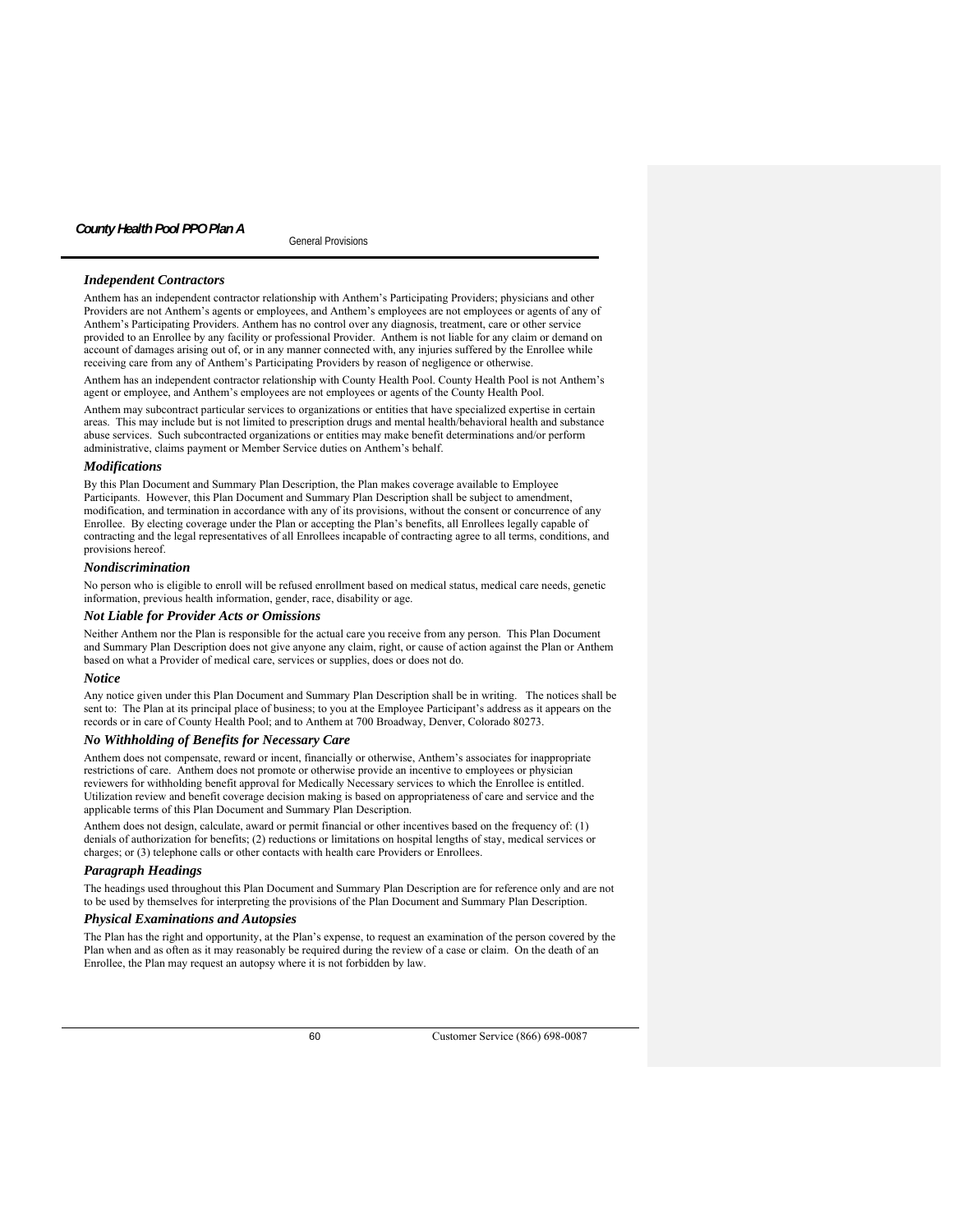### Independent Contractors

Anthem has an independent contractor relationship with Anthem's Participating Providers; physicians and other Providers are not Anthem's agents or employees, and Anthem's employees are not employees or agents of any of Anthem's Participating Providers. Anthem has no control over any diagnosis, treatment, care or other service provided to an Enrollee by any facility or professional Provider. Anthem is not liable for any claim or demand on account of damages arising out of, or in any manner connected with, any injuries suffered by the Enrollee while receiving care from any of Anthem's Participating Providers by reason of negligence or otherwise.

Anthem has an independent contractor relationship with County Health Pool. County Health Pool is not Anthem's agent or employee, and Anthem's employees are not employees or agents of the County Health Pool.

Anthem may subcontract particular services to organizations or entities that have specialized expertise in certain areas. This may include but is not limited to prescription drugs and mental health/behavioral health and substance abuse services. Such subcontracted organizations or entities may make benefit determinations and/or perform administrative, claims payment or Member Service duties on Anthem's behalf.

### Modifications

By this Plan Document and Summary Plan Description, the Plan makes coverage available to Employee Participants. However, this Plan Document and Summary Plan Description shall be subject to amendment, modification, and termination in accordance with any of its provisions, without the consent or concurrence of any Enrollee. By electing coverage under the Plan or accepting the Plan's benefits, all Enrollees legally capable of contracting and the legal representatives of all Enrollees incapable of contracting agree to all terms, conditions, and provisions hereof.

### Nondiscrimination

No person who is eligible to enroll will be refused enrollment based on medical status, medical care needs, genetic information, previous health information, gender, race, disability or age.

### Not Liable for Provider Acts or Omissions

Neither Anthem nor the Plan is responsible for the actual care you receive from any person. This Plan Document and Summary Plan Description does not give anyone any claim, right, or cause of action against the Plan or Anthem based on what a Provider of medical care, services or supplies, does or does not do.

### Notice

Any notice given under this Plan Document and Summary Plan Description shall be in writing. The notices shall be sent to: The Plan at its principal place of business; to you at the Employee Participant's address as it appears on the records or in care of County Health Pool; and to Anthem at 700 Broadway, Denver, Colorado 80273.

### No Withholding of Benefits for Necessary Care

Anthem does not compensate, reward or incent, financially or otherwise, Anthem's associates for inappropriate restrictions of care. Anthem does not promote or otherwise provide an incentive to employees or physician reviewers for withholding benefit approval for Medically Necessary services to which the Enrollee is entitled. Utilization review and benefit coverage decision making is based on appropriateness of care and service and the applicable terms of this Plan Document and Summary Plan Description.

Anthem does not design, calculate, award or permit financial or other incentives based on the frequency of: (1) denials of authorization for benefits; (2) reductions or limitations on hospital lengths of stay, medical services or charges; or (3) telephone calls or other contacts with health care Providers or Enrollees.

### Paragraph Headings

The headings used throughout this Plan Document and Summary Plan Description are for reference only and are not to be used by themselves for interpreting the provisions of the Plan Document and Summary Plan Description.

### Physical Examinations and Autopsies

The Plan has the right and opportunity, at the Plan's expense, to request an examination of the person covered by the Plan when and as often as it may reasonably be required during the review of a case or claim. On the death of an Enrollee, the Plan may request an autopsy where it is not forbidden by law.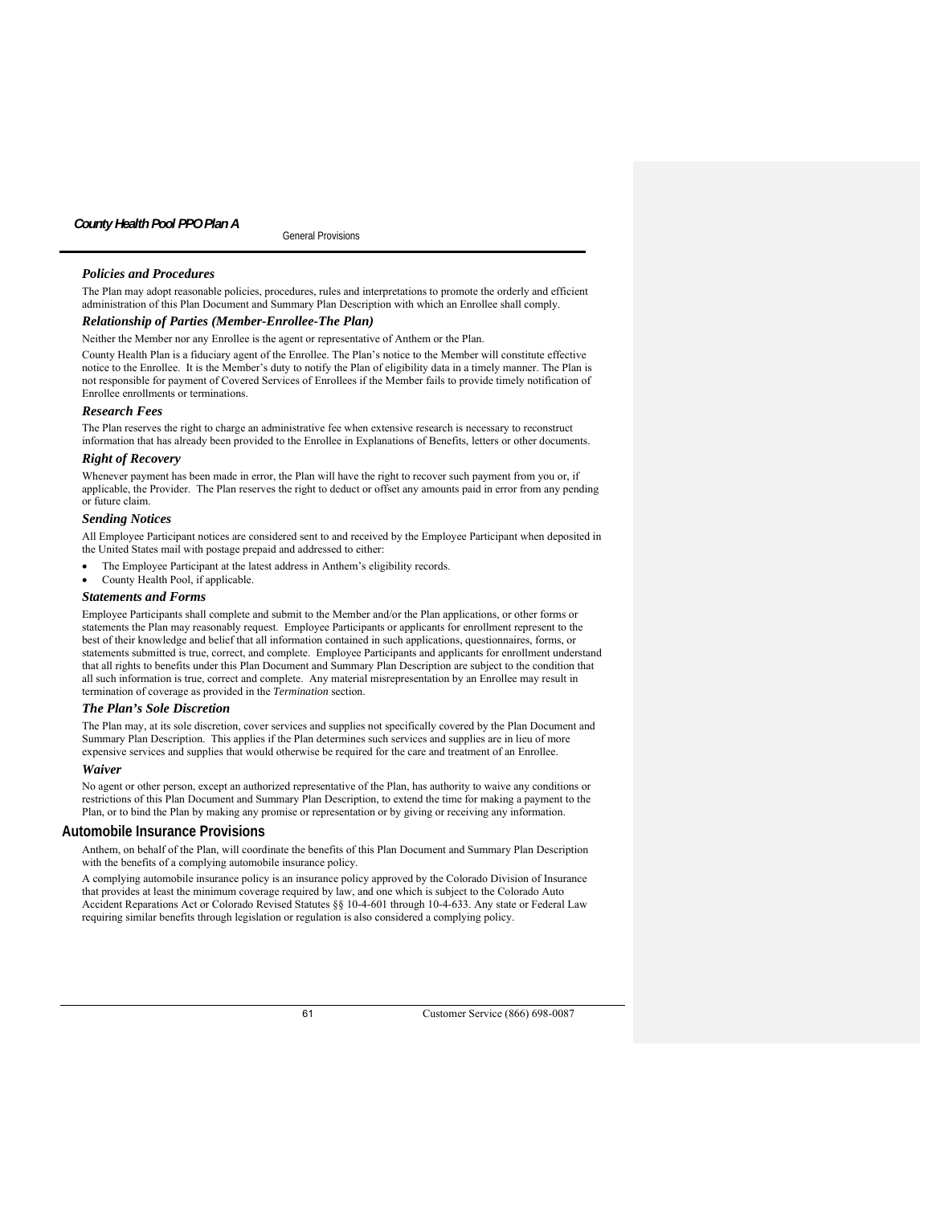### *Policies and Procedures*

The Plan may adopt reasonable policies, procedures, rules and interpretations to promote the orderly and efficient administration of this Plan Document and Summary Plan Description with which an Enrollee shall comply.

### *Relationship of Parties (Member-Enrollee-The Plan)*

Neither the Member nor any Enrollee is the agent or representative of Anthem or the Plan.

County Health Plan is a fiduciary agent of the Enrollee. The Plan's notice to the Member will constitute effective notice to the Enrollee. It is the Member's duty to notify the Plan of eligibility data in a timely manner. The Plan is not responsible for payment of Covered Services of Enrollees if the Member fails to provide timely notification of Enrollee enrollments or terminations.

### *Research Fees*

The Plan reserves the right to charge an administrative fee when extensive research is necessary to reconstruct information that has already been provided to the Enrollee in Explanations of Benefits, letters or other documents.

### *Right of Recovery*

Whenever payment has been made in error, the Plan will have the right to recover such payment from you or, if applicable, the Provider. The Plan reserves the right to deduct or offset any amounts paid in error from any pending or future claim.

### *Sending Notices*

All Employee Participant notices are considered sent to and received by the Employee Participant when deposited in the United States mail with postage prepaid and addressed to either:

- The Employee Participant at the latest address in Anthem's eligibility records.
- County Health Pool, if applicable.

### *Statements and Forms*

Employee Participants shall complete and submit to the Member and/or the Plan applications, or other forms or statements the Plan may reasonably request. Employee Participants or applicants for enrollment represent to the best of their knowledge and belief that all information contained in such applications, questionnaires, forms, or statements submitted is true, correct, and complete. Employee Participants and applicants for enrollment understand that all rights to benefits under this Plan Document and Summary Plan Description are subject to the condition that all such information is true, correct and complete. Any material misrepresentation by an Enrollee may result in termination of coverage as provided in the *Termination* section.

### *The Plan's Sole Discretion*

The Plan may, at its sole discretion, cover services and supplies not specifically covered by the Plan Document and Summary Plan Description. This applies if the Plan determines such services and supplies are in lieu of more expensive services and supplies that would otherwise be required for the care and treatment of an Enrollee.

### *Waiver*

No agent or other person, except an authorized representative of the Plan, has authority to waive any conditions or restrictions of this Plan Document and Summary Plan Description, to extend the time for making a payment to the Plan, or to bind the Plan by making any promise or representation or by giving or receiving any information.

## Automobile Insurance Provisions

Anthem, on behalf of the Plan, will coordinate the benefits of this Plan Document and Summary Plan Description with the benefits of a complying automobile insurance policy.

A complying automobile insurance policy is an insurance policy approved by the Colorado Division of Insurance that provides at least the minimum coverage required by law, and one which is subject to the Colorado Auto Accident Reparations Act or Colorado Revised Statutes §§ 10-4-601 through 10-4-633. Any state or Federal Law requiring similar benefits through legislation or regulation is also considered a complying policy.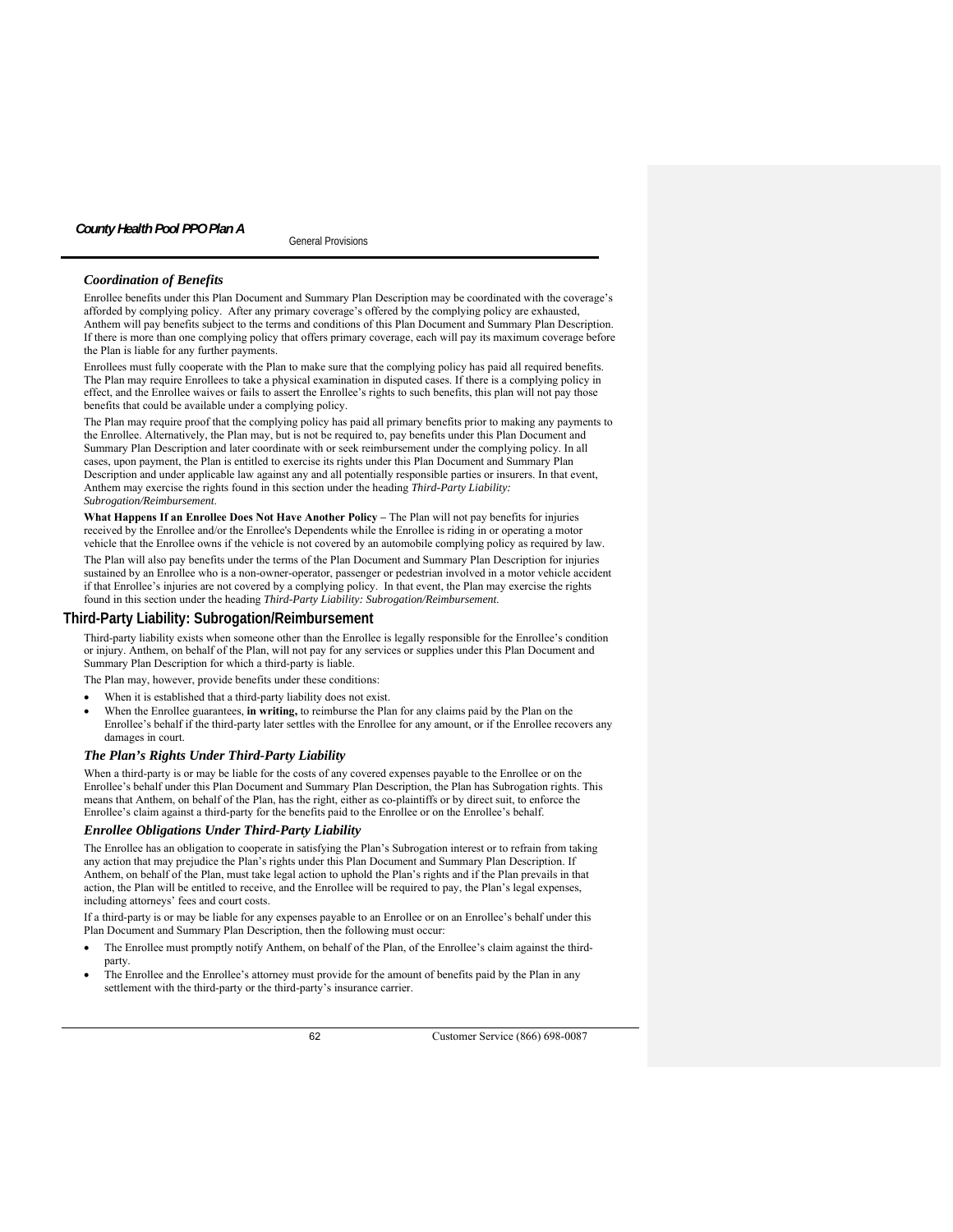### *Coordination of Benefits*

Enrollee benefits under this Plan Document and Summary Plan Description may be coordinated with the coverage's afforded by complying policy. After any primary coverage's offered by the complying policy are exhausted, Anthem will pay benefits subject to the terms and conditions of this Plan Document and Summary Plan Description. If there is more than one complying policy that offers primary coverage, each will pay its maximum coverage before the Plan is liable for any further payments.

Enrollees must fully cooperate with the Plan to make sure that the complying policy has paid all required benefits. The Plan may require Enrollees to take a physical examination in disputed cases. If there is a complying policy in effect, and the Enrollee waives or fails to assert the Enrollee's rights to such benefits, this plan will not pay those benefits that could be available under a complying policy.

The Plan may require proof that the complying policy has paid all primary benefits prior to making any payments to the Enrollee. Alternatively, the Plan may, but is not be required to, pay benefits under this Plan Document and Summary Plan Description and later coordinate with or seek reimbursement under the complying policy. In all cases, upon payment, the Plan is entitled to exercise its rights under this Plan Document and Summary Plan Description and under applicable law against any and all potentially responsible parties or insurers. In that event, Anthem may exercise the rights found in this section under the heading *Third-Party Liability: Subrogation/Reimbursement*.

**What Happens If an Enrollee Does Not Have Another Policy –** The Plan will not pay benefits for injuries received by the Enrollee and/or the Enrollee's Dependents while the Enrollee is riding in or operating a motor vehicle that the Enrollee owns if the vehicle is not covered by an automobile complying policy as required by law.

The Plan will also pay benefits under the terms of the Plan Document and Summary Plan Description for injuries sustained by an Enrollee who is a non-owner-operator, passenger or pedestrian involved in a motor vehicle accident if that Enrollee's injuries are not covered by a complying policy. In that event, the Plan may exercise the rights found in this section under the heading *Third-Party Liability: Subrogation/Reimbursement.*

## Third-Party Liability: Subrogation/Reimbursement

Third-party liability exists when someone other than the Enrollee is legally responsible for the Enrollee's condition or injury. Anthem, on behalf of the Plan, will not pay for any services or supplies under this Plan Document and Summary Plan Description for which a third-party is liable.

The Plan may, however, provide benefits under these conditions:

- When it is established that a third-party liability does not exist.
- When the Enrollee guarantees, **in writing,** to reimburse the Plan for any claims paid by the Plan on the Enrollee's behalf if the third-party later settles with the Enrollee for any amount, or if the Enrollee recovers any damages in court.

### *The Plan's Rights Under Third-Party Liability*

When a third-party is or may be liable for the costs of any covered expenses payable to the Enrollee or on the Enrollee's behalf under this Plan Document and Summary Plan Description, the Plan has Subrogation rights. This means that Anthem, on behalf of the Plan, has the right, either as co-plaintiffs or by direct suit, to enforce the Enrollee's claim against a third-party for the benefits paid to the Enrollee or on the Enrollee's behalf.

### *Enrollee Obligations Under Third-Party Liability*

The Enrollee has an obligation to cooperate in satisfying the Plan's Subrogation interest or to refrain from taking any action that may prejudice the Plan's rights under this Plan Document and Summary Plan Description. If Anthem, on behalf of the Plan, must take legal action to uphold the Plan's rights and if the Plan prevails in that action, the Plan will be entitled to receive, and the Enrollee will be required to pay, the Plan's legal expenses, including attorneys' fees and court costs.

If a third-party is or may be liable for any expenses payable to an Enrollee or on an Enrollee's behalf under this Plan Document and Summary Plan Description, then the following must occur:

- The Enrollee must promptly notify Anthem, on behalf of the Plan, of the Enrollee's claim against the third-party.
- The Enrollee and the Enrollee's attorney must provide for the amount of benefits paid by the Plan in any settlement with the third-party or the third-party's insurance carrier.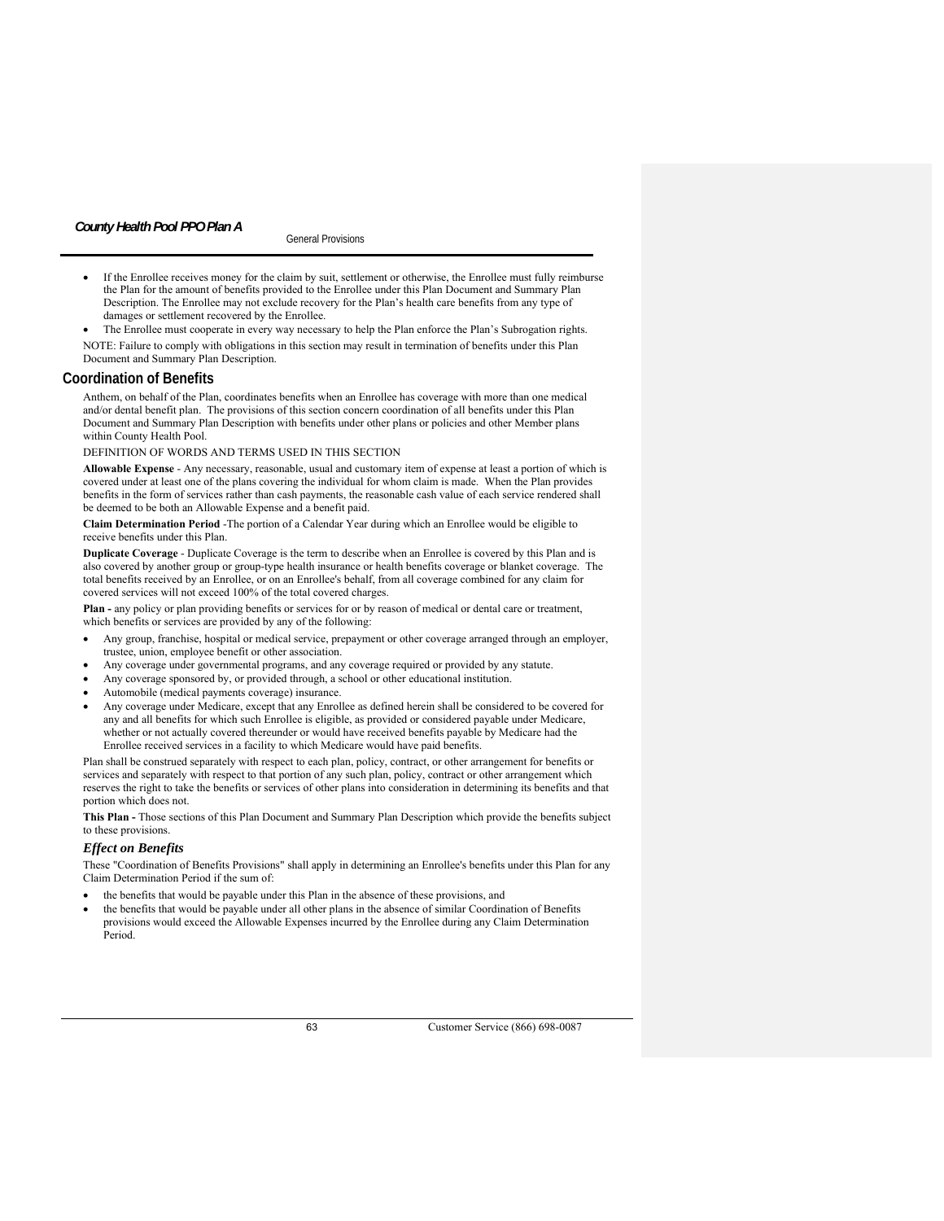- If the Enrollee receives money for the claim by suit, settlement or otherwise, the Enrollee must fully reimburse the Plan for the amount of benefits provided to the Enrollee under this Plan Document and Summary Plan Description. The Enrollee may not exclude recovery for the Plan's health care benefits from any type of damages or settlement recovered by the Enrollee.
- The Enrollee must cooperate in every way necessary to help the Plan enforce the Plan's Subrogation rights.

NOTE: Failure to comply with obligations in this section may result in termination of benefits under this Plan Document and Summary Plan Description.

## Coordination of Benefits

Anthem, on behalf of the Plan, coordinates benefits when an Enrollee has coverage with more than one medical and/or dental benefit plan. The provisions of this section concern coordination of all benefits under this Plan Document and Summary Plan Description with benefits under other plans or policies and other Member plans within County Health Pool.

DEFINITION OF WORDS AND TERMS USED IN THIS SECTION

**Allowable Expense** - Any necessary, reasonable, usual and customary item of expense at least a portion of which is covered under at least one of the plans covering the individual for whom claim is made. When the Plan provides benefits in the form of services rather than cash payments, the reasonable cash value of each service rendered shall be deemed to be both an Allowable Expense and a benefit paid.

**Claim Determination Period** -The portion of a Calendar Year during which an Enrollee would be eligible to receive benefits under this Plan.

**Duplicate Coverage** - Duplicate Coverage is the term to describe when an Enrollee is covered by this Plan and is also covered by another group or group-type health insurance or health benefits coverage or blanket coverage. The total benefits received by an Enrollee, or on an Enrollee's behalf, from all coverage combined for any claim for covered services will not exceed 100% of the total covered charges.

**Plan -** any policy or plan providing benefits or services for or by reason of medical or dental care or treatment, which benefits or services are provided by any of the following:

- Any group, franchise, hospital or medical service, prepayment or other coverage arranged through an employer, trustee, union, employee benefit or other association.
- Any coverage under governmental programs, and any coverage required or provided by any statute.
- Any coverage sponsored by, or provided through, a school or other educational institution.
- Automobile (medical payments coverage) insurance.
- Any coverage under Medicare, except that any Enrollee as defined herein shall be considered to be covered for any and all benefits for which such Enrollee is eligible, as provided or considered payable under Medicare, whether or not actually covered thereunder or would have received benefits payable by Medicare had the Enrollee received services in a facility to which Medicare would have paid benefits.

Plan shall be construed separately with respect to each plan, policy, contract, or other arrangement for benefits or services and separately with respect to that portion of any such plan, policy, contract or other arrangement which reserves the right to take the benefits or services of other plans into consideration in determining its benefits and that portion which does not.

**This Plan -** Those sections of this Plan Document and Summary Plan Description which provide the benefits subject to these provisions.

### *Effect on Benefits*

These "Coordination of Benefits Provisions" shall apply in determining an Enrollee's benefits under this Plan for any Claim Determination Period if the sum of:

- the benefits that would be payable under this Plan in the absence of these provisions, and
- the benefits that would be payable under all other plans in the absence of similar Coordination of Benefits provisions would exceed the Allowable Expenses incurred by the Enrollee during any Claim Determination Period.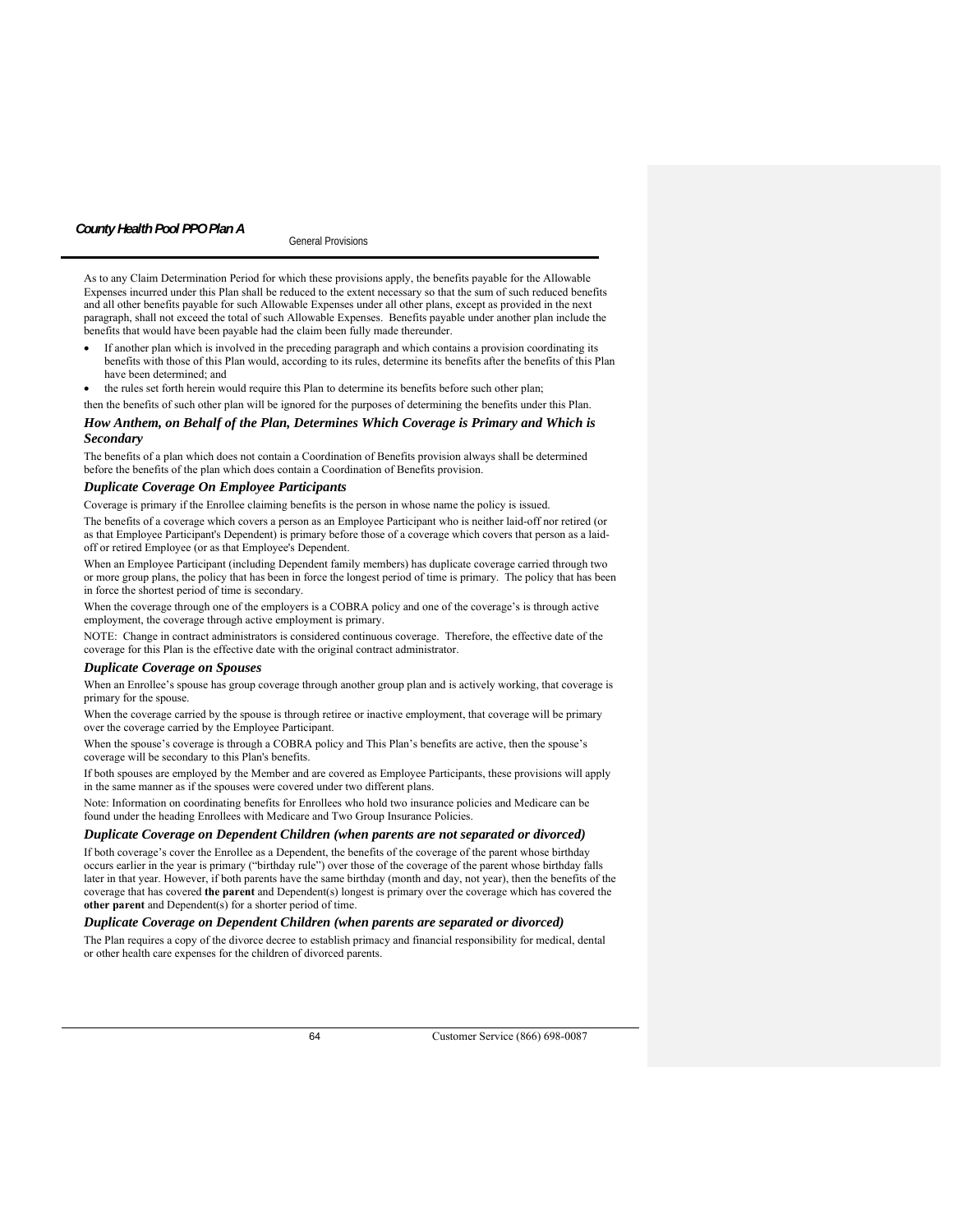As to any Claim Determination Period for which these provisions apply, the benefits payable for the Allowable Expenses incurred under this Plan shall be reduced to the extent necessary so that the sum of such reduced benefits and all other benefits payable for such Allowable Expenses under all other plans, except as provided in the next paragraph, shall not exceed the total of such Allowable Expenses. Benefits payable under another plan include the benefits that would have been payable had the claim been fully made thereunder.

- If another plan which is involved in the preceding paragraph and which contains a provision coordinating its benefits with those of this Plan would, according to its rules, determine its benefits after the benefits of this Plan have been determined; and
- the rules set forth herein would require this Plan to determine its benefits before such other plan;

then the benefits of such other plan will be ignored for the purposes of determining the benefits under this Plan.

### *How Anthem, on Behalf of the Plan, Determines Which Coverage is Primary and Which is Secondary*

The benefits of a plan which does not contain a Coordination of Benefits provision always shall be determined before the benefits of the plan which does contain a Coordination of Benefits provision.

### *Duplicate Coverage On Employee Participants*

Coverage is primary if the Enrollee claiming benefits is the person in whose name the policy is issued.

The benefits of a coverage which covers a person as an Employee Participant who is neither laid-off nor retired (or as that Employee Participant's Dependent) is primary before those of a coverage which covers that person as a laid-off or retired Employee (or as that Employee's Dependent.

When an Employee Participant (including Dependent family members) has duplicate coverage carried through two or more group plans, the policy that has been in force the longest period of time is primary. The policy that has been in force the shortest period of time is secondary.

When the coverage through one of the employers is a COBRA policy and one of the coverage's is through active employment, the coverage through active employment is primary.

NOTE: Change in contract administrators is considered continuous coverage. Therefore, the effective date of the coverage for this Plan is the effective date with the original contract administrator.

### *Duplicate Coverage on Spouses*

When an Enrollee's spouse has group coverage through another group plan and is actively working, that coverage is primary for the spouse.

When the coverage carried by the spouse is through retiree or inactive employment, that coverage will be primary over the coverage carried by the Employee Participant.

When the spouse's coverage is through a COBRA policy and This Plan's benefits are active, then the spouse's coverage will be secondary to this Plan's benefits.

If both spouses are employed by the Member and are covered as Employee Participants, these provisions will apply in the same manner as if the spouses were covered under two different plans.

Note: Information on coordinating benefits for Enrollees who hold two insurance policies and Medicare can be found under the heading Enrollees with Medicare and Two Group Insurance Policies.

### *Duplicate Coverage on Dependent Children (when parents are not separated or divorced)*

If both coverage's cover the Enrollee as a Dependent, the benefits of the coverage of the parent whose birthday occurs earlier in the year is primary ("birthday rule") over those of the coverage of the parent whose birthday falls later in that year. However, if both parents have the same birthday (month and day, not year), then the benefits of the coverage that has covered **the parent** and Dependent(s) longest is primary over the coverage which has covered the **other parent** and Dependent(s) for a shorter period of time.

### *Duplicate Coverage on Dependent Children (when parents are separated or divorced)*

The Plan requires a copy of the divorce decree to establish primacy and financial responsibility for medical, dental or other health care expenses for the children of divorced parents.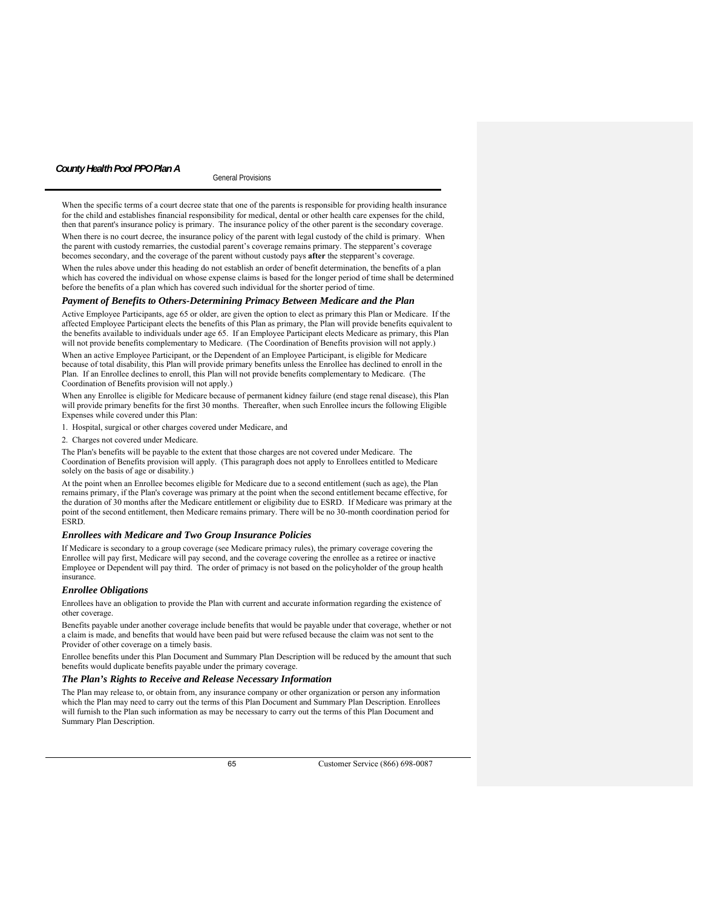When the specific terms of a court decree state that one of the parents is responsible for providing health insurance for the child and establishes financial responsibility for medical, dental or other health care expenses for the child, then that parent's insurance policy is primary. The insurance policy of the other parent is the secondary coverage.

When there is no court decree, the insurance policy of the parent with legal custody of the child is primary. When the parent with custody remarries, the custodial parent's coverage remains primary. The stepparent's coverage becomes secondary, and the coverage of the parent without custody pays **after** the stepparent's coverage.

When the rules above under this heading do not establish an order of benefit determination, the benefits of a plan which has covered the individual on whose expense claims is based for the longer period of time shall be determined before the benefits of a plan which has covered such individual for the shorter period of time.

### *Payment of Benefits to Others-Determining Primacy Between Medicare and the Plan*

Active Employee Participants, age 65 or older, are given the option to elect as primary this Plan or Medicare. If the affected Employee Participant elects the benefits of this Plan as primary, the Plan will provide benefits equivalent to the benefits available to individuals under age 65. If an Employee Participant elects Medicare as primary, this Plan will not provide benefits complementary to Medicare. (The Coordination of Benefits provision will not apply.)

When an active Employee Participant, or the Dependent of an Employee Participant, is eligible for Medicare because of total disability, this Plan will provide primary benefits unless the Enrollee has declined to enroll in the Plan. If an Enrollee declines to enroll, this Plan will not provide benefits complementary to Medicare. (The Coordination of Benefits provision will not apply.)

When any Enrollee is eligible for Medicare because of permanent kidney failure (end stage renal disease), this Plan will provide primary benefits for the first 30 months. Thereafter, when such Enrollee incurs the following Eligible Expenses while covered under this Plan:

1. Hospital, surgical or other charges covered under Medicare, and
2. Charges not covered under Medicare.

The Plan's benefits will be payable to the extent that those charges are not covered under Medicare. The Coordination of Benefits provision will apply. (This paragraph does not apply to Enrollees entitled to Medicare solely on the basis of age or disability.)

At the point when an Enrollee becomes eligible for Medicare due to a second entitlement (such as age), the Plan remains primary, if the Plan's coverage was primary at the point when the second entitlement became effective, for the duration of 30 months after the Medicare entitlement or eligibility due to ESRD. If Medicare was primary at the point of the second entitlement, then Medicare remains primary. There will be no 30-month coordination period for ESRD.

### *Enrollees with Medicare and Two Group Insurance Policies*

If Medicare is secondary to a group coverage (see Medicare primacy rules), the primary coverage covering the Enrollee will pay first, Medicare will pay second, and the coverage covering the enrollee as a retiree or inactive Employee or Dependent will pay third. The order of primacy is not based on the policyholder of the group health insurance.

### *Enrollee Obligations*

Enrollees have an obligation to provide the Plan with current and accurate information regarding the existence of other coverage.

Benefits payable under another coverage include benefits that would be payable under that coverage, whether or not a claim is made, and benefits that would have been paid but were refused because the claim was not sent to the Provider of other coverage on a timely basis.

Enrollee benefits under this Plan Document and Summary Plan Description will be reduced by the amount that such benefits would duplicate benefits payable under the primary coverage.

### *The Plan's Rights to Receive and Release Necessary Information*

The Plan may release to, or obtain from, any insurance company or other organization or person any information which the Plan may need to carry out the terms of this Plan Document and Summary Plan Description. Enrollees will furnish to the Plan such information as may be necessary to carry out the terms of this Plan Document and Summary Plan Description.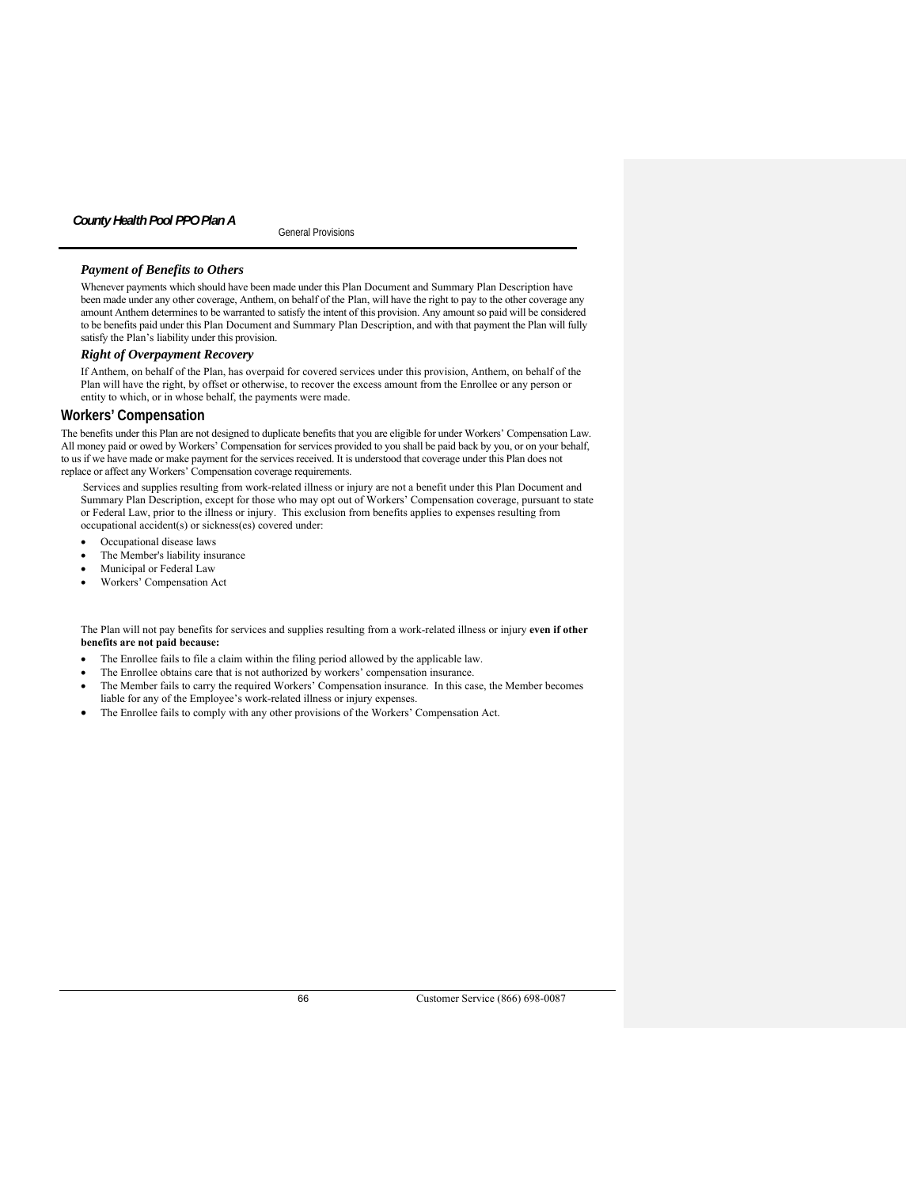### *Payment of Benefits to Others*

Whenever payments which should have been made under this Plan Document and Summary Plan Description have been made under any other coverage, Anthem, on behalf of the Plan, will have the right to pay to the other coverage any amount Anthem determines to be warranted to satisfy the intent of this provision. Any amount so paid will be considered to be benefits paid under this Plan Document and Summary Plan Description, and with that payment the Plan will fully satisfy the Plan's liability under this provision.

### *Right of Overpayment Recovery*

If Anthem, on behalf of the Plan, has overpaid for covered services under this provision, Anthem, on behalf of the Plan will have the right, by offset or otherwise, to recover the excess amount from the Enrollee or any person or entity to which, or in whose behalf, the payments were made.

## Workers' Compensation

The benefits under this Plan are not designed to duplicate benefits that you are eligible for under Workers' Compensation Law. All money paid or owed by Workers' Compensation for services provided to you shall be paid back by you, or on your behalf, to us if we have made or make payment for the services received. It is understood that coverage under this Plan does not replace or affect any Workers' Compensation coverage requirements.

Services and supplies resulting from work-related illness or injury are not a benefit under this Plan Document and Summary Plan Description, except for those who may opt out of Workers' Compensation coverage, pursuant to state or Federal Law, prior to the illness or injury. This exclusion from benefits applies to expenses resulting from occupational accident(s) or sickness(es) covered under:

- Occupational disease laws
- The Member's liability insurance
- Municipal or Federal Law
- Workers' Compensation Act

The Plan will not pay benefits for services and supplies resulting from a work-related illness or injury **even if other benefits are not paid because:**

- The Enrollee fails to file a claim within the filing period allowed by the applicable law.
- The Enrollee obtains care that is not authorized by workers' compensation insurance.
- The Member fails to carry the required Workers' Compensation insurance. In this case, the Member becomes liable for any of the Employee's work-related illness or injury expenses.
- The Enrollee fails to comply with any other provisions of the Workers' Compensation Act.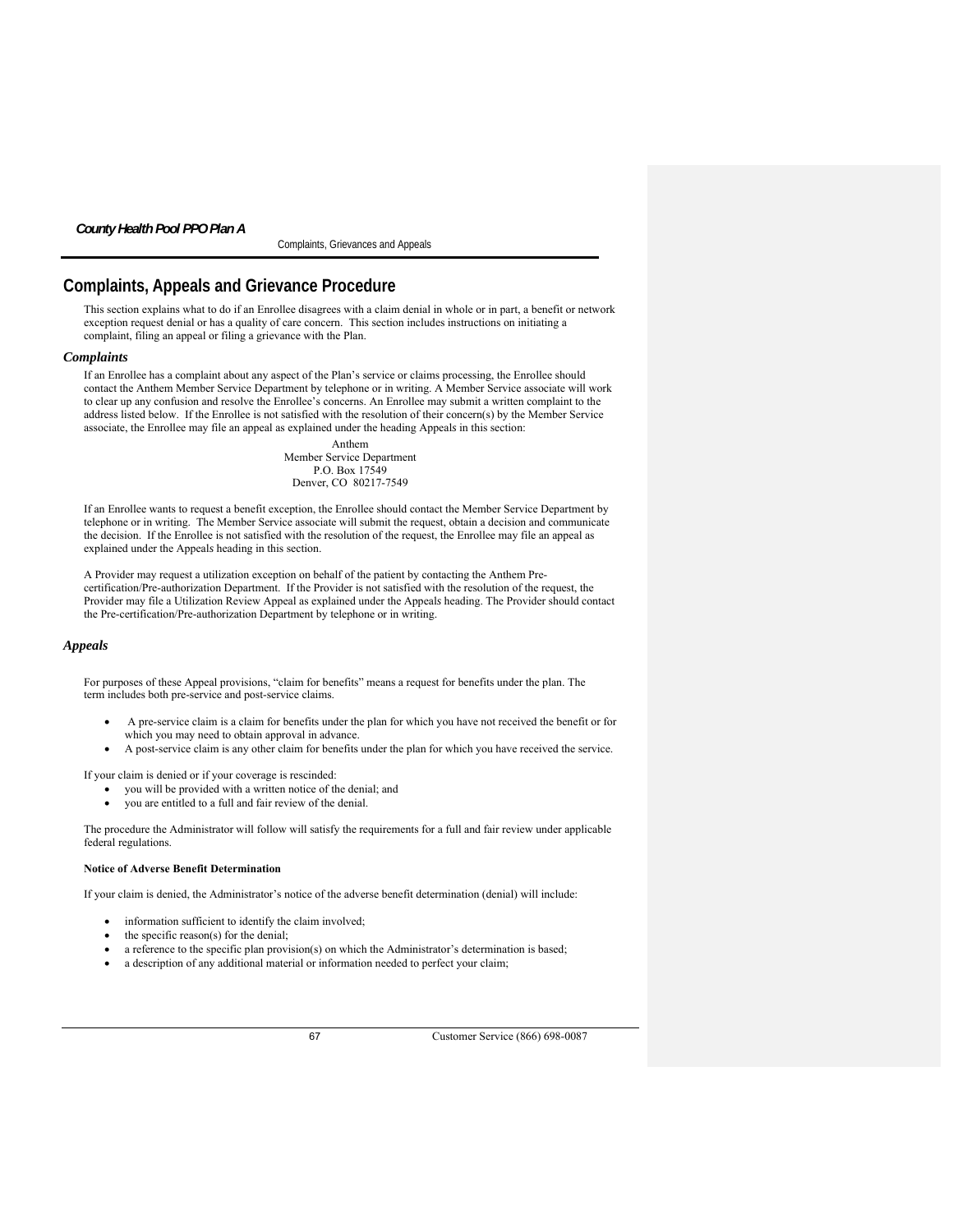# Complaints, Appeals and Grievance Procedure

This section explains what to do if an Enrollee disagrees with a claim denial in whole or in part, a benefit or network exception request denial or has a quality of care concern. This section includes instructions on initiating a complaint, filing an appeal or filing a grievance with the Plan.

## *Complaints*

If an Enrollee has a complaint about any aspect of the Plan's service or claims processing, the Enrollee should contact the Anthem Member Service Department by telephone or in writing. A Member Service associate will work to clear up any confusion and resolve the Enrollee's concerns. An Enrollee may submit a written complaint to the address listed below. If the Enrollee is not satisfied with the resolution of their concern(s) by the Member Service associate, the Enrollee may file an appeal as explained under the heading Appeals in this section:

Anthem
Member Service Department
P.O. Box 17549
Denver, CO 80217-7549

If an Enrollee wants to request a benefit exception, the Enrollee should contact the Member Service Department by telephone or in writing. The Member Service associate will submit the request, obtain a decision and communicate the decision. If the Enrollee is not satisfied with the resolution of the request, the Enrollee may file an appeal as explained under the Appeals heading in this section.

A Provider may request a utilization exception on behalf of the patient by contacting the Anthem Pre-certification/Pre-authorization Department. If the Provider is not satisfied with the resolution of the request, the Provider may file a Utilization Review Appeal as explained under the Appeals heading. The Provider should contact the Pre-certification/Pre-authorization Department by telephone or in writing.

## *Appeals*

For purposes of these Appeal provisions, "claim for benefits" means a request for benefits under the plan. The term includes both pre-service and post-service claims.

- A pre-service claim is a claim for benefits under the plan for which you have not received the benefit or for which you may need to obtain approval in advance.
- A post-service claim is any other claim for benefits under the plan for which you have received the service.

If your claim is denied or if your coverage is rescinded:

- you will be provided with a written notice of the denial; and
- you are entitled to a full and fair review of the denial.

The procedure the Administrator will follow will satisfy the requirements for a full and fair review under applicable federal regulations.

**Notice of Adverse Benefit Determination**

If your claim is denied, the Administrator's notice of the adverse benefit determination (denial) will include:

- information sufficient to identify the claim involved;
- the specific reason(s) for the denial;
- a reference to the specific plan provision(s) on which the Administrator's determination is based;
- a description of any additional material or information needed to perfect your claim;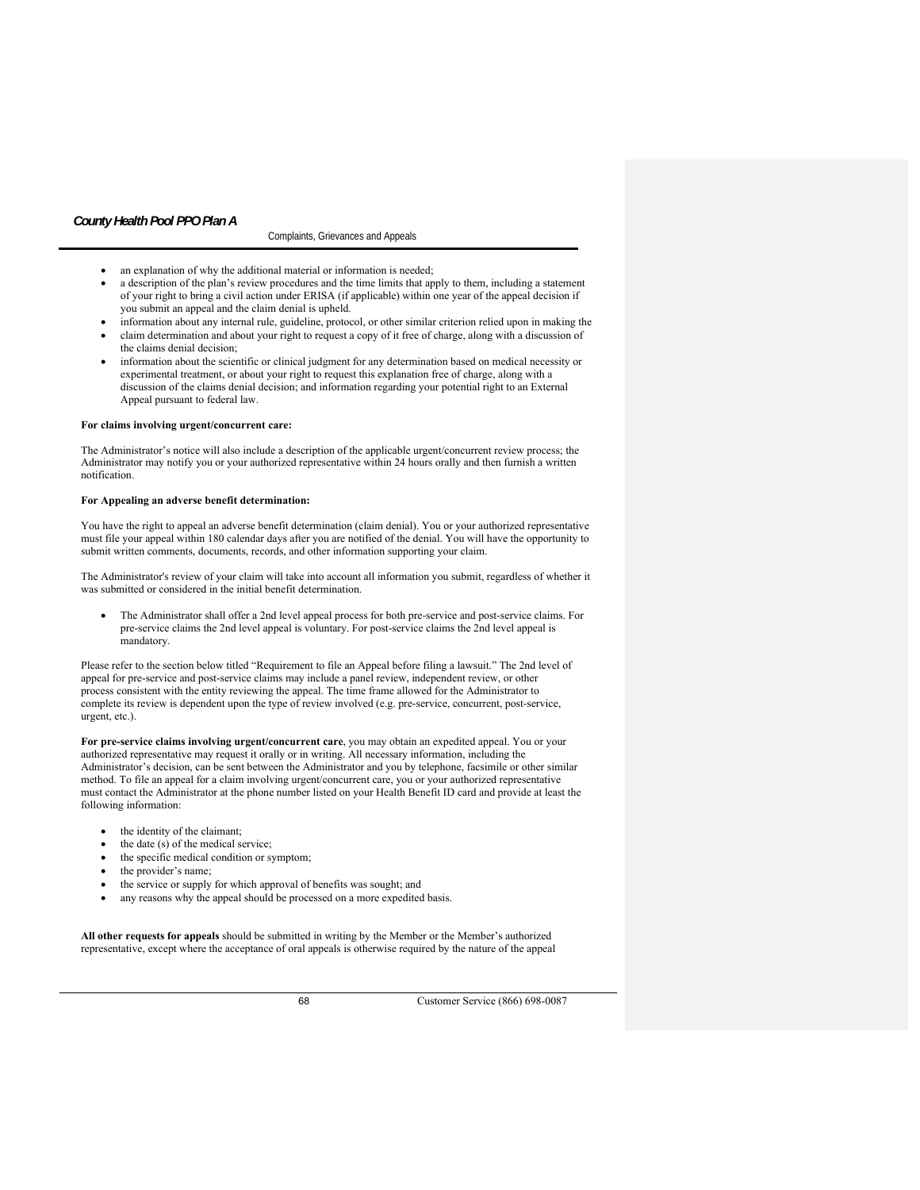- an explanation of why the additional material or information is needed;
- a description of the plan's review procedures and the time limits that apply to them, including a statement of your right to bring a civil action under ERISA (if applicable) within one year of the appeal decision if you submit an appeal and the claim denial is upheld.
- information about any internal rule, guideline, protocol, or other similar criterion relied upon in making the
- claim determination and about your right to request a copy of it free of charge, along with a discussion of the claims denial decision;
- information about the scientific or clinical judgment for any determination based on medical necessity or experimental treatment, or about your right to request this explanation free of charge, along with a discussion of the claims denial decision; and information regarding your potential right to an External Appeal pursuant to federal law.

**For claims involving urgent/concurrent care:**

The Administrator's notice will also include a description of the applicable urgent/concurrent review process; the Administrator may notify you or your authorized representative within 24 hours orally and then furnish a written notification.

**For Appealing an adverse benefit determination:**

You have the right to appeal an adverse benefit determination (claim denial). You or your authorized representative must file your appeal within 180 calendar days after you are notified of the denial. You will have the opportunity to submit written comments, documents, records, and other information supporting your claim.

The Administrator's review of your claim will take into account all information you submit, regardless of whether it was submitted or considered in the initial benefit determination.

- The Administrator shall offer a 2nd level appeal process for both pre-service and post-service claims. For pre-service claims the 2nd level appeal is voluntary. For post-service claims the 2nd level appeal is mandatory.

Please refer to the section below titled "Requirement to file an Appeal before filing a lawsuit." The 2nd level of appeal for pre-service and post-service claims may include a panel review, independent review, or other process consistent with the entity reviewing the appeal. The time frame allowed for the Administrator to complete its review is dependent upon the type of review involved (e.g. pre-service, concurrent, post-service, urgent, etc.).

**For pre-service claims involving urgent/concurrent care**, you may obtain an expedited appeal. You or your authorized representative may request it orally or in writing. All necessary information, including the Administrator's decision, can be sent between the Administrator and you by telephone, facsimile or other similar method. To file an appeal for a claim involving urgent/concurrent care, you or your authorized representative must contact the Administrator at the phone number listed on your Health Benefit ID card and provide at least the following information:

- the identity of the claimant;
- the date (s) of the medical service;
- the specific medical condition or symptom;
- the provider's name;
- the service or supply for which approval of benefits was sought; and
- any reasons why the appeal should be processed on a more expedited basis.

**All other requests for appeals** should be submitted in writing by the Member or the Member's authorized representative, except where the acceptance of oral appeals is otherwise required by the nature of the appeal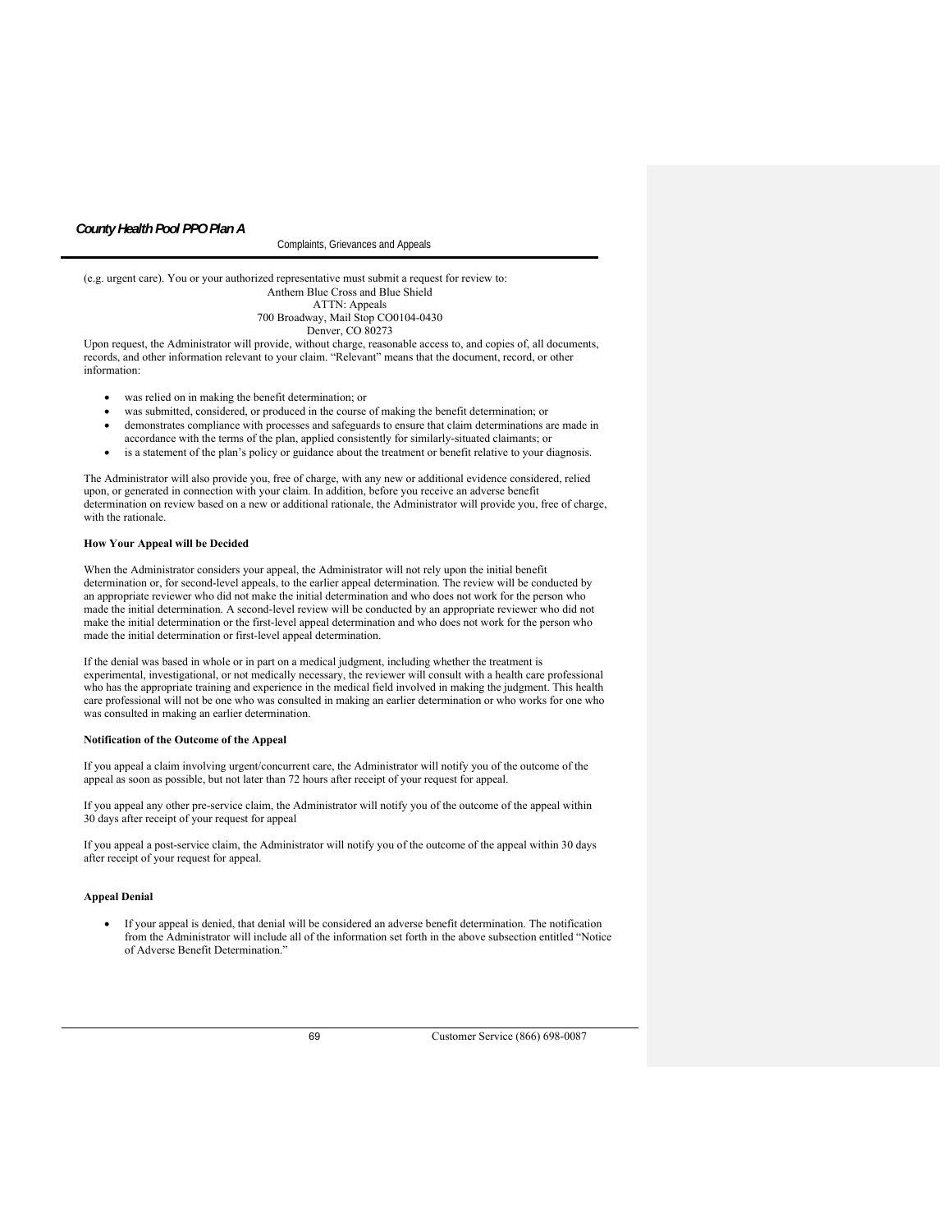(e.g. urgent care). You or your authorized representative must submit a request for review to:

Anthem Blue Cross and Blue Shield
ATTN: Appeals
700 Broadway, Mail Stop CO0104-0430
Denver, CO 80273

Upon request, the Administrator will provide, without charge, reasonable access to, and copies of, all documents, records, and other information relevant to your claim. "Relevant" means that the document, record, or other information:

- was relied on in making the benefit determination; or
- was submitted, considered, or produced in the course of making the benefit determination; or
- demonstrates compliance with processes and safeguards to ensure that claim determinations are made in accordance with the terms of the plan, applied consistently for similarly-situated claimants; or
- is a statement of the plan's policy or guidance about the treatment or benefit relative to your diagnosis.

The Administrator will also provide you, free of charge, with any new or additional evidence considered, relied upon, or generated in connection with your claim. In addition, before you receive an adverse benefit determination on review based on a new or additional rationale, the Administrator will provide you, free of charge, with the rationale.

**How Your Appeal will be Decided**

When the Administrator considers your appeal, the Administrator will not rely upon the initial benefit determination or, for second-level appeals, to the earlier appeal determination. The review will be conducted by an appropriate reviewer who did not make the initial determination and who does not work for the person who made the initial determination. A second-level review will be conducted by an appropriate reviewer who did not make the initial determination or the first-level appeal determination and who does not work for the person who made the initial determination or first-level appeal determination.

If the denial was based in whole or in part on a medical judgment, including whether the treatment is experimental, investigational, or not medically necessary, the reviewer will consult with a health care professional who has the appropriate training and experience in the medical field involved in making the judgment. This health care professional will not be one who was consulted in making an earlier determination or who works for one who was consulted in making an earlier determination.

**Notification of the Outcome of the Appeal**

If you appeal a claim involving urgent/concurrent care, the Administrator will notify you of the outcome of the appeal as soon as possible, but not later than 72 hours after receipt of your request for appeal.

If you appeal any other pre-service claim, the Administrator will notify you of the outcome of the appeal within 30 days after receipt of your request for appeal

If you appeal a post-service claim, the Administrator will notify you of the outcome of the appeal within 30 days after receipt of your request for appeal.

**Appeal Denial**

- If your appeal is denied, that denial will be considered an adverse benefit determination. The notification from the Administrator will include all of the information set forth in the above subsection entitled "Notice of Adverse Benefit Determination."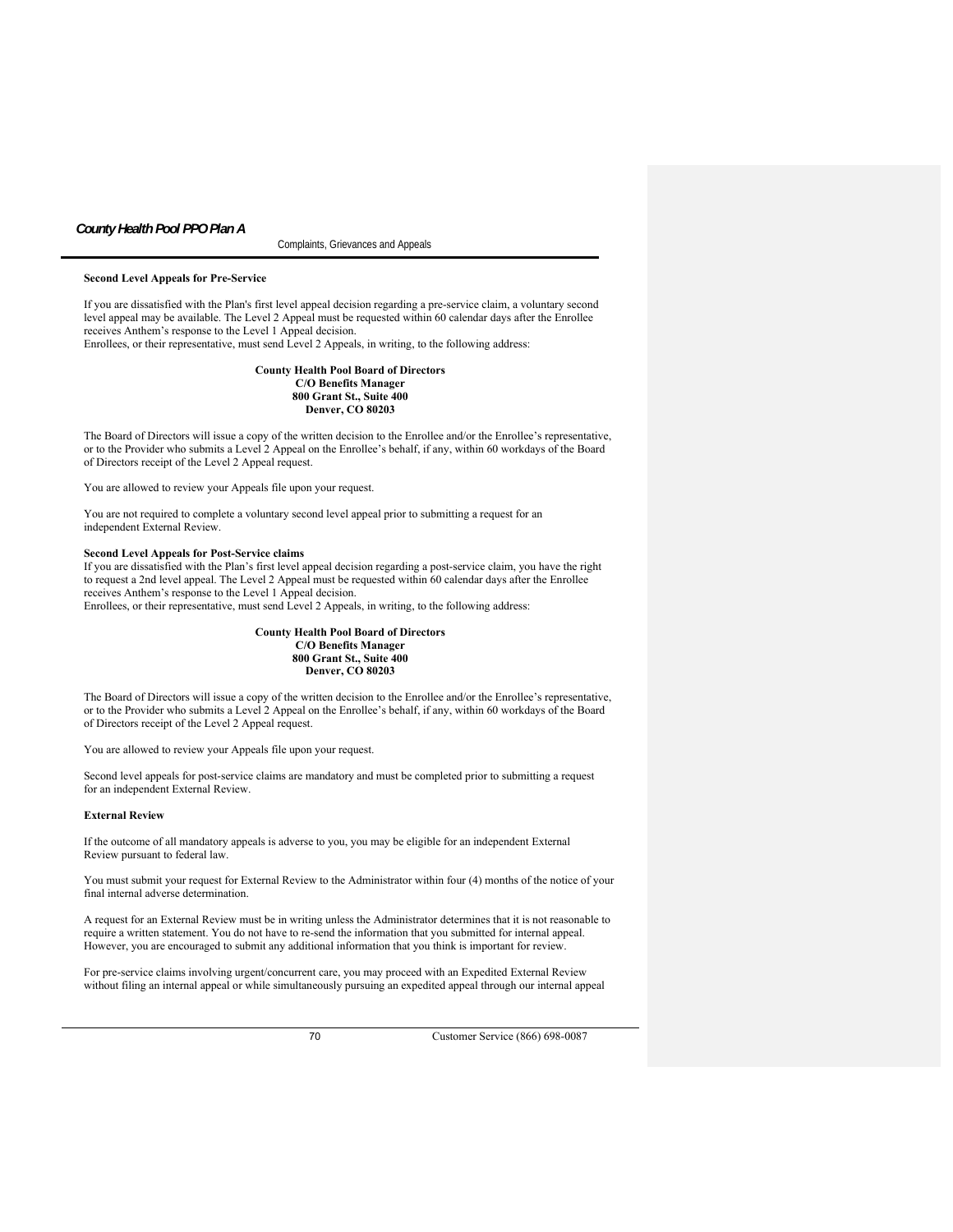**Second Level Appeals for Pre-Service**

If you are dissatisfied with the Plan's first level appeal decision regarding a pre-service claim, a voluntary second level appeal may be available. The Level 2 Appeal must be requested within 60 calendar days after the Enrollee receives Anthem's response to the Level 1 Appeal decision.
Enrollees, or their representative, must send Level 2 Appeals, in writing, to the following address:

**County Health Pool Board of Directors**
**C/O Benefits Manager**
**800 Grant St., Suite 400**
**Denver, CO 80203**

The Board of Directors will issue a copy of the written decision to the Enrollee and/or the Enrollee's representative, or to the Provider who submits a Level 2 Appeal on the Enrollee's behalf, if any, within 60 workdays of the Board of Directors receipt of the Level 2 Appeal request.

You are allowed to review your Appeals file upon your request.

You are not required to complete a voluntary second level appeal prior to submitting a request for an independent External Review.

**Second Level Appeals for Post-Service claims**

If you are dissatisfied with the Plan's first level appeal decision regarding a post-service claim, you have the right to request a 2nd level appeal. The Level 2 Appeal must be requested within 60 calendar days after the Enrollee receives Anthem's response to the Level 1 Appeal decision.
Enrollees, or their representative, must send Level 2 Appeals, in writing, to the following address:

**County Health Pool Board of Directors**
**C/O Benefits Manager**
**800 Grant St., Suite 400**
**Denver, CO 80203**

The Board of Directors will issue a copy of the written decision to the Enrollee and/or the Enrollee's representative, or to the Provider who submits a Level 2 Appeal on the Enrollee's behalf, if any, within 60 workdays of the Board of Directors receipt of the Level 2 Appeal request.

You are allowed to review your Appeals file upon your request.

Second level appeals for post-service claims are mandatory and must be completed prior to submitting a request for an independent External Review.

**External Review**

If the outcome of all mandatory appeals is adverse to you, you may be eligible for an independent External Review pursuant to federal law.

You must submit your request for External Review to the Administrator within four (4) months of the notice of your final internal adverse determination.

A request for an External Review must be in writing unless the Administrator determines that it is not reasonable to require a written statement. You do not have to re-send the information that you submitted for internal appeal. However, you are encouraged to submit any additional information that you think is important for review.

For pre-service claims involving urgent/concurrent care, you may proceed with an Expedited External Review without filing an internal appeal or while simultaneously pursuing an expedited appeal through our internal appeal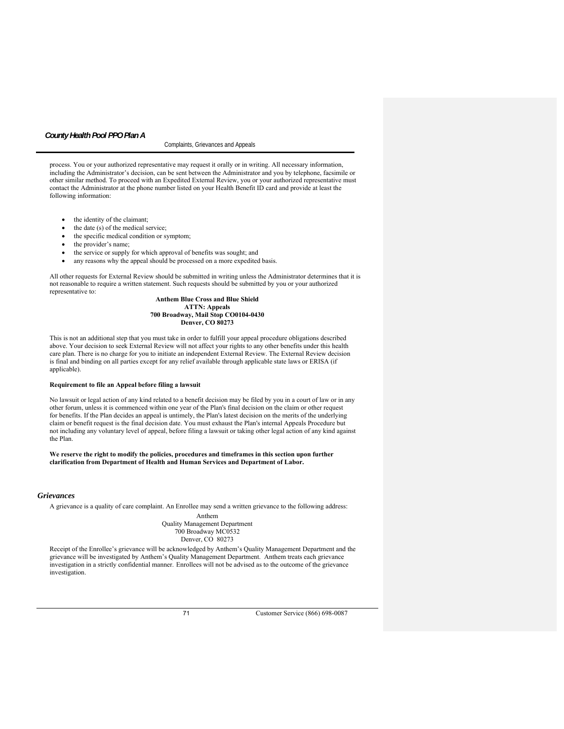process. You or your authorized representative may request it orally or in writing. All necessary information, including the Administrator's decision, can be sent between the Administrator and you by telephone, facsimile or other similar method. To proceed with an Expedited External Review, you or your authorized representative must contact the Administrator at the phone number listed on your Health Benefit ID card and provide at least the following information:

- the identity of the claimant;
- the date (s) of the medical service;
- the specific medical condition or symptom;
- the provider's name;
- the service or supply for which approval of benefits was sought; and
- any reasons why the appeal should be processed on a more expedited basis.

All other requests for External Review should be submitted in writing unless the Administrator determines that it is not reasonable to require a written statement. Such requests should be submitted by you or your authorized representative to:

**Anthem Blue Cross and Blue Shield**
**ATTN: Appeals**
**700 Broadway, Mail Stop CO0104-0430**
**Denver, CO 80273**

This is not an additional step that you must take in order to fulfill your appeal procedure obligations described above. Your decision to seek External Review will not affect your rights to any other benefits under this health care plan. There is no charge for you to initiate an independent External Review. The External Review decision is final and binding on all parties except for any relief available through applicable state laws or ERISA (if applicable).

**Requirement to file an Appeal before filing a lawsuit**

No lawsuit or legal action of any kind related to a benefit decision may be filed by you in a court of law or in any other forum, unless it is commenced within one year of the Plan's final decision on the claim or other request for benefits. If the Plan decides an appeal is untimely, the Plan's latest decision on the merits of the underlying claim or benefit request is the final decision date. You must exhaust the Plan's internal Appeals Procedure but not including any voluntary level of appeal, before filing a lawsuit or taking other legal action of any kind against the Plan.

**We reserve the right to modify the policies, procedures and timeframes in this section upon further clarification from Department of Health and Human Services and Department of Labor.**

## *Grievances*

A grievance is a quality of care complaint. An Enrollee may send a written grievance to the following address:

Anthem
Quality Management Department
700 Broadway MC0532
Denver, CO 80273

Receipt of the Enrollee's grievance will be acknowledged by Anthem's Quality Management Department and the grievance will be investigated by Anthem's Quality Management Department. Anthem treats each grievance investigation in a strictly confidential manner. Enrollees will not be advised as to the outcome of the grievance investigation.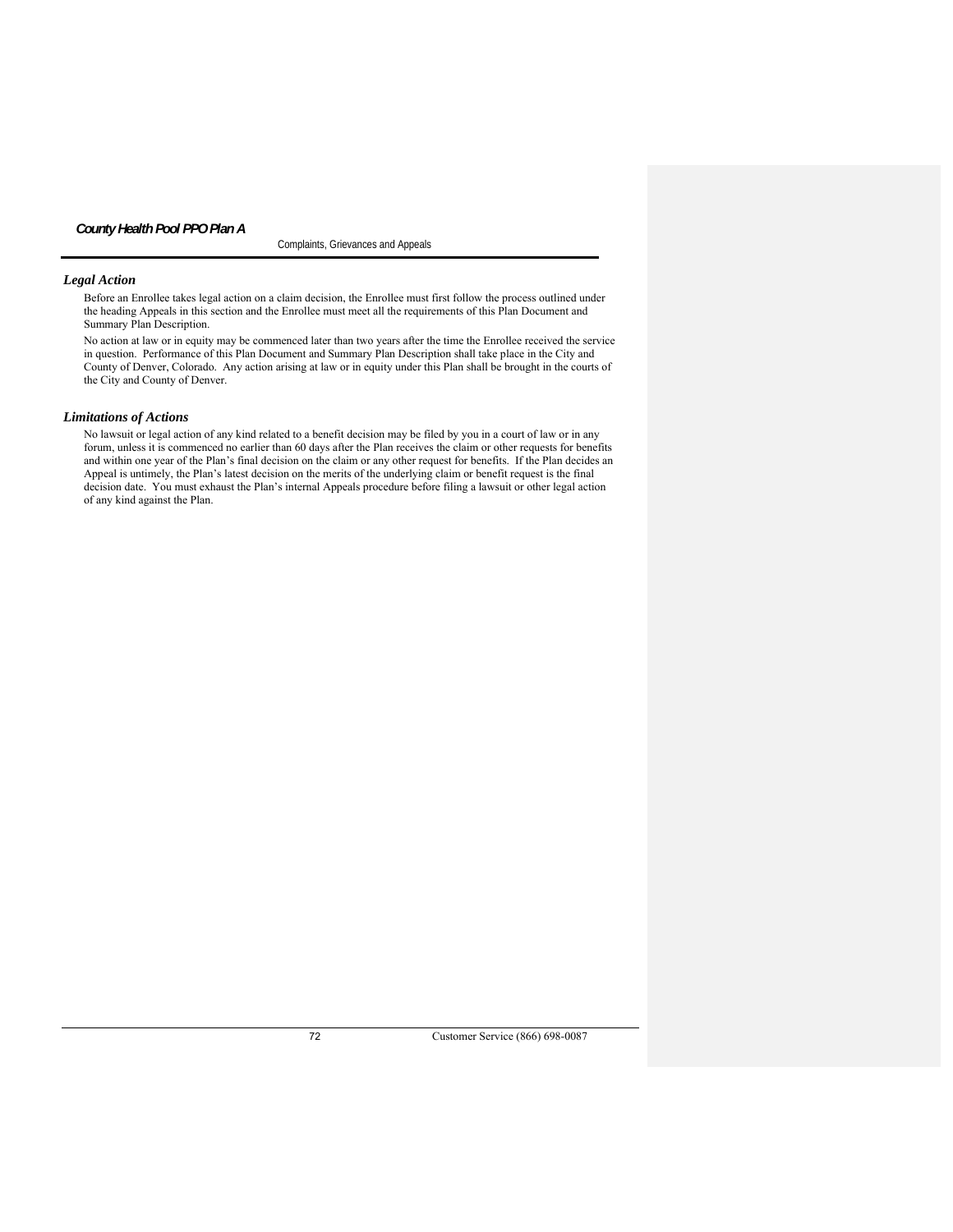### *Legal Action*

Before an Enrollee takes legal action on a claim decision, the Enrollee must first follow the process outlined under the heading Appeals in this section and the Enrollee must meet all the requirements of this Plan Document and Summary Plan Description.

No action at law or in equity may be commenced later than two years after the time the Enrollee received the service in question. Performance of this Plan Document and Summary Plan Description shall take place in the City and County of Denver, Colorado. Any action arising at law or in equity under this Plan shall be brought in the courts of the City and County of Denver.

### *Limitations of Actions*

No lawsuit or legal action of any kind related to a benefit decision may be filed by you in a court of law or in any forum, unless it is commenced no earlier than 60 days after the Plan receives the claim or other requests for benefits and within one year of the Plan's final decision on the claim or any other request for benefits. If the Plan decides an Appeal is untimely, the Plan's latest decision on the merits of the underlying claim or benefit request is the final decision date. You must exhaust the Plan's internal Appeals procedure before filing a lawsuit or other legal action of any kind against the Plan.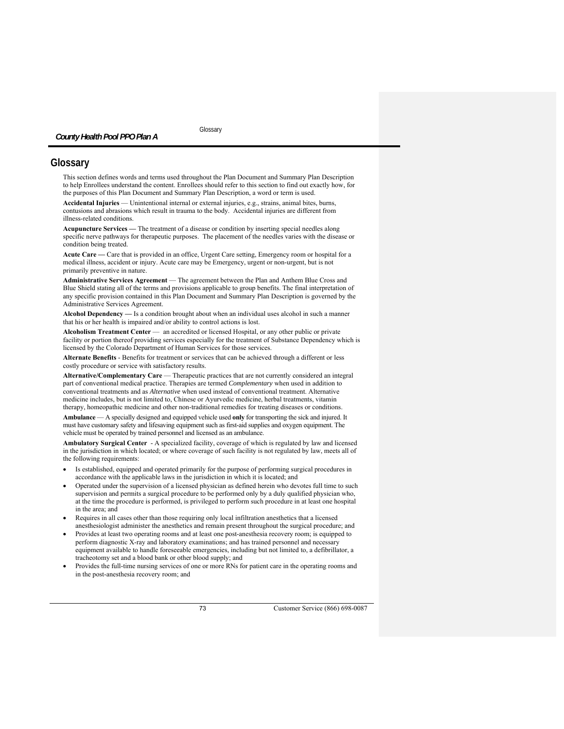# Glossary

This section defines words and terms used throughout the Plan Document and Summary Plan Description to help Enrollees understand the content. Enrollees should refer to this section to find out exactly how, for the purposes of this Plan Document and Summary Plan Description, a word or term is used.

**Accidental Injuries** — Unintentional internal or external injuries, e.g., strains, animal bites, burns, contusions and abrasions which result in trauma to the body. Accidental injuries are different from illness-related conditions.

**Acupuncture Services —** The treatment of a disease or condition by inserting special needles along specific nerve pathways for therapeutic purposes. The placement of the needles varies with the disease or condition being treated.

**Acute Care —** Care that is provided in an office, Urgent Care setting, Emergency room or hospital for a medical illness, accident or injury. Acute care may be Emergency, urgent or non-urgent, but is not primarily preventive in nature.

**Administrative Services Agreement** — The agreement between the Plan and Anthem Blue Cross and Blue Shield stating all of the terms and provisions applicable to group benefits. The final interpretation of any specific provision contained in this Plan Document and Summary Plan Description is governed by the Administrative Services Agreement.

**Alcohol Dependency —** Is a condition brought about when an individual uses alcohol in such a manner that his or her health is impaired and/or ability to control actions is lost.

**Alcoholism Treatment Center** — an accredited or licensed Hospital, or any other public or private facility or portion thereof providing services especially for the treatment of Substance Dependency which is licensed by the Colorado Department of Human Services for those services.

**Alternate Benefits** - Benefits for treatment or services that can be achieved through a different or less costly procedure or service with satisfactory results.

**Alternative/Complementary Care** — Therapeutic practices that are not currently considered an integral part of conventional medical practice. Therapies are termed *Complementary* when used in addition to conventional treatments and as *Alternative* when used instead of conventional treatment. Alternative medicine includes, but is not limited to, Chinese or Ayurvedic medicine, herbal treatments, vitamin therapy, homeopathic medicine and other non-traditional remedies for treating diseases or conditions.

**Ambulance** — A specially designed and equipped vehicle used **only** for transporting the sick and injured. It must have customary safety and lifesaving equipment such as first-aid supplies and oxygen equipment. The vehicle must be operated by trained personnel and licensed as an ambulance.

**Ambulatory Surgical Center** - A specialized facility, coverage of which is regulated by law and licensed in the jurisdiction in which located; or where coverage of such facility is not regulated by law, meets all of the following requirements:

- Is established, equipped and operated primarily for the purpose of performing surgical procedures in accordance with the applicable laws in the jurisdiction in which it is located; and
- Operated under the supervision of a licensed physician as defined herein who devotes full time to such supervision and permits a surgical procedure to be performed only by a duly qualified physician who, at the time the procedure is performed, is privileged to perform such procedure in at least one hospital in the area; and
- Requires in all cases other than those requiring only local infiltration anesthetics that a licensed anesthesiologist administer the anesthetics and remain present throughout the surgical procedure; and
- Provides at least two operating rooms and at least one post-anesthesia recovery room; is equipped to perform diagnostic X-ray and laboratory examinations; and has trained personnel and necessary equipment available to handle foreseeable emergencies, including but not limited to, a defibrillator, a tracheotomy set and a blood bank or other blood supply; and
- Provides the full-time nursing services of one or more RNs for patient care in the operating rooms and in the post-anesthesia recovery room; and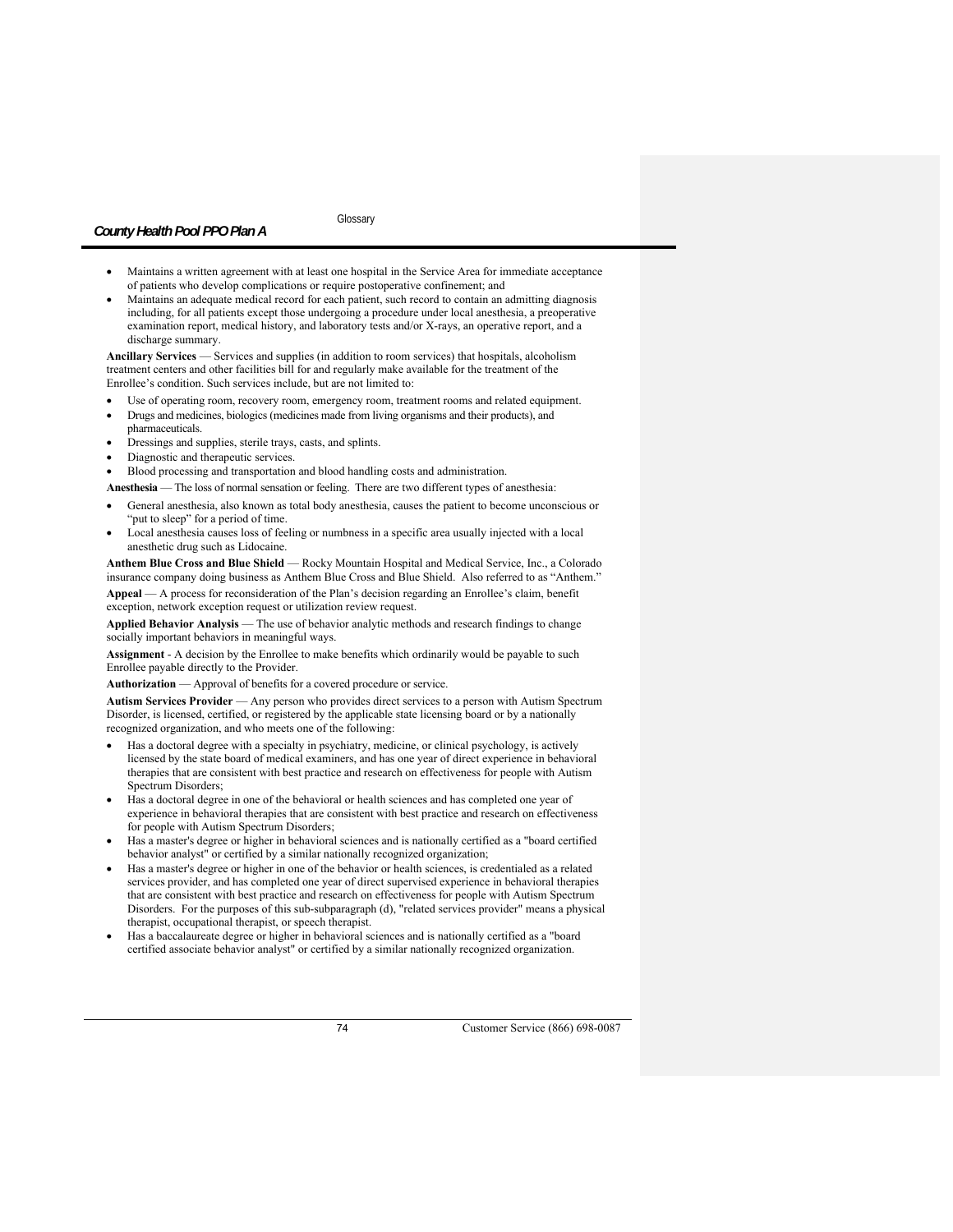- Maintains a written agreement with at least one hospital in the Service Area for immediate acceptance of patients who develop complications or require postoperative confinement; and
- Maintains an adequate medical record for each patient, such record to contain an admitting diagnosis including, for all patients except those undergoing a procedure under local anesthesia, a preoperative examination report, medical history, and laboratory tests and/or X-rays, an operative report, and a discharge summary.

**Ancillary Services** — Services and supplies (in addition to room services) that hospitals, alcoholism treatment centers and other facilities bill for and regularly make available for the treatment of the Enrollee's condition. Such services include, but are not limited to:

- Use of operating room, recovery room, emergency room, treatment rooms and related equipment.
- Drugs and medicines, biologics (medicines made from living organisms and their products), and pharmaceuticals.
- Dressings and supplies, sterile trays, casts, and splints.
- Diagnostic and therapeutic services.
- Blood processing and transportation and blood handling costs and administration.

**Anesthesia** — The loss of normal sensation or feeling. There are two different types of anesthesia:

- General anesthesia, also known as total body anesthesia, causes the patient to become unconscious or "put to sleep" for a period of time.
- Local anesthesia causes loss of feeling or numbness in a specific area usually injected with a local anesthetic drug such as Lidocaine.

**Anthem Blue Cross and Blue Shield** — Rocky Mountain Hospital and Medical Service, Inc., a Colorado insurance company doing business as Anthem Blue Cross and Blue Shield. Also referred to as "Anthem."

**Appeal** — A process for reconsideration of the Plan's decision regarding an Enrollee's claim, benefit exception, network exception request or utilization review request.

**Applied Behavior Analysis** — The use of behavior analytic methods and research findings to change socially important behaviors in meaningful ways.

**Assignment** - A decision by the Enrollee to make benefits which ordinarily would be payable to such Enrollee payable directly to the Provider.

**Authorization** — Approval of benefits for a covered procedure or service.

**Autism Services Provider** — Any person who provides direct services to a person with Autism Spectrum Disorder, is licensed, certified, or registered by the applicable state licensing board or by a nationally recognized organization, and who meets one of the following:

- Has a doctoral degree with a specialty in psychiatry, medicine, or clinical psychology, is actively licensed by the state board of medical examiners, and has one year of direct experience in behavioral therapies that are consistent with best practice and research on effectiveness for people with Autism Spectrum Disorders;
- Has a doctoral degree in one of the behavioral or health sciences and has completed one year of experience in behavioral therapies that are consistent with best practice and research on effectiveness for people with Autism Spectrum Disorders;
- Has a master's degree or higher in behavioral sciences and is nationally certified as a "board certified behavior analyst" or certified by a similar nationally recognized organization;
- Has a master's degree or higher in one of the behavior or health sciences, is credentialed as a related services provider, and has completed one year of direct supervised experience in behavioral therapies that are consistent with best practice and research on effectiveness for people with Autism Spectrum Disorders. For the purposes of this sub-subparagraph (d), "related services provider" means a physical therapist, occupational therapist, or speech therapist.
- Has a baccalaureate degree or higher in behavioral sciences and is nationally certified as a "board certified associate behavior analyst" or certified by a similar nationally recognized organization.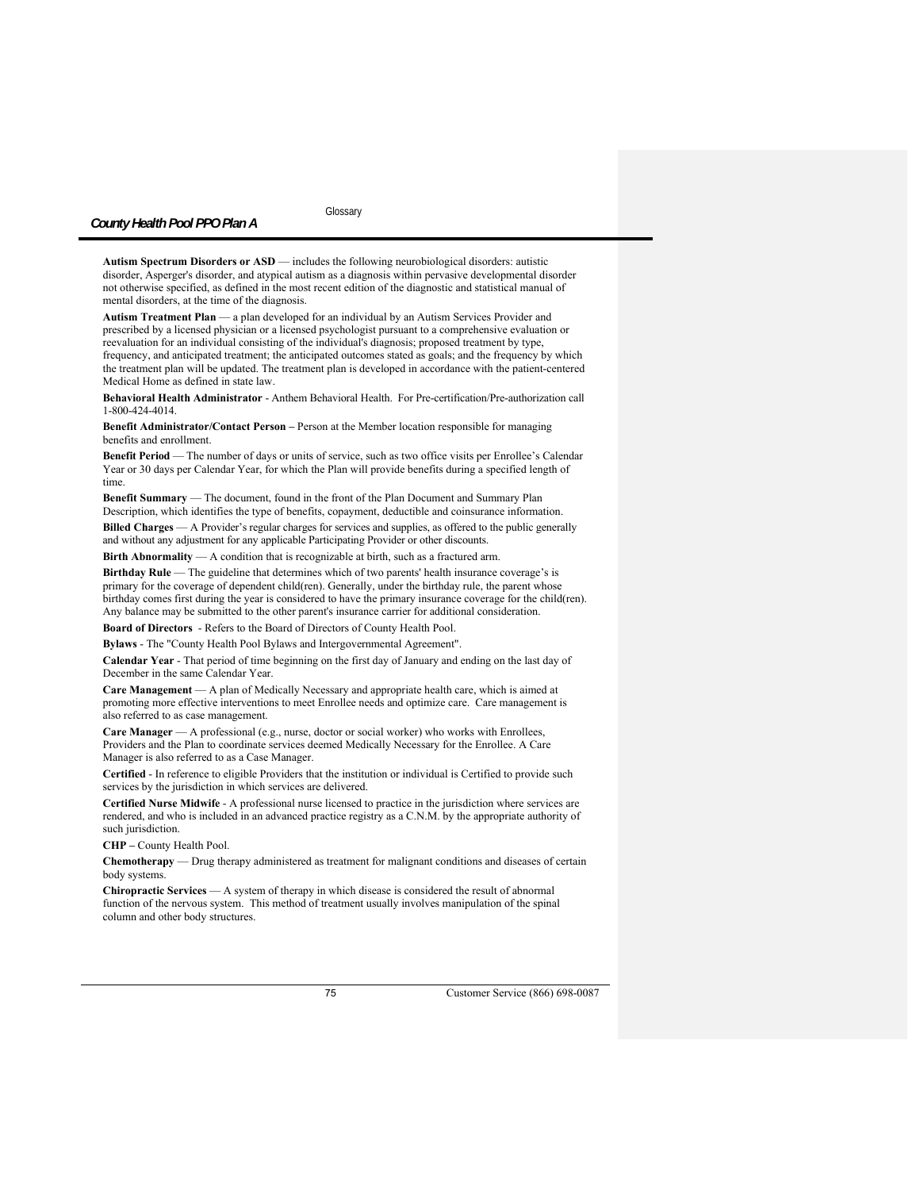**Autism Spectrum Disorders or ASD** — includes the following neurobiological disorders: autistic disorder, Asperger's disorder, and atypical autism as a diagnosis within pervasive developmental disorder not otherwise specified, as defined in the most recent edition of the diagnostic and statistical manual of mental disorders, at the time of the diagnosis.

**Autism Treatment Plan** — a plan developed for an individual by an Autism Services Provider and prescribed by a licensed physician or a licensed psychologist pursuant to a comprehensive evaluation or reevaluation for an individual consisting of the individual's diagnosis; proposed treatment by type, frequency, and anticipated treatment; the anticipated outcomes stated as goals; and the frequency by which the treatment plan will be updated. The treatment plan is developed in accordance with the patient-centered Medical Home as defined in state law.

**Behavioral Health Administrator** - Anthem Behavioral Health. For Pre-certification/Pre-authorization call 1-800-424-4014.

**Benefit Administrator/Contact Person –** Person at the Member location responsible for managing benefits and enrollment.

**Benefit Period** — The number of days or units of service, such as two office visits per Enrollee's Calendar Year or 30 days per Calendar Year, for which the Plan will provide benefits during a specified length of time.

**Benefit Summary** — The document, found in the front of the Plan Document and Summary Plan Description, which identifies the type of benefits, copayment, deductible and coinsurance information.

**Billed Charges** — A Provider's regular charges for services and supplies, as offered to the public generally and without any adjustment for any applicable Participating Provider or other discounts.

**Birth Abnormality** — A condition that is recognizable at birth, such as a fractured arm.

**Birthday Rule** — The guideline that determines which of two parents' health insurance coverage's is primary for the coverage of dependent child(ren). Generally, under the birthday rule, the parent whose birthday comes first during the year is considered to have the primary insurance coverage for the child(ren). Any balance may be submitted to the other parent's insurance carrier for additional consideration.

**Board of Directors** - Refers to the Board of Directors of County Health Pool.

**Bylaws** - The "County Health Pool Bylaws and Intergovernmental Agreement".

**Calendar Year** - That period of time beginning on the first day of January and ending on the last day of December in the same Calendar Year.

**Care Management** — A plan of Medically Necessary and appropriate health care, which is aimed at promoting more effective interventions to meet Enrollee needs and optimize care. Care management is also referred to as case management.

**Care Manager** — A professional (e.g., nurse, doctor or social worker) who works with Enrollees, Providers and the Plan to coordinate services deemed Medically Necessary for the Enrollee. A Care Manager is also referred to as a Case Manager.

**Certified** - In reference to eligible Providers that the institution or individual is Certified to provide such services by the jurisdiction in which services are delivered.

**Certified Nurse Midwife** - A professional nurse licensed to practice in the jurisdiction where services are rendered, and who is included in an advanced practice registry as a C.N.M. by the appropriate authority of such jurisdiction.

**CHP –** County Health Pool.

**Chemotherapy** — Drug therapy administered as treatment for malignant conditions and diseases of certain body systems.

**Chiropractic Services** — A system of therapy in which disease is considered the result of abnormal function of the nervous system. This method of treatment usually involves manipulation of the spinal column and other body structures.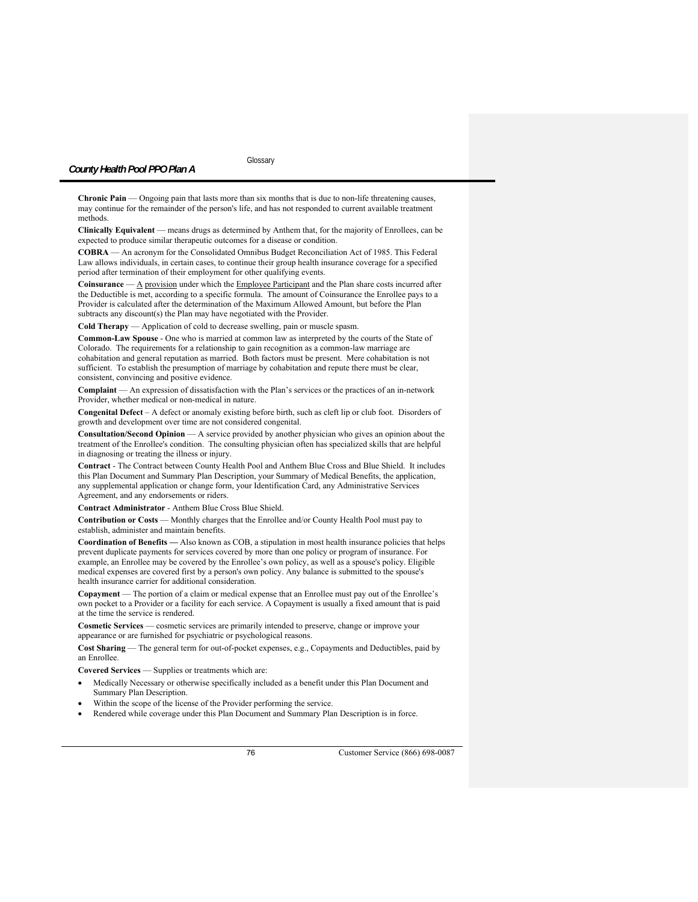**Chronic Pain** — Ongoing pain that lasts more than six months that is due to non-life threatening causes, may continue for the remainder of the person's life, and has not responded to current available treatment methods.

**Clinically Equivalent** — means drugs as determined by Anthem that, for the majority of Enrollees, can be expected to produce similar therapeutic outcomes for a disease or condition.

**COBRA** — An acronym for the Consolidated Omnibus Budget Reconciliation Act of 1985. This Federal Law allows individuals, in certain cases, to continue their group health insurance coverage for a specified period after termination of their employment for other qualifying events.

**Coinsurance** — A provision under which the Employee Participant and the Plan share costs incurred after the Deductible is met, according to a specific formula. The amount of Coinsurance the Enrollee pays to a Provider is calculated after the determination of the Maximum Allowed Amount, but before the Plan subtracts any discount(s) the Plan may have negotiated with the Provider.

**Cold Therapy** — Application of cold to decrease swelling, pain or muscle spasm.

**Common-Law Spouse** - One who is married at common law as interpreted by the courts of the State of Colorado. The requirements for a relationship to gain recognition as a common-law marriage are cohabitation and general reputation as married. Both factors must be present. Mere cohabitation is not sufficient. To establish the presumption of marriage by cohabitation and repute there must be clear, consistent, convincing and positive evidence.

**Complaint** — An expression of dissatisfaction with the Plan's services or the practices of an in-network Provider, whether medical or non-medical in nature.

**Congenital Defect** – A defect or anomaly existing before birth, such as cleft lip or club foot. Disorders of growth and development over time are not considered congenital.

**Consultation/Second Opinion** — A service provided by another physician who gives an opinion about the treatment of the Enrollee's condition. The consulting physician often has specialized skills that are helpful in diagnosing or treating the illness or injury.

**Contract** - The Contract between County Health Pool and Anthem Blue Cross and Blue Shield. It includes this Plan Document and Summary Plan Description, your Summary of Medical Benefits, the application, any supplemental application or change form, your Identification Card, any Administrative Services Agreement, and any endorsements or riders.

**Contract Administrator** - Anthem Blue Cross Blue Shield.

**Contribution or Costs** — Monthly charges that the Enrollee and/or County Health Pool must pay to establish, administer and maintain benefits.

**Coordination of Benefits —** Also known as COB, a stipulation in most health insurance policies that helps prevent duplicate payments for services covered by more than one policy or program of insurance. For example, an Enrollee may be covered by the Enrollee's own policy, as well as a spouse's policy. Eligible medical expenses are covered first by a person's own policy. Any balance is submitted to the spouse's health insurance carrier for additional consideration.

**Copayment** — The portion of a claim or medical expense that an Enrollee must pay out of the Enrollee's own pocket to a Provider or a facility for each service. A Copayment is usually a fixed amount that is paid at the time the service is rendered.

**Cosmetic Services** — cosmetic services are primarily intended to preserve, change or improve your appearance or are furnished for psychiatric or psychological reasons.

**Cost Sharing** — The general term for out-of-pocket expenses, e.g., Copayments and Deductibles, paid by an Enrollee.

**Covered Services** — Supplies or treatments which are:

- Medically Necessary or otherwise specifically included as a benefit under this Plan Document and Summary Plan Description.
- Within the scope of the license of the Provider performing the service.
- Rendered while coverage under this Plan Document and Summary Plan Description is in force.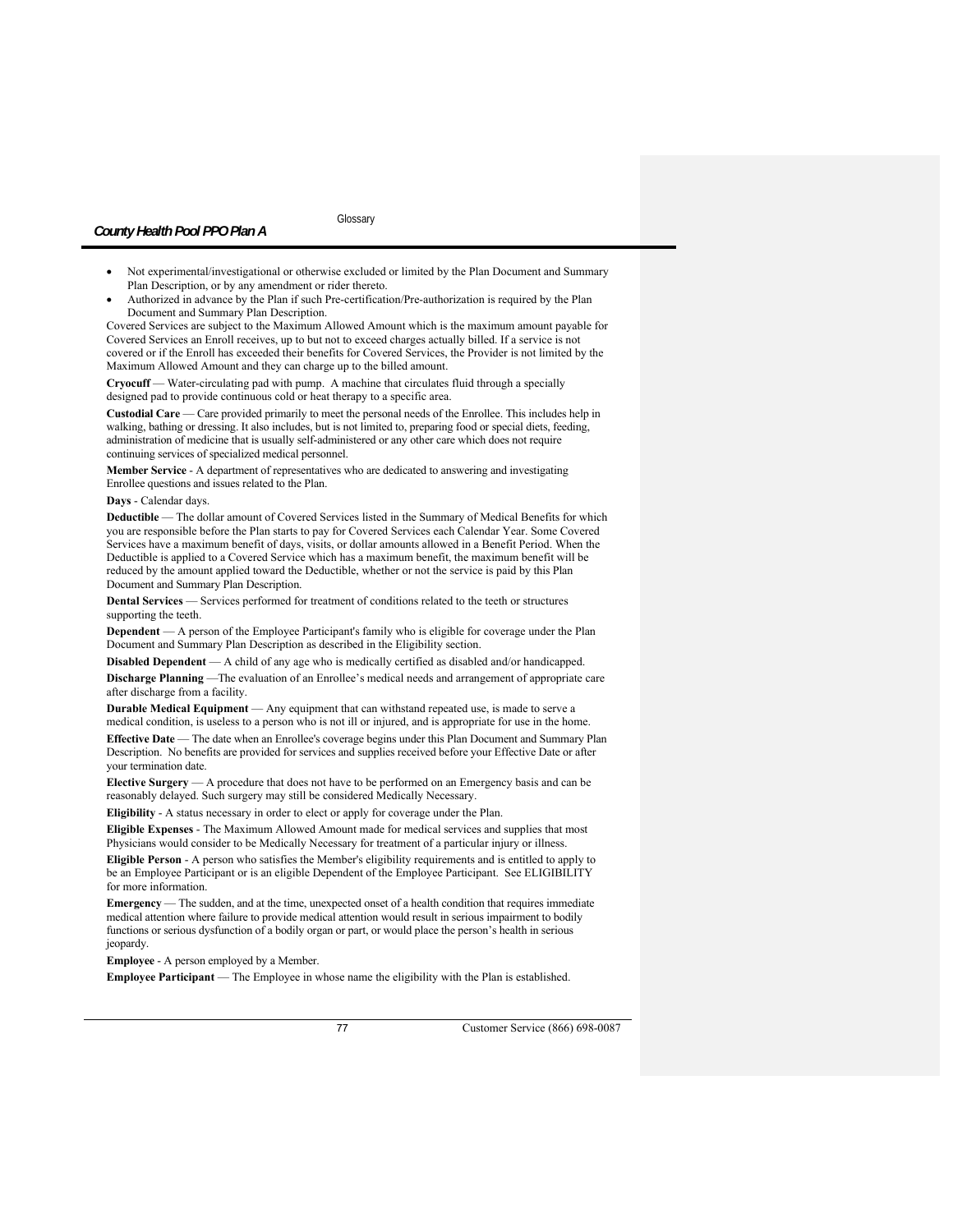- Not experimental/investigational or otherwise excluded or limited by the Plan Document and Summary Plan Description, or by any amendment or rider thereto.
- Authorized in advance by the Plan if such Pre-certification/Pre-authorization is required by the Plan Document and Summary Plan Description.

Covered Services are subject to the Maximum Allowed Amount which is the maximum amount payable for Covered Services an Enroll receives, up to but not to exceed charges actually billed. If a service is not covered or if the Enroll has exceeded their benefits for Covered Services, the Provider is not limited by the Maximum Allowed Amount and they can charge up to the billed amount.

**Cryocuff** — Water-circulating pad with pump. A machine that circulates fluid through a specially designed pad to provide continuous cold or heat therapy to a specific area.

**Custodial Care** — Care provided primarily to meet the personal needs of the Enrollee. This includes help in walking, bathing or dressing. It also includes, but is not limited to, preparing food or special diets, feeding, administration of medicine that is usually self-administered or any other care which does not require continuing services of specialized medical personnel.

**Member Service** - A department of representatives who are dedicated to answering and investigating Enrollee questions and issues related to the Plan.

**Days** - Calendar days.

**Deductible** — The dollar amount of Covered Services listed in the Summary of Medical Benefits for which you are responsible before the Plan starts to pay for Covered Services each Calendar Year. Some Covered Services have a maximum benefit of days, visits, or dollar amounts allowed in a Benefit Period. When the Deductible is applied to a Covered Service which has a maximum benefit, the maximum benefit will be reduced by the amount applied toward the Deductible, whether or not the service is paid by this Plan Document and Summary Plan Description.

**Dental Services** — Services performed for treatment of conditions related to the teeth or structures supporting the teeth.

**Dependent** — A person of the Employee Participant's family who is eligible for coverage under the Plan Document and Summary Plan Description as described in the Eligibility section.

**Disabled Dependent** — A child of any age who is medically certified as disabled and/or handicapped.

**Discharge Planning** —The evaluation of an Enrollee's medical needs and arrangement of appropriate care after discharge from a facility.

**Durable Medical Equipment** — Any equipment that can withstand repeated use, is made to serve a medical condition, is useless to a person who is not ill or injured, and is appropriate for use in the home.

**Effective Date** — The date when an Enrollee's coverage begins under this Plan Document and Summary Plan Description. No benefits are provided for services and supplies received before your Effective Date or after your termination date.

**Elective Surgery** — A procedure that does not have to be performed on an Emergency basis and can be reasonably delayed. Such surgery may still be considered Medically Necessary.

**Eligibility** - A status necessary in order to elect or apply for coverage under the Plan.

**Eligible Expenses** - The Maximum Allowed Amount made for medical services and supplies that most Physicians would consider to be Medically Necessary for treatment of a particular injury or illness.

**Eligible Person** - A person who satisfies the Member's eligibility requirements and is entitled to apply to be an Employee Participant or is an eligible Dependent of the Employee Participant. See ELIGIBILITY for more information.

**Emergency** — The sudden, and at the time, unexpected onset of a health condition that requires immediate medical attention where failure to provide medical attention would result in serious impairment to bodily functions or serious dysfunction of a bodily organ or part, or would place the person's health in serious jeopardy.

**Employee** - A person employed by a Member.

**Employee Participant** — The Employee in whose name the eligibility with the Plan is established.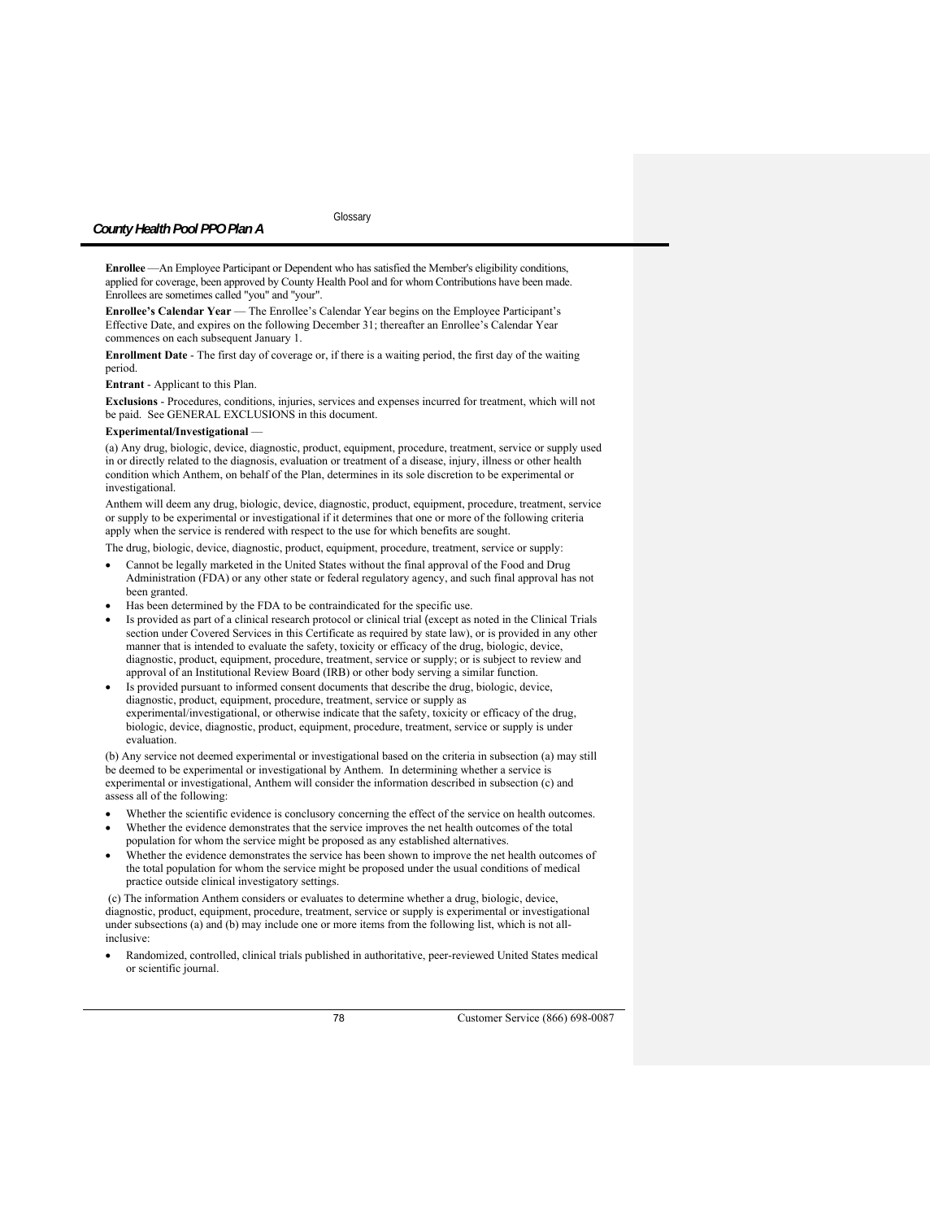**Enrollee** —An Employee Participant or Dependent who has satisfied the Member's eligibility conditions, applied for coverage, been approved by County Health Pool and for whom Contributions have been made. Enrollees are sometimes called "you" and "your".

**Enrollee's Calendar Year** — The Enrollee's Calendar Year begins on the Employee Participant's Effective Date, and expires on the following December 31; thereafter an Enrollee's Calendar Year commences on each subsequent January 1.

**Enrollment Date** - The first day of coverage or, if there is a waiting period, the first day of the waiting period.

**Entrant** - Applicant to this Plan.

**Exclusions** - Procedures, conditions, injuries, services and expenses incurred for treatment, which will not be paid. See GENERAL EXCLUSIONS in this document.

**Experimental/Investigational** —

(a) Any drug, biologic, device, diagnostic, product, equipment, procedure, treatment, service or supply used in or directly related to the diagnosis, evaluation or treatment of a disease, injury, illness or other health condition which Anthem, on behalf of the Plan, determines in its sole discretion to be experimental or investigational.

Anthem will deem any drug, biologic, device, diagnostic, product, equipment, procedure, treatment, service or supply to be experimental or investigational if it determines that one or more of the following criteria apply when the service is rendered with respect to the use for which benefits are sought.

The drug, biologic, device, diagnostic, product, equipment, procedure, treatment, service or supply:

- Cannot be legally marketed in the United States without the final approval of the Food and Drug Administration (FDA) or any other state or federal regulatory agency, and such final approval has not been granted.
- Has been determined by the FDA to be contraindicated for the specific use.
- Is provided as part of a clinical research protocol or clinical trial (except as noted in the Clinical Trials section under Covered Services in this Certificate as required by state law), or is provided in any other manner that is intended to evaluate the safety, toxicity or efficacy of the drug, biologic, device, diagnostic, product, equipment, procedure, treatment, service or supply; or is subject to review and approval of an Institutional Review Board (IRB) or other body serving a similar function.
- Is provided pursuant to informed consent documents that describe the drug, biologic, device, diagnostic, product, equipment, procedure, treatment, service or supply as experimental/investigational, or otherwise indicate that the safety, toxicity or efficacy of the drug, biologic, device, diagnostic, product, equipment, procedure, treatment, service or supply is under evaluation.

(b) Any service not deemed experimental or investigational based on the criteria in subsection (a) may still be deemed to be experimental or investigational by Anthem. In determining whether a service is experimental or investigational, Anthem will consider the information described in subsection (c) and assess all of the following:

- Whether the scientific evidence is conclusory concerning the effect of the service on health outcomes.
- Whether the evidence demonstrates that the service improves the net health outcomes of the total population for whom the service might be proposed as any established alternatives.
- Whether the evidence demonstrates the service has been shown to improve the net health outcomes of the total population for whom the service might be proposed under the usual conditions of medical practice outside clinical investigatory settings.

(c) The information Anthem considers or evaluates to determine whether a drug, biologic, device, diagnostic, product, equipment, procedure, treatment, service or supply is experimental or investigational under subsections (a) and (b) may include one or more items from the following list, which is not all-inclusive:

- Randomized, controlled, clinical trials published in authoritative, peer-reviewed United States medical or scientific journal.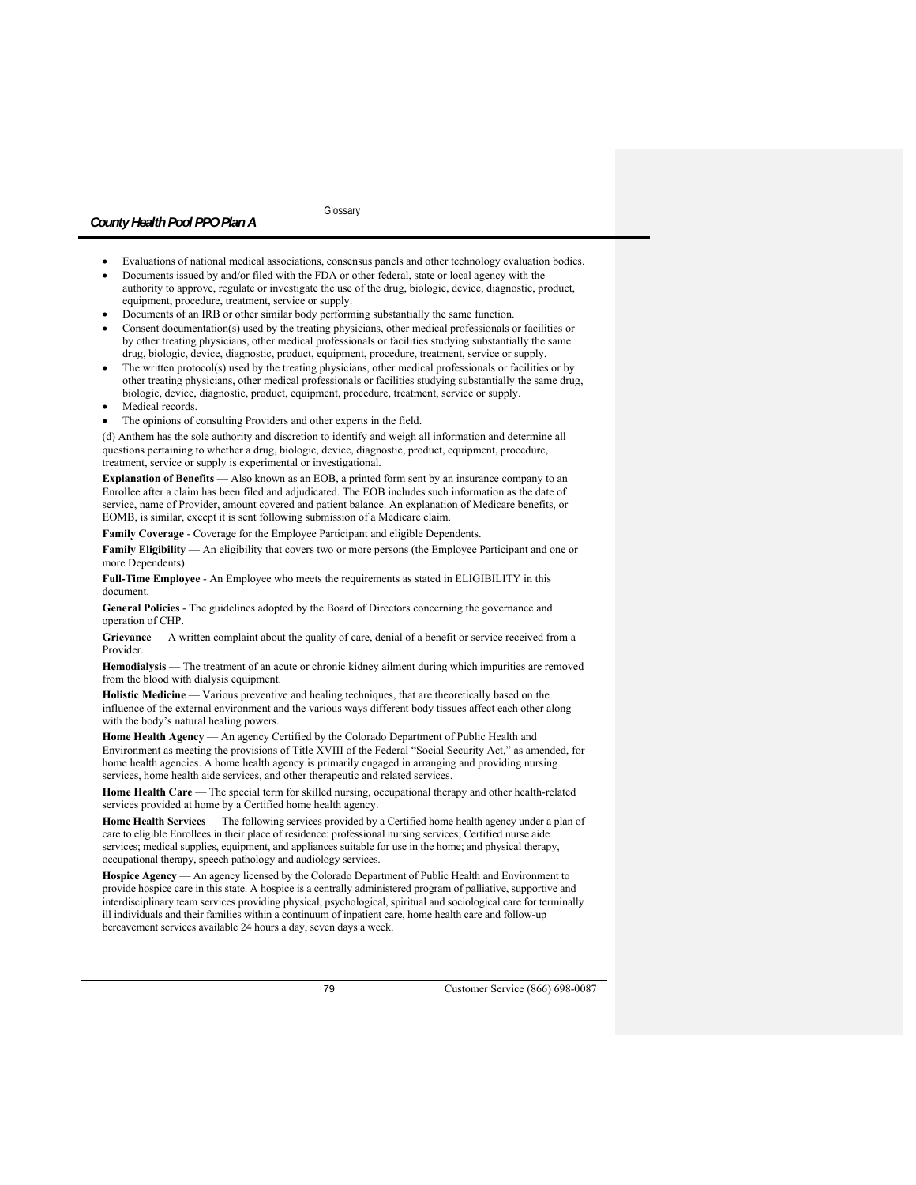- Evaluations of national medical associations, consensus panels and other technology evaluation bodies.
- Documents issued by and/or filed with the FDA or other federal, state or local agency with the authority to approve, regulate or investigate the use of the drug, biologic, device, diagnostic, product, equipment, procedure, treatment, service or supply.
- Documents of an IRB or other similar body performing substantially the same function.
- Consent documentation(s) used by the treating physicians, other medical professionals or facilities or by other treating physicians, other medical professionals or facilities studying substantially the same drug, biologic, device, diagnostic, product, equipment, procedure, treatment, service or supply.
- The written protocol(s) used by the treating physicians, other medical professionals or facilities or by other treating physicians, other medical professionals or facilities studying substantially the same drug, biologic, device, diagnostic, product, equipment, procedure, treatment, service or supply.
- Medical records.
- The opinions of consulting Providers and other experts in the field.

(d) Anthem has the sole authority and discretion to identify and weigh all information and determine all questions pertaining to whether a drug, biologic, device, diagnostic, product, equipment, procedure, treatment, service or supply is experimental or investigational.

**Explanation of Benefits** — Also known as an EOB, a printed form sent by an insurance company to an Enrollee after a claim has been filed and adjudicated. The EOB includes such information as the date of service, name of Provider, amount covered and patient balance. An explanation of Medicare benefits, or EOMB, is similar, except it is sent following submission of a Medicare claim.

**Family Coverage** - Coverage for the Employee Participant and eligible Dependents.

**Family Eligibility** — An eligibility that covers two or more persons (the Employee Participant and one or more Dependents).

**Full-Time Employee** - An Employee who meets the requirements as stated in ELIGIBILITY in this document.

**General Policies** - The guidelines adopted by the Board of Directors concerning the governance and operation of CHP.

**Grievance** — A written complaint about the quality of care, denial of a benefit or service received from a Provider.

**Hemodialysis** — The treatment of an acute or chronic kidney ailment during which impurities are removed from the blood with dialysis equipment.

**Holistic Medicine** — Various preventive and healing techniques, that are theoretically based on the influence of the external environment and the various ways different body tissues affect each other along with the body's natural healing powers.

**Home Health Agency** — An agency Certified by the Colorado Department of Public Health and Environment as meeting the provisions of Title XVIII of the Federal "Social Security Act," as amended, for home health agencies. A home health agency is primarily engaged in arranging and providing nursing services, home health aide services, and other therapeutic and related services.

**Home Health Care** — The special term for skilled nursing, occupational therapy and other health-related services provided at home by a Certified home health agency.

**Home Health Services** — The following services provided by a Certified home health agency under a plan of care to eligible Enrollees in their place of residence: professional nursing services; Certified nurse aide services; medical supplies, equipment, and appliances suitable for use in the home; and physical therapy, occupational therapy, speech pathology and audiology services.

**Hospice Agency** — An agency licensed by the Colorado Department of Public Health and Environment to provide hospice care in this state. A hospice is a centrally administered program of palliative, supportive and interdisciplinary team services providing physical, psychological, spiritual and sociological care for terminally ill individuals and their families within a continuum of inpatient care, home health care and follow-up bereavement services available 24 hours a day, seven days a week.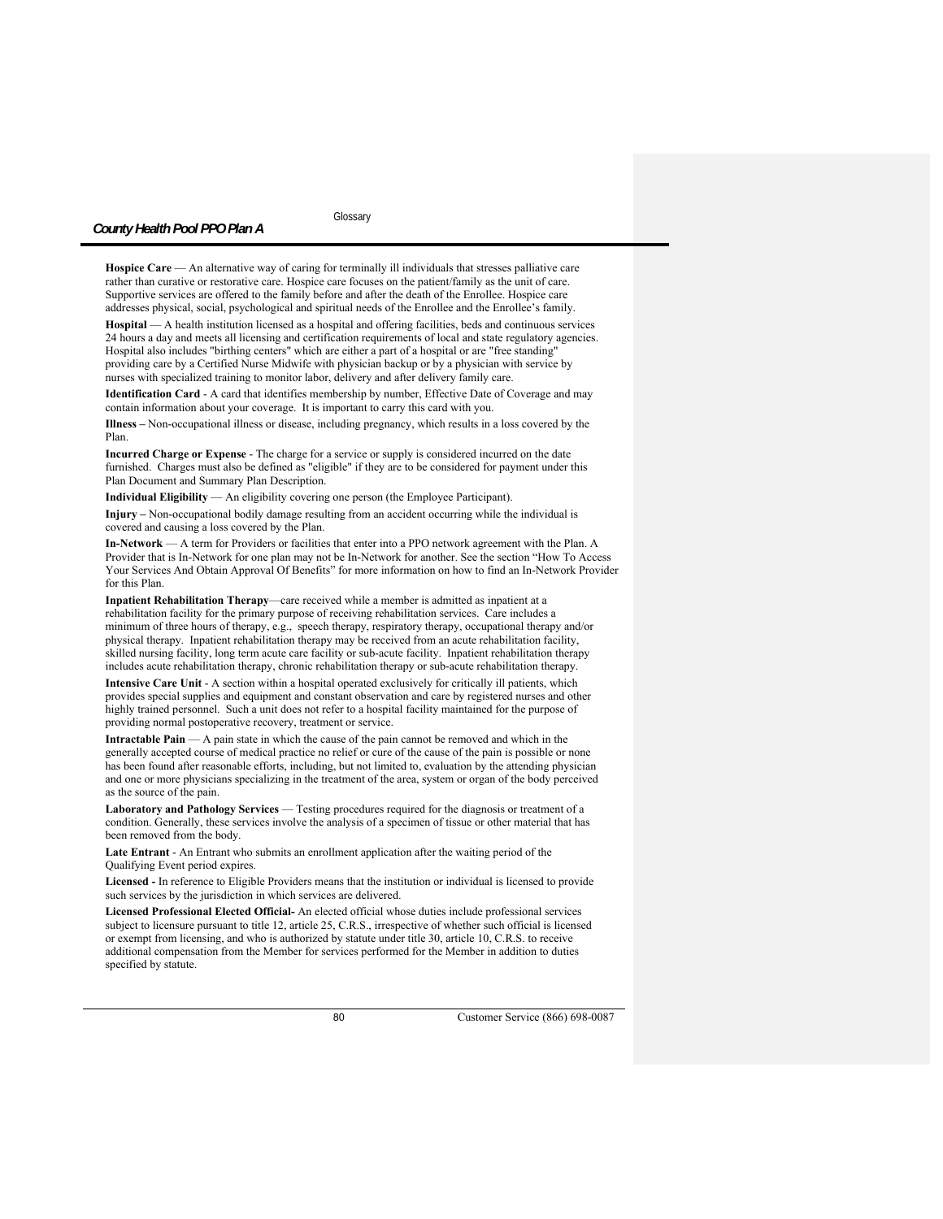**Hospice Care** — An alternative way of caring for terminally ill individuals that stresses palliative care rather than curative or restorative care. Hospice care focuses on the patient/family as the unit of care. Supportive services are offered to the family before and after the death of the Enrollee. Hospice care addresses physical, social, psychological and spiritual needs of the Enrollee and the Enrollee's family.

**Hospital** — A health institution licensed as a hospital and offering facilities, beds and continuous services 24 hours a day and meets all licensing and certification requirements of local and state regulatory agencies. Hospital also includes "birthing centers" which are either a part of a hospital or are "free standing" providing care by a Certified Nurse Midwife with physician backup or by a physician with service by nurses with specialized training to monitor labor, delivery and after delivery family care.

**Identification Card** - A card that identifies membership by number, Effective Date of Coverage and may contain information about your coverage. It is important to carry this card with you.

**Illness –** Non-occupational illness or disease, including pregnancy, which results in a loss covered by the Plan.

**Incurred Charge or Expense** - The charge for a service or supply is considered incurred on the date furnished. Charges must also be defined as "eligible" if they are to be considered for payment under this Plan Document and Summary Plan Description.

**Individual Eligibility** — An eligibility covering one person (the Employee Participant).

**Injury –** Non-occupational bodily damage resulting from an accident occurring while the individual is covered and causing a loss covered by the Plan.

**In-Network** — A term for Providers or facilities that enter into a PPO network agreement with the Plan. A Provider that is In-Network for one plan may not be In-Network for another. See the section "How To Access Your Services And Obtain Approval Of Benefits" for more information on how to find an In-Network Provider for this Plan.

**Inpatient Rehabilitation Therapy**—care received while a member is admitted as inpatient at a rehabilitation facility for the primary purpose of receiving rehabilitation services. Care includes a minimum of three hours of therapy, e.g., speech therapy, respiratory therapy, occupational therapy and/or physical therapy. Inpatient rehabilitation therapy may be received from an acute rehabilitation facility, skilled nursing facility, long term acute care facility or sub-acute facility. Inpatient rehabilitation therapy includes acute rehabilitation therapy, chronic rehabilitation therapy or sub-acute rehabilitation therapy.

**Intensive Care Unit** - A section within a hospital operated exclusively for critically ill patients, which provides special supplies and equipment and constant observation and care by registered nurses and other highly trained personnel. Such a unit does not refer to a hospital facility maintained for the purpose of providing normal postoperative recovery, treatment or service.

**Intractable Pain** — A pain state in which the cause of the pain cannot be removed and which in the generally accepted course of medical practice no relief or cure of the cause of the pain is possible or none has been found after reasonable efforts, including, but not limited to, evaluation by the attending physician and one or more physicians specializing in the treatment of the area, system or organ of the body perceived as the source of the pain.

**Laboratory and Pathology Services** — Testing procedures required for the diagnosis or treatment of a condition. Generally, these services involve the analysis of a specimen of tissue or other material that has been removed from the body.

**Late Entrant** - An Entrant who submits an enrollment application after the waiting period of the Qualifying Event period expires.

**Licensed -** In reference to Eligible Providers means that the institution or individual is licensed to provide such services by the jurisdiction in which services are delivered.

**Licensed Professional Elected Official-** An elected official whose duties include professional services subject to licensure pursuant to title 12, article 25, C.R.S., irrespective of whether such official is licensed or exempt from licensing, and who is authorized by statute under title 30, article 10, C.R.S. to receive additional compensation from the Member for services performed for the Member in addition to duties specified by statute.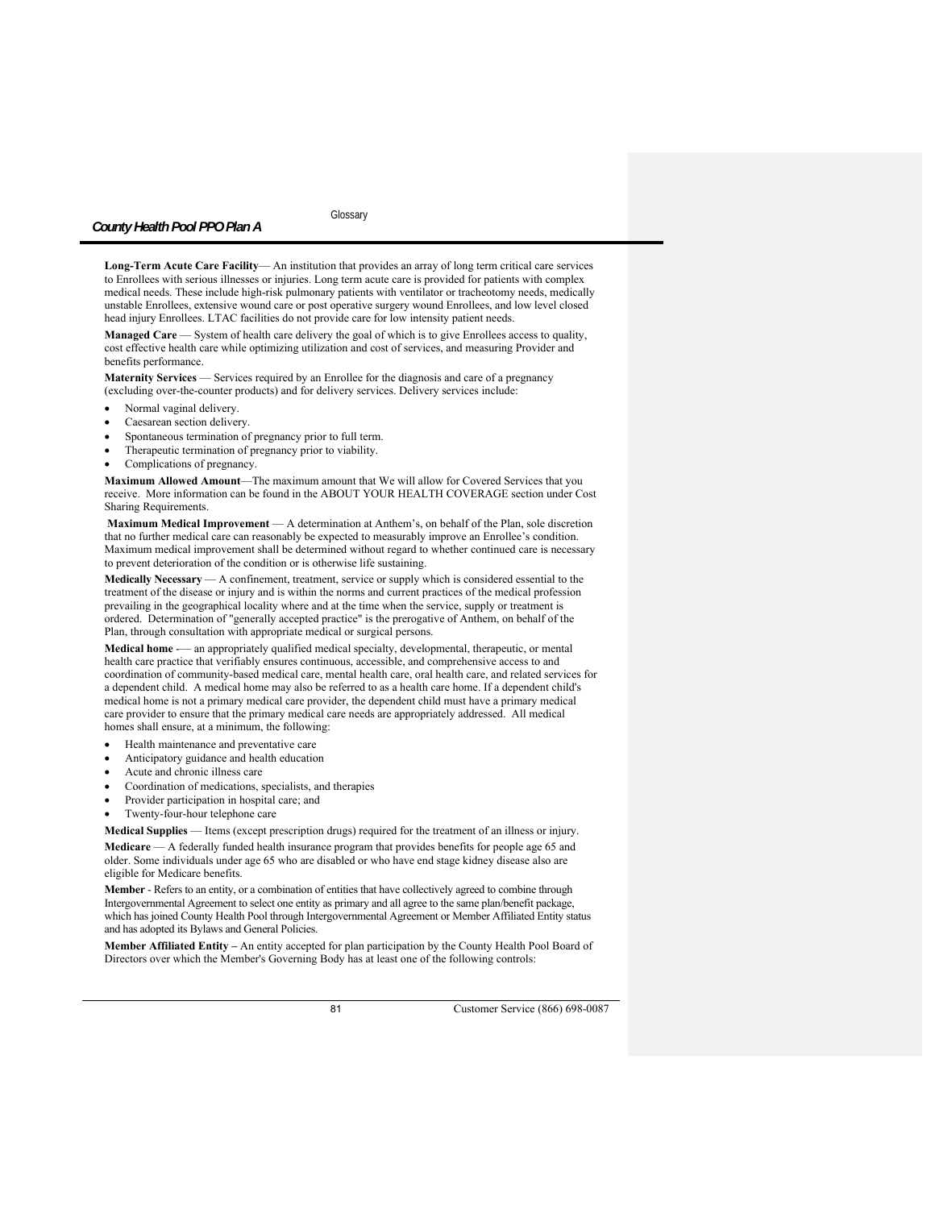**Long-Term Acute Care Facility**— An institution that provides an array of long term critical care services to Enrollees with serious illnesses or injuries. Long term acute care is provided for patients with complex medical needs. These include high-risk pulmonary patients with ventilator or tracheotomy needs, medically unstable Enrollees, extensive wound care or post operative surgery wound Enrollees, and low level closed head injury Enrollees. LTAC facilities do not provide care for low intensity patient needs.

**Managed Care** — System of health care delivery the goal of which is to give Enrollees access to quality, cost effective health care while optimizing utilization and cost of services, and measuring Provider and benefits performance.

**Maternity Services** — Services required by an Enrollee for the diagnosis and care of a pregnancy (excluding over-the-counter products) and for delivery services. Delivery services include:

- Normal vaginal delivery.
- Caesarean section delivery.
- Spontaneous termination of pregnancy prior to full term.
- Therapeutic termination of pregnancy prior to viability.
- Complications of pregnancy.

**Maximum Allowed Amount**—The maximum amount that We will allow for Covered Services that you receive. More information can be found in the ABOUT YOUR HEALTH COVERAGE section under Cost Sharing Requirements.

**Maximum Medical Improvement** — A determination at Anthem's, on behalf of the Plan, sole discretion that no further medical care can reasonably be expected to measurably improve an Enrollee's condition. Maximum medical improvement shall be determined without regard to whether continued care is necessary to prevent deterioration of the condition or is otherwise life sustaining.

**Medically Necessary** — A confinement, treatment, service or supply which is considered essential to the treatment of the disease or injury and is within the norms and current practices of the medical profession prevailing in the geographical locality where and at the time when the service, supply or treatment is ordered. Determination of "generally accepted practice" is the prerogative of Anthem, on behalf of the Plan, through consultation with appropriate medical or surgical persons.

**Medical home** -— an appropriately qualified medical specialty, developmental, therapeutic, or mental health care practice that verifiably ensures continuous, accessible, and comprehensive access to and coordination of community-based medical care, mental health care, oral health care, and related services for a dependent child. A medical home may also be referred to as a health care home. If a dependent child's medical home is not a primary medical care provider, the dependent child must have a primary medical care provider to ensure that the primary medical care needs are appropriately addressed. All medical homes shall ensure, at a minimum, the following:

- Health maintenance and preventative care
- Anticipatory guidance and health education
- Acute and chronic illness care
- Coordination of medications, specialists, and therapies
- Provider participation in hospital care; and
- Twenty-four-hour telephone care

**Medical Supplies** — Items (except prescription drugs) required for the treatment of an illness or injury.

**Medicare** — A federally funded health insurance program that provides benefits for people age 65 and older. Some individuals under age 65 who are disabled or who have end stage kidney disease also are eligible for Medicare benefits.

**Member** - Refers to an entity, or a combination of entities that have collectively agreed to combine through Intergovernmental Agreement to select one entity as primary and all agree to the same plan/benefit package, which has joined County Health Pool through Intergovernmental Agreement or Member Affiliated Entity status and has adopted its Bylaws and General Policies.

**Member Affiliated Entity** – An entity accepted for plan participation by the County Health Pool Board of Directors over which the Member's Governing Body has at least one of the following controls: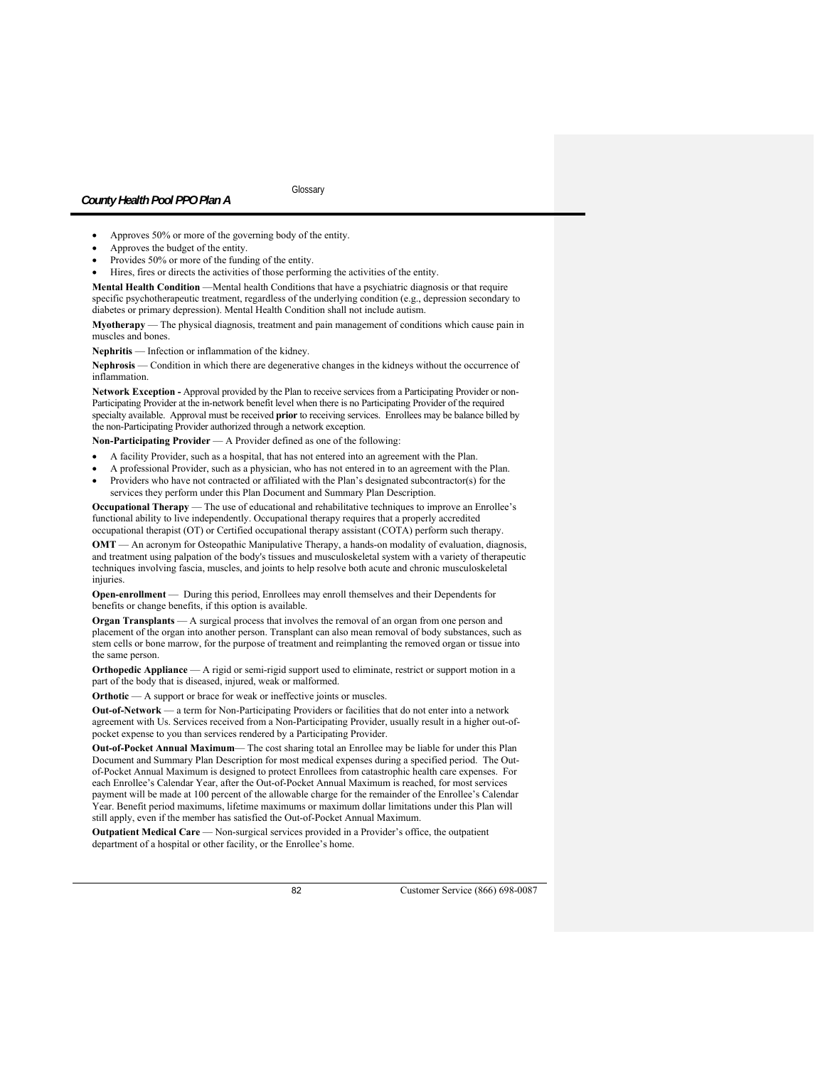- Approves 50% or more of the governing body of the entity.
- Approves the budget of the entity.
- Provides 50% or more of the funding of the entity.
- Hires, fires or directs the activities of those performing the activities of the entity.

**Mental Health Condition** —Mental health Conditions that have a psychiatric diagnosis or that require specific psychotherapeutic treatment, regardless of the underlying condition (e.g., depression secondary to diabetes or primary depression). Mental Health Condition shall not include autism.

**Myotherapy** — The physical diagnosis, treatment and pain management of conditions which cause pain in muscles and bones.

**Nephritis** — Infection or inflammation of the kidney.

**Nephrosis** — Condition in which there are degenerative changes in the kidneys without the occurrence of inflammation.

**Network Exception -** Approval provided by the Plan to receive services from a Participating Provider or non-Participating Provider at the in-network benefit level when there is no Participating Provider of the required specialty available. Approval must be received **prior** to receiving services. Enrollees may be balance billed by the non-Participating Provider authorized through a network exception.

**Non-Participating Provider** — A Provider defined as one of the following:

- A facility Provider, such as a hospital, that has not entered into an agreement with the Plan.
- A professional Provider, such as a physician, who has not entered in to an agreement with the Plan.
- Providers who have not contracted or affiliated with the Plan's designated subcontractor(s) for the services they perform under this Plan Document and Summary Plan Description.

**Occupational Therapy** — The use of educational and rehabilitative techniques to improve an Enrollee's functional ability to live independently. Occupational therapy requires that a properly accredited occupational therapist (OT) or Certified occupational therapy assistant (COTA) perform such therapy.

**OMT** — An acronym for Osteopathic Manipulative Therapy, a hands-on modality of evaluation, diagnosis, and treatment using palpation of the body's tissues and musculoskeletal system with a variety of therapeutic techniques involving fascia, muscles, and joints to help resolve both acute and chronic musculoskeletal injuries.

**Open-enrollment** — During this period, Enrollees may enroll themselves and their Dependents for benefits or change benefits, if this option is available.

**Organ Transplants** — A surgical process that involves the removal of an organ from one person and placement of the organ into another person. Transplant can also mean removal of body substances, such as stem cells or bone marrow, for the purpose of treatment and reimplanting the removed organ or tissue into the same person.

**Orthopedic Appliance** — A rigid or semi-rigid support used to eliminate, restrict or support motion in a part of the body that is diseased, injured, weak or malformed.

**Orthotic** — A support or brace for weak or ineffective joints or muscles.

**Out-of-Network** — a term for Non-Participating Providers or facilities that do not enter into a network agreement with Us. Services received from a Non-Participating Provider, usually result in a higher out-of-pocket expense to you than services rendered by a Participating Provider.

**Out-of-Pocket Annual Maximum**— The cost sharing total an Enrollee may be liable for under this Plan Document and Summary Plan Description for most medical expenses during a specified period. The Out-of-Pocket Annual Maximum is designed to protect Enrollees from catastrophic health care expenses. For each Enrollee's Calendar Year, after the Out-of-Pocket Annual Maximum is reached, for most services payment will be made at 100 percent of the allowable charge for the remainder of the Enrollee's Calendar Year. Benefit period maximums, lifetime maximums or maximum dollar limitations under this Plan will still apply, even if the member has satisfied the Out-of-Pocket Annual Maximum.

**Outpatient Medical Care** — Non-surgical services provided in a Provider's office, the outpatient department of a hospital or other facility, or the Enrollee's home.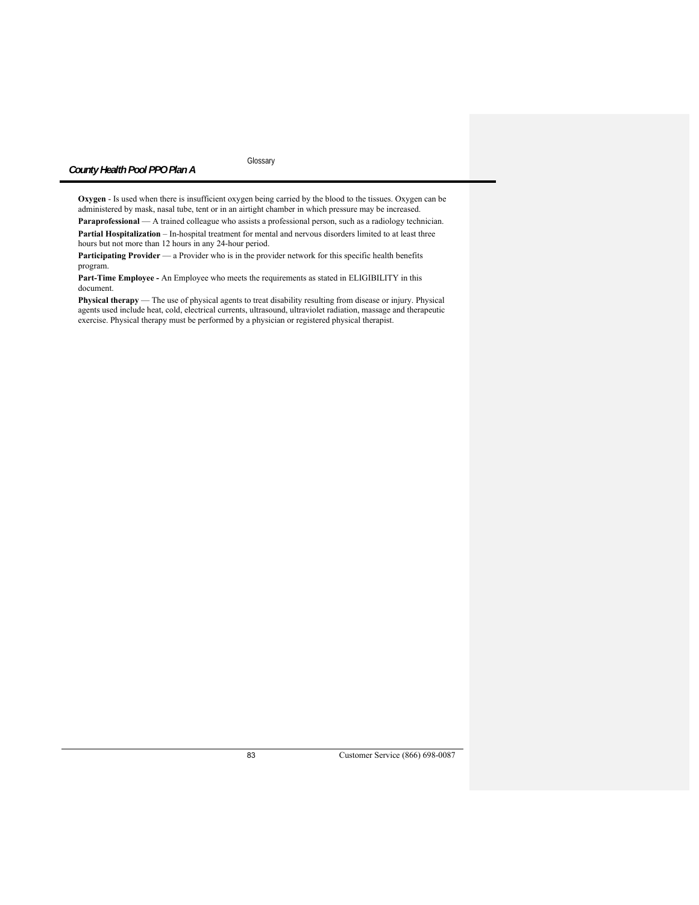**Oxygen** - Is used when there is insufficient oxygen being carried by the blood to the tissues. Oxygen can be administered by mask, nasal tube, tent or in an airtight chamber in which pressure may be increased.

**Paraprofessional** — A trained colleague who assists a professional person, such as a radiology technician.

**Partial Hospitalization** – In-hospital treatment for mental and nervous disorders limited to at least three hours but not more than 12 hours in any 24-hour period.

**Participating Provider** — a Provider who is in the provider network for this specific health benefits program.

**Part-Time Employee -** An Employee who meets the requirements as stated in ELIGIBILITY in this document.

**Physical therapy** — The use of physical agents to treat disability resulting from disease or injury. Physical agents used include heat, cold, electrical currents, ultrasound, ultraviolet radiation, massage and therapeutic exercise. Physical therapy must be performed by a physician or registered physical therapist.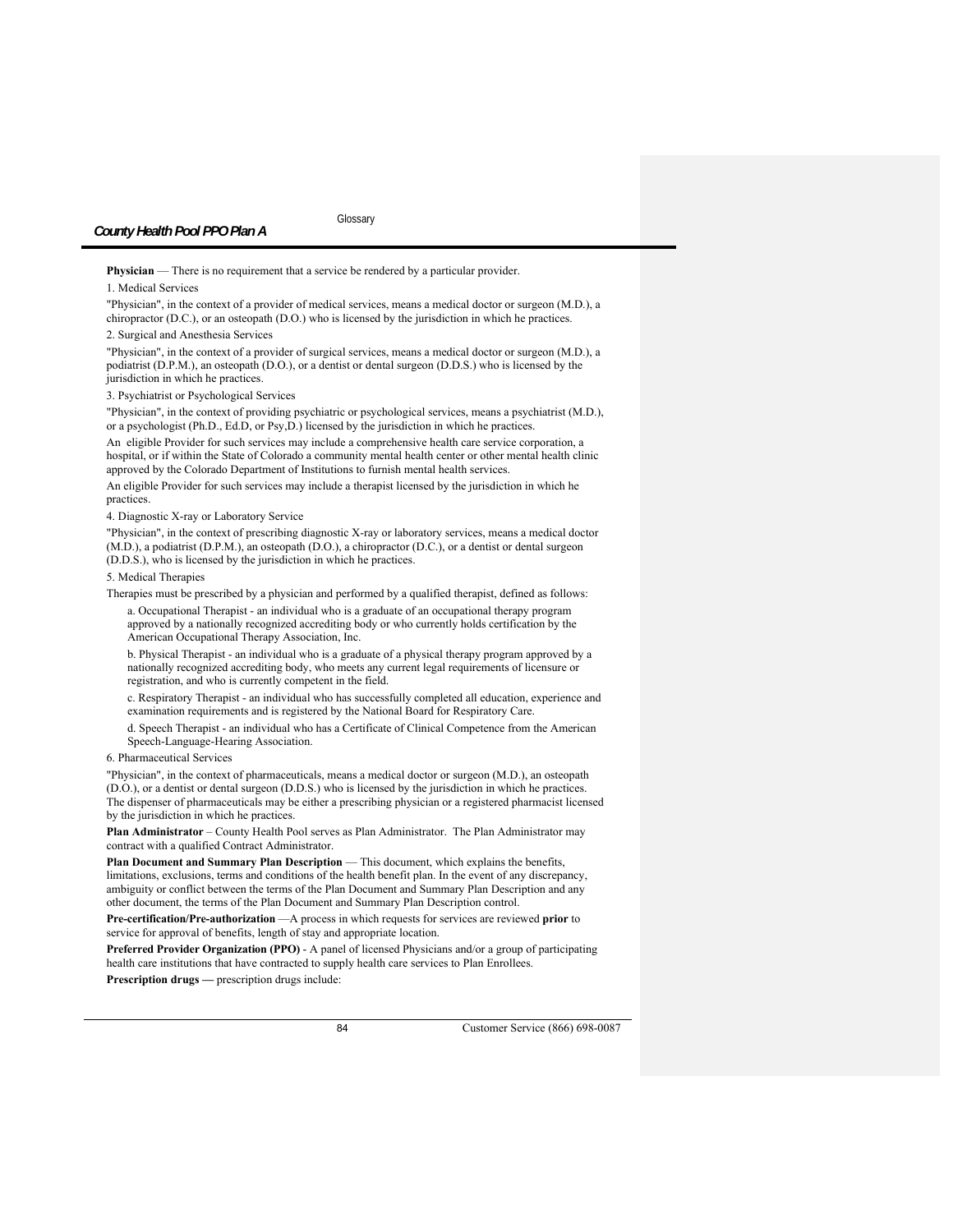**Physician** — There is no requirement that a service be rendered by a particular provider.

1. Medical Services

"Physician", in the context of a provider of medical services, means a medical doctor or surgeon (M.D.), a chiropractor (D.C.), or an osteopath (D.O.) who is licensed by the jurisdiction in which he practices.

2. Surgical and Anesthesia Services

"Physician", in the context of a provider of surgical services, means a medical doctor or surgeon (M.D.), a podiatrist (D.P.M.), an osteopath (D.O.), or a dentist or dental surgeon (D.D.S.) who is licensed by the jurisdiction in which he practices.

3. Psychiatrist or Psychological Services

"Physician", in the context of providing psychiatric or psychological services, means a psychiatrist (M.D.), or a psychologist (Ph.D., Ed.D, or Psy,D.) licensed by the jurisdiction in which he practices.

An eligible Provider for such services may include a comprehensive health care service corporation, a hospital, or if within the State of Colorado a community mental health center or other mental health clinic approved by the Colorado Department of Institutions to furnish mental health services.

An eligible Provider for such services may include a therapist licensed by the jurisdiction in which he practices.

4. Diagnostic X-ray or Laboratory Service

"Physician", in the context of prescribing diagnostic X-ray or laboratory services, means a medical doctor (M.D.), a podiatrist (D.P.M.), an osteopath (D.O.), a chiropractor (D.C.), or a dentist or dental surgeon (D.D.S.), who is licensed by the jurisdiction in which he practices.

5. Medical Therapies

Therapies must be prescribed by a physician and performed by a qualified therapist, defined as follows:

a. Occupational Therapist - an individual who is a graduate of an occupational therapy program approved by a nationally recognized accrediting body or who currently holds certification by the American Occupational Therapy Association, Inc.

b. Physical Therapist - an individual who is a graduate of a physical therapy program approved by a nationally recognized accrediting body, who meets any current legal requirements of licensure or registration, and who is currently competent in the field.

c. Respiratory Therapist - an individual who has successfully completed all education, experience and examination requirements and is registered by the National Board for Respiratory Care.

d. Speech Therapist - an individual who has a Certificate of Clinical Competence from the American Speech-Language-Hearing Association.

6. Pharmaceutical Services

"Physician", in the context of pharmaceuticals, means a medical doctor or surgeon (M.D.), an osteopath (D.O.), or a dentist or dental surgeon (D.D.S.) who is licensed by the jurisdiction in which he practices. The dispenser of pharmaceuticals may be either a prescribing physician or a registered pharmacist licensed by the jurisdiction in which he practices.

**Plan Administrator** – County Health Pool serves as Plan Administrator. The Plan Administrator may contract with a qualified Contract Administrator.

**Plan Document and Summary Plan Description** — This document, which explains the benefits, limitations, exclusions, terms and conditions of the health benefit plan. In the event of any discrepancy, ambiguity or conflict between the terms of the Plan Document and Summary Plan Description and any other document, the terms of the Plan Document and Summary Plan Description control.

**Pre-certification/Pre-authorization** —A process in which requests for services are reviewed **prior** to service for approval of benefits, length of stay and appropriate location.

**Preferred Provider Organization (PPO)** - A panel of licensed Physicians and/or a group of participating health care institutions that have contracted to supply health care services to Plan Enrollees.

**Prescription drugs —** prescription drugs include: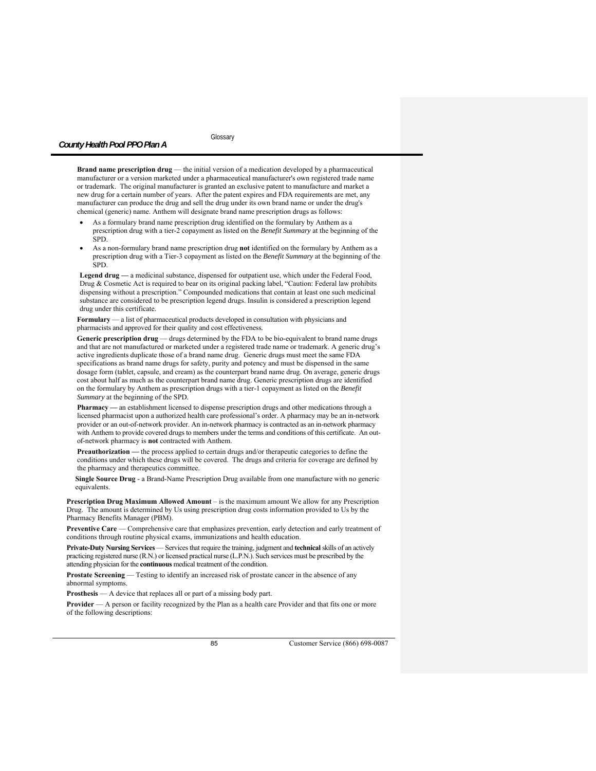**Brand name prescription drug** — the initial version of a medication developed by a pharmaceutical manufacturer or a version marketed under a pharmaceutical manufacturer's own registered trade name or trademark. The original manufacturer is granted an exclusive patent to manufacture and market a new drug for a certain number of years. After the patent expires and FDA requirements are met, any manufacturer can produce the drug and sell the drug under its own brand name or under the drug's chemical (generic) name. Anthem will designate brand name prescription drugs as follows:

- As a formulary brand name prescription drug identified on the formulary by Anthem as a prescription drug with a tier-2 copayment as listed on the *Benefit Summary* at the beginning of the SPD.
- As a non-formulary brand name prescription drug **not** identified on the formulary by Anthem as a prescription drug with a Tier-3 copayment as listed on the *Benefit Summary* at the beginning of the SPD.

**Legend drug —** a medicinal substance, dispensed for outpatient use, which under the Federal Food, Drug & Cosmetic Act is required to bear on its original packing label, "Caution: Federal law prohibits dispensing without a prescription." Compounded medications that contain at least one such medicinal substance are considered to be prescription legend drugs. Insulin is considered a prescription legend drug under this certificate.

**Formulary** — a list of pharmaceutical products developed in consultation with physicians and pharmacists and approved for their quality and cost effectiveness.

**Generic prescription drug** — drugs determined by the FDA to be bio-equivalent to brand name drugs and that are not manufactured or marketed under a registered trade name or trademark. A generic drug's active ingredients duplicate those of a brand name drug. Generic drugs must meet the same FDA specifications as brand name drugs for safety, purity and potency and must be dispensed in the same dosage form (tablet, capsule, and cream) as the counterpart brand name drug. On average, generic drugs cost about half as much as the counterpart brand name drug. Generic prescription drugs are identified on the formulary by Anthem as prescription drugs with a tier-1 copayment as listed on the *Benefit Summary* at the beginning of the SPD.

**Pharmacy —** an establishment licensed to dispense prescription drugs and other medications through a licensed pharmacist upon a authorized health care professional's order. A pharmacy may be an in-network provider or an out-of-network provider. An in-network pharmacy is contracted as an in-network pharmacy with Anthem to provide covered drugs to members under the terms and conditions of this certificate. An out-of-network pharmacy is **not** contracted with Anthem.

**Preauthorization —** the process applied to certain drugs and/or therapeutic categories to define the conditions under which these drugs will be covered. The drugs and criteria for coverage are defined by the pharmacy and therapeutics committee.

**Single Source Drug** - a Brand-Name Prescription Drug available from one manufacture with no generic equivalents.

**Prescription Drug Maximum Allowed Amount** – is the maximum amount We allow for any Prescription Drug. The amount is determined by Us using prescription drug costs information provided to Us by the Pharmacy Benefits Manager (PBM).

**Preventive Care** — Comprehensive care that emphasizes prevention, early detection and early treatment of conditions through routine physical exams, immunizations and health education.

**Private-Duty Nursing Services** — Services that require the training, judgment and **technical** skills of an actively practicing registered nurse (R.N.) or licensed practical nurse (L.P.N.). Such services must be prescribed by the attending physician for the **continuous** medical treatment of the condition.

**Prostate Screening** — Testing to identify an increased risk of prostate cancer in the absence of any abnormal symptoms.

**Prosthesis** — A device that replaces all or part of a missing body part.

**Provider** — A person or facility recognized by the Plan as a health care Provider and that fits one or more of the following descriptions: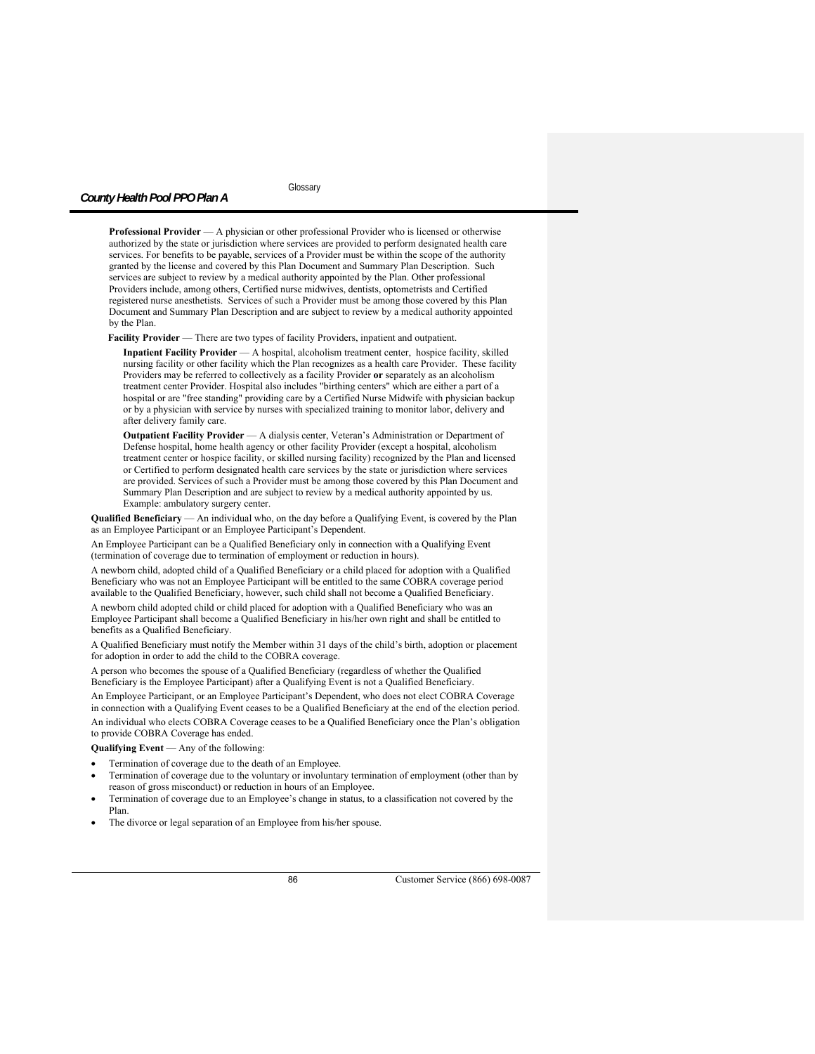**Professional Provider** — A physician or other professional Provider who is licensed or otherwise authorized by the state or jurisdiction where services are provided to perform designated health care services. For benefits to be payable, services of a Provider must be within the scope of the authority granted by the license and covered by this Plan Document and Summary Plan Description. Such services are subject to review by a medical authority appointed by the Plan. Other professional Providers include, among others, Certified nurse midwives, dentists, optometrists and Certified registered nurse anesthetists. Services of such a Provider must be among those covered by this Plan Document and Summary Plan Description and are subject to review by a medical authority appointed by the Plan.

**Facility Provider** — There are two types of facility Providers, inpatient and outpatient.

**Inpatient Facility Provider** — A hospital, alcoholism treatment center, hospice facility, skilled nursing facility or other facility which the Plan recognizes as a health care Provider. These facility Providers may be referred to collectively as a facility Provider **or** separately as an alcoholism treatment center Provider. Hospital also includes "birthing centers" which are either a part of a hospital or are "free standing" providing care by a Certified Nurse Midwife with physician backup or by a physician with service by nurses with specialized training to monitor labor, delivery and after delivery family care.

**Outpatient Facility Provider** — A dialysis center, Veteran's Administration or Department of Defense hospital, home health agency or other facility Provider (except a hospital, alcoholism treatment center or hospice facility, or skilled nursing facility) recognized by the Plan and licensed or Certified to perform designated health care services by the state or jurisdiction where services are provided. Services of such a Provider must be among those covered by this Plan Document and Summary Plan Description and are subject to review by a medical authority appointed by us. Example: ambulatory surgery center.

**Qualified Beneficiary** — An individual who, on the day before a Qualifying Event, is covered by the Plan as an Employee Participant or an Employee Participant's Dependent.

An Employee Participant can be a Qualified Beneficiary only in connection with a Qualifying Event (termination of coverage due to termination of employment or reduction in hours).

A newborn child, adopted child of a Qualified Beneficiary or a child placed for adoption with a Qualified Beneficiary who was not an Employee Participant will be entitled to the same COBRA coverage period available to the Qualified Beneficiary, however, such child shall not become a Qualified Beneficiary.

A newborn child adopted child or child placed for adoption with a Qualified Beneficiary who was an Employee Participant shall become a Qualified Beneficiary in his/her own right and shall be entitled to benefits as a Qualified Beneficiary.

A Qualified Beneficiary must notify the Member within 31 days of the child's birth, adoption or placement for adoption in order to add the child to the COBRA coverage.

A person who becomes the spouse of a Qualified Beneficiary (regardless of whether the Qualified Beneficiary is the Employee Participant) after a Qualifying Event is not a Qualified Beneficiary.

An Employee Participant, or an Employee Participant's Dependent, who does not elect COBRA Coverage in connection with a Qualifying Event ceases to be a Qualified Beneficiary at the end of the election period.

An individual who elects COBRA Coverage ceases to be a Qualified Beneficiary once the Plan's obligation to provide COBRA Coverage has ended.

**Qualifying Event** — Any of the following:

- Termination of coverage due to the death of an Employee.
- Termination of coverage due to the voluntary or involuntary termination of employment (other than by reason of gross misconduct) or reduction in hours of an Employee.
- Termination of coverage due to an Employee's change in status, to a classification not covered by the Plan.
- The divorce or legal separation of an Employee from his/her spouse.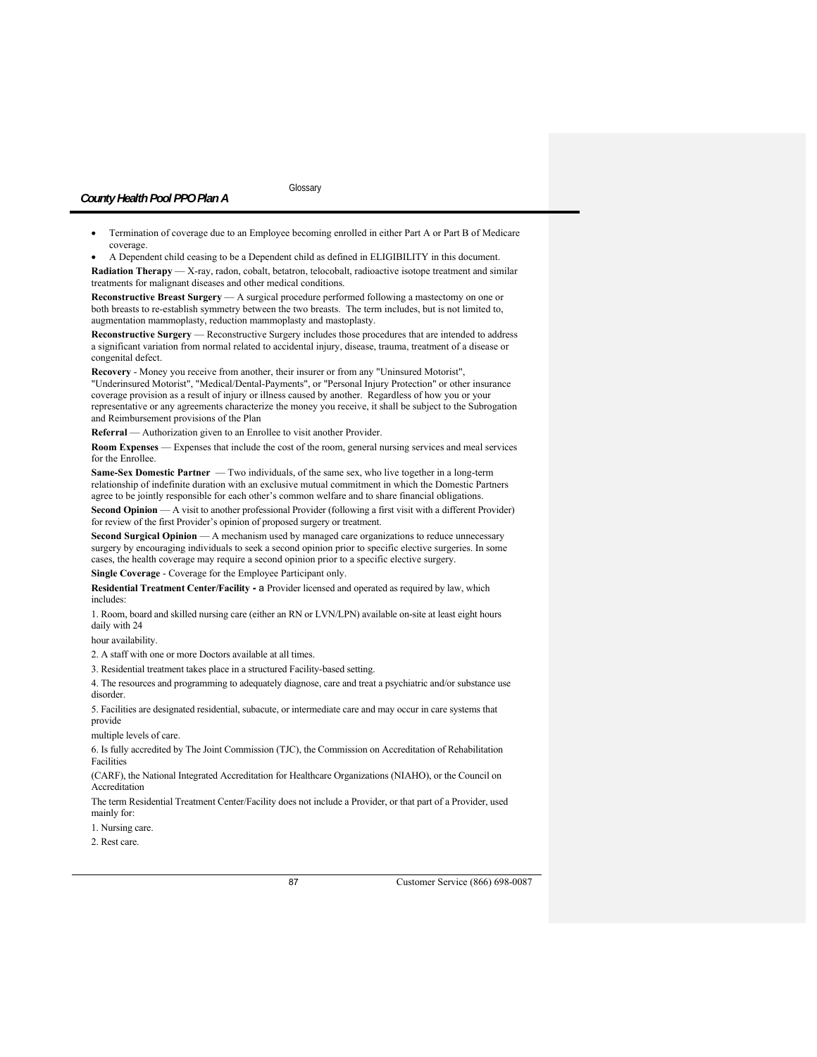- Termination of coverage due to an Employee becoming enrolled in either Part A or Part B of Medicare coverage.
- A Dependent child ceasing to be a Dependent child as defined in ELIGIBILITY in this document.

**Radiation Therapy** — X-ray, radon, cobalt, betatron, telocobalt, radioactive isotope treatment and similar treatments for malignant diseases and other medical conditions.

**Reconstructive Breast Surgery** — A surgical procedure performed following a mastectomy on one or both breasts to re-establish symmetry between the two breasts. The term includes, but is not limited to, augmentation mammoplasty, reduction mammoplasty and mastoplasty.

**Reconstructive Surgery** — Reconstructive Surgery includes those procedures that are intended to address a significant variation from normal related to accidental injury, disease, trauma, treatment of a disease or congenital defect.

**Recovery** - Money you receive from another, their insurer or from any "Uninsured Motorist", "Underinsured Motorist", "Medical/Dental-Payments", or "Personal Injury Protection" or other insurance coverage provision as a result of injury or illness caused by another. Regardless of how you or your representative or any agreements characterize the money you receive, it shall be subject to the Subrogation and Reimbursement provisions of the Plan

**Referral** — Authorization given to an Enrollee to visit another Provider.

**Room Expenses** — Expenses that include the cost of the room, general nursing services and meal services for the Enrollee.

**Same-Sex Domestic Partner** — Two individuals, of the same sex, who live together in a long-term relationship of indefinite duration with an exclusive mutual commitment in which the Domestic Partners agree to be jointly responsible for each other's common welfare and to share financial obligations.

**Second Opinion** — A visit to another professional Provider (following a first visit with a different Provider) for review of the first Provider's opinion of proposed surgery or treatment.

**Second Surgical Opinion** — A mechanism used by managed care organizations to reduce unnecessary surgery by encouraging individuals to seek a second opinion prior to specific elective surgeries. In some cases, the health coverage may require a second opinion prior to a specific elective surgery.

**Single Coverage** - Coverage for the Employee Participant only.

**Residential Treatment Center/Facility -** a Provider licensed and operated as required by law, which includes:

1. Room, board and skilled nursing care (either an RN or LVN/LPN) available on-site at least eight hours daily with 24

hour availability.

2. A staff with one or more Doctors available at all times.

3. Residential treatment takes place in a structured Facility-based setting.

4. The resources and programming to adequately diagnose, care and treat a psychiatric and/or substance use disorder.

5. Facilities are designated residential, subacute, or intermediate care and may occur in care systems that provide

multiple levels of care.

6. Is fully accredited by The Joint Commission (TJC), the Commission on Accreditation of Rehabilitation Facilities

(CARF), the National Integrated Accreditation for Healthcare Organizations (NIAHO), or the Council on Accreditation

The term Residential Treatment Center/Facility does not include a Provider, or that part of a Provider, used mainly for:

1. Nursing care.

2. Rest care.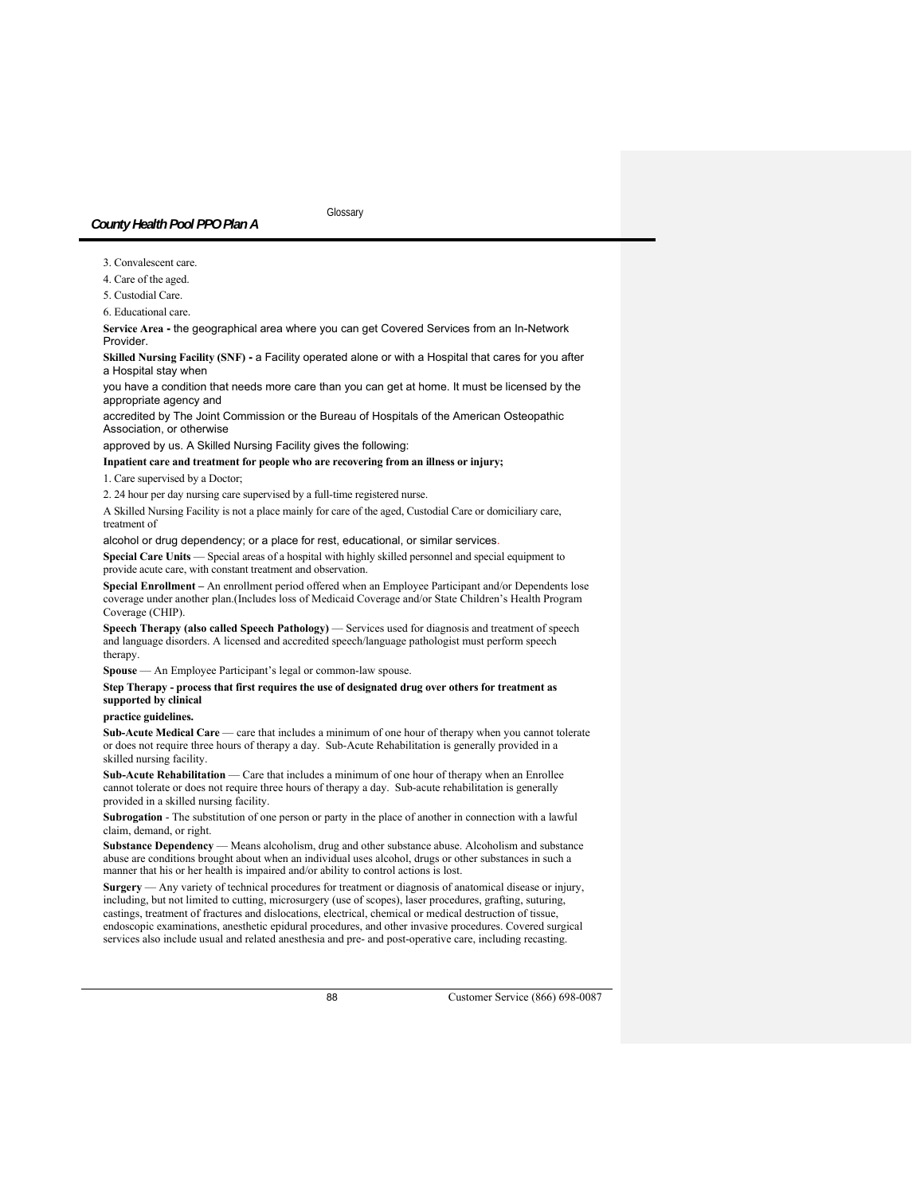3. Convalescent care.

4. Care of the aged.

5. Custodial Care.

6. Educational care.

**Service Area -** the geographical area where you can get Covered Services from an In-Network Provider.

**Skilled Nursing Facility (SNF) -** a Facility operated alone or with a Hospital that cares for you after a Hospital stay when

you have a condition that needs more care than you can get at home. It must be licensed by the appropriate agency and

accredited by The Joint Commission or the Bureau of Hospitals of the American Osteopathic Association, or otherwise

approved by us. A Skilled Nursing Facility gives the following:

**Inpatient care and treatment for people who are recovering from an illness or injury;**

1. Care supervised by a Doctor;

2. 24 hour per day nursing care supervised by a full-time registered nurse.

A Skilled Nursing Facility is not a place mainly for care of the aged, Custodial Care or domiciliary care, treatment of

alcohol or drug dependency; or a place for rest, educational, or similar services.

**Special Care Units** — Special areas of a hospital with highly skilled personnel and special equipment to provide acute care, with constant treatment and observation.

**Special Enrollment –** An enrollment period offered when an Employee Participant and/or Dependents lose coverage under another plan.(Includes loss of Medicaid Coverage and/or State Children's Health Program Coverage (CHIP).

**Speech Therapy (also called Speech Pathology)** — Services used for diagnosis and treatment of speech and language disorders. A licensed and accredited speech/language pathologist must perform speech therapy.

**Spouse** — An Employee Participant's legal or common-law spouse.

**Step Therapy - process that first requires the use of designated drug over others for treatment as supported by clinical**

**practice guidelines.**

**Sub-Acute Medical Care** — care that includes a minimum of one hour of therapy when you cannot tolerate or does not require three hours of therapy a day. Sub-Acute Rehabilitation is generally provided in a skilled nursing facility.

**Sub-Acute Rehabilitation** — Care that includes a minimum of one hour of therapy when an Enrollee cannot tolerate or does not require three hours of therapy a day. Sub-acute rehabilitation is generally provided in a skilled nursing facility.

**Subrogation** - The substitution of one person or party in the place of another in connection with a lawful claim, demand, or right.

**Substance Dependency** — Means alcoholism, drug and other substance abuse. Alcoholism and substance abuse are conditions brought about when an individual uses alcohol, drugs or other substances in such a manner that his or her health is impaired and/or ability to control actions is lost.

**Surgery** — Any variety of technical procedures for treatment or diagnosis of anatomical disease or injury, including, but not limited to cutting, microsurgery (use of scopes), laser procedures, grafting, suturing, castings, treatment of fractures and dislocations, electrical, chemical or medical destruction of tissue, endoscopic examinations, anesthetic epidural procedures, and other invasive procedures. Covered surgical services also include usual and related anesthesia and pre- and post-operative care, including recasting.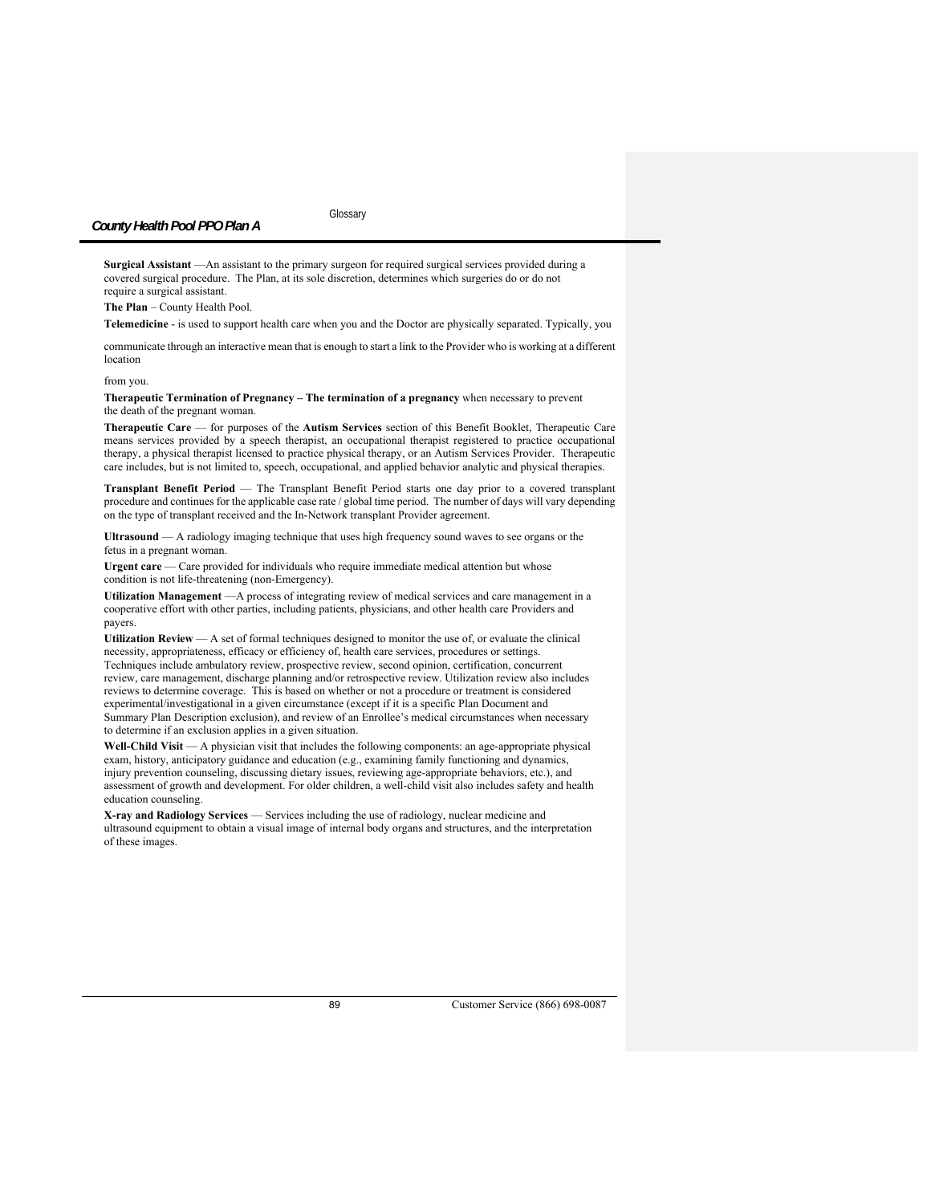**Surgical Assistant** —An assistant to the primary surgeon for required surgical services provided during a covered surgical procedure. The Plan, at its sole discretion, determines which surgeries do or do not require a surgical assistant.

**The Plan** – County Health Pool.

**Telemedicine** - is used to support health care when you and the Doctor are physically separated. Typically, you

communicate through an interactive mean that is enough to start a link to the Provider who is working at a different location

from you.

**Therapeutic Termination of Pregnancy – The termination of a pregnancy** when necessary to prevent the death of the pregnant woman.

**Therapeutic Care** — for purposes of the **Autism Services** section of this Benefit Booklet, Therapeutic Care means services provided by a speech therapist, an occupational therapist registered to practice occupational therapy, a physical therapist licensed to practice physical therapy, or an Autism Services Provider. Therapeutic care includes, but is not limited to, speech, occupational, and applied behavior analytic and physical therapies.

**Transplant Benefit Period** — The Transplant Benefit Period starts one day prior to a covered transplant procedure and continues for the applicable case rate / global time period. The number of days will vary depending on the type of transplant received and the In-Network transplant Provider agreement.

**Ultrasound** — A radiology imaging technique that uses high frequency sound waves to see organs or the fetus in a pregnant woman.

**Urgent care** — Care provided for individuals who require immediate medical attention but whose condition is not life-threatening (non-Emergency).

**Utilization Management** —A process of integrating review of medical services and care management in a cooperative effort with other parties, including patients, physicians, and other health care Providers and payers.

**Utilization Review** — A set of formal techniques designed to monitor the use of, or evaluate the clinical necessity, appropriateness, efficacy or efficiency of, health care services, procedures or settings. Techniques include ambulatory review, prospective review, second opinion, certification, concurrent review, care management, discharge planning and/or retrospective review. Utilization review also includes reviews to determine coverage. This is based on whether or not a procedure or treatment is considered experimental/investigational in a given circumstance (except if it is a specific Plan Document and Summary Plan Description exclusion), and review of an Enrollee's medical circumstances when necessary to determine if an exclusion applies in a given situation.

**Well-Child Visit** — A physician visit that includes the following components: an age-appropriate physical exam, history, anticipatory guidance and education (e.g., examining family functioning and dynamics, injury prevention counseling, discussing dietary issues, reviewing age-appropriate behaviors, etc.), and assessment of growth and development. For older children, a well-child visit also includes safety and health education counseling.

**X-ray and Radiology Services** — Services including the use of radiology, nuclear medicine and ultrasound equipment to obtain a visual image of internal body organs and structures, and the interpretation of these images.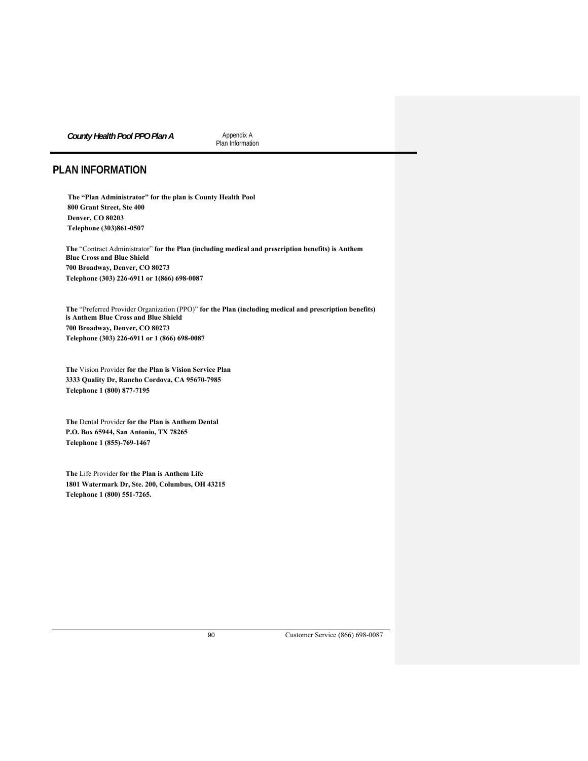# PLAN INFORMATION

**The "Plan Administrator" for the plan is County Health Pool**
**800 Grant Street, Ste 400**
**Denver, CO 80203**
**Telephone (303)861-0507**

**The** "Contract Administrator" **for the Plan (including medical and prescription benefits) is Anthem Blue Cross and Blue Shield**
**700 Broadway, Denver, CO 80273**
**Telephone (303) 226-6911 or 1(866) 698-0087**

**The** "Preferred Provider Organization (PPO)" **for the Plan (including medical and prescription benefits) is Anthem Blue Cross and Blue Shield**
**700 Broadway, Denver, CO 80273**
**Telephone (303) 226-6911 or 1 (866) 698-0087**

**The** Vision Provider **for the Plan is Vision Service Plan**
**3333 Quality Dr, Rancho Cordova, CA 95670-7985**
**Telephone 1 (800) 877-7195**

**The** Dental Provider **for the Plan is Anthem Dental**
**P.O. Box 65944, San Antonio, TX 78265**
**Telephone 1 (855)-769-1467**

**The** Life Provider **for the Plan is Anthem Life**
**1801 Watermark Dr, Ste. 200, Columbus, OH 43215**
**Telephone 1 (800) 551-7265.**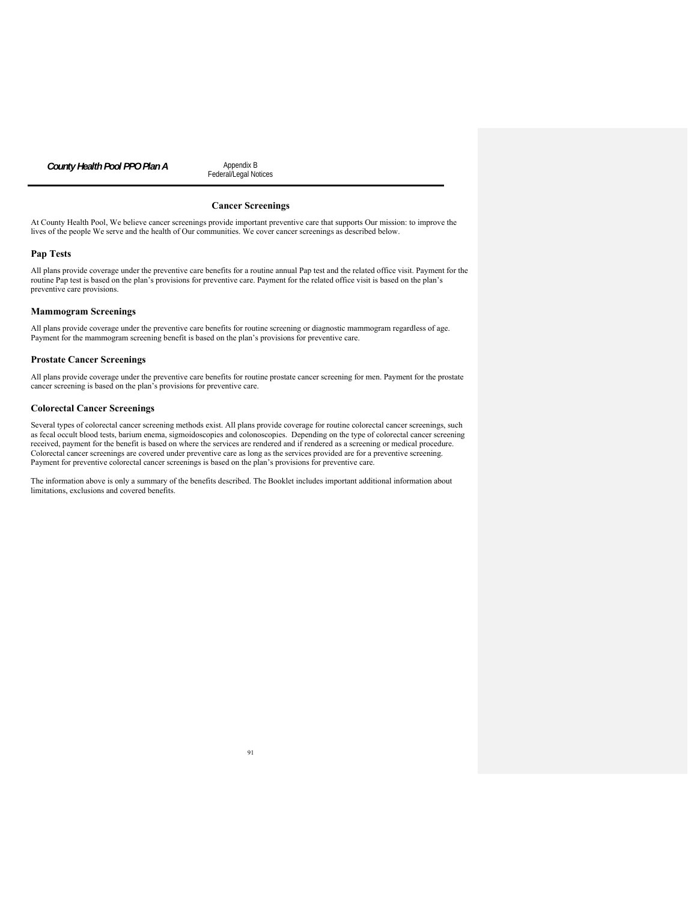## Cancer Screenings

At County Health Pool, We believe cancer screenings provide important preventive care that supports Our mission: to improve the lives of the people We serve and the health of Our communities. We cover cancer screenings as described below.

### Pap Tests

All plans provide coverage under the preventive care benefits for a routine annual Pap test and the related office visit. Payment for the routine Pap test is based on the plan's provisions for preventive care. Payment for the related office visit is based on the plan's preventive care provisions.

### Mammogram Screenings

All plans provide coverage under the preventive care benefits for routine screening or diagnostic mammogram regardless of age. Payment for the mammogram screening benefit is based on the plan's provisions for preventive care.

### Prostate Cancer Screenings

All plans provide coverage under the preventive care benefits for routine prostate cancer screening for men. Payment for the prostate cancer screening is based on the plan's provisions for preventive care.

### Colorectal Cancer Screenings

Several types of colorectal cancer screening methods exist. All plans provide coverage for routine colorectal cancer screenings, such as fecal occult blood tests, barium enema, sigmoidoscopies and colonoscopies. Depending on the type of colorectal cancer screening received, payment for the benefit is based on where the services are rendered and if rendered as a screening or medical procedure. Colorectal cancer screenings are covered under preventive care as long as the services provided are for a preventive screening. Payment for preventive colorectal cancer screenings is based on the plan's provisions for preventive care.

The information above is only a summary of the benefits described. The Booklet includes important additional information about limitations, exclusions and covered benefits.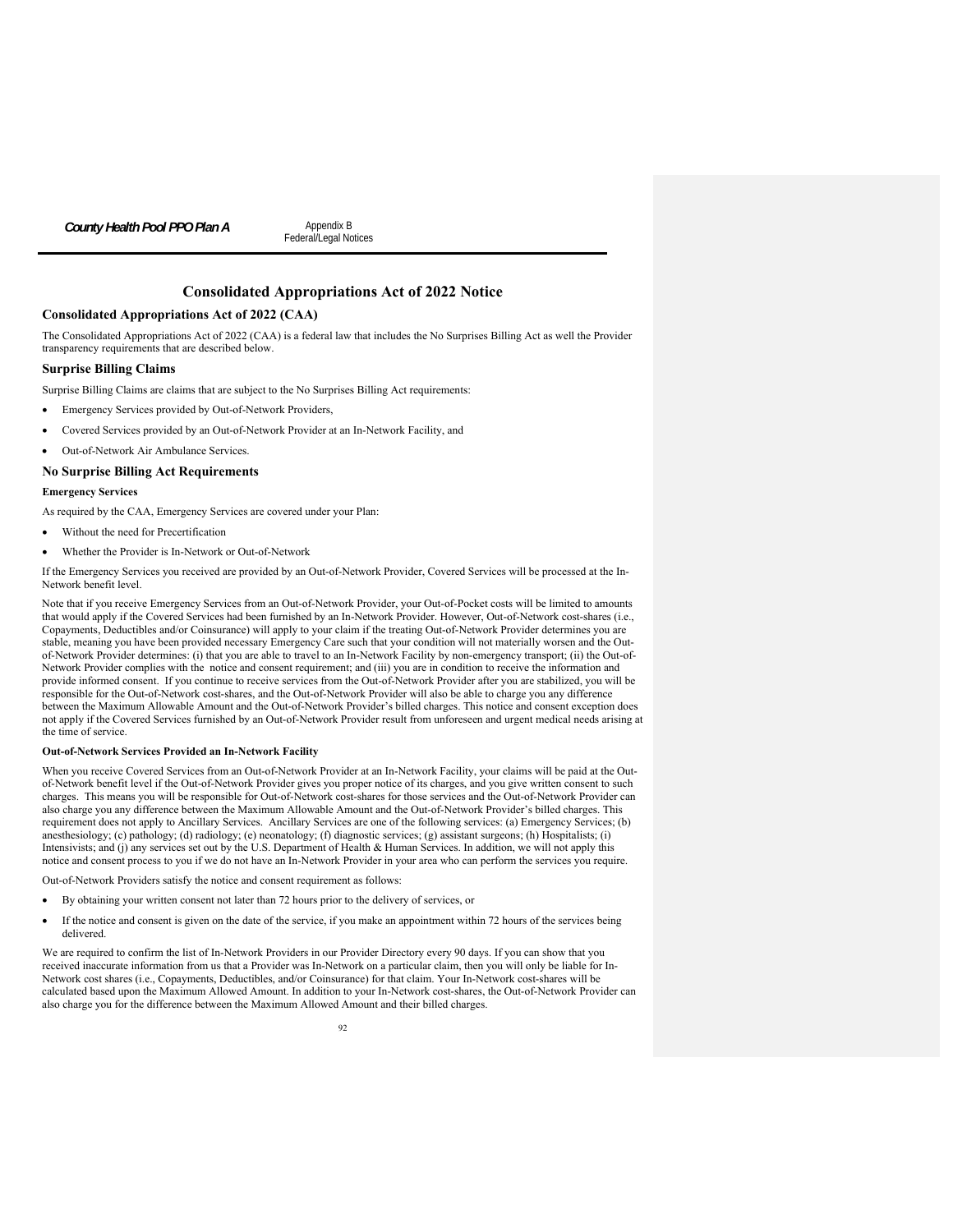# Consolidated Appropriations Act of 2022 Notice

## Consolidated Appropriations Act of 2022 (CAA)

The Consolidated Appropriations Act of 2022 (CAA) is a federal law that includes the No Surprises Billing Act as well the Provider transparency requirements that are described below.

## Surprise Billing Claims

Surprise Billing Claims are claims that are subject to the No Surprises Billing Act requirements:

- Emergency Services provided by Out-of-Network Providers,
- Covered Services provided by an Out-of-Network Provider at an In-Network Facility, and
- Out-of-Network Air Ambulance Services.

## No Surprise Billing Act Requirements

### Emergency Services

As required by the CAA, Emergency Services are covered under your Plan:

- Without the need for Precertification
- Whether the Provider is In-Network or Out-of-Network

If the Emergency Services you received are provided by an Out-of-Network Provider, Covered Services will be processed at the In-Network benefit level.

Note that if you receive Emergency Services from an Out-of-Network Provider, your Out-of-Pocket costs will be limited to amounts that would apply if the Covered Services had been furnished by an In-Network Provider. However, Out-of-Network cost-shares (i.e., Copayments, Deductibles and/or Coinsurance) will apply to your claim if the treating Out-of-Network Provider determines you are stable, meaning you have been provided necessary Emergency Care such that your condition will not materially worsen and the Out-of-Network Provider determines: (i) that you are able to travel to an In-Network Facility by non-emergency transport; (ii) the Out-of-Network Provider complies with the notice and consent requirement; and (iii) you are in condition to receive the information and provide informed consent. If you continue to receive services from the Out-of-Network Provider after you are stabilized, you will be responsible for the Out-of-Network cost-shares, and the Out-of-Network Provider will also be able to charge you any difference between the Maximum Allowable Amount and the Out-of-Network Provider's billed charges. This notice and consent exception does not apply if the Covered Services furnished by an Out-of-Network Provider result from unforeseen and urgent medical needs arising at the time of service.

### Out-of-Network Services Provided an In-Network Facility

When you receive Covered Services from an Out-of-Network Provider at an In-Network Facility, your claims will be paid at the Out-of-Network benefit level if the Out-of-Network Provider gives you proper notice of its charges, and you give written consent to such charges. This means you will be responsible for Out-of-Network cost-shares for those services and the Out-of-Network Provider can also charge you any difference between the Maximum Allowable Amount and the Out-of-Network Provider's billed charges. This requirement does not apply to Ancillary Services. Ancillary Services are one of the following services: (a) Emergency Services; (b) anesthesiology; (c) pathology; (d) radiology; (e) neonatology; (f) diagnostic services; (g) assistant surgeons; (h) Hospitalists; (i) Intensivists; and (j) any services set out by the U.S. Department of Health & Human Services. In addition, we will not apply this notice and consent process to you if we do not have an In-Network Provider in your area who can perform the services you require.

Out-of-Network Providers satisfy the notice and consent requirement as follows:

- By obtaining your written consent not later than 72 hours prior to the delivery of services, or
- If the notice and consent is given on the date of the service, if you make an appointment within 72 hours of the services being delivered.

We are required to confirm the list of In-Network Providers in our Provider Directory every 90 days. If you can show that you received inaccurate information from us that a Provider was In-Network on a particular claim, then you will only be liable for In-Network cost shares (i.e., Copayments, Deductibles, and/or Coinsurance) for that claim. Your In-Network cost-shares will be calculated based upon the Maximum Allowed Amount. In addition to your In-Network cost-shares, the Out-of-Network Provider can also charge you for the difference between the Maximum Allowed Amount and their billed charges.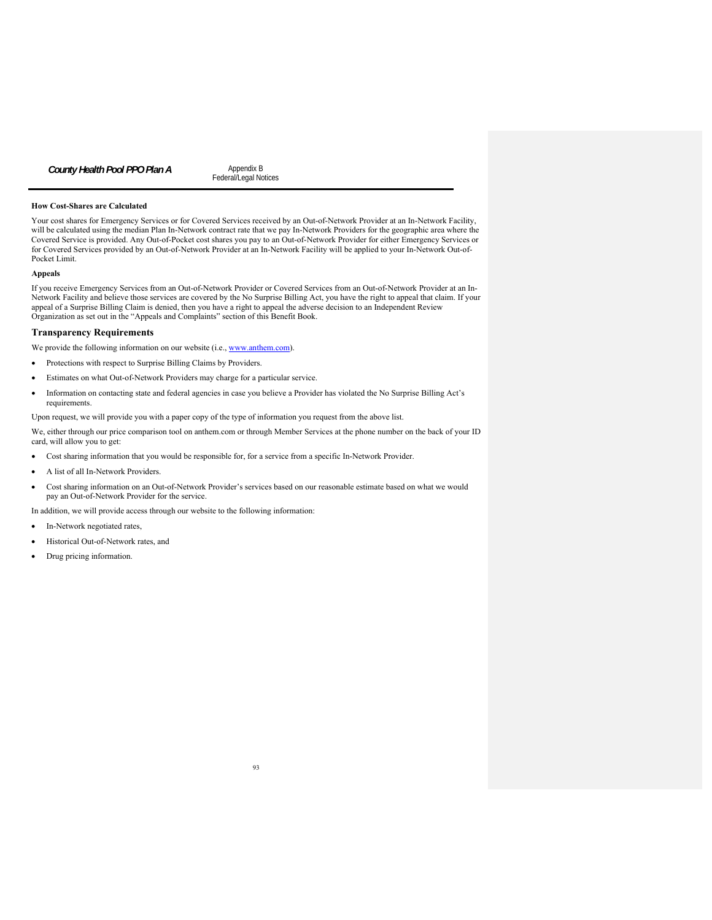**How Cost-Shares are Calculated**

Your cost shares for Emergency Services or for Covered Services received by an Out-of-Network Provider at an In-Network Facility, will be calculated using the median Plan In-Network contract rate that we pay In-Network Providers for the geographic area where the Covered Service is provided. Any Out-of-Pocket cost shares you pay to an Out-of-Network Provider for either Emergency Services or for Covered Services provided by an Out-of-Network Provider at an In-Network Facility will be applied to your In-Network Out-of-Pocket Limit.

**Appeals**

If you receive Emergency Services from an Out-of-Network Provider or Covered Services from an Out-of-Network Provider at an In-Network Facility and believe those services are covered by the No Surprise Billing Act, you have the right to appeal that claim. If your appeal of a Surprise Billing Claim is denied, then you have a right to appeal the adverse decision to an Independent Review Organization as set out in the "Appeals and Complaints" section of this Benefit Book.

## Transparency Requirements

We provide the following information on our website (i.e., www.anthem.com).

- Protections with respect to Surprise Billing Claims by Providers.
- Estimates on what Out-of-Network Providers may charge for a particular service.
- Information on contacting state and federal agencies in case you believe a Provider has violated the No Surprise Billing Act's requirements.

Upon request, we will provide you with a paper copy of the type of information you request from the above list.

We, either through our price comparison tool on anthem.com or through Member Services at the phone number on the back of your ID card, will allow you to get:

- Cost sharing information that you would be responsible for, for a service from a specific In-Network Provider.
- A list of all In-Network Providers.
- Cost sharing information on an Out-of-Network Provider's services based on our reasonable estimate based on what we would pay an Out-of-Network Provider for the service.

In addition, we will provide access through our website to the following information:

- In-Network negotiated rates,
- Historical Out-of-Network rates, and
- Drug pricing information.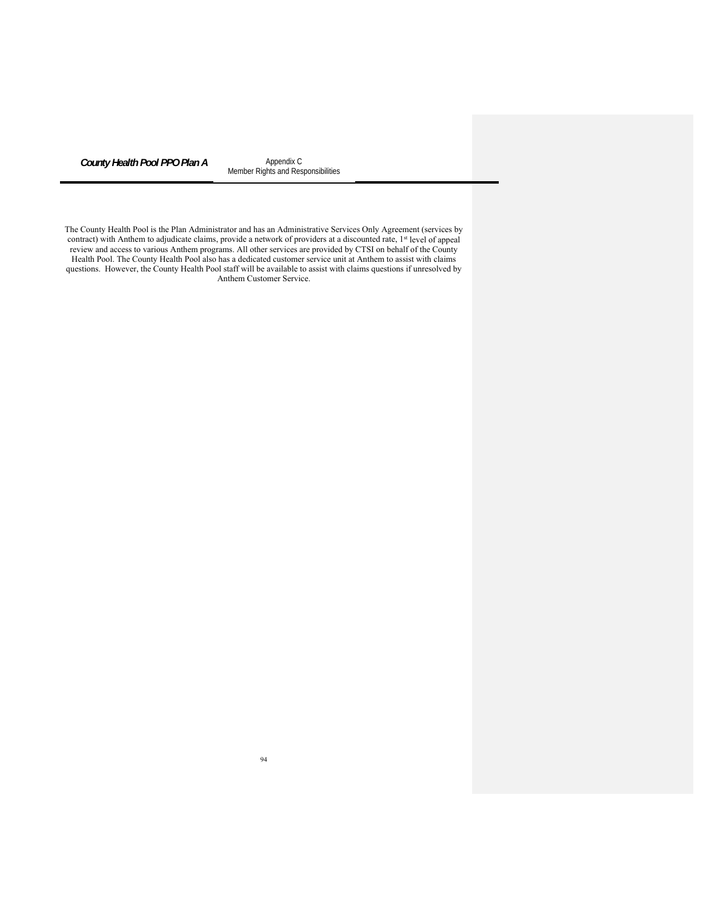The County Health Pool is the Plan Administrator and has an Administrative Services Only Agreement (services by contract) with Anthem to adjudicate claims, provide a network of providers at a discounted rate, 1st level of appeal review and access to various Anthem programs. All other services are provided by CTSI on behalf of the County Health Pool. The County Health Pool also has a dedicated customer service unit at Anthem to assist with claims questions. However, the County Health Pool staff will be available to assist with claims questions if unresolved by Anthem Customer Service.